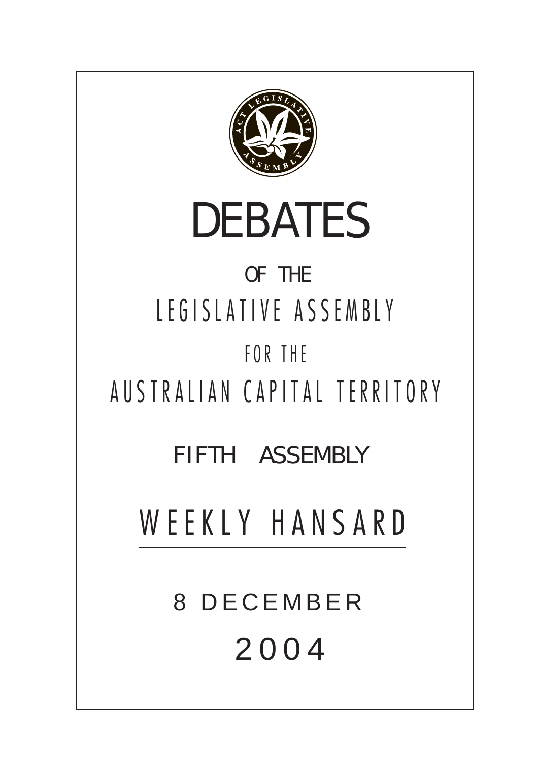# DEBATES

OF THE

LEGISLATIVE ASSEMBLY

FOR THE

AUSTRALIAN CAPITAL TERRITORY

FIFTH ASSEMBLY

## WEEKLY HANSARD

8 DECEMBER

2004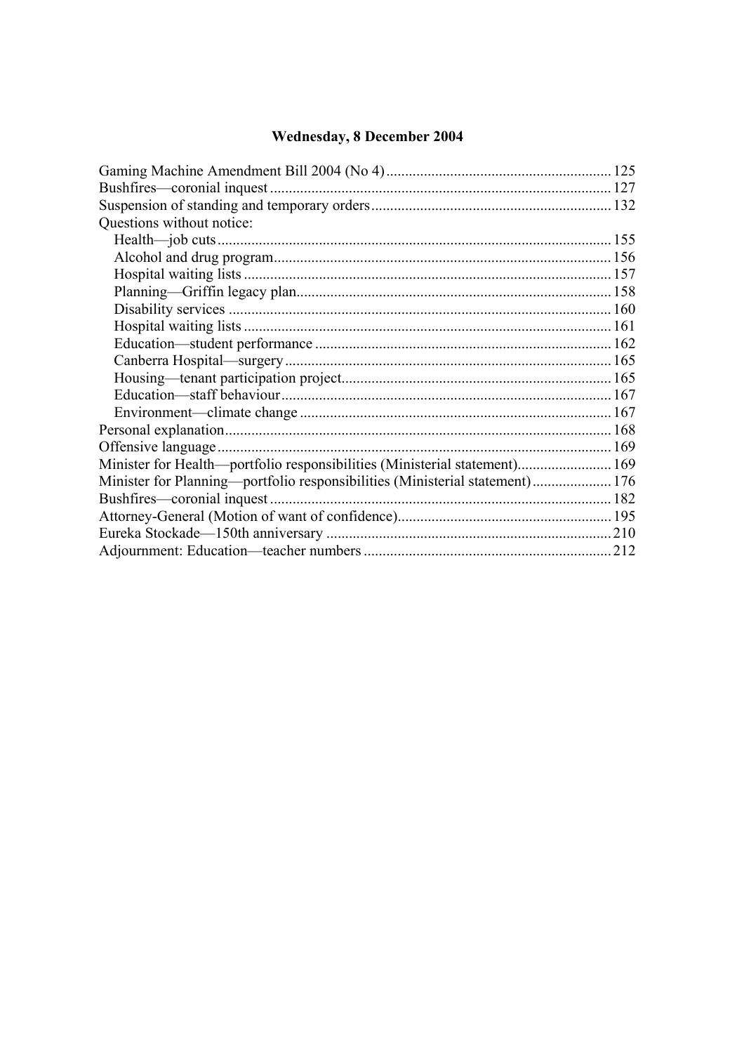## Wednesday, 8 December 2004

Gaming Machine Amendment Bill 2004 (No 4) ........ 125
Bushfires—coronial inquest ........ 127
Suspension of standing and temporary orders ........ 132
Questions without notice:
- Health—job cuts ........ 155
- Alcohol and drug program ........ 156
- Hospital waiting lists ........ 157
- Planning—Griffin legacy plan ........ 158
- Disability services ........ 160
- Hospital waiting lists ........ 161
- Education—student performance ........ 162
- Canberra Hospital—surgery ........ 165
- Housing—tenant participation project ........ 165
- Education—staff behaviour ........ 167
- Environment—climate change ........ 167

Personal explanation ........ 168
Offensive language ........ 169
Minister for Health—portfolio responsibilities (Ministerial statement) ........ 169
Minister for Planning—portfolio responsibilities (Ministerial statement) ........ 176
Bushfires—coronial inquest ........ 182
Attorney-General (Motion of want of confidence) ........ 195
Eureka Stockade—150th anniversary ........ 210
Adjournment: Education—teacher numbers ........ 212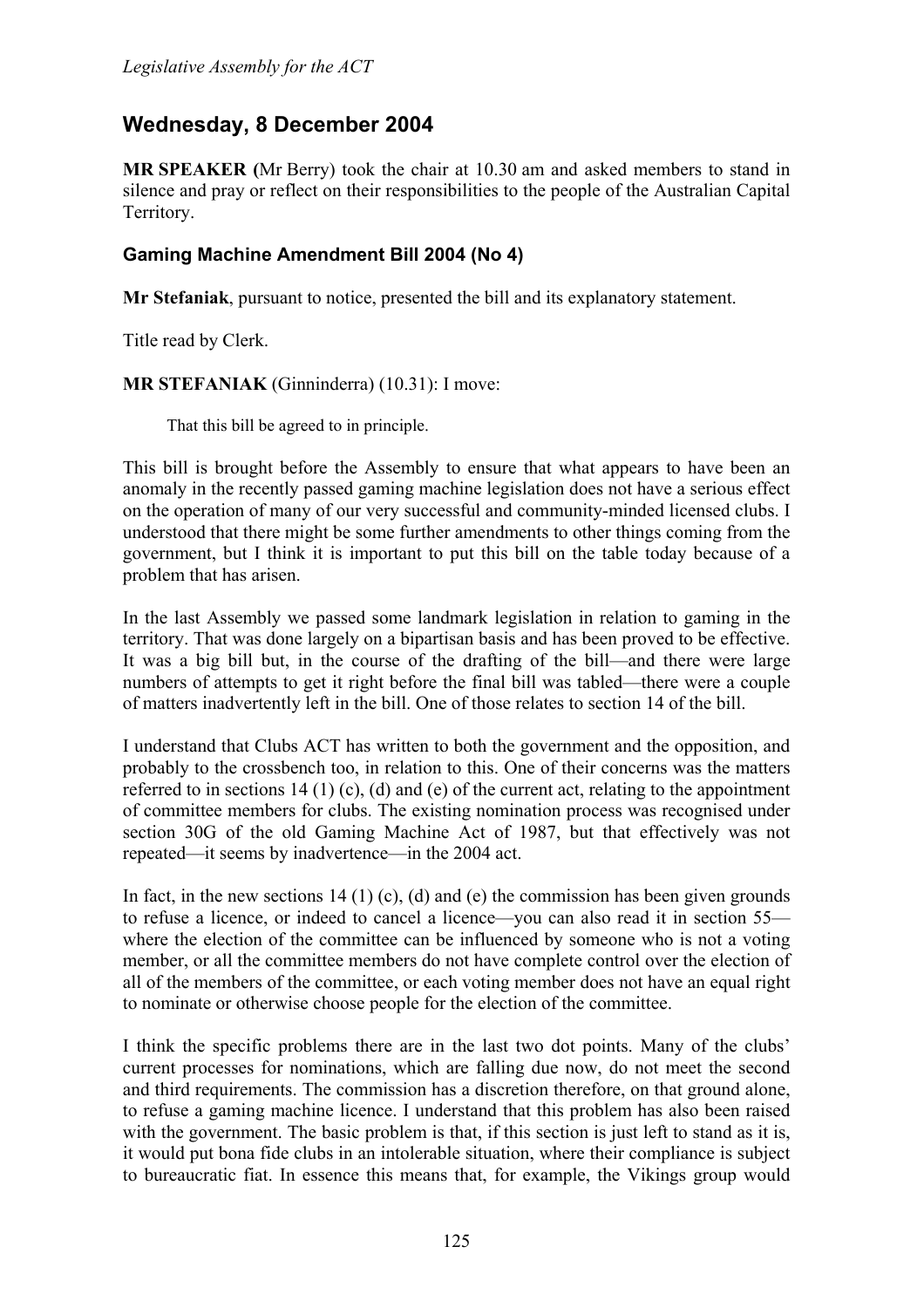*Legislative Assembly for the ACT*

# Wednesday, 8 December 2004

**MR SPEAKER (**Mr Berry) took the chair at 10.30 am and asked members to stand in silence and pray or reflect on their responsibilities to the people of the Australian Capital Territory.

## Gaming Machine Amendment Bill 2004 (No 4)

**Mr Stefaniak**, pursuant to notice, presented the bill and its explanatory statement.

Title read by Clerk.

**MR STEFANIAK** (Ginninderra) (10.31): I move:

> That this bill be agreed to in principle.

This bill is brought before the Assembly to ensure that what appears to have been an anomaly in the recently passed gaming machine legislation does not have a serious effect on the operation of many of our very successful and community-minded licensed clubs. I understood that there might be some further amendments to other things coming from the government, but I think it is important to put this bill on the table today because of a problem that has arisen.

In the last Assembly we passed some landmark legislation in relation to gaming in the territory. That was done largely on a bipartisan basis and has been proved to be effective. It was a big bill but, in the course of the drafting of the bill—and there were large numbers of attempts to get it right before the final bill was tabled—there were a couple of matters inadvertently left in the bill. One of those relates to section 14 of the bill.

I understand that Clubs ACT has written to both the government and the opposition, and probably to the crossbench too, in relation to this. One of their concerns was the matters referred to in sections 14 (1) (c), (d) and (e) of the current act, relating to the appointment of committee members for clubs. The existing nomination process was recognised under section 30G of the old Gaming Machine Act of 1987, but that effectively was not repeated—it seems by inadvertence—in the 2004 act.

In fact, in the new sections 14 (1) (c), (d) and (e) the commission has been given grounds to refuse a licence, or indeed to cancel a licence—you can also read it in section 55—where the election of the committee can be influenced by someone who is not a voting member, or all the committee members do not have complete control over the election of all of the members of the committee, or each voting member does not have an equal right to nominate or otherwise choose people for the election of the committee.

I think the specific problems there are in the last two dot points. Many of the clubs' current processes for nominations, which are falling due now, do not meet the second and third requirements. The commission has a discretion therefore, on that ground alone, to refuse a gaming machine licence. I understand that this problem has also been raised with the government. The basic problem is that, if this section is just left to stand as it is, it would put bona fide clubs in an intolerable situation, where their compliance is subject to bureaucratic fiat. In essence this means that, for example, the Vikings group would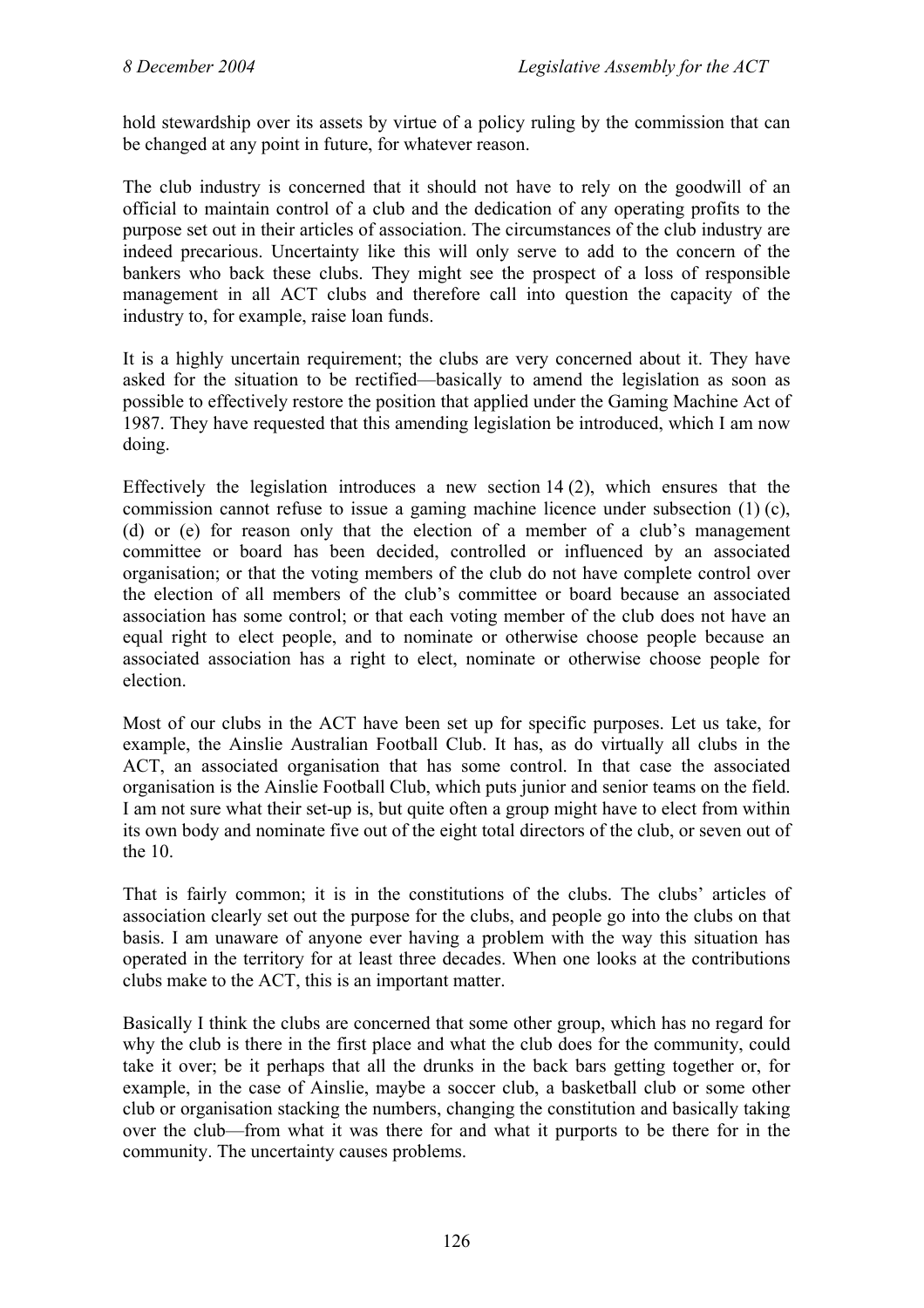hold stewardship over its assets by virtue of a policy ruling by the commission that can be changed at any point in future, for whatever reason.

The club industry is concerned that it should not have to rely on the goodwill of an official to maintain control of a club and the dedication of any operating profits to the purpose set out in their articles of association. The circumstances of the club industry are indeed precarious. Uncertainty like this will only serve to add to the concern of the bankers who back these clubs. They might see the prospect of a loss of responsible management in all ACT clubs and therefore call into question the capacity of the industry to, for example, raise loan funds.

It is a highly uncertain requirement; the clubs are very concerned about it. They have asked for the situation to be rectified—basically to amend the legislation as soon as possible to effectively restore the position that applied under the Gaming Machine Act of 1987. They have requested that this amending legislation be introduced, which I am now doing.

Effectively the legislation introduces a new section 14 (2), which ensures that the commission cannot refuse to issue a gaming machine licence under subsection (1) (c), (d) or (e) for reason only that the election of a member of a club's management committee or board has been decided, controlled or influenced by an associated organisation; or that the voting members of the club do not have complete control over the election of all members of the club's committee or board because an associated association has some control; or that each voting member of the club does not have an equal right to elect people, and to nominate or otherwise choose people because an associated association has a right to elect, nominate or otherwise choose people for election.

Most of our clubs in the ACT have been set up for specific purposes. Let us take, for example, the Ainslie Australian Football Club. It has, as do virtually all clubs in the ACT, an associated organisation that has some control. In that case the associated organisation is the Ainslie Football Club, which puts junior and senior teams on the field. I am not sure what their set-up is, but quite often a group might have to elect from within its own body and nominate five out of the eight total directors of the club, or seven out of the 10.

That is fairly common; it is in the constitutions of the clubs. The clubs' articles of association clearly set out the purpose for the clubs, and people go into the clubs on that basis. I am unaware of anyone ever having a problem with the way this situation has operated in the territory for at least three decades. When one looks at the contributions clubs make to the ACT, this is an important matter.

Basically I think the clubs are concerned that some other group, which has no regard for why the club is there in the first place and what the club does for the community, could take it over; be it perhaps that all the drunks in the back bars getting together or, for example, in the case of Ainslie, maybe a soccer club, a basketball club or some other club or organisation stacking the numbers, changing the constitution and basically taking over the club—from what it was there for and what it purports to be there for in the community. The uncertainty causes problems.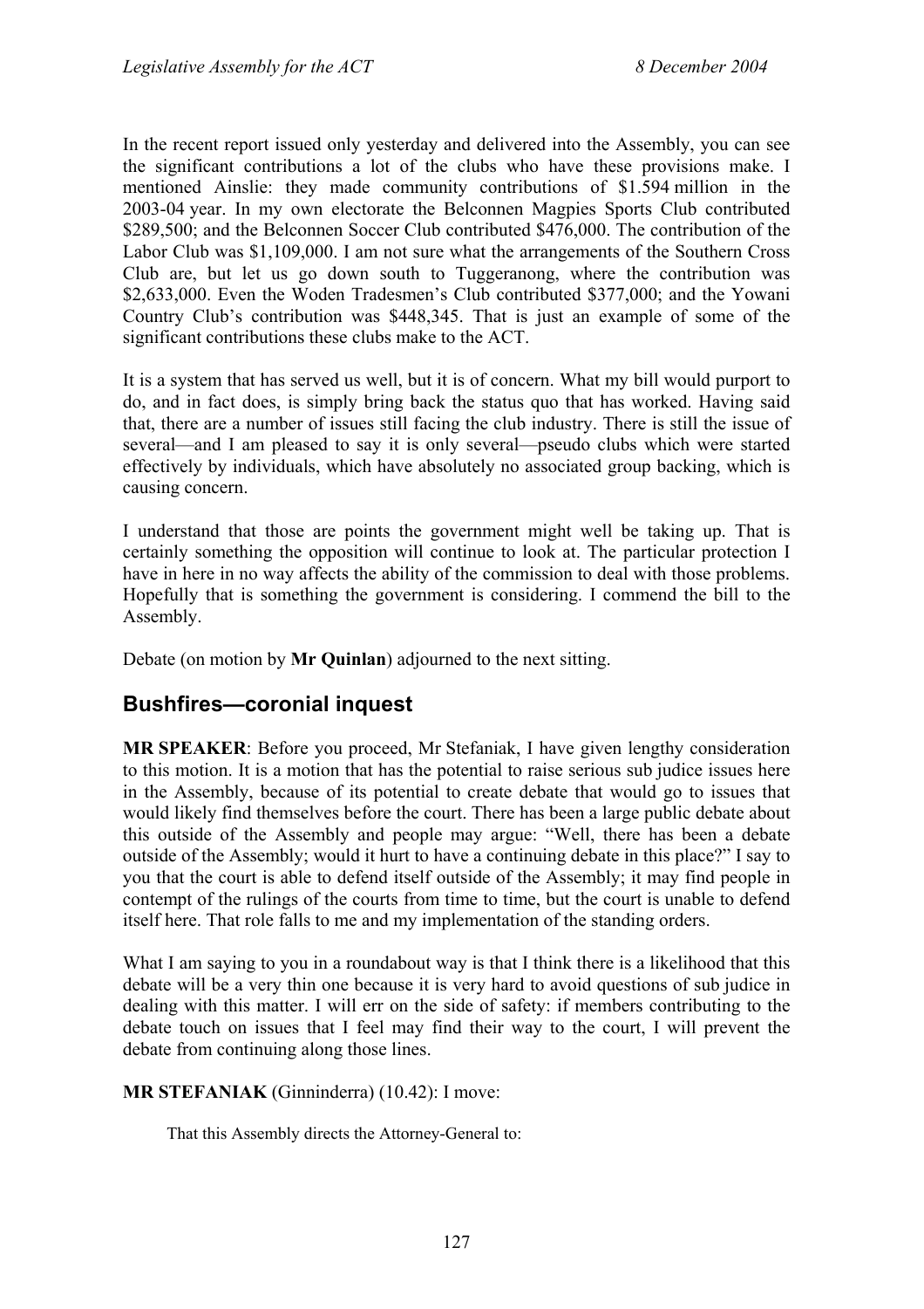In the recent report issued only yesterday and delivered into the Assembly, you can see the significant contributions a lot of the clubs who have these provisions make. I mentioned Ainslie: they made community contributions of $1.594 million in the 2003-04 year. In my own electorate the Belconnen Magpies Sports Club contributed $289,500; and the Belconnen Soccer Club contributed $476,000. The contribution of the Labor Club was $1,109,000. I am not sure what the arrangements of the Southern Cross Club are, but let us go down south to Tuggeranong, where the contribution was $2,633,000. Even the Woden Tradesmen's Club contributed $377,000; and the Yowani Country Club's contribution was $448,345. That is just an example of some of the significant contributions these clubs make to the ACT.

It is a system that has served us well, but it is of concern. What my bill would purport to do, and in fact does, is simply bring back the status quo that has worked. Having said that, there are a number of issues still facing the club industry. There is still the issue of several—and I am pleased to say it is only several—pseudo clubs which were started effectively by individuals, which have absolutely no associated group backing, which is causing concern.

I understand that those are points the government might well be taking up. That is certainly something the opposition will continue to look at. The particular protection I have in here in no way affects the ability of the commission to deal with those problems. Hopefully that is something the government is considering. I commend the bill to the Assembly.

Debate (on motion by **Mr Quinlan**) adjourned to the next sitting.

## Bushfires—coronial inquest

**MR SPEAKER**: Before you proceed, Mr Stefaniak, I have given lengthy consideration to this motion. It is a motion that has the potential to raise serious sub judice issues here in the Assembly, because of its potential to create debate that would go to issues that would likely find themselves before the court. There has been a large public debate about this outside of the Assembly and people may argue: "Well, there has been a debate outside of the Assembly; would it hurt to have a continuing debate in this place?" I say to you that the court is able to defend itself outside of the Assembly; it may find people in contempt of the rulings of the courts from time to time, but the court is unable to defend itself here. That role falls to me and my implementation of the standing orders.

What I am saying to you in a roundabout way is that I think there is a likelihood that this debate will be a very thin one because it is very hard to avoid questions of sub judice in dealing with this matter. I will err on the side of safety: if members contributing to the debate touch on issues that I feel may find their way to the court, I will prevent the debate from continuing along those lines.

**MR STEFANIAK** (Ginninderra) (10.42): I move:

> That this Assembly directs the Attorney-General to: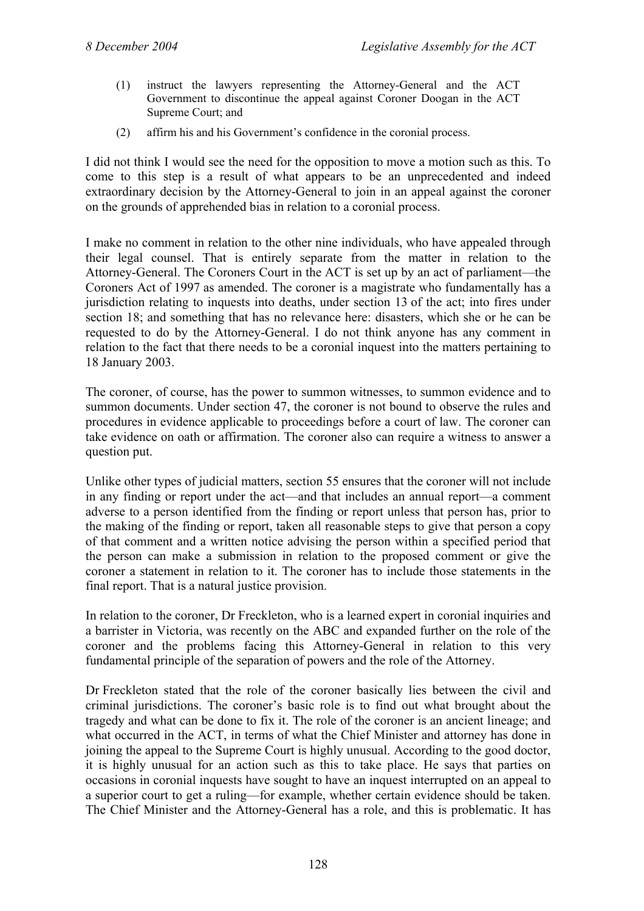(1) instruct the lawyers representing the Attorney-General and the ACT Government to discontinue the appeal against Coroner Doogan in the ACT Supreme Court; and

(2) affirm his and his Government's confidence in the coronial process.

I did not think I would see the need for the opposition to move a motion such as this. To come to this step is a result of what appears to be an unprecedented and indeed extraordinary decision by the Attorney-General to join in an appeal against the coroner on the grounds of apprehended bias in relation to a coronial process.

I make no comment in relation to the other nine individuals, who have appealed through their legal counsel. That is entirely separate from the matter in relation to the Attorney-General. The Coroners Court in the ACT is set up by an act of parliament—the Coroners Act of 1997 as amended. The coroner is a magistrate who fundamentally has a jurisdiction relating to inquests into deaths, under section 13 of the act; into fires under section 18; and something that has no relevance here: disasters, which she or he can be requested to do by the Attorney-General. I do not think anyone has any comment in relation to the fact that there needs to be a coronial inquest into the matters pertaining to 18 January 2003.

The coroner, of course, has the power to summon witnesses, to summon evidence and to summon documents. Under section 47, the coroner is not bound to observe the rules and procedures in evidence applicable to proceedings before a court of law. The coroner can take evidence on oath or affirmation. The coroner also can require a witness to answer a question put.

Unlike other types of judicial matters, section 55 ensures that the coroner will not include in any finding or report under the act—and that includes an annual report—a comment adverse to a person identified from the finding or report unless that person has, prior to the making of the finding or report, taken all reasonable steps to give that person a copy of that comment and a written notice advising the person within a specified period that the person can make a submission in relation to the proposed comment or give the coroner a statement in relation to it. The coroner has to include those statements in the final report. That is a natural justice provision.

In relation to the coroner, Dr Freckleton, who is a learned expert in coronial inquiries and a barrister in Victoria, was recently on the ABC and expanded further on the role of the coroner and the problems facing this Attorney-General in relation to this very fundamental principle of the separation of powers and the role of the Attorney.

Dr Freckleton stated that the role of the coroner basically lies between the civil and criminal jurisdictions. The coroner's basic role is to find out what brought about the tragedy and what can be done to fix it. The role of the coroner is an ancient lineage; and what occurred in the ACT, in terms of what the Chief Minister and attorney has done in joining the appeal to the Supreme Court is highly unusual. According to the good doctor, it is highly unusual for an action such as this to take place. He says that parties on occasions in coronial inquests have sought to have an inquest interrupted on an appeal to a superior court to get a ruling—for example, whether certain evidence should be taken. The Chief Minister and the Attorney-General has a role, and this is problematic. It has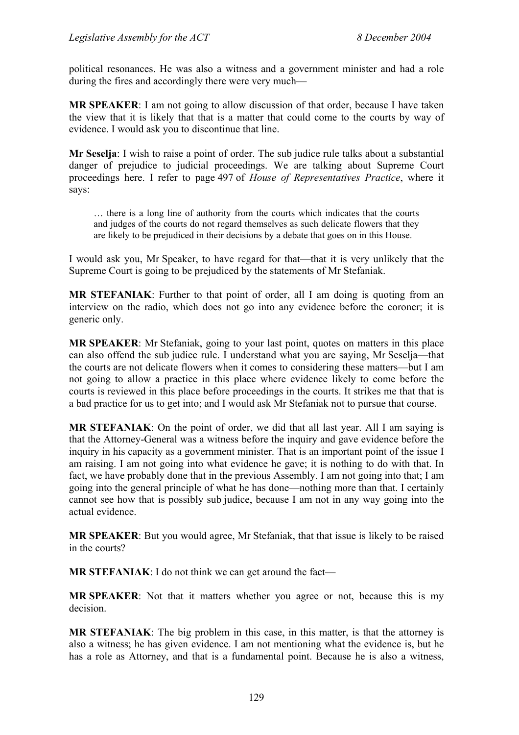political resonances. He was also a witness and a government minister and had a role during the fires and accordingly there were very much—

**MR SPEAKER**: I am not going to allow discussion of that order, because I have taken the view that it is likely that that is a matter that could come to the courts by way of evidence. I would ask you to discontinue that line.

**Mr Seselja**: I wish to raise a point of order. The sub judice rule talks about a substantial danger of prejudice to judicial proceedings. We are talking about Supreme Court proceedings here. I refer to page 497 of *House of Representatives Practice*, where it says:

> … there is a long line of authority from the courts which indicates that the courts and judges of the courts do not regard themselves as such delicate flowers that they are likely to be prejudiced in their decisions by a debate that goes on in this House.

I would ask you, Mr Speaker, to have regard for that—that it is very unlikely that the Supreme Court is going to be prejudiced by the statements of Mr Stefaniak.

**MR STEFANIAK**: Further to that point of order, all I am doing is quoting from an interview on the radio, which does not go into any evidence before the coroner; it is generic only.

**MR SPEAKER**: Mr Stefaniak, going to your last point, quotes on matters in this place can also offend the sub judice rule. I understand what you are saying, Mr Seselja—that the courts are not delicate flowers when it comes to considering these matters—but I am not going to allow a practice in this place where evidence likely to come before the courts is reviewed in this place before proceedings in the courts. It strikes me that that is a bad practice for us to get into; and I would ask Mr Stefaniak not to pursue that course.

**MR STEFANIAK**: On the point of order, we did that all last year. All I am saying is that the Attorney-General was a witness before the inquiry and gave evidence before the inquiry in his capacity as a government minister. That is an important point of the issue I am raising. I am not going into what evidence he gave; it is nothing to do with that. In fact, we have probably done that in the previous Assembly. I am not going into that; I am going into the general principle of what he has done—nothing more than that. I certainly cannot see how that is possibly sub judice, because I am not in any way going into the actual evidence.

**MR SPEAKER**: But you would agree, Mr Stefaniak, that that issue is likely to be raised in the courts?

**MR STEFANIAK**: I do not think we can get around the fact—

**MR SPEAKER**: Not that it matters whether you agree or not, because this is my decision.

**MR STEFANIAK**: The big problem in this case, in this matter, is that the attorney is also a witness; he has given evidence. I am not mentioning what the evidence is, but he has a role as Attorney, and that is a fundamental point. Because he is also a witness,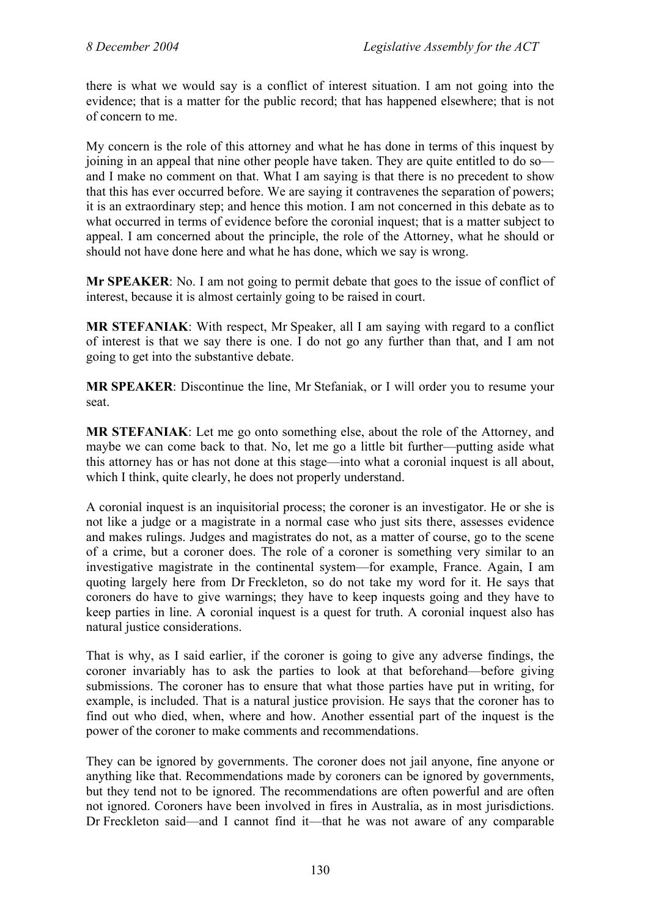there is what we would say is a conflict of interest situation. I am not going into the evidence; that is a matter for the public record; that has happened elsewhere; that is not of concern to me.

My concern is the role of this attorney and what he has done in terms of this inquest by joining in an appeal that nine other people have taken. They are quite entitled to do so—and I make no comment on that. What I am saying is that there is no precedent to show that this has ever occurred before. We are saying it contravenes the separation of powers; it is an extraordinary step; and hence this motion. I am not concerned in this debate as to what occurred in terms of evidence before the coronial inquest; that is a matter subject to appeal. I am concerned about the principle, the role of the Attorney, what he should or should not have done here and what he has done, which we say is wrong.

**Mr SPEAKER**: No. I am not going to permit debate that goes to the issue of conflict of interest, because it is almost certainly going to be raised in court.

**MR STEFANIAK**: With respect, Mr Speaker, all I am saying with regard to a conflict of interest is that we say there is one. I do not go any further than that, and I am not going to get into the substantive debate.

**MR SPEAKER**: Discontinue the line, Mr Stefaniak, or I will order you to resume your seat.

**MR STEFANIAK**: Let me go onto something else, about the role of the Attorney, and maybe we can come back to that. No, let me go a little bit further—putting aside what this attorney has or has not done at this stage—into what a coronial inquest is all about, which I think, quite clearly, he does not properly understand.

A coronial inquest is an inquisitorial process; the coroner is an investigator. He or she is not like a judge or a magistrate in a normal case who just sits there, assesses evidence and makes rulings. Judges and magistrates do not, as a matter of course, go to the scene of a crime, but a coroner does. The role of a coroner is something very similar to an investigative magistrate in the continental system—for example, France. Again, I am quoting largely here from Dr Freckleton, so do not take my word for it. He says that coroners do have to give warnings; they have to keep inquests going and they have to keep parties in line. A coronial inquest is a quest for truth. A coronial inquest also has natural justice considerations.

That is why, as I said earlier, if the coroner is going to give any adverse findings, the coroner invariably has to ask the parties to look at that beforehand—before giving submissions. The coroner has to ensure that what those parties have put in writing, for example, is included. That is a natural justice provision. He says that the coroner has to find out who died, when, where and how. Another essential part of the inquest is the power of the coroner to make comments and recommendations.

They can be ignored by governments. The coroner does not jail anyone, fine anyone or anything like that. Recommendations made by coroners can be ignored by governments, but they tend not to be ignored. The recommendations are often powerful and are often not ignored. Coroners have been involved in fires in Australia, as in most jurisdictions. Dr Freckleton said—and I cannot find it—that he was not aware of any comparable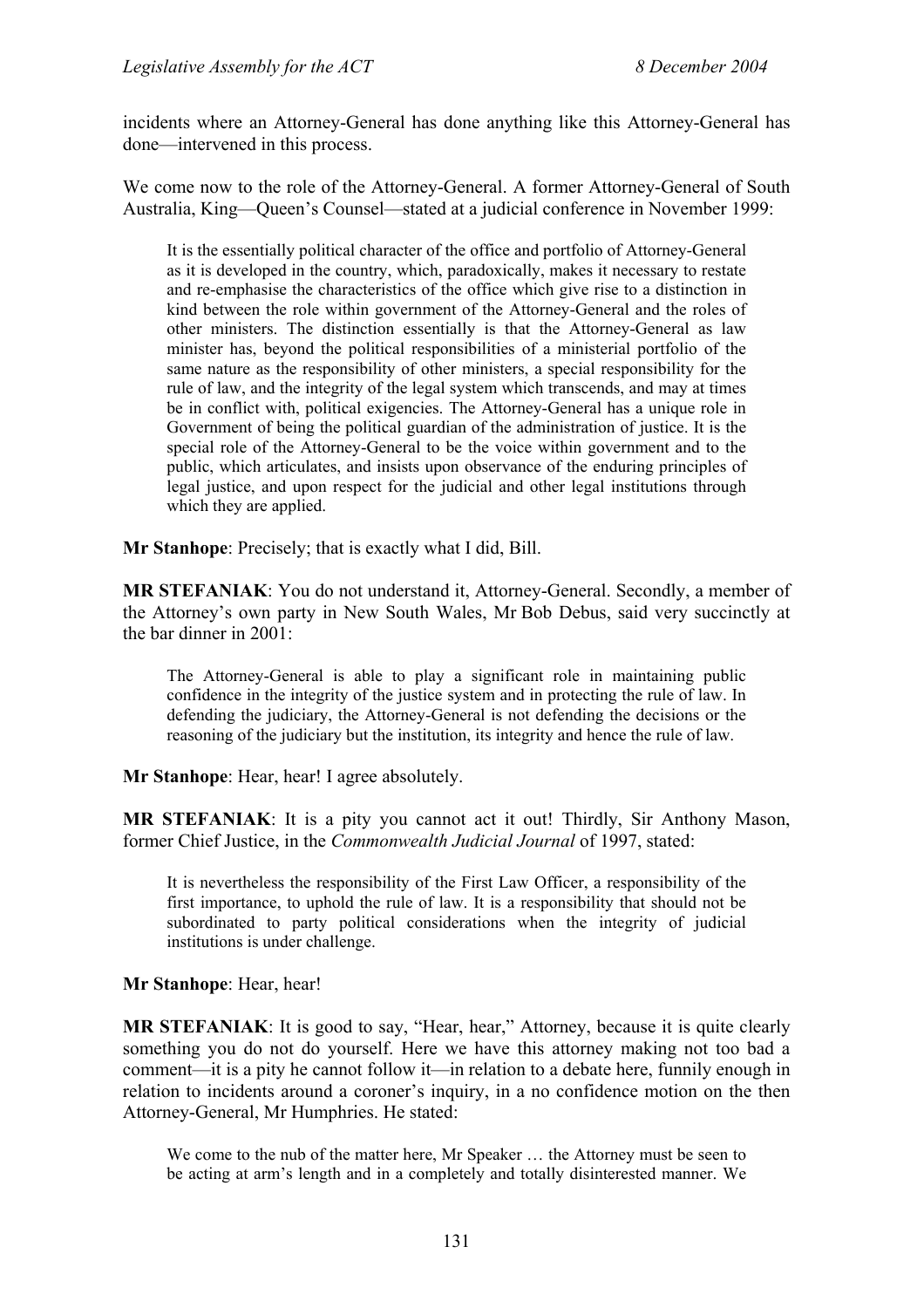incidents where an Attorney-General has done anything like this Attorney-General has done—intervened in this process.

We come now to the role of the Attorney-General. A former Attorney-General of South Australia, King—Queen's Counsel—stated at a judicial conference in November 1999:

> It is the essentially political character of the office and portfolio of Attorney-General as it is developed in the country, which, paradoxically, makes it necessary to restate and re-emphasise the characteristics of the office which give rise to a distinction in kind between the role within government of the Attorney-General and the roles of other ministers. The distinction essentially is that the Attorney-General as law minister has, beyond the political responsibilities of a ministerial portfolio of the same nature as the responsibility of other ministers, a special responsibility for the rule of law, and the integrity of the legal system which transcends, and may at times be in conflict with, political exigencies. The Attorney-General has a unique role in Government of being the political guardian of the administration of justice. It is the special role of the Attorney-General to be the voice within government and to the public, which articulates, and insists upon observance of the enduring principles of legal justice, and upon respect for the judicial and other legal institutions through which they are applied.

**Mr Stanhope**: Precisely; that is exactly what I did, Bill.

**MR STEFANIAK**: You do not understand it, Attorney-General. Secondly, a member of the Attorney's own party in New South Wales, Mr Bob Debus, said very succinctly at the bar dinner in 2001:

> The Attorney-General is able to play a significant role in maintaining public confidence in the integrity of the justice system and in protecting the rule of law. In defending the judiciary, the Attorney-General is not defending the decisions or the reasoning of the judiciary but the institution, its integrity and hence the rule of law.

**Mr Stanhope**: Hear, hear! I agree absolutely.

**MR STEFANIAK**: It is a pity you cannot act it out! Thirdly, Sir Anthony Mason, former Chief Justice, in the *Commonwealth Judicial Journal* of 1997, stated:

> It is nevertheless the responsibility of the First Law Officer, a responsibility of the first importance, to uphold the rule of law. It is a responsibility that should not be subordinated to party political considerations when the integrity of judicial institutions is under challenge.

**Mr Stanhope**: Hear, hear!

**MR STEFANIAK**: It is good to say, "Hear, hear," Attorney, because it is quite clearly something you do not do yourself. Here we have this attorney making not too bad a comment—it is a pity he cannot follow it—in relation to a debate here, funnily enough in relation to incidents around a coroner's inquiry, in a no confidence motion on the then Attorney-General, Mr Humphries. He stated:

> We come to the nub of the matter here, Mr Speaker … the Attorney must be seen to be acting at arm's length and in a completely and totally disinterested manner. We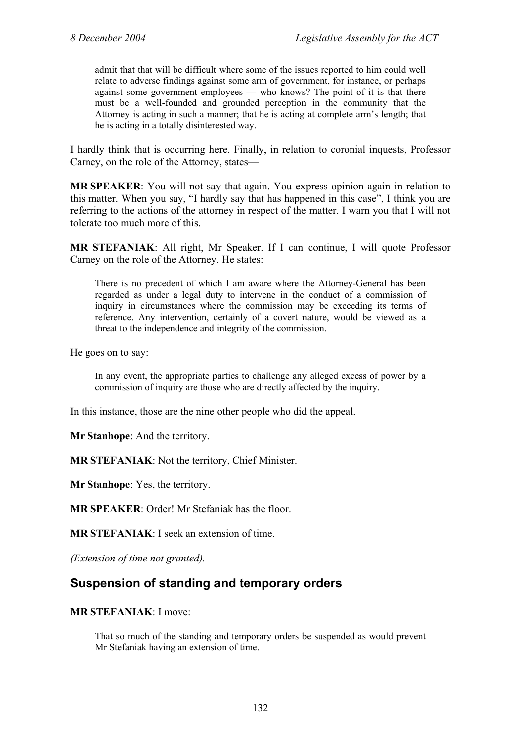> admit that that will be difficult where some of the issues reported to him could well relate to adverse findings against some arm of government, for instance, or perhaps against some government employees — who knows? The point of it is that there must be a well-founded and grounded perception in the community that the Attorney is acting in such a manner; that he is acting at complete arm's length; that he is acting in a totally disinterested way.

I hardly think that is occurring here. Finally, in relation to coronial inquests, Professor Carney, on the role of the Attorney, states—

**MR SPEAKER**: You will not say that again. You express opinion again in relation to this matter. When you say, "I hardly say that has happened in this case", I think you are referring to the actions of the attorney in respect of the matter. I warn you that I will not tolerate too much more of this.

**MR STEFANIAK**: All right, Mr Speaker. If I can continue, I will quote Professor Carney on the role of the Attorney. He states:

> There is no precedent of which I am aware where the Attorney-General has been regarded as under a legal duty to intervene in the conduct of a commission of inquiry in circumstances where the commission may be exceeding its terms of reference. Any intervention, certainly of a covert nature, would be viewed as a threat to the independence and integrity of the commission.

He goes on to say:

> In any event, the appropriate parties to challenge any alleged excess of power by a commission of inquiry are those who are directly affected by the inquiry.

In this instance, those are the nine other people who did the appeal.

**Mr Stanhope**: And the territory.

**MR STEFANIAK**: Not the territory, Chief Minister.

**Mr Stanhope**: Yes, the territory.

**MR SPEAKER**: Order! Mr Stefaniak has the floor.

**MR STEFANIAK**: I seek an extension of time.

*(Extension of time not granted).*

## Suspension of standing and temporary orders

**MR STEFANIAK**: I move:

> That so much of the standing and temporary orders be suspended as would prevent Mr Stefaniak having an extension of time.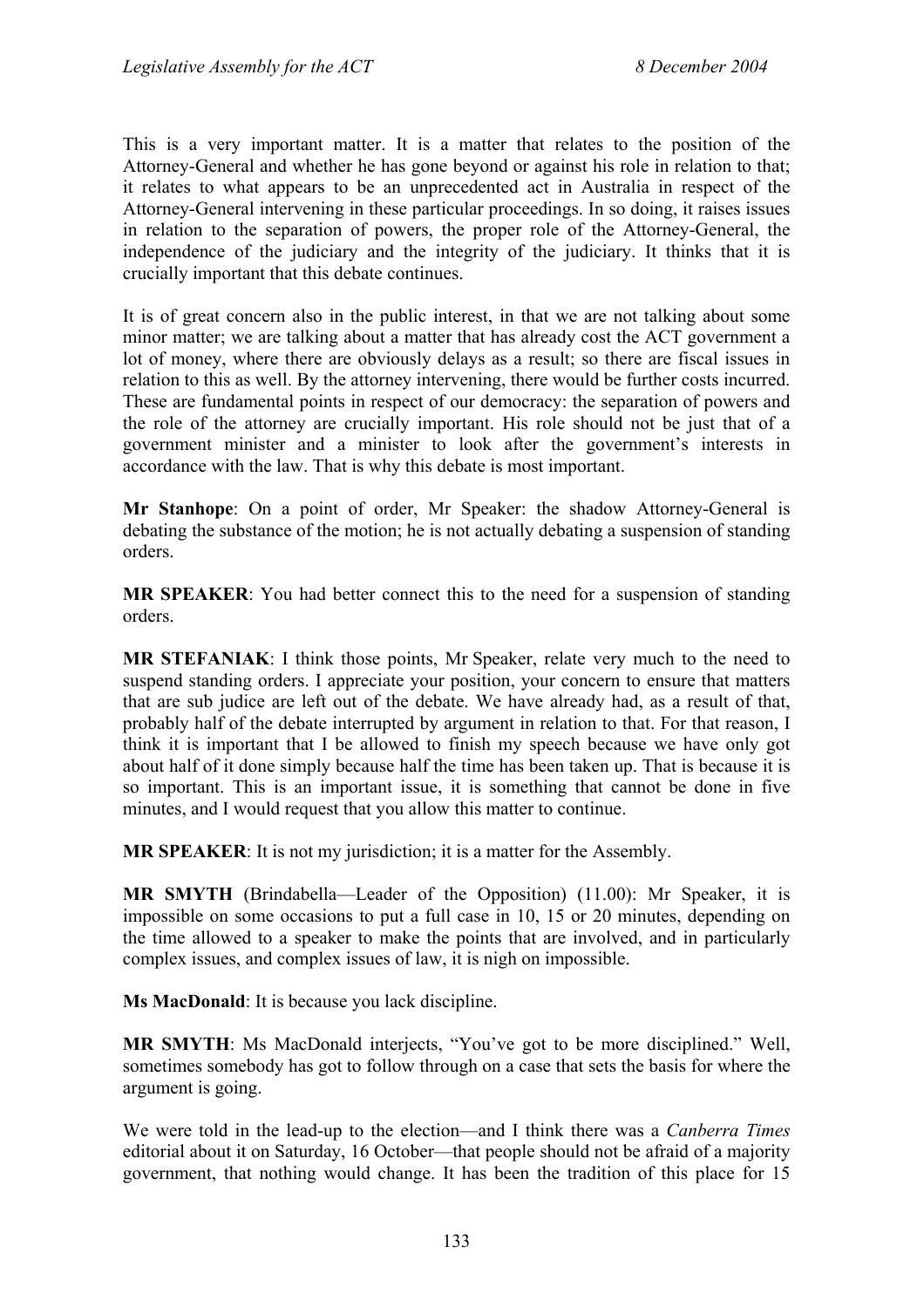This is a very important matter. It is a matter that relates to the position of the Attorney-General and whether he has gone beyond or against his role in relation to that; it relates to what appears to be an unprecedented act in Australia in respect of the Attorney-General intervening in these particular proceedings. In so doing, it raises issues in relation to the separation of powers, the proper role of the Attorney-General, the independence of the judiciary and the integrity of the judiciary. It thinks that it is crucially important that this debate continues.

It is of great concern also in the public interest, in that we are not talking about some minor matter; we are talking about a matter that has already cost the ACT government a lot of money, where there are obviously delays as a result; so there are fiscal issues in relation to this as well. By the attorney intervening, there would be further costs incurred. These are fundamental points in respect of our democracy: the separation of powers and the role of the attorney are crucially important. His role should not be just that of a government minister and a minister to look after the government's interests in accordance with the law. That is why this debate is most important.

**Mr Stanhope**: On a point of order, Mr Speaker: the shadow Attorney-General is debating the substance of the motion; he is not actually debating a suspension of standing orders.

**MR SPEAKER**: You had better connect this to the need for a suspension of standing orders.

**MR STEFANIAK**: I think those points, Mr Speaker, relate very much to the need to suspend standing orders. I appreciate your position, your concern to ensure that matters that are sub judice are left out of the debate. We have already had, as a result of that, probably half of the debate interrupted by argument in relation to that. For that reason, I think it is important that I be allowed to finish my speech because we have only got about half of it done simply because half the time has been taken up. That is because it is so important. This is an important issue, it is something that cannot be done in five minutes, and I would request that you allow this matter to continue.

**MR SPEAKER**: It is not my jurisdiction; it is a matter for the Assembly.

**MR SMYTH** (Brindabella—Leader of the Opposition) (11.00): Mr Speaker, it is impossible on some occasions to put a full case in 10, 15 or 20 minutes, depending on the time allowed to a speaker to make the points that are involved, and in particularly complex issues, and complex issues of law, it is nigh on impossible.

**Ms MacDonald**: It is because you lack discipline.

**MR SMYTH**: Ms MacDonald interjects, "You've got to be more disciplined." Well, sometimes somebody has got to follow through on a case that sets the basis for where the argument is going.

We were told in the lead-up to the election—and I think there was a *Canberra Times* editorial about it on Saturday, 16 October—that people should not be afraid of a majority government, that nothing would change. It has been the tradition of this place for 15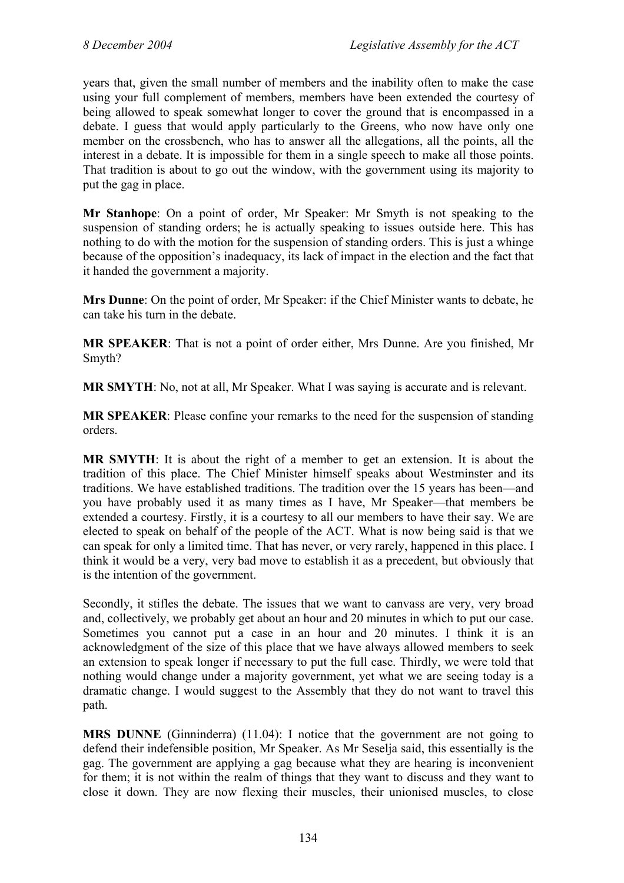years that, given the small number of members and the inability often to make the case using your full complement of members, members have been extended the courtesy of being allowed to speak somewhat longer to cover the ground that is encompassed in a debate. I guess that would apply particularly to the Greens, who now have only one member on the crossbench, who has to answer all the allegations, all the points, all the interest in a debate. It is impossible for them in a single speech to make all those points. That tradition is about to go out the window, with the government using its majority to put the gag in place.

**Mr Stanhope**: On a point of order, Mr Speaker: Mr Smyth is not speaking to the suspension of standing orders; he is actually speaking to issues outside here. This has nothing to do with the motion for the suspension of standing orders. This is just a whinge because of the opposition's inadequacy, its lack of impact in the election and the fact that it handed the government a majority.

**Mrs Dunne**: On the point of order, Mr Speaker: if the Chief Minister wants to debate, he can take his turn in the debate.

**MR SPEAKER**: That is not a point of order either, Mrs Dunne. Are you finished, Mr Smyth?

**MR SMYTH**: No, not at all, Mr Speaker. What I was saying is accurate and is relevant.

**MR SPEAKER**: Please confine your remarks to the need for the suspension of standing orders.

**MR SMYTH**: It is about the right of a member to get an extension. It is about the tradition of this place. The Chief Minister himself speaks about Westminster and its traditions. We have established traditions. The tradition over the 15 years has been—and you have probably used it as many times as I have, Mr Speaker—that members be extended a courtesy. Firstly, it is a courtesy to all our members to have their say. We are elected to speak on behalf of the people of the ACT. What is now being said is that we can speak for only a limited time. That has never, or very rarely, happened in this place. I think it would be a very, very bad move to establish it as a precedent, but obviously that is the intention of the government.

Secondly, it stifles the debate. The issues that we want to canvass are very, very broad and, collectively, we probably get about an hour and 20 minutes in which to put our case. Sometimes you cannot put a case in an hour and 20 minutes. I think it is an acknowledgment of the size of this place that we have always allowed members to seek an extension to speak longer if necessary to put the full case. Thirdly, we were told that nothing would change under a majority government, yet what we are seeing today is a dramatic change. I would suggest to the Assembly that they do not want to travel this path.

**MRS DUNNE** (Ginninderra) (11.04): I notice that the government are not going to defend their indefensible position, Mr Speaker. As Mr Seselja said, this essentially is the gag. The government are applying a gag because what they are hearing is inconvenient for them; it is not within the realm of things that they want to discuss and they want to close it down. They are now flexing their muscles, their unionised muscles, to close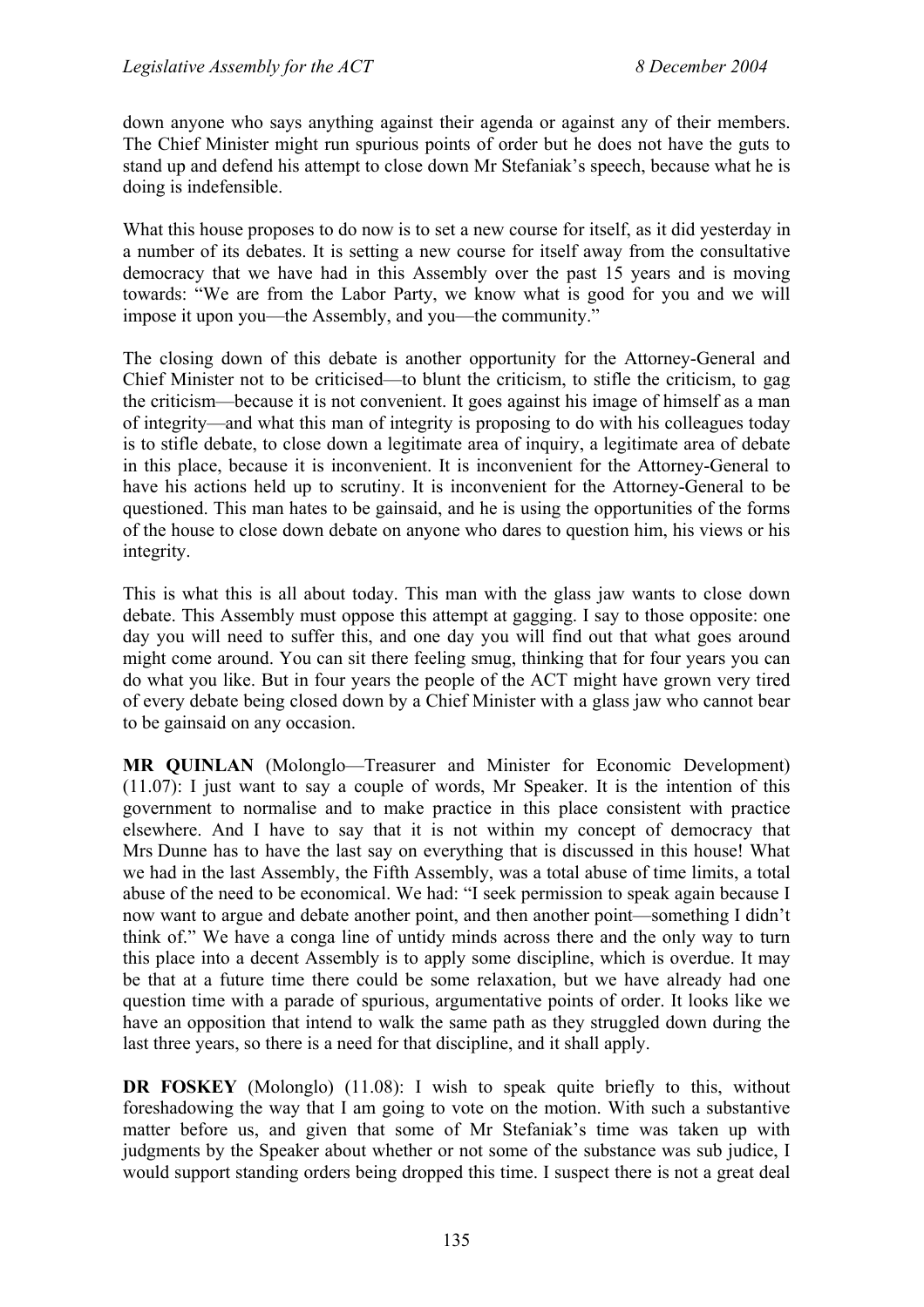down anyone who says anything against their agenda or against any of their members. The Chief Minister might run spurious points of order but he does not have the guts to stand up and defend his attempt to close down Mr Stefaniak's speech, because what he is doing is indefensible.

What this house proposes to do now is to set a new course for itself, as it did yesterday in a number of its debates. It is setting a new course for itself away from the consultative democracy that we have had in this Assembly over the past 15 years and is moving towards: "We are from the Labor Party, we know what is good for you and we will impose it upon you—the Assembly, and you—the community."

The closing down of this debate is another opportunity for the Attorney-General and Chief Minister not to be criticised—to blunt the criticism, to stifle the criticism, to gag the criticism—because it is not convenient. It goes against his image of himself as a man of integrity—and what this man of integrity is proposing to do with his colleagues today is to stifle debate, to close down a legitimate area of inquiry, a legitimate area of debate in this place, because it is inconvenient. It is inconvenient for the Attorney-General to have his actions held up to scrutiny. It is inconvenient for the Attorney-General to be questioned. This man hates to be gainsaid, and he is using the opportunities of the forms of the house to close down debate on anyone who dares to question him, his views or his integrity.

This is what this is all about today. This man with the glass jaw wants to close down debate. This Assembly must oppose this attempt at gagging. I say to those opposite: one day you will need to suffer this, and one day you will find out that what goes around might come around. You can sit there feeling smug, thinking that for four years you can do what you like. But in four years the people of the ACT might have grown very tired of every debate being closed down by a Chief Minister with a glass jaw who cannot bear to be gainsaid on any occasion.

**MR QUINLAN** (Molonglo—Treasurer and Minister for Economic Development) (11.07): I just want to say a couple of words, Mr Speaker. It is the intention of this government to normalise and to make practice in this place consistent with practice elsewhere. And I have to say that it is not within my concept of democracy that Mrs Dunne has to have the last say on everything that is discussed in this house! What we had in the last Assembly, the Fifth Assembly, was a total abuse of time limits, a total abuse of the need to be economical. We had: "I seek permission to speak again because I now want to argue and debate another point, and then another point—something I didn't think of." We have a conga line of untidy minds across there and the only way to turn this place into a decent Assembly is to apply some discipline, which is overdue. It may be that at a future time there could be some relaxation, but we have already had one question time with a parade of spurious, argumentative points of order. It looks like we have an opposition that intend to walk the same path as they struggled down during the last three years, so there is a need for that discipline, and it shall apply.

**DR FOSKEY** (Molonglo) (11.08): I wish to speak quite briefly to this, without foreshadowing the way that I am going to vote on the motion. With such a substantive matter before us, and given that some of Mr Stefaniak's time was taken up with judgments by the Speaker about whether or not some of the substance was sub judice, I would support standing orders being dropped this time. I suspect there is not a great deal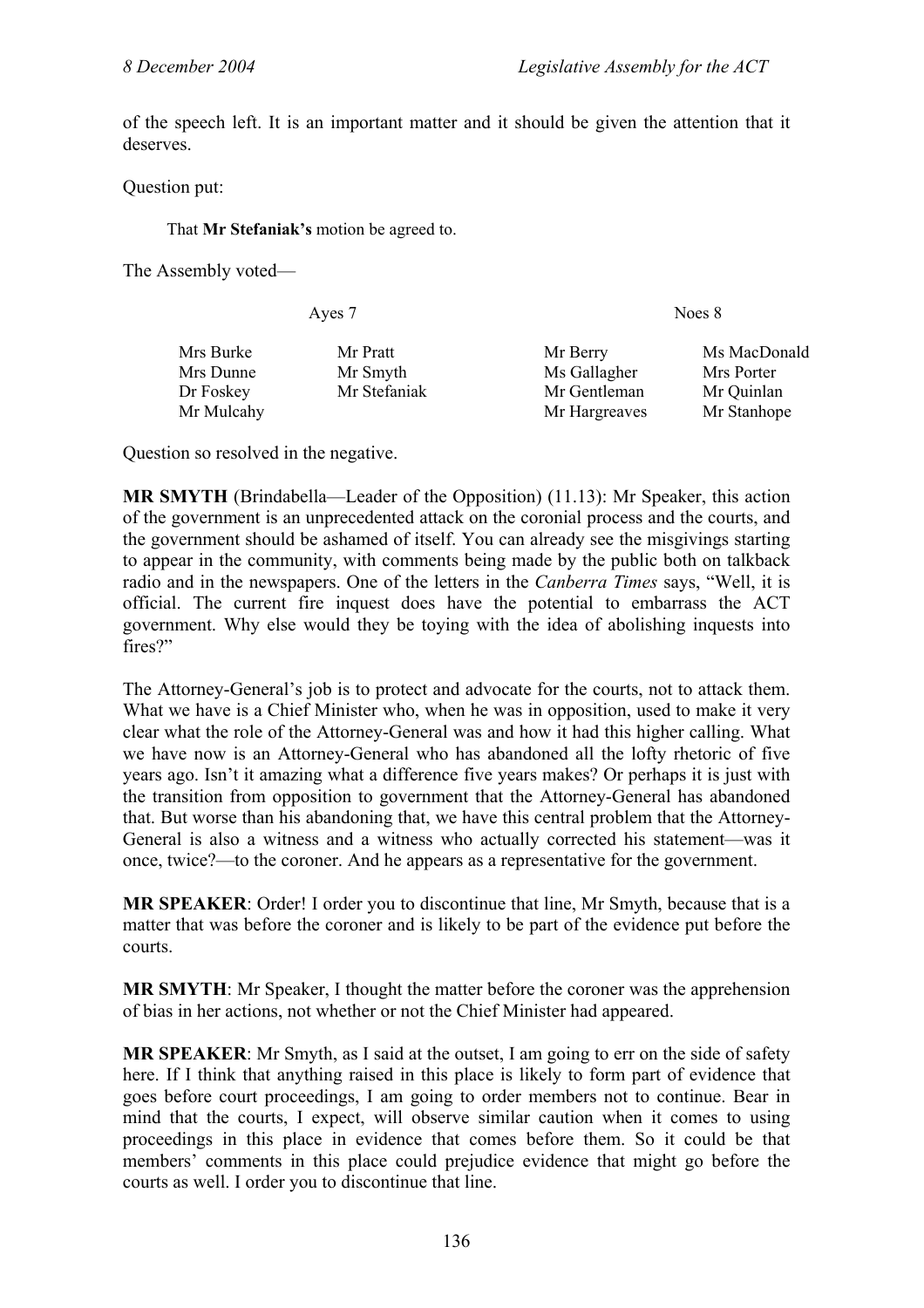of the speech left. It is an important matter and it should be given the attention that it deserves.

Question put:

> That **Mr Stefaniak's** motion be agreed to.

The Assembly voted—

| Ayes 7 | | Noes 8 | |
|---|---|---|---|
| Mrs Burke | Mr Pratt | Mr Berry | Ms MacDonald |
| Mrs Dunne | Mr Smyth | Ms Gallagher | Mrs Porter |
| Dr Foskey | Mr Stefaniak | Mr Gentleman | Mr Quinlan |
| Mr Mulcahy | | Mr Hargreaves | Mr Stanhope |

Question so resolved in the negative.

**MR SMYTH** (Brindabella—Leader of the Opposition) (11.13): Mr Speaker, this action of the government is an unprecedented attack on the coronial process and the courts, and the government should be ashamed of itself. You can already see the misgivings starting to appear in the community, with comments being made by the public both on talkback radio and in the newspapers. One of the letters in the *Canberra Times* says, "Well, it is official. The current fire inquest does have the potential to embarrass the ACT government. Why else would they be toying with the idea of abolishing inquests into fires?"

The Attorney-General's job is to protect and advocate for the courts, not to attack them. What we have is a Chief Minister who, when he was in opposition, used to make it very clear what the role of the Attorney-General was and how it had this higher calling. What we have now is an Attorney-General who has abandoned all the lofty rhetoric of five years ago. Isn't it amazing what a difference five years makes? Or perhaps it is just with the transition from opposition to government that the Attorney-General has abandoned that. But worse than his abandoning that, we have this central problem that the Attorney-General is also a witness and a witness who actually corrected his statement—was it once, twice?—to the coroner. And he appears as a representative for the government.

**MR SPEAKER**: Order! I order you to discontinue that line, Mr Smyth, because that is a matter that was before the coroner and is likely to be part of the evidence put before the courts.

**MR SMYTH**: Mr Speaker, I thought the matter before the coroner was the apprehension of bias in her actions, not whether or not the Chief Minister had appeared.

**MR SPEAKER**: Mr Smyth, as I said at the outset, I am going to err on the side of safety here. If I think that anything raised in this place is likely to form part of evidence that goes before court proceedings, I am going to order members not to continue. Bear in mind that the courts, I expect, will observe similar caution when it comes to using proceedings in this place in evidence that comes before them. So it could be that members' comments in this place could prejudice evidence that might go before the courts as well. I order you to discontinue that line.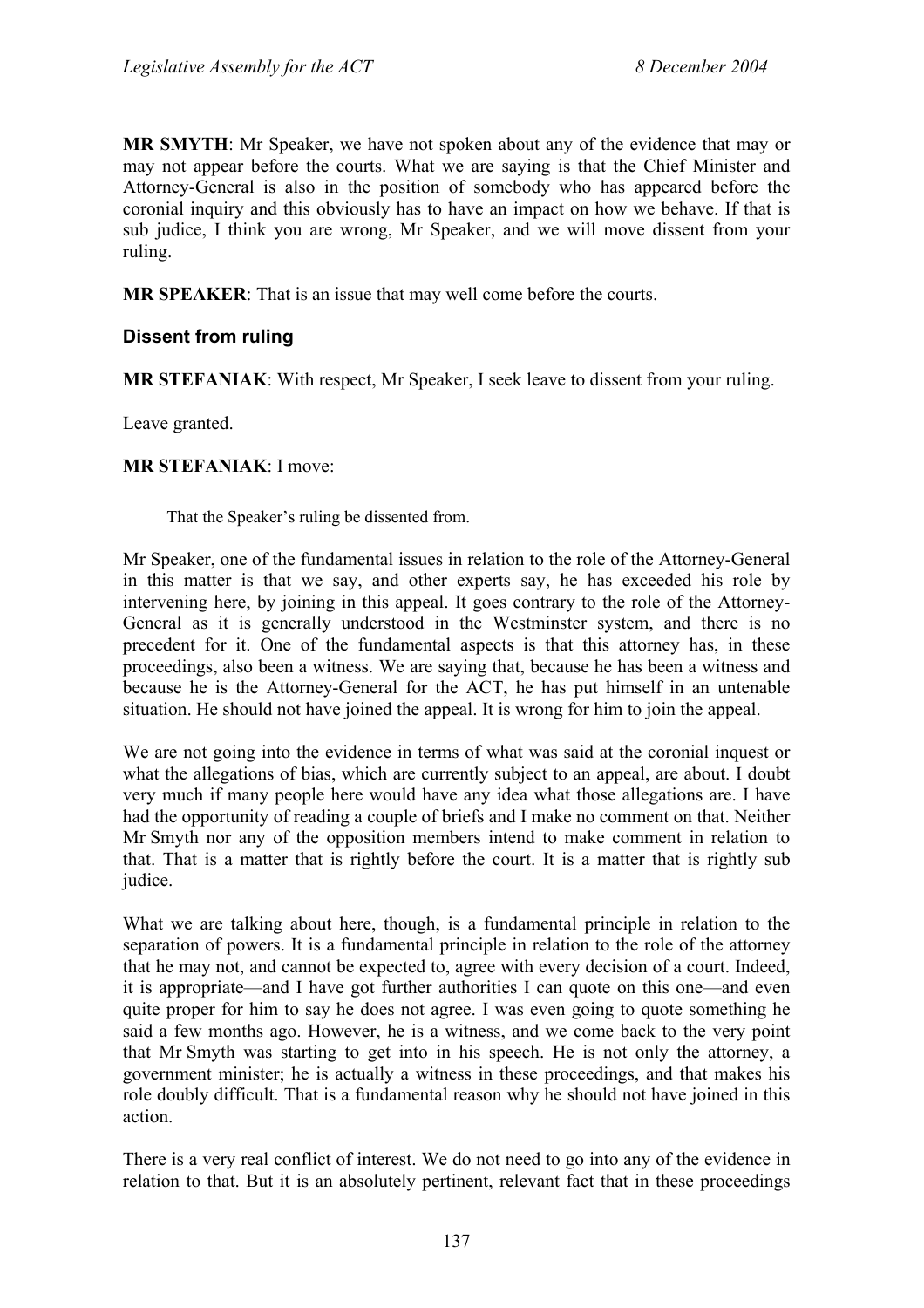**MR SMYTH**: Mr Speaker, we have not spoken about any of the evidence that may or may not appear before the courts. What we are saying is that the Chief Minister and Attorney-General is also in the position of somebody who has appeared before the coronial inquiry and this obviously has to have an impact on how we behave. If that is sub judice, I think you are wrong, Mr Speaker, and we will move dissent from your ruling.

**MR SPEAKER**: That is an issue that may well come before the courts.

### Dissent from ruling

**MR STEFANIAK**: With respect, Mr Speaker, I seek leave to dissent from your ruling.

Leave granted.

**MR STEFANIAK**: I move:

> That the Speaker's ruling be dissented from.

Mr Speaker, one of the fundamental issues in relation to the role of the Attorney-General in this matter is that we say, and other experts say, he has exceeded his role by intervening here, by joining in this appeal. It goes contrary to the role of the Attorney-General as it is generally understood in the Westminster system, and there is no precedent for it. One of the fundamental aspects is that this attorney has, in these proceedings, also been a witness. We are saying that, because he has been a witness and because he is the Attorney-General for the ACT, he has put himself in an untenable situation. He should not have joined the appeal. It is wrong for him to join the appeal.

We are not going into the evidence in terms of what was said at the coronial inquest or what the allegations of bias, which are currently subject to an appeal, are about. I doubt very much if many people here would have any idea what those allegations are. I have had the opportunity of reading a couple of briefs and I make no comment on that. Neither Mr Smyth nor any of the opposition members intend to make comment in relation to that. That is a matter that is rightly before the court. It is a matter that is rightly sub judice.

What we are talking about here, though, is a fundamental principle in relation to the separation of powers. It is a fundamental principle in relation to the role of the attorney that he may not, and cannot be expected to, agree with every decision of a court. Indeed, it is appropriate—and I have got further authorities I can quote on this one—and even quite proper for him to say he does not agree. I was even going to quote something he said a few months ago. However, he is a witness, and we come back to the very point that Mr Smyth was starting to get into in his speech. He is not only the attorney, a government minister; he is actually a witness in these proceedings, and that makes his role doubly difficult. That is a fundamental reason why he should not have joined in this action.

There is a very real conflict of interest. We do not need to go into any of the evidence in relation to that. But it is an absolutely pertinent, relevant fact that in these proceedings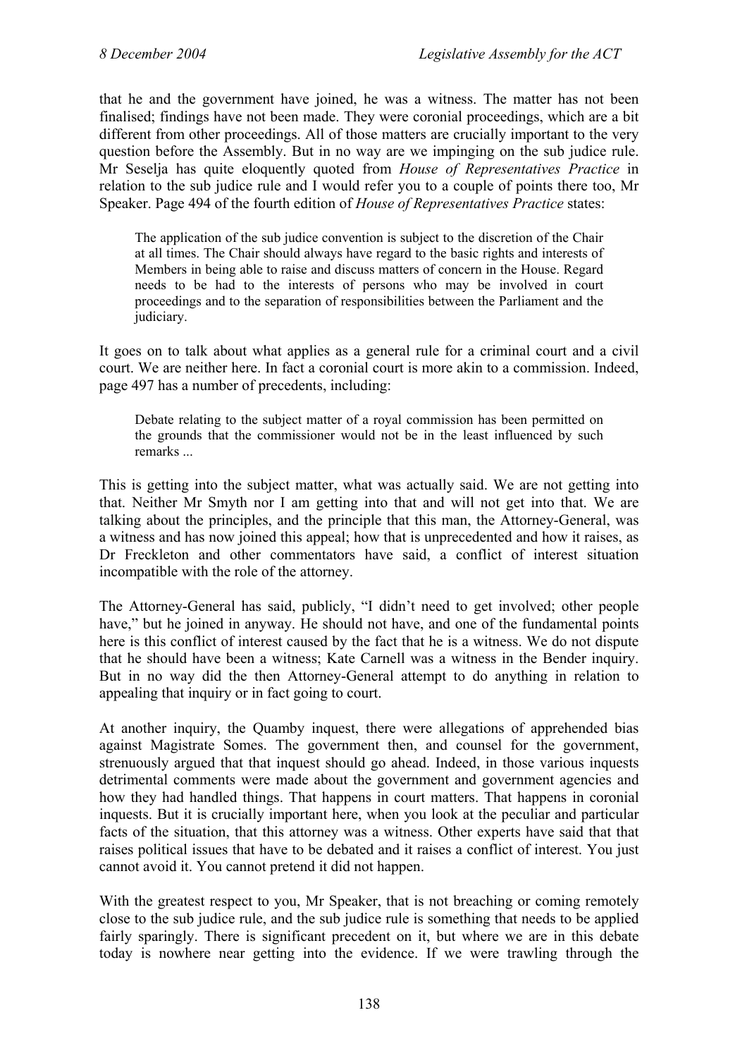that he and the government have joined, he was a witness. The matter has not been finalised; findings have not been made. They were coronial proceedings, which are a bit different from other proceedings. All of those matters are crucially important to the very question before the Assembly. But in no way are we impinging on the sub judice rule. Mr Seselja has quite eloquently quoted from *House of Representatives Practice* in relation to the sub judice rule and I would refer you to a couple of points there too, Mr Speaker. Page 494 of the fourth edition of *House of Representatives Practice* states:

> The application of the sub judice convention is subject to the discretion of the Chair at all times. The Chair should always have regard to the basic rights and interests of Members in being able to raise and discuss matters of concern in the House. Regard needs to be had to the interests of persons who may be involved in court proceedings and to the separation of responsibilities between the Parliament and the judiciary.

It goes on to talk about what applies as a general rule for a criminal court and a civil court. We are neither here. In fact a coronial court is more akin to a commission. Indeed, page 497 has a number of precedents, including:

> Debate relating to the subject matter of a royal commission has been permitted on the grounds that the commissioner would not be in the least influenced by such remarks ...

This is getting into the subject matter, what was actually said. We are not getting into that. Neither Mr Smyth nor I am getting into that and will not get into that. We are talking about the principles, and the principle that this man, the Attorney-General, was a witness and has now joined this appeal; how that is unprecedented and how it raises, as Dr Freckleton and other commentators have said, a conflict of interest situation incompatible with the role of the attorney.

The Attorney-General has said, publicly, "I didn't need to get involved; other people have," but he joined in anyway. He should not have, and one of the fundamental points here is this conflict of interest caused by the fact that he is a witness. We do not dispute that he should have been a witness; Kate Carnell was a witness in the Bender inquiry. But in no way did the then Attorney-General attempt to do anything in relation to appealing that inquiry or in fact going to court.

At another inquiry, the Quamby inquest, there were allegations of apprehended bias against Magistrate Somes. The government then, and counsel for the government, strenuously argued that that inquest should go ahead. Indeed, in those various inquests detrimental comments were made about the government and government agencies and how they had handled things. That happens in court matters. That happens in coronial inquests. But it is crucially important here, when you look at the peculiar and particular facts of the situation, that this attorney was a witness. Other experts have said that that raises political issues that have to be debated and it raises a conflict of interest. You just cannot avoid it. You cannot pretend it did not happen.

With the greatest respect to you, Mr Speaker, that is not breaching or coming remotely close to the sub judice rule, and the sub judice rule is something that needs to be applied fairly sparingly. There is significant precedent on it, but where we are in this debate today is nowhere near getting into the evidence. If we were trawling through the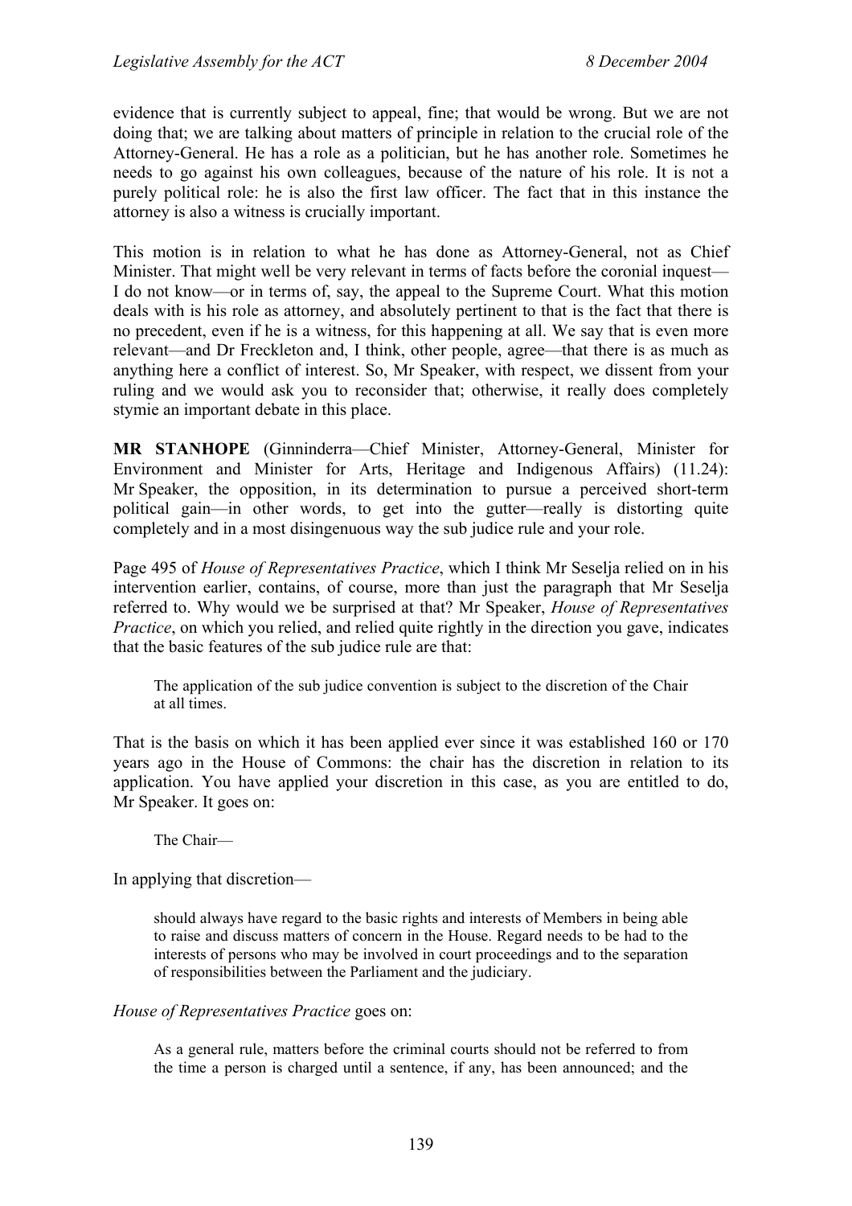evidence that is currently subject to appeal, fine; that would be wrong. But we are not doing that; we are talking about matters of principle in relation to the crucial role of the Attorney-General. He has a role as a politician, but he has another role. Sometimes he needs to go against his own colleagues, because of the nature of his role. It is not a purely political role: he is also the first law officer. The fact that in this instance the attorney is also a witness is crucially important.

This motion is in relation to what he has done as Attorney-General, not as Chief Minister. That might well be very relevant in terms of facts before the coronial inquest—I do not know—or in terms of, say, the appeal to the Supreme Court. What this motion deals with is his role as attorney, and absolutely pertinent to that is the fact that there is no precedent, even if he is a witness, for this happening at all. We say that is even more relevant—and Dr Freckleton and, I think, other people, agree—that there is as much as anything here a conflict of interest. So, Mr Speaker, with respect, we dissent from your ruling and we would ask you to reconsider that; otherwise, it really does completely stymie an important debate in this place.

**MR STANHOPE** (Ginninderra—Chief Minister, Attorney-General, Minister for Environment and Minister for Arts, Heritage and Indigenous Affairs) (11.24): Mr Speaker, the opposition, in its determination to pursue a perceived short-term political gain—in other words, to get into the gutter—really is distorting quite completely and in a most disingenuous way the sub judice rule and your role.

Page 495 of *House of Representatives Practice*, which I think Mr Seselja relied on in his intervention earlier, contains, of course, more than just the paragraph that Mr Seselja referred to. Why would we be surprised at that? Mr Speaker, *House of Representatives Practice*, on which you relied, and relied quite rightly in the direction you gave, indicates that the basic features of the sub judice rule are that:

> The application of the sub judice convention is subject to the discretion of the Chair at all times.

That is the basis on which it has been applied ever since it was established 160 or 170 years ago in the House of Commons: the chair has the discretion in relation to its application. You have applied your discretion in this case, as you are entitled to do, Mr Speaker. It goes on:

> The Chair—

In applying that discretion—

> should always have regard to the basic rights and interests of Members in being able to raise and discuss matters of concern in the House. Regard needs to be had to the interests of persons who may be involved in court proceedings and to the separation of responsibilities between the Parliament and the judiciary.

*House of Representatives Practice* goes on:

> As a general rule, matters before the criminal courts should not be referred to from the time a person is charged until a sentence, if any, has been announced; and the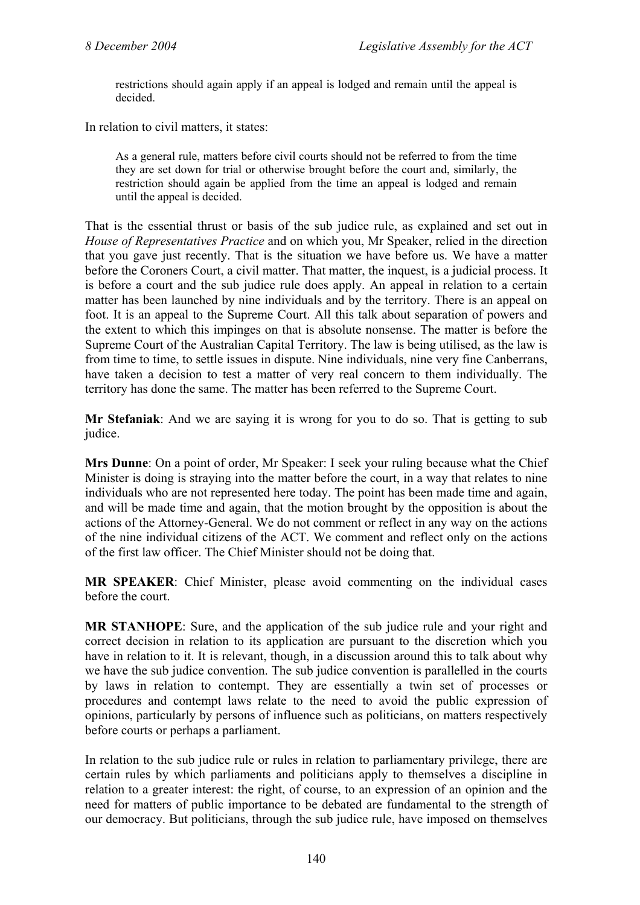> restrictions should again apply if an appeal is lodged and remain until the appeal is decided.

In relation to civil matters, it states:

> As a general rule, matters before civil courts should not be referred to from the time they are set down for trial or otherwise brought before the court and, similarly, the restriction should again be applied from the time an appeal is lodged and remain until the appeal is decided.

That is the essential thrust or basis of the sub judice rule, as explained and set out in *House of Representatives Practice* and on which you, Mr Speaker, relied in the direction that you gave just recently. That is the situation we have before us. We have a matter before the Coroners Court, a civil matter. That matter, the inquest, is a judicial process. It is before a court and the sub judice rule does apply. An appeal in relation to a certain matter has been launched by nine individuals and by the territory. There is an appeal on foot. It is an appeal to the Supreme Court. All this talk about separation of powers and the extent to which this impinges on that is absolute nonsense. The matter is before the Supreme Court of the Australian Capital Territory. The law is being utilised, as the law is from time to time, to settle issues in dispute. Nine individuals, nine very fine Canberrans, have taken a decision to test a matter of very real concern to them individually. The territory has done the same. The matter has been referred to the Supreme Court.

**Mr Stefaniak**: And we are saying it is wrong for you to do so. That is getting to sub judice.

**Mrs Dunne**: On a point of order, Mr Speaker: I seek your ruling because what the Chief Minister is doing is straying into the matter before the court, in a way that relates to nine individuals who are not represented here today. The point has been made time and again, and will be made time and again, that the motion brought by the opposition is about the actions of the Attorney-General. We do not comment or reflect in any way on the actions of the nine individual citizens of the ACT. We comment and reflect only on the actions of the first law officer. The Chief Minister should not be doing that.

**MR SPEAKER**: Chief Minister, please avoid commenting on the individual cases before the court.

**MR STANHOPE**: Sure, and the application of the sub judice rule and your right and correct decision in relation to its application are pursuant to the discretion which you have in relation to it. It is relevant, though, in a discussion around this to talk about why we have the sub judice convention. The sub judice convention is parallelled in the courts by laws in relation to contempt. They are essentially a twin set of processes or procedures and contempt laws relate to the need to avoid the public expression of opinions, particularly by persons of influence such as politicians, on matters respectively before courts or perhaps a parliament.

In relation to the sub judice rule or rules in relation to parliamentary privilege, there are certain rules by which parliaments and politicians apply to themselves a discipline in relation to a greater interest: the right, of course, to an expression of an opinion and the need for matters of public importance to be debated are fundamental to the strength of our democracy. But politicians, through the sub judice rule, have imposed on themselves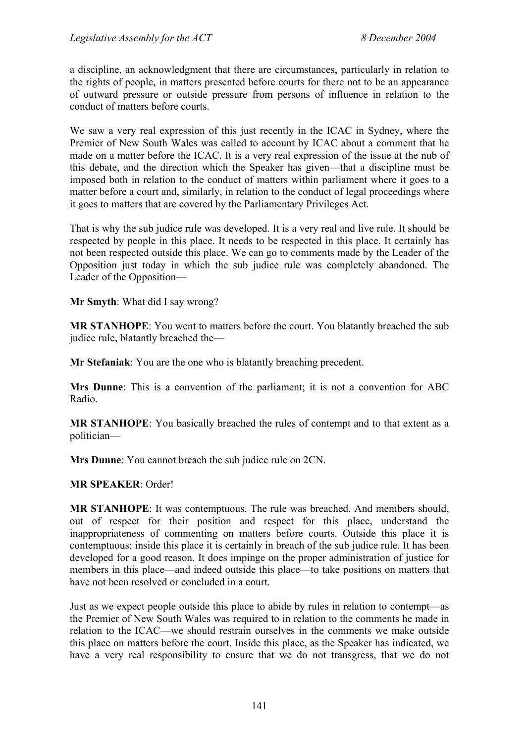a discipline, an acknowledgment that there are circumstances, particularly in relation to the rights of people, in matters presented before courts for there not to be an appearance of outward pressure or outside pressure from persons of influence in relation to the conduct of matters before courts.

We saw a very real expression of this just recently in the ICAC in Sydney, where the Premier of New South Wales was called to account by ICAC about a comment that he made on a matter before the ICAC. It is a very real expression of the issue at the nub of this debate, and the direction which the Speaker has given—that a discipline must be imposed both in relation to the conduct of matters within parliament where it goes to a matter before a court and, similarly, in relation to the conduct of legal proceedings where it goes to matters that are covered by the Parliamentary Privileges Act.

That is why the sub judice rule was developed. It is a very real and live rule. It should be respected by people in this place. It needs to be respected in this place. It certainly has not been respected outside this place. We can go to comments made by the Leader of the Opposition just today in which the sub judice rule was completely abandoned. The Leader of the Opposition—

**Mr Smyth**: What did I say wrong?

**MR STANHOPE**: You went to matters before the court. You blatantly breached the sub judice rule, blatantly breached the—

**Mr Stefaniak**: You are the one who is blatantly breaching precedent.

**Mrs Dunne**: This is a convention of the parliament; it is not a convention for ABC Radio.

**MR STANHOPE**: You basically breached the rules of contempt and to that extent as a politician—

**Mrs Dunne**: You cannot breach the sub judice rule on 2CN.

**MR SPEAKER**: Order!

**MR STANHOPE**: It was contemptuous. The rule was breached. And members should, out of respect for their position and respect for this place, understand the inappropriateness of commenting on matters before courts. Outside this place it is contemptuous; inside this place it is certainly in breach of the sub judice rule. It has been developed for a good reason. It does impinge on the proper administration of justice for members in this place—and indeed outside this place—to take positions on matters that have not been resolved or concluded in a court.

Just as we expect people outside this place to abide by rules in relation to contempt—as the Premier of New South Wales was required to in relation to the comments he made in relation to the ICAC—we should restrain ourselves in the comments we make outside this place on matters before the court. Inside this place, as the Speaker has indicated, we have a very real responsibility to ensure that we do not transgress, that we do not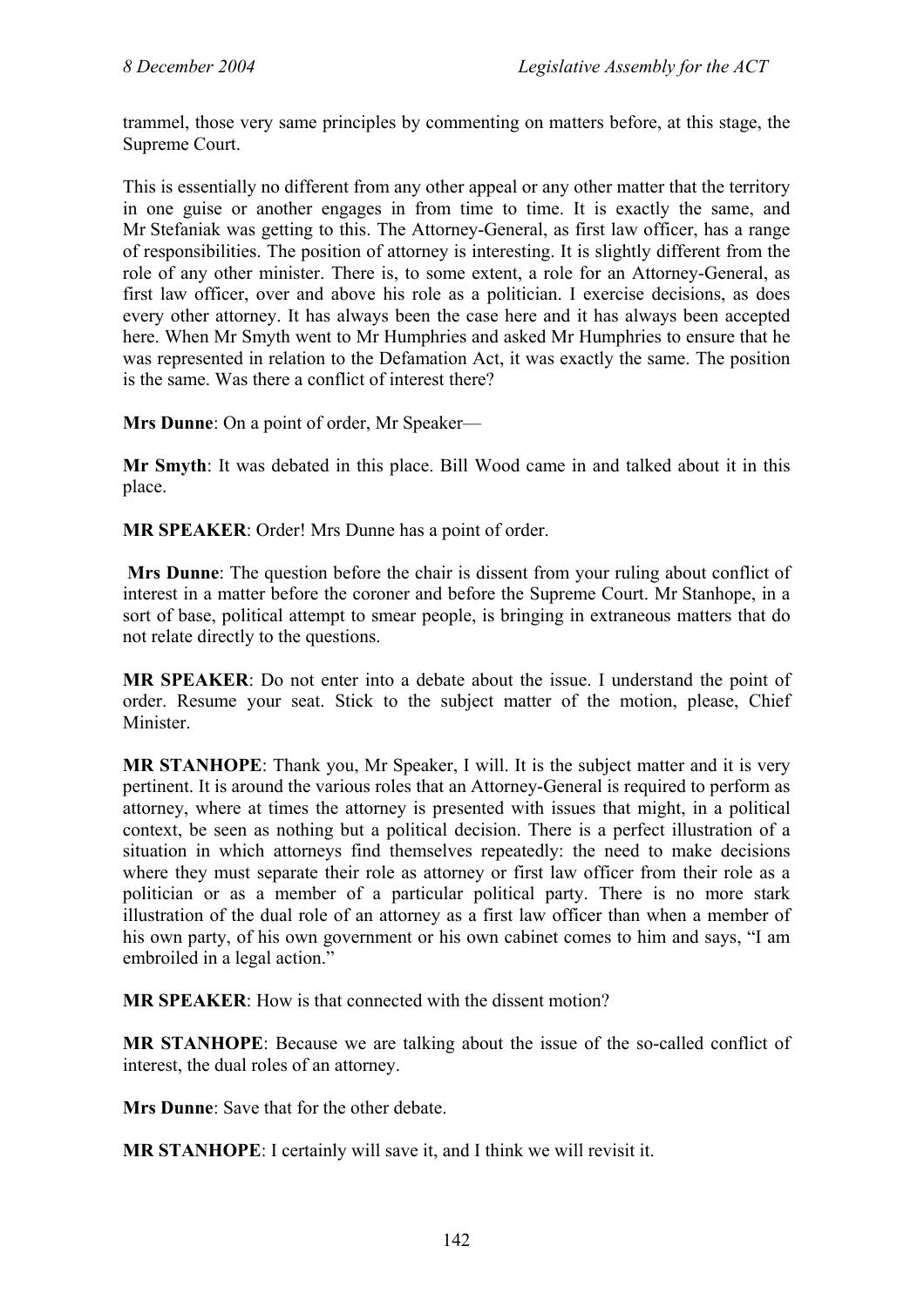trammel, those very same principles by commenting on matters before, at this stage, the Supreme Court.

This is essentially no different from any other appeal or any other matter that the territory in one guise or another engages in from time to time. It is exactly the same, and Mr Stefaniak was getting to this. The Attorney-General, as first law officer, has a range of responsibilities. The position of attorney is interesting. It is slightly different from the role of any other minister. There is, to some extent, a role for an Attorney-General, as first law officer, over and above his role as a politician. I exercise decisions, as does every other attorney. It has always been the case here and it has always been accepted here. When Mr Smyth went to Mr Humphries and asked Mr Humphries to ensure that he was represented in relation to the Defamation Act, it was exactly the same. The position is the same. Was there a conflict of interest there?

**Mrs Dunne**: On a point of order, Mr Speaker—

**Mr Smyth**: It was debated in this place. Bill Wood came in and talked about it in this place.

**MR SPEAKER**: Order! Mrs Dunne has a point of order.

**Mrs Dunne**: The question before the chair is dissent from your ruling about conflict of interest in a matter before the coroner and before the Supreme Court. Mr Stanhope, in a sort of base, political attempt to smear people, is bringing in extraneous matters that do not relate directly to the questions.

**MR SPEAKER**: Do not enter into a debate about the issue. I understand the point of order. Resume your seat. Stick to the subject matter of the motion, please, Chief Minister.

**MR STANHOPE**: Thank you, Mr Speaker, I will. It is the subject matter and it is very pertinent. It is around the various roles that an Attorney-General is required to perform as attorney, where at times the attorney is presented with issues that might, in a political context, be seen as nothing but a political decision. There is a perfect illustration of a situation in which attorneys find themselves repeatedly: the need to make decisions where they must separate their role as attorney or first law officer from their role as a politician or as a member of a particular political party. There is no more stark illustration of the dual role of an attorney as a first law officer than when a member of his own party, of his own government or his own cabinet comes to him and says, "I am embroiled in a legal action."

**MR SPEAKER**: How is that connected with the dissent motion?

**MR STANHOPE**: Because we are talking about the issue of the so-called conflict of interest, the dual roles of an attorney.

**Mrs Dunne**: Save that for the other debate.

**MR STANHOPE**: I certainly will save it, and I think we will revisit it.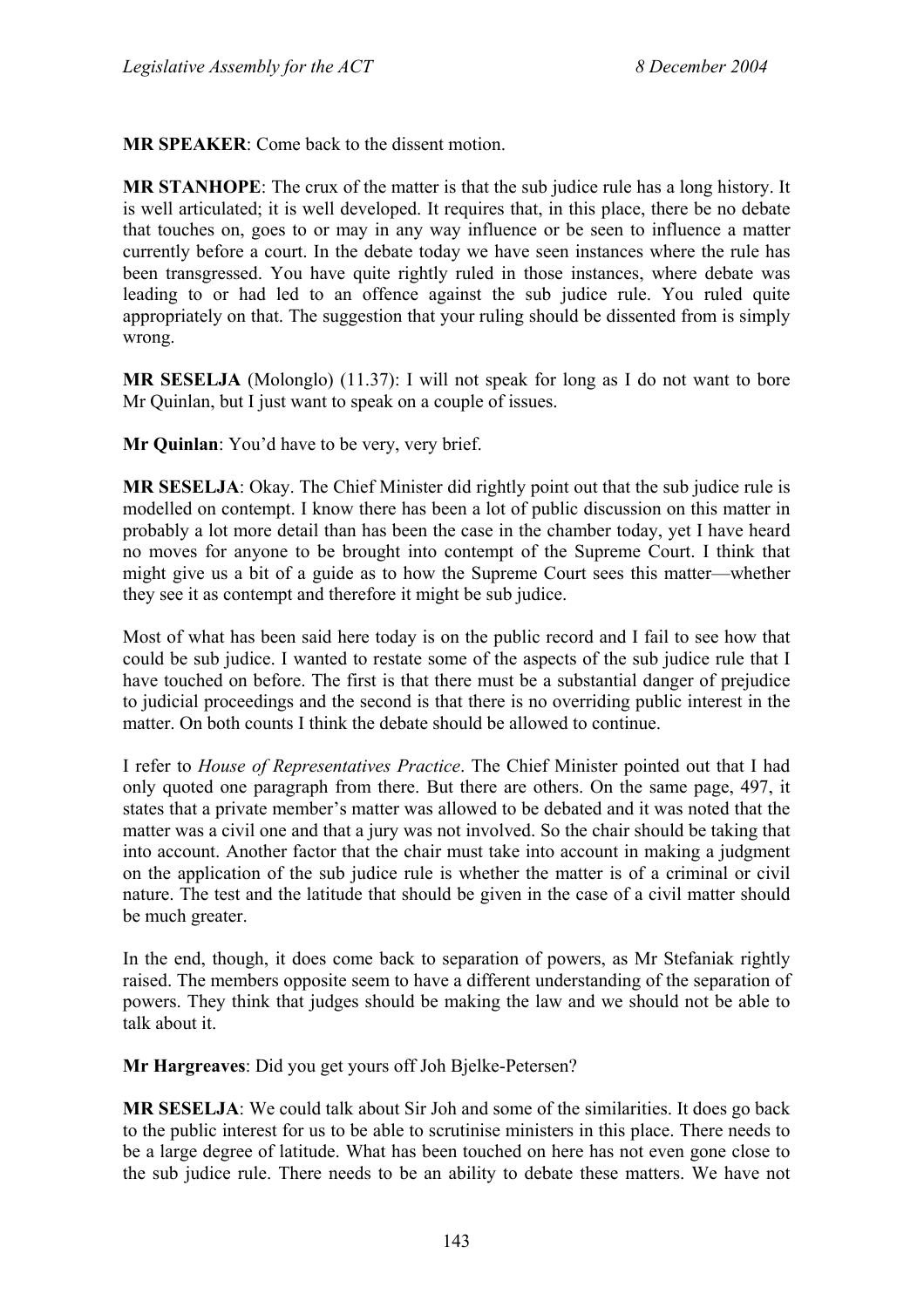**MR SPEAKER**: Come back to the dissent motion.

**MR STANHOPE**: The crux of the matter is that the sub judice rule has a long history. It is well articulated; it is well developed. It requires that, in this place, there be no debate that touches on, goes to or may in any way influence or be seen to influence a matter currently before a court. In the debate today we have seen instances where the rule has been transgressed. You have quite rightly ruled in those instances, where debate was leading to or had led to an offence against the sub judice rule. You ruled quite appropriately on that. The suggestion that your ruling should be dissented from is simply wrong.

**MR SESELJA** (Molonglo) (11.37): I will not speak for long as I do not want to bore Mr Quinlan, but I just want to speak on a couple of issues.

**Mr Quinlan**: You'd have to be very, very brief.

**MR SESELJA**: Okay. The Chief Minister did rightly point out that the sub judice rule is modelled on contempt. I know there has been a lot of public discussion on this matter in probably a lot more detail than has been the case in the chamber today, yet I have heard no moves for anyone to be brought into contempt of the Supreme Court. I think that might give us a bit of a guide as to how the Supreme Court sees this matter—whether they see it as contempt and therefore it might be sub judice.

Most of what has been said here today is on the public record and I fail to see how that could be sub judice. I wanted to restate some of the aspects of the sub judice rule that I have touched on before. The first is that there must be a substantial danger of prejudice to judicial proceedings and the second is that there is no overriding public interest in the matter. On both counts I think the debate should be allowed to continue.

I refer to *House of Representatives Practice*. The Chief Minister pointed out that I had only quoted one paragraph from there. But there are others. On the same page, 497, it states that a private member's matter was allowed to be debated and it was noted that the matter was a civil one and that a jury was not involved. So the chair should be taking that into account. Another factor that the chair must take into account in making a judgment on the application of the sub judice rule is whether the matter is of a criminal or civil nature. The test and the latitude that should be given in the case of a civil matter should be much greater.

In the end, though, it does come back to separation of powers, as Mr Stefaniak rightly raised. The members opposite seem to have a different understanding of the separation of powers. They think that judges should be making the law and we should not be able to talk about it.

**Mr Hargreaves**: Did you get yours off Joh Bjelke-Petersen?

**MR SESELJA**: We could talk about Sir Joh and some of the similarities. It does go back to the public interest for us to be able to scrutinise ministers in this place. There needs to be a large degree of latitude. What has been touched on here has not even gone close to the sub judice rule. There needs to be an ability to debate these matters. We have not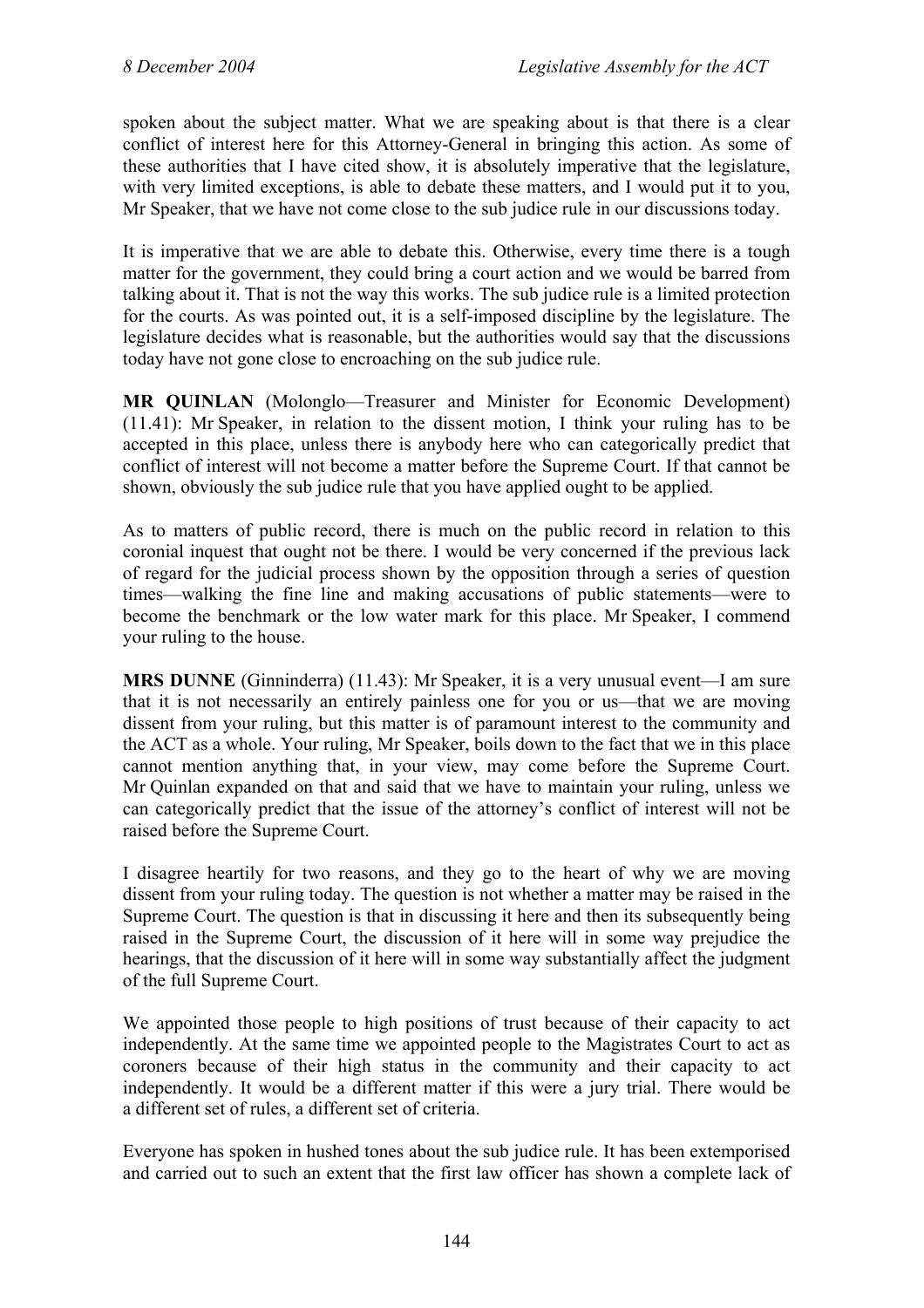spoken about the subject matter. What we are speaking about is that there is a clear conflict of interest here for this Attorney-General in bringing this action. As some of these authorities that I have cited show, it is absolutely imperative that the legislature, with very limited exceptions, is able to debate these matters, and I would put it to you, Mr Speaker, that we have not come close to the sub judice rule in our discussions today.

It is imperative that we are able to debate this. Otherwise, every time there is a tough matter for the government, they could bring a court action and we would be barred from talking about it. That is not the way this works. The sub judice rule is a limited protection for the courts. As was pointed out, it is a self-imposed discipline by the legislature. The legislature decides what is reasonable, but the authorities would say that the discussions today have not gone close to encroaching on the sub judice rule.

**MR QUINLAN** (Molonglo—Treasurer and Minister for Economic Development) (11.41): Mr Speaker, in relation to the dissent motion, I think your ruling has to be accepted in this place, unless there is anybody here who can categorically predict that conflict of interest will not become a matter before the Supreme Court. If that cannot be shown, obviously the sub judice rule that you have applied ought to be applied.

As to matters of public record, there is much on the public record in relation to this coronial inquest that ought not be there. I would be very concerned if the previous lack of regard for the judicial process shown by the opposition through a series of question times—walking the fine line and making accusations of public statements—were to become the benchmark or the low water mark for this place. Mr Speaker, I commend your ruling to the house.

**MRS DUNNE** (Ginninderra) (11.43): Mr Speaker, it is a very unusual event—I am sure that it is not necessarily an entirely painless one for you or us—that we are moving dissent from your ruling, but this matter is of paramount interest to the community and the ACT as a whole. Your ruling, Mr Speaker, boils down to the fact that we in this place cannot mention anything that, in your view, may come before the Supreme Court. Mr Quinlan expanded on that and said that we have to maintain your ruling, unless we can categorically predict that the issue of the attorney's conflict of interest will not be raised before the Supreme Court.

I disagree heartily for two reasons, and they go to the heart of why we are moving dissent from your ruling today. The question is not whether a matter may be raised in the Supreme Court. The question is that in discussing it here and then its subsequently being raised in the Supreme Court, the discussion of it here will in some way prejudice the hearings, that the discussion of it here will in some way substantially affect the judgment of the full Supreme Court.

We appointed those people to high positions of trust because of their capacity to act independently. At the same time we appointed people to the Magistrates Court to act as coroners because of their high status in the community and their capacity to act independently. It would be a different matter if this were a jury trial. There would be a different set of rules, a different set of criteria.

Everyone has spoken in hushed tones about the sub judice rule. It has been extemporised and carried out to such an extent that the first law officer has shown a complete lack of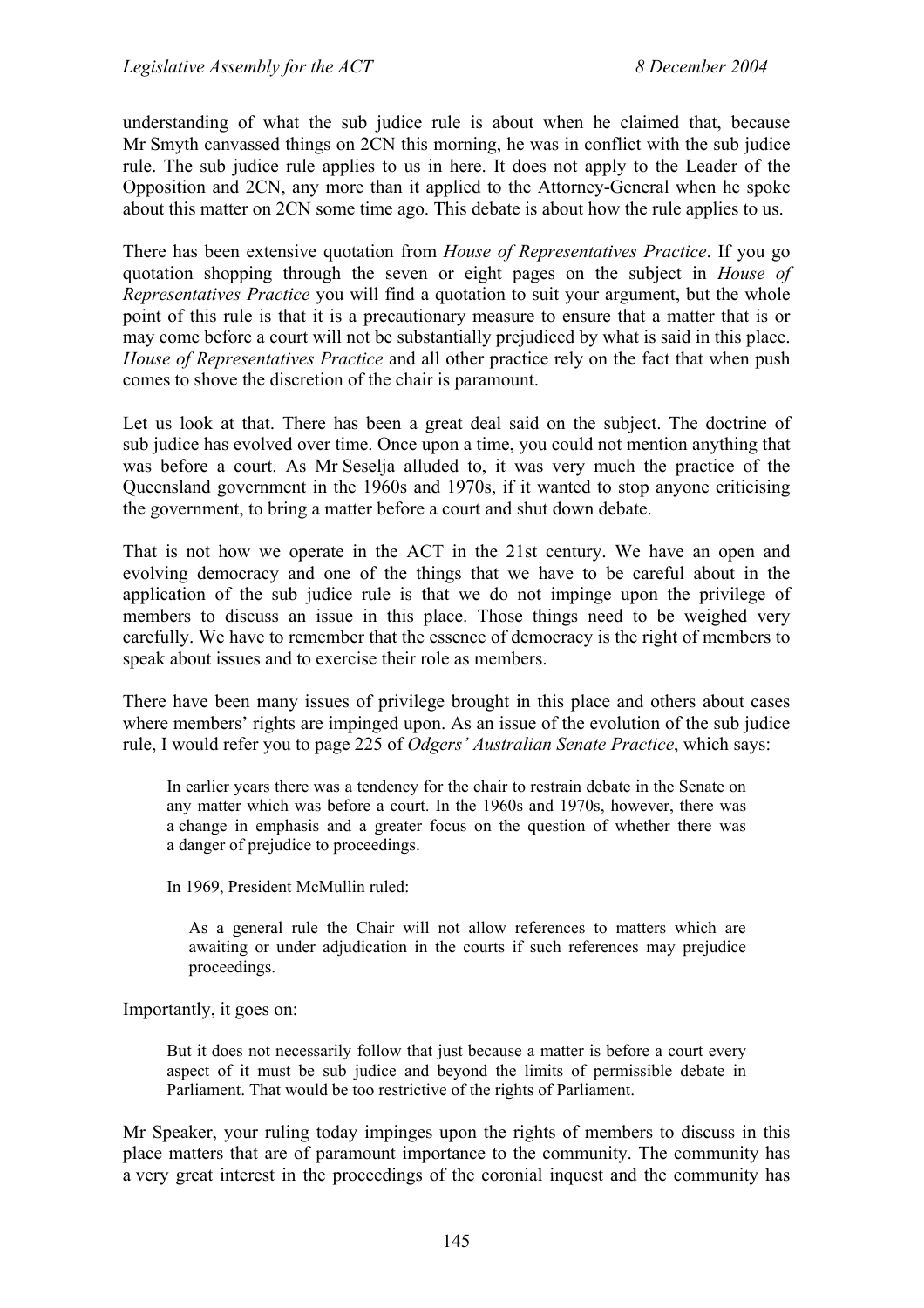understanding of what the sub judice rule is about when he claimed that, because Mr Smyth canvassed things on 2CN this morning, he was in conflict with the sub judice rule. The sub judice rule applies to us in here. It does not apply to the Leader of the Opposition and 2CN, any more than it applied to the Attorney-General when he spoke about this matter on 2CN some time ago. This debate is about how the rule applies to us.

There has been extensive quotation from *House of Representatives Practice*. If you go quotation shopping through the seven or eight pages on the subject in *House of Representatives Practice* you will find a quotation to suit your argument, but the whole point of this rule is that it is a precautionary measure to ensure that a matter that is or may come before a court will not be substantially prejudiced by what is said in this place. *House of Representatives Practice* and all other practice rely on the fact that when push comes to shove the discretion of the chair is paramount.

Let us look at that. There has been a great deal said on the subject. The doctrine of sub judice has evolved over time. Once upon a time, you could not mention anything that was before a court. As Mr Seselja alluded to, it was very much the practice of the Queensland government in the 1960s and 1970s, if it wanted to stop anyone criticising the government, to bring a matter before a court and shut down debate.

That is not how we operate in the ACT in the 21st century. We have an open and evolving democracy and one of the things that we have to be careful about in the application of the sub judice rule is that we do not impinge upon the privilege of members to discuss an issue in this place. Those things need to be weighed very carefully. We have to remember that the essence of democracy is the right of members to speak about issues and to exercise their role as members.

There have been many issues of privilege brought in this place and others about cases where members' rights are impinged upon. As an issue of the evolution of the sub judice rule, I would refer you to page 225 of *Odgers' Australian Senate Practice*, which says:

> In earlier years there was a tendency for the chair to restrain debate in the Senate on any matter which was before a court. In the 1960s and 1970s, however, there was a change in emphasis and a greater focus on the question of whether there was a danger of prejudice to proceedings.
>
> In 1969, President McMullin ruled:
>
>> As a general rule the Chair will not allow references to matters which are awaiting or under adjudication in the courts if such references may prejudice proceedings.

Importantly, it goes on:

> But it does not necessarily follow that just because a matter is before a court every aspect of it must be sub judice and beyond the limits of permissible debate in Parliament. That would be too restrictive of the rights of Parliament.

Mr Speaker, your ruling today impinges upon the rights of members to discuss in this place matters that are of paramount importance to the community. The community has a very great interest in the proceedings of the coronial inquest and the community has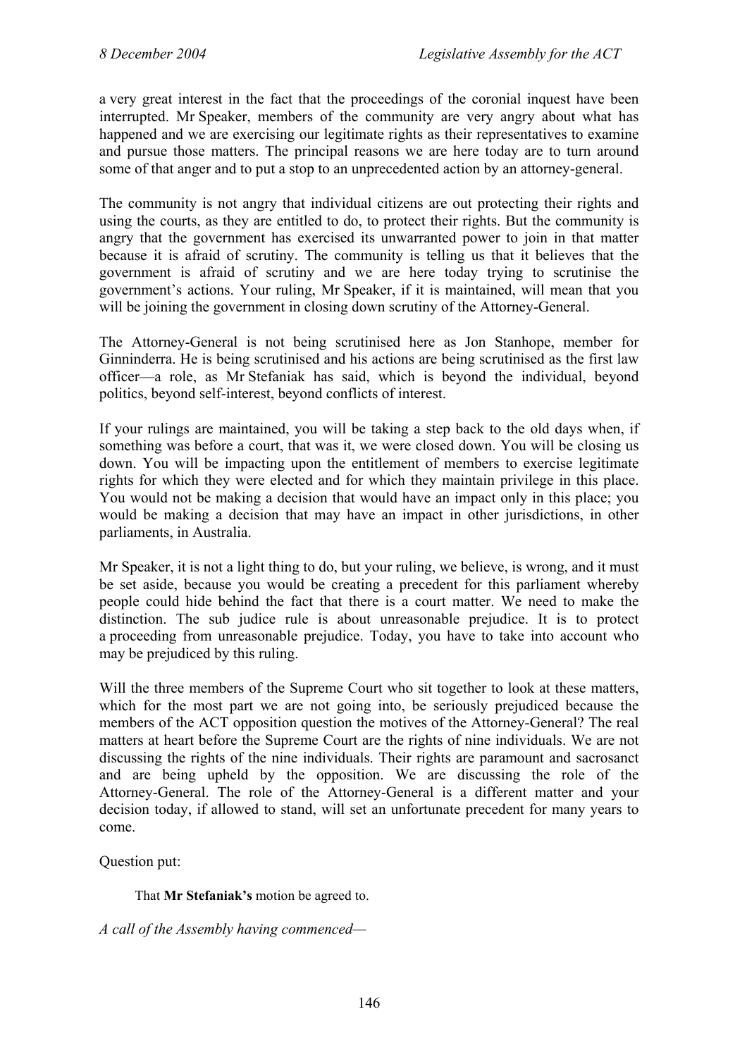a very great interest in the fact that the proceedings of the coronial inquest have been interrupted. Mr Speaker, members of the community are very angry about what has happened and we are exercising our legitimate rights as their representatives to examine and pursue those matters. The principal reasons we are here today are to turn around some of that anger and to put a stop to an unprecedented action by an attorney-general.

The community is not angry that individual citizens are out protecting their rights and using the courts, as they are entitled to do, to protect their rights. But the community is angry that the government has exercised its unwarranted power to join in that matter because it is afraid of scrutiny. The community is telling us that it believes that the government is afraid of scrutiny and we are here today trying to scrutinise the government's actions. Your ruling, Mr Speaker, if it is maintained, will mean that you will be joining the government in closing down scrutiny of the Attorney-General.

The Attorney-General is not being scrutinised here as Jon Stanhope, member for Ginninderra. He is being scrutinised and his actions are being scrutinised as the first law officer—a role, as Mr Stefaniak has said, which is beyond the individual, beyond politics, beyond self-interest, beyond conflicts of interest.

If your rulings are maintained, you will be taking a step back to the old days when, if something was before a court, that was it, we were closed down. You will be closing us down. You will be impacting upon the entitlement of members to exercise legitimate rights for which they were elected and for which they maintain privilege in this place. You would not be making a decision that would have an impact only in this place; you would be making a decision that may have an impact in other jurisdictions, in other parliaments, in Australia.

Mr Speaker, it is not a light thing to do, but your ruling, we believe, is wrong, and it must be set aside, because you would be creating a precedent for this parliament whereby people could hide behind the fact that there is a court matter. We need to make the distinction. The sub judice rule is about unreasonable prejudice. It is to protect a proceeding from unreasonable prejudice. Today, you have to take into account who may be prejudiced by this ruling.

Will the three members of the Supreme Court who sit together to look at these matters, which for the most part we are not going into, be seriously prejudiced because the members of the ACT opposition question the motives of the Attorney-General? The real matters at heart before the Supreme Court are the rights of nine individuals. We are not discussing the rights of the nine individuals. Their rights are paramount and sacrosanct and are being upheld by the opposition. We are discussing the role of the Attorney-General. The role of the Attorney-General is a different matter and your decision today, if allowed to stand, will set an unfortunate precedent for many years to come.

Question put:

> That **Mr Stefaniak's** motion be agreed to.

*A call of the Assembly having commenced—*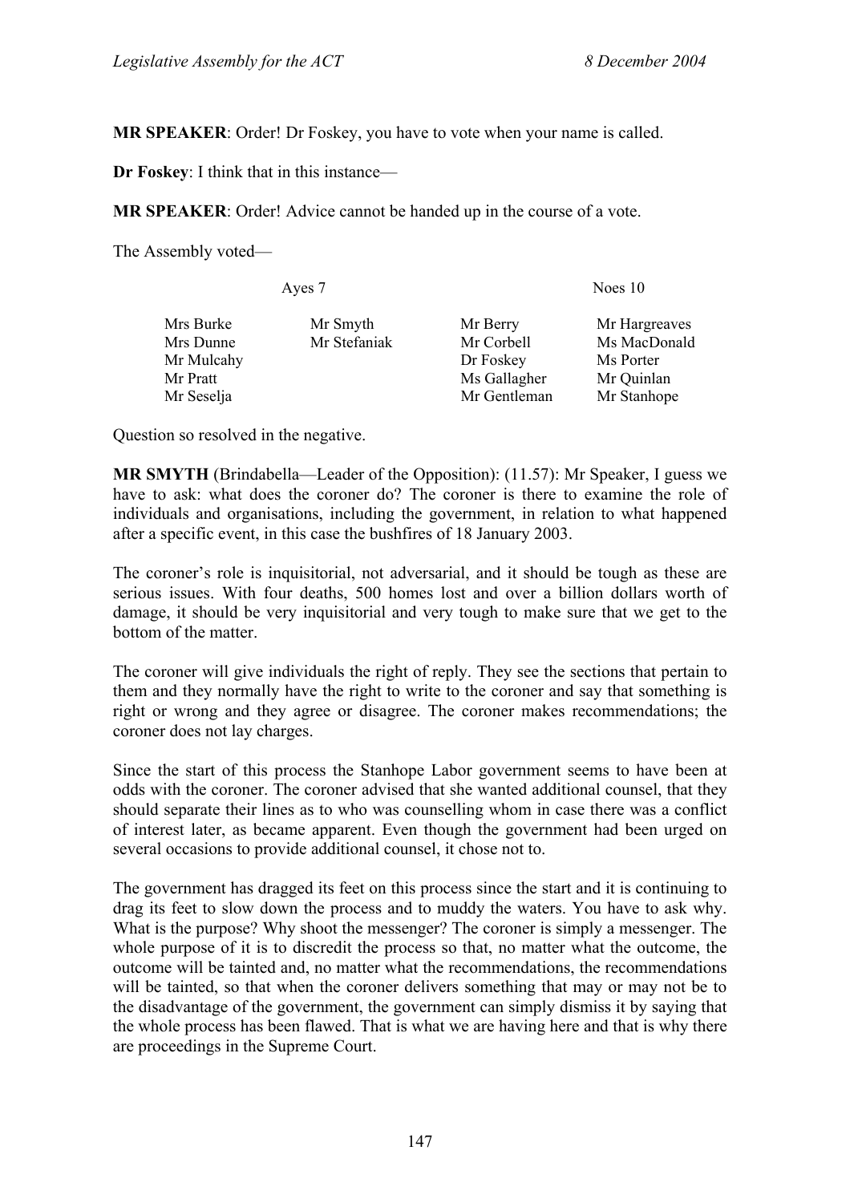**MR SPEAKER**: Order! Dr Foskey, you have to vote when your name is called.

**Dr Foskey**: I think that in this instance—

**MR SPEAKER**: Order! Advice cannot be handed up in the course of a vote.

The Assembly voted—

| Ayes 7 | | Noes 10 | |
|---|---|---|---|
| Mrs Burke | Mr Smyth | Mr Berry | Mr Hargreaves |
| Mrs Dunne | Mr Stefaniak | Mr Corbell | Ms MacDonald |
| Mr Mulcahy | | Dr Foskey | Ms Porter |
| Mr Pratt | | Ms Gallagher | Mr Quinlan |
| Mr Seselja | | Mr Gentleman | Mr Stanhope |

Question so resolved in the negative.

**MR SMYTH** (Brindabella—Leader of the Opposition): (11.57): Mr Speaker, I guess we have to ask: what does the coroner do? The coroner is there to examine the role of individuals and organisations, including the government, in relation to what happened after a specific event, in this case the bushfires of 18 January 2003.

The coroner's role is inquisitorial, not adversarial, and it should be tough as these are serious issues. With four deaths, 500 homes lost and over a billion dollars worth of damage, it should be very inquisitorial and very tough to make sure that we get to the bottom of the matter.

The coroner will give individuals the right of reply. They see the sections that pertain to them and they normally have the right to write to the coroner and say that something is right or wrong and they agree or disagree. The coroner makes recommendations; the coroner does not lay charges.

Since the start of this process the Stanhope Labor government seems to have been at odds with the coroner. The coroner advised that she wanted additional counsel, that they should separate their lines as to who was counselling whom in case there was a conflict of interest later, as became apparent. Even though the government had been urged on several occasions to provide additional counsel, it chose not to.

The government has dragged its feet on this process since the start and it is continuing to drag its feet to slow down the process and to muddy the waters. You have to ask why. What is the purpose? Why shoot the messenger? The coroner is simply a messenger. The whole purpose of it is to discredit the process so that, no matter what the outcome, the outcome will be tainted and, no matter what the recommendations, the recommendations will be tainted, so that when the coroner delivers something that may or may not be to the disadvantage of the government, the government can simply dismiss it by saying that the whole process has been flawed. That is what we are having here and that is why there are proceedings in the Supreme Court.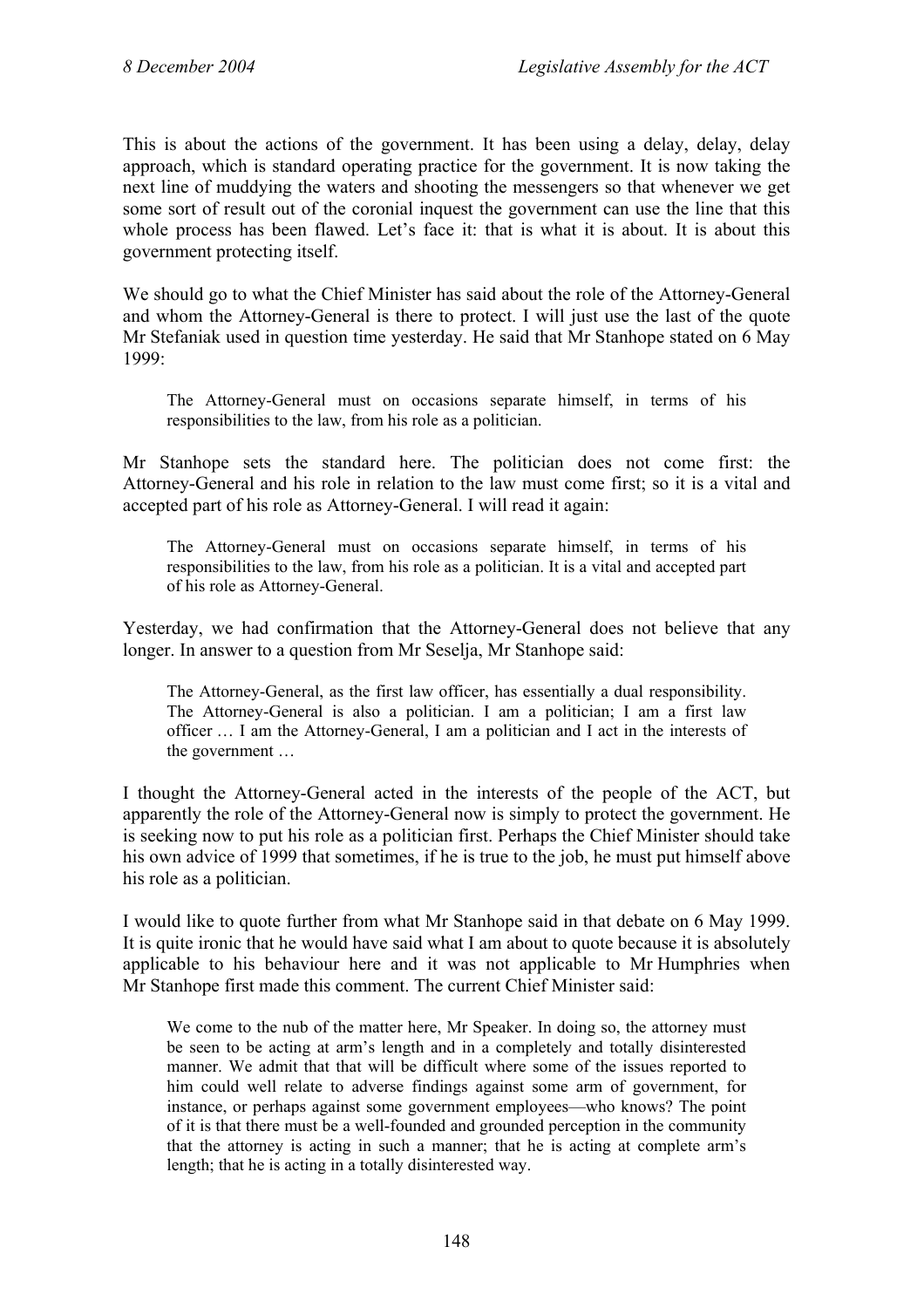This is about the actions of the government. It has been using a delay, delay, delay approach, which is standard operating practice for the government. It is now taking the next line of muddying the waters and shooting the messengers so that whenever we get some sort of result out of the coronial inquest the government can use the line that this whole process has been flawed. Let's face it: that is what it is about. It is about this government protecting itself.

We should go to what the Chief Minister has said about the role of the Attorney-General and whom the Attorney-General is there to protect. I will just use the last of the quote Mr Stefaniak used in question time yesterday. He said that Mr Stanhope stated on 6 May 1999:

> The Attorney-General must on occasions separate himself, in terms of his responsibilities to the law, from his role as a politician.

Mr Stanhope sets the standard here. The politician does not come first: the Attorney-General and his role in relation to the law must come first; so it is a vital and accepted part of his role as Attorney-General. I will read it again:

> The Attorney-General must on occasions separate himself, in terms of his responsibilities to the law, from his role as a politician. It is a vital and accepted part of his role as Attorney-General.

Yesterday, we had confirmation that the Attorney-General does not believe that any longer. In answer to a question from Mr Seselja, Mr Stanhope said:

> The Attorney-General, as the first law officer, has essentially a dual responsibility. The Attorney-General is also a politician. I am a politician; I am a first law officer … I am the Attorney-General, I am a politician and I act in the interests of the government …

I thought the Attorney-General acted in the interests of the people of the ACT, but apparently the role of the Attorney-General now is simply to protect the government. He is seeking now to put his role as a politician first. Perhaps the Chief Minister should take his own advice of 1999 that sometimes, if he is true to the job, he must put himself above his role as a politician.

I would like to quote further from what Mr Stanhope said in that debate on 6 May 1999. It is quite ironic that he would have said what I am about to quote because it is absolutely applicable to his behaviour here and it was not applicable to Mr Humphries when Mr Stanhope first made this comment. The current Chief Minister said:

> We come to the nub of the matter here, Mr Speaker. In doing so, the attorney must be seen to be acting at arm's length and in a completely and totally disinterested manner. We admit that that will be difficult where some of the issues reported to him could well relate to adverse findings against some arm of government, for instance, or perhaps against some government employees—who knows? The point of it is that there must be a well-founded and grounded perception in the community that the attorney is acting in such a manner; that he is acting at complete arm's length; that he is acting in a totally disinterested way.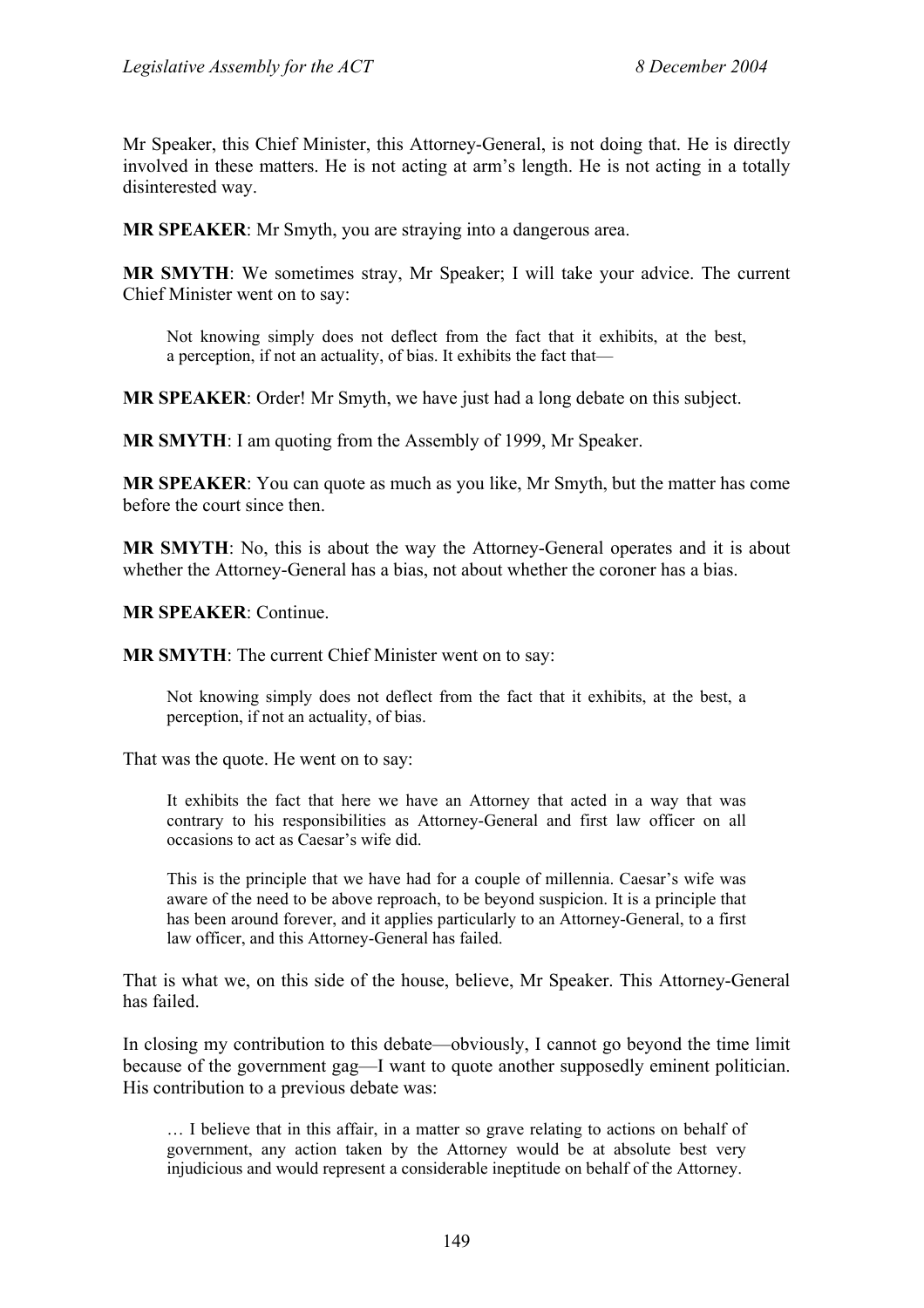Mr Speaker, this Chief Minister, this Attorney-General, is not doing that. He is directly involved in these matters. He is not acting at arm's length. He is not acting in a totally disinterested way.

**MR SPEAKER**: Mr Smyth, you are straying into a dangerous area.

**MR SMYTH**: We sometimes stray, Mr Speaker; I will take your advice. The current Chief Minister went on to say:

> Not knowing simply does not deflect from the fact that it exhibits, at the best, a perception, if not an actuality, of bias. It exhibits the fact that—

**MR SPEAKER**: Order! Mr Smyth, we have just had a long debate on this subject.

**MR SMYTH**: I am quoting from the Assembly of 1999, Mr Speaker.

**MR SPEAKER**: You can quote as much as you like, Mr Smyth, but the matter has come before the court since then.

**MR SMYTH**: No, this is about the way the Attorney-General operates and it is about whether the Attorney-General has a bias, not about whether the coroner has a bias.

**MR SPEAKER**: Continue.

**MR SMYTH**: The current Chief Minister went on to say:

> Not knowing simply does not deflect from the fact that it exhibits, at the best, a perception, if not an actuality, of bias.

That was the quote. He went on to say:

> It exhibits the fact that here we have an Attorney that acted in a way that was contrary to his responsibilities as Attorney-General and first law officer on all occasions to act as Caesar's wife did.
>
> This is the principle that we have had for a couple of millennia. Caesar's wife was aware of the need to be above reproach, to be beyond suspicion. It is a principle that has been around forever, and it applies particularly to an Attorney-General, to a first law officer, and this Attorney-General has failed.

That is what we, on this side of the house, believe, Mr Speaker. This Attorney-General has failed.

In closing my contribution to this debate—obviously, I cannot go beyond the time limit because of the government gag—I want to quote another supposedly eminent politician. His contribution to a previous debate was:

> … I believe that in this affair, in a matter so grave relating to actions on behalf of government, any action taken by the Attorney would be at absolute best very injudicious and would represent a considerable ineptitude on behalf of the Attorney.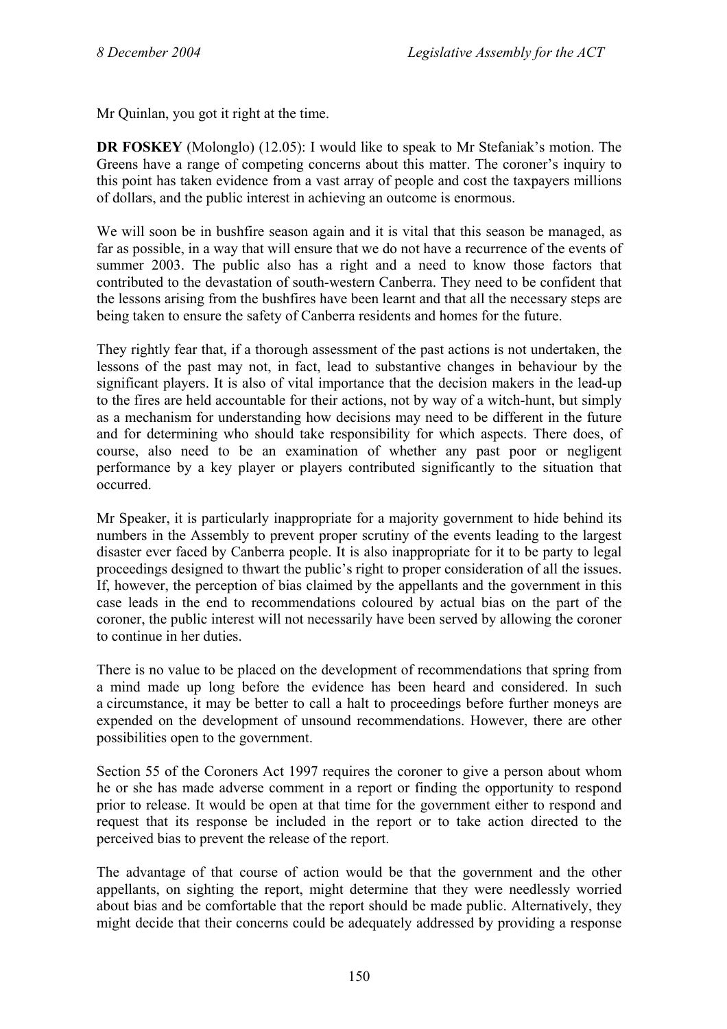Mr Quinlan, you got it right at the time.

**DR FOSKEY** (Molonglo) (12.05): I would like to speak to Mr Stefaniak's motion. The Greens have a range of competing concerns about this matter. The coroner's inquiry to this point has taken evidence from a vast array of people and cost the taxpayers millions of dollars, and the public interest in achieving an outcome is enormous.

We will soon be in bushfire season again and it is vital that this season be managed, as far as possible, in a way that will ensure that we do not have a recurrence of the events of summer 2003. The public also has a right and a need to know those factors that contributed to the devastation of south-western Canberra. They need to be confident that the lessons arising from the bushfires have been learnt and that all the necessary steps are being taken to ensure the safety of Canberra residents and homes for the future.

They rightly fear that, if a thorough assessment of the past actions is not undertaken, the lessons of the past may not, in fact, lead to substantive changes in behaviour by the significant players. It is also of vital importance that the decision makers in the lead-up to the fires are held accountable for their actions, not by way of a witch-hunt, but simply as a mechanism for understanding how decisions may need to be different in the future and for determining who should take responsibility for which aspects. There does, of course, also need to be an examination of whether any past poor or negligent performance by a key player or players contributed significantly to the situation that occurred.

Mr Speaker, it is particularly inappropriate for a majority government to hide behind its numbers in the Assembly to prevent proper scrutiny of the events leading to the largest disaster ever faced by Canberra people. It is also inappropriate for it to be party to legal proceedings designed to thwart the public's right to proper consideration of all the issues. If, however, the perception of bias claimed by the appellants and the government in this case leads in the end to recommendations coloured by actual bias on the part of the coroner, the public interest will not necessarily have been served by allowing the coroner to continue in her duties.

There is no value to be placed on the development of recommendations that spring from a mind made up long before the evidence has been heard and considered. In such a circumstance, it may be better to call a halt to proceedings before further moneys are expended on the development of unsound recommendations. However, there are other possibilities open to the government.

Section 55 of the Coroners Act 1997 requires the coroner to give a person about whom he or she has made adverse comment in a report or finding the opportunity to respond prior to release. It would be open at that time for the government either to respond and request that its response be included in the report or to take action directed to the perceived bias to prevent the release of the report.

The advantage of that course of action would be that the government and the other appellants, on sighting the report, might determine that they were needlessly worried about bias and be comfortable that the report should be made public. Alternatively, they might decide that their concerns could be adequately addressed by providing a response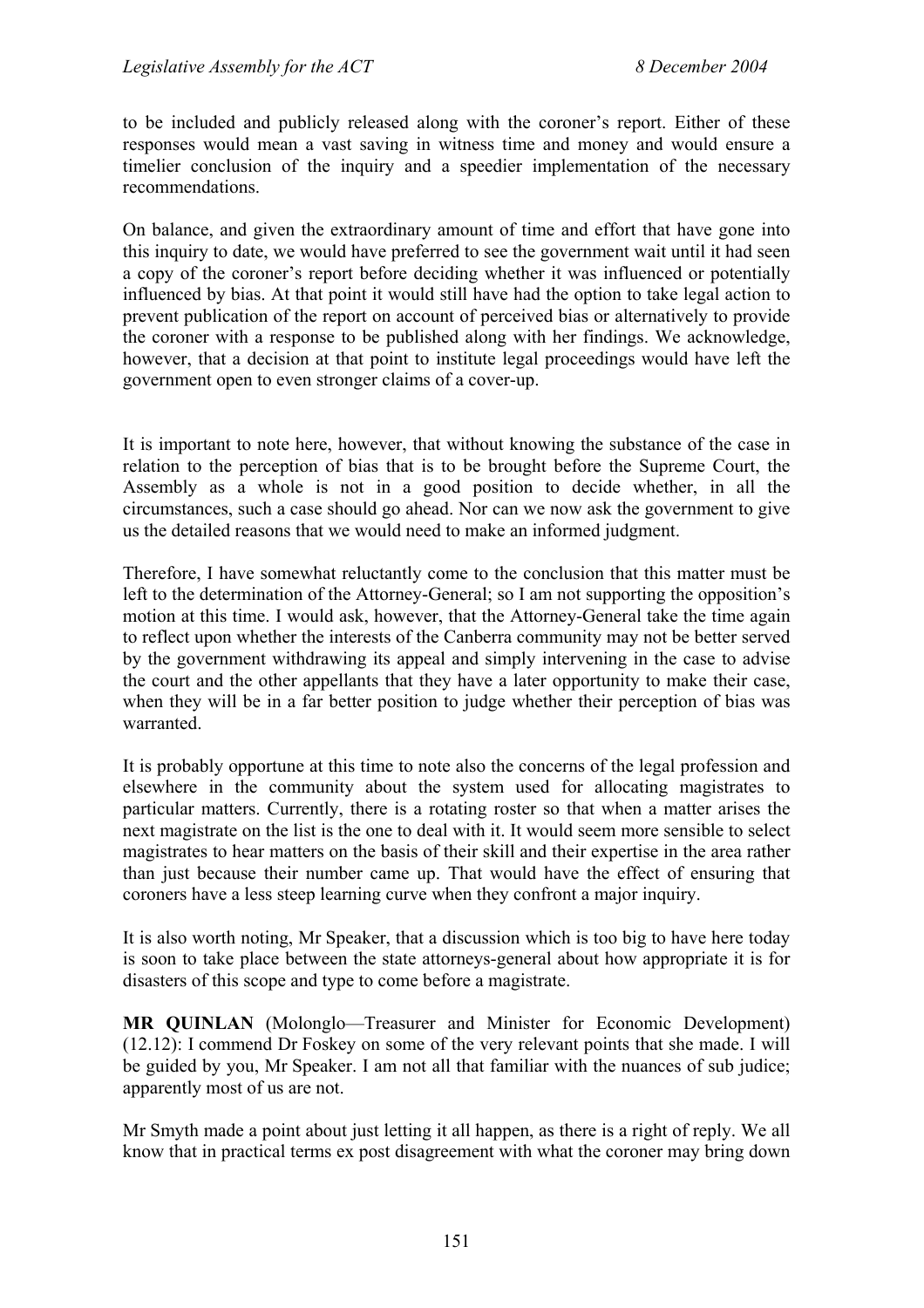to be included and publicly released along with the coroner's report. Either of these responses would mean a vast saving in witness time and money and would ensure a timelier conclusion of the inquiry and a speedier implementation of the necessary recommendations.

On balance, and given the extraordinary amount of time and effort that have gone into this inquiry to date, we would have preferred to see the government wait until it had seen a copy of the coroner's report before deciding whether it was influenced or potentially influenced by bias. At that point it would still have had the option to take legal action to prevent publication of the report on account of perceived bias or alternatively to provide the coroner with a response to be published along with her findings. We acknowledge, however, that a decision at that point to institute legal proceedings would have left the government open to even stronger claims of a cover-up.

It is important to note here, however, that without knowing the substance of the case in relation to the perception of bias that is to be brought before the Supreme Court, the Assembly as a whole is not in a good position to decide whether, in all the circumstances, such a case should go ahead. Nor can we now ask the government to give us the detailed reasons that we would need to make an informed judgment.

Therefore, I have somewhat reluctantly come to the conclusion that this matter must be left to the determination of the Attorney-General; so I am not supporting the opposition's motion at this time. I would ask, however, that the Attorney-General take the time again to reflect upon whether the interests of the Canberra community may not be better served by the government withdrawing its appeal and simply intervening in the case to advise the court and the other appellants that they have a later opportunity to make their case, when they will be in a far better position to judge whether their perception of bias was warranted.

It is probably opportune at this time to note also the concerns of the legal profession and elsewhere in the community about the system used for allocating magistrates to particular matters. Currently, there is a rotating roster so that when a matter arises the next magistrate on the list is the one to deal with it. It would seem more sensible to select magistrates to hear matters on the basis of their skill and their expertise in the area rather than just because their number came up. That would have the effect of ensuring that coroners have a less steep learning curve when they confront a major inquiry.

It is also worth noting, Mr Speaker, that a discussion which is too big to have here today is soon to take place between the state attorneys-general about how appropriate it is for disasters of this scope and type to come before a magistrate.

**MR QUINLAN** (Molonglo—Treasurer and Minister for Economic Development) (12.12): I commend Dr Foskey on some of the very relevant points that she made. I will be guided by you, Mr Speaker. I am not all that familiar with the nuances of sub judice; apparently most of us are not.

Mr Smyth made a point about just letting it all happen, as there is a right of reply. We all know that in practical terms ex post disagreement with what the coroner may bring down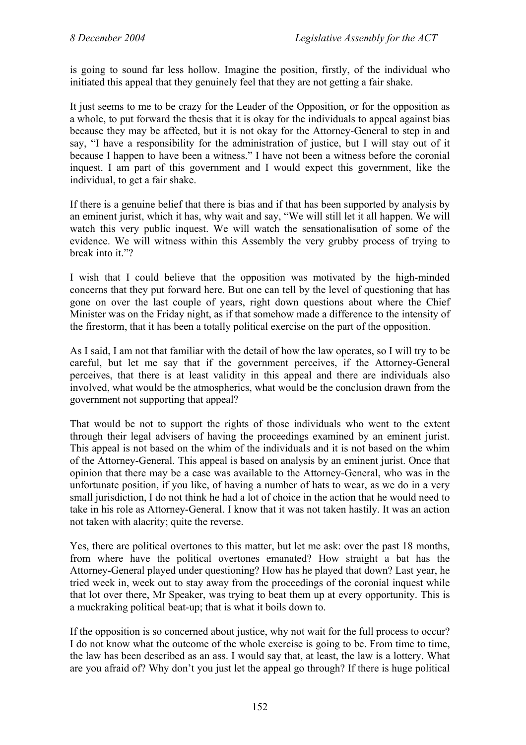is going to sound far less hollow. Imagine the position, firstly, of the individual who initiated this appeal that they genuinely feel that they are not getting a fair shake.

It just seems to me to be crazy for the Leader of the Opposition, or for the opposition as a whole, to put forward the thesis that it is okay for the individuals to appeal against bias because they may be affected, but it is not okay for the Attorney-General to step in and say, "I have a responsibility for the administration of justice, but I will stay out of it because I happen to have been a witness." I have not been a witness before the coronial inquest. I am part of this government and I would expect this government, like the individual, to get a fair shake.

If there is a genuine belief that there is bias and if that has been supported by analysis by an eminent jurist, which it has, why wait and say, "We will still let it all happen. We will watch this very public inquest. We will watch the sensationalisation of some of the evidence. We will witness within this Assembly the very grubby process of trying to break into it."?

I wish that I could believe that the opposition was motivated by the high-minded concerns that they put forward here. But one can tell by the level of questioning that has gone on over the last couple of years, right down questions about where the Chief Minister was on the Friday night, as if that somehow made a difference to the intensity of the firestorm, that it has been a totally political exercise on the part of the opposition.

As I said, I am not that familiar with the detail of how the law operates, so I will try to be careful, but let me say that if the government perceives, if the Attorney-General perceives, that there is at least validity in this appeal and there are individuals also involved, what would be the atmospherics, what would be the conclusion drawn from the government not supporting that appeal?

That would be not to support the rights of those individuals who went to the extent through their legal advisers of having the proceedings examined by an eminent jurist. This appeal is not based on the whim of the individuals and it is not based on the whim of the Attorney-General. This appeal is based on analysis by an eminent jurist. Once that opinion that there may be a case was available to the Attorney-General, who was in the unfortunate position, if you like, of having a number of hats to wear, as we do in a very small jurisdiction, I do not think he had a lot of choice in the action that he would need to take in his role as Attorney-General. I know that it was not taken hastily. It was an action not taken with alacrity; quite the reverse.

Yes, there are political overtones to this matter, but let me ask: over the past 18 months, from where have the political overtones emanated? How straight a bat has the Attorney-General played under questioning? How has he played that down? Last year, he tried week in, week out to stay away from the proceedings of the coronial inquest while that lot over there, Mr Speaker, was trying to beat them up at every opportunity. This is a muckraking political beat-up; that is what it boils down to.

If the opposition is so concerned about justice, why not wait for the full process to occur? I do not know what the outcome of the whole exercise is going to be. From time to time, the law has been described as an ass. I would say that, at least, the law is a lottery. What are you afraid of? Why don't you just let the appeal go through? If there is huge political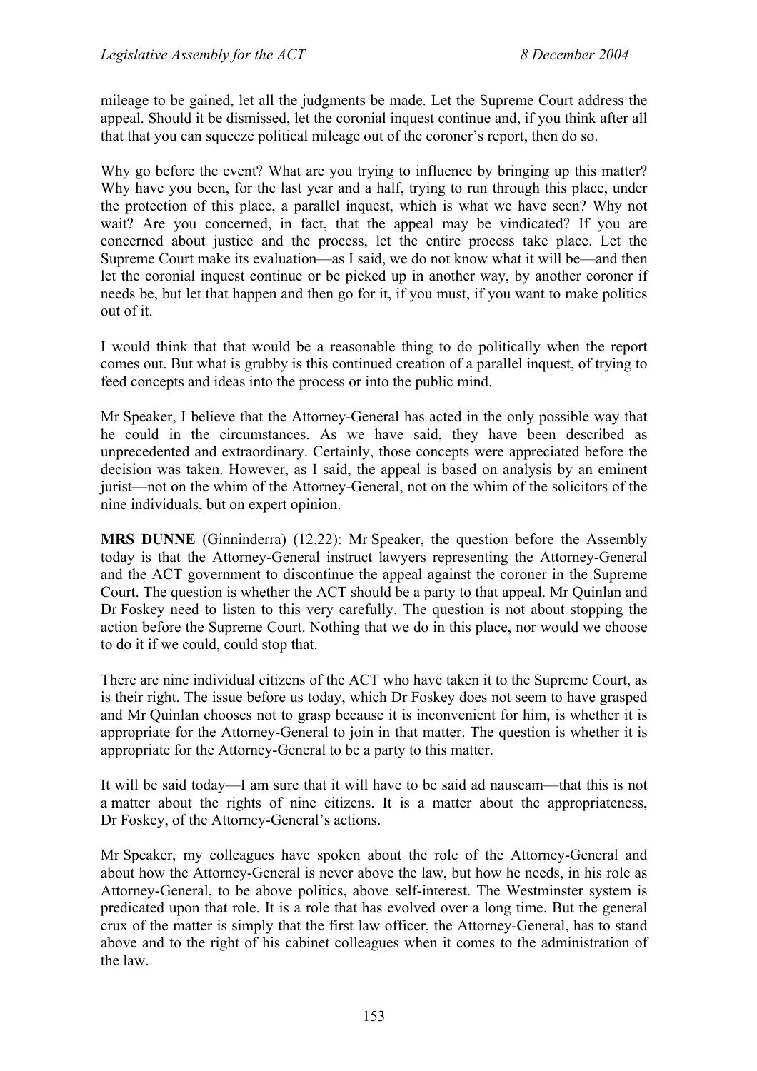mileage to be gained, let all the judgments be made. Let the Supreme Court address the appeal. Should it be dismissed, let the coronial inquest continue and, if you think after all that that you can squeeze political mileage out of the coroner's report, then do so.

Why go before the event? What are you trying to influence by bringing up this matter? Why have you been, for the last year and a half, trying to run through this place, under the protection of this place, a parallel inquest, which is what we have seen? Why not wait? Are you concerned, in fact, that the appeal may be vindicated? If you are concerned about justice and the process, let the entire process take place. Let the Supreme Court make its evaluation—as I said, we do not know what it will be—and then let the coronial inquest continue or be picked up in another way, by another coroner if needs be, but let that happen and then go for it, if you must, if you want to make politics out of it.

I would think that that would be a reasonable thing to do politically when the report comes out. But what is grubby is this continued creation of a parallel inquest, of trying to feed concepts and ideas into the process or into the public mind.

Mr Speaker, I believe that the Attorney-General has acted in the only possible way that he could in the circumstances. As we have said, they have been described as unprecedented and extraordinary. Certainly, those concepts were appreciated before the decision was taken. However, as I said, the appeal is based on analysis by an eminent jurist—not on the whim of the Attorney-General, not on the whim of the solicitors of the nine individuals, but on expert opinion.

**MRS DUNNE** (Ginninderra) (12.22): Mr Speaker, the question before the Assembly today is that the Attorney-General instruct lawyers representing the Attorney-General and the ACT government to discontinue the appeal against the coroner in the Supreme Court. The question is whether the ACT should be a party to that appeal. Mr Quinlan and Dr Foskey need to listen to this very carefully. The question is not about stopping the action before the Supreme Court. Nothing that we do in this place, nor would we choose to do it if we could, could stop that.

There are nine individual citizens of the ACT who have taken it to the Supreme Court, as is their right. The issue before us today, which Dr Foskey does not seem to have grasped and Mr Quinlan chooses not to grasp because it is inconvenient for him, is whether it is appropriate for the Attorney-General to join in that matter. The question is whether it is appropriate for the Attorney-General to be a party to this matter.

It will be said today—I am sure that it will have to be said ad nauseam—that this is not a matter about the rights of nine citizens. It is a matter about the appropriateness, Dr Foskey, of the Attorney-General's actions.

Mr Speaker, my colleagues have spoken about the role of the Attorney-General and about how the Attorney-General is never above the law, but how he needs, in his role as Attorney-General, to be above politics, above self-interest. The Westminster system is predicated upon that role. It is a role that has evolved over a long time. But the general crux of the matter is simply that the first law officer, the Attorney-General, has to stand above and to the right of his cabinet colleagues when it comes to the administration of the law.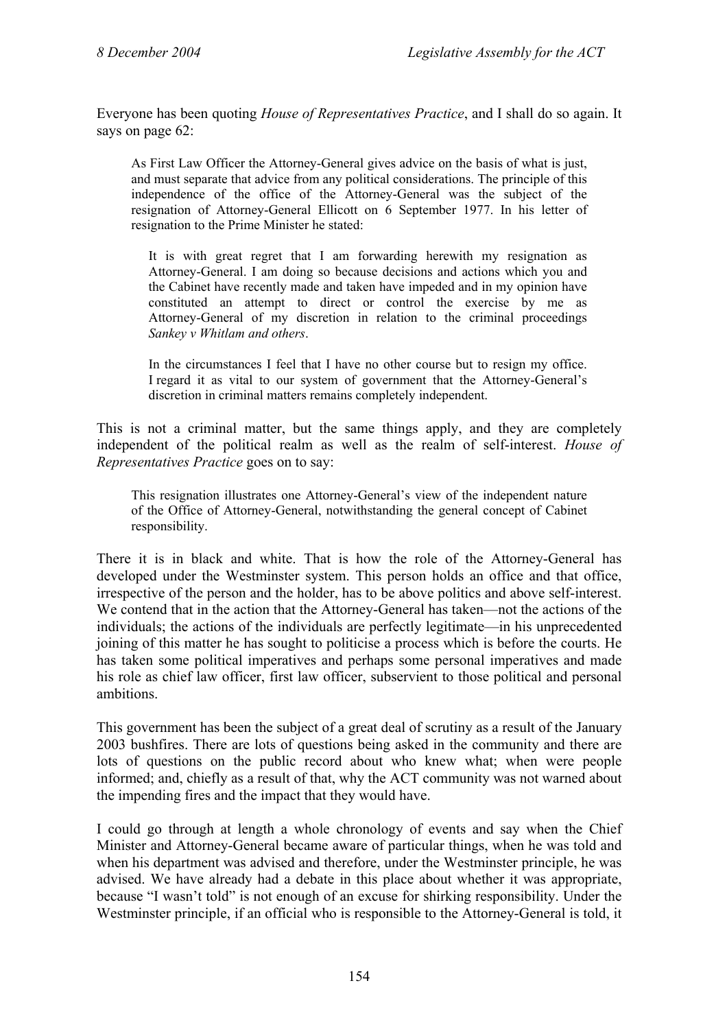Everyone has been quoting *House of Representatives Practice*, and I shall do so again. It says on page 62:

> As First Law Officer the Attorney-General gives advice on the basis of what is just, and must separate that advice from any political considerations. The principle of this independence of the office of the Attorney-General was the subject of the resignation of Attorney-General Ellicott on 6 September 1977. In his letter of resignation to the Prime Minister he stated:
>
> > It is with great regret that I am forwarding herewith my resignation as Attorney-General. I am doing so because decisions and actions which you and the Cabinet have recently made and taken have impeded and in my opinion have constituted an attempt to direct or control the exercise by me as Attorney-General of my discretion in relation to the criminal proceedings *Sankey v Whitlam and others*.
> >
> > In the circumstances I feel that I have no other course but to resign my office. I regard it as vital to our system of government that the Attorney-General's discretion in criminal matters remains completely independent.

This is not a criminal matter, but the same things apply, and they are completely independent of the political realm as well as the realm of self-interest. *House of Representatives Practice* goes on to say:

> This resignation illustrates one Attorney-General's view of the independent nature of the Office of Attorney-General, notwithstanding the general concept of Cabinet responsibility.

There it is in black and white. That is how the role of the Attorney-General has developed under the Westminster system. This person holds an office and that office, irrespective of the person and the holder, has to be above politics and above self-interest. We contend that in the action that the Attorney-General has taken—not the actions of the individuals; the actions of the individuals are perfectly legitimate—in his unprecedented joining of this matter he has sought to politicise a process which is before the courts. He has taken some political imperatives and perhaps some personal imperatives and made his role as chief law officer, first law officer, subservient to those political and personal ambitions.

This government has been the subject of a great deal of scrutiny as a result of the January 2003 bushfires. There are lots of questions being asked in the community and there are lots of questions on the public record about who knew what; when were people informed; and, chiefly as a result of that, why the ACT community was not warned about the impending fires and the impact that they would have.

I could go through at length a whole chronology of events and say when the Chief Minister and Attorney-General became aware of particular things, when he was told and when his department was advised and therefore, under the Westminster principle, he was advised. We have already had a debate in this place about whether it was appropriate, because "I wasn't told" is not enough of an excuse for shirking responsibility. Under the Westminster principle, if an official who is responsible to the Attorney-General is told, it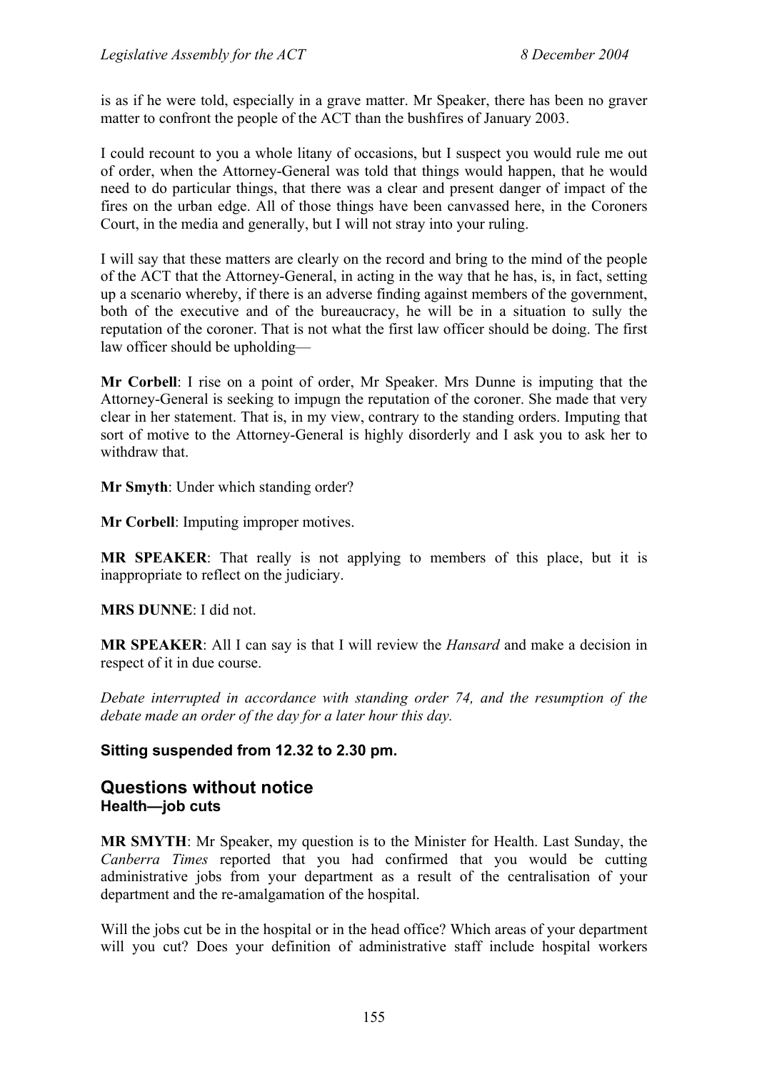is as if he were told, especially in a grave matter. Mr Speaker, there has been no graver matter to confront the people of the ACT than the bushfires of January 2003.

I could recount to you a whole litany of occasions, but I suspect you would rule me out of order, when the Attorney-General was told that things would happen, that he would need to do particular things, that there was a clear and present danger of impact of the fires on the urban edge. All of those things have been canvassed here, in the Coroners Court, in the media and generally, but I will not stray into your ruling.

I will say that these matters are clearly on the record and bring to the mind of the people of the ACT that the Attorney-General, in acting in the way that he has, is, in fact, setting up a scenario whereby, if there is an adverse finding against members of the government, both of the executive and of the bureaucracy, he will be in a situation to sully the reputation of the coroner. That is not what the first law officer should be doing. The first law officer should be upholding—

**Mr Corbell**: I rise on a point of order, Mr Speaker. Mrs Dunne is imputing that the Attorney-General is seeking to impugn the reputation of the coroner. She made that very clear in her statement. That is, in my view, contrary to the standing orders. Imputing that sort of motive to the Attorney-General is highly disorderly and I ask you to ask her to withdraw that.

**Mr Smyth**: Under which standing order?

**Mr Corbell**: Imputing improper motives.

**MR SPEAKER**: That really is not applying to members of this place, but it is inappropriate to reflect on the judiciary.

**MRS DUNNE**: I did not.

**MR SPEAKER**: All I can say is that I will review the *Hansard* and make a decision in respect of it in due course.

*Debate interrupted in accordance with standing order 74, and the resumption of the debate made an order of the day for a later hour this day.*

**Sitting suspended from 12.32 to 2.30 pm.**

## Questions without notice

### Health—job cuts

**MR SMYTH**: Mr Speaker, my question is to the Minister for Health. Last Sunday, the *Canberra Times* reported that you had confirmed that you would be cutting administrative jobs from your department as a result of the centralisation of your department and the re-amalgamation of the hospital.

Will the jobs cut be in the hospital or in the head office? Which areas of your department will you cut? Does your definition of administrative staff include hospital workers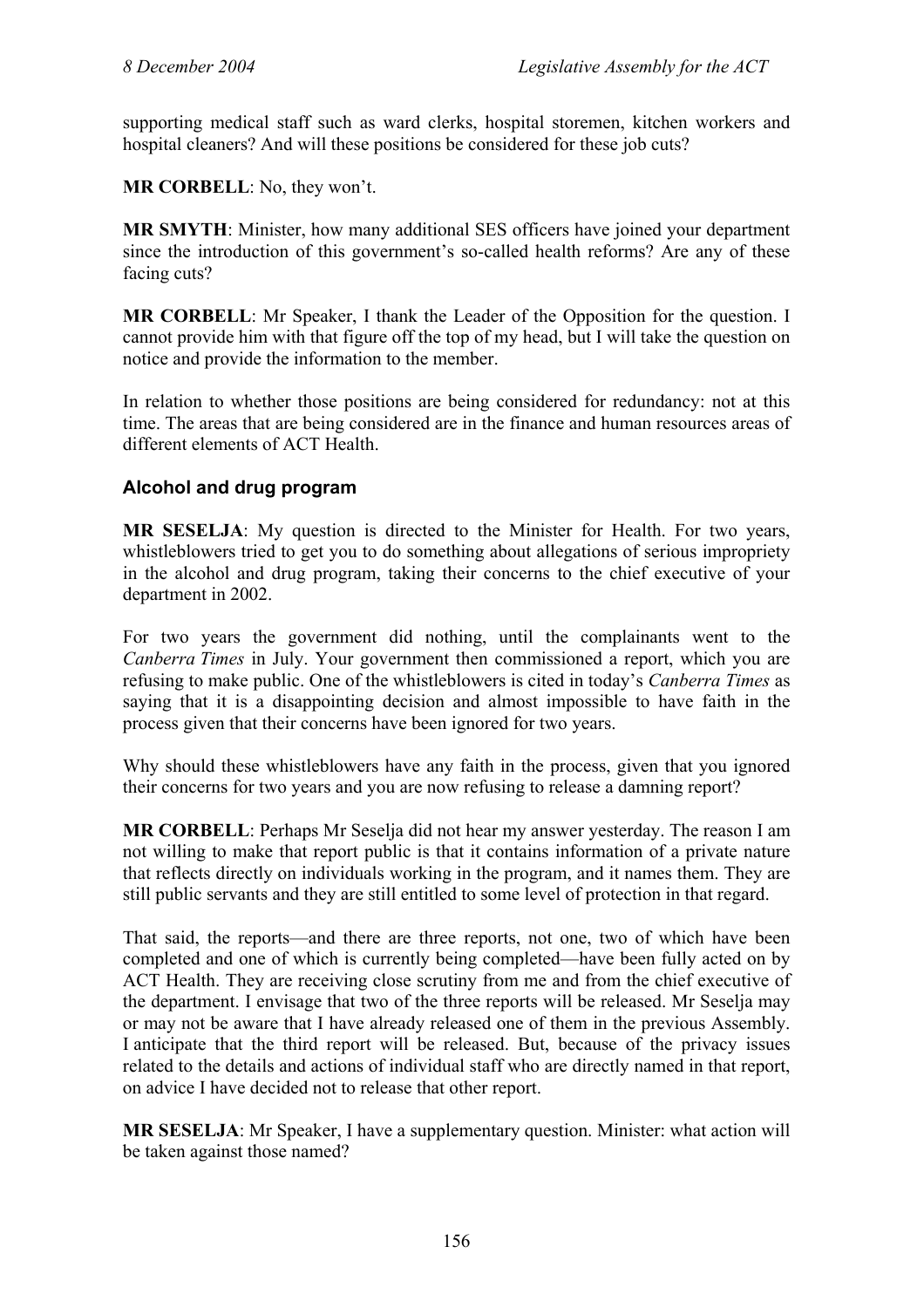supporting medical staff such as ward clerks, hospital storemen, kitchen workers and hospital cleaners? And will these positions be considered for these job cuts?

**MR CORBELL**: No, they won't.

**MR SMYTH**: Minister, how many additional SES officers have joined your department since the introduction of this government's so-called health reforms? Are any of these facing cuts?

**MR CORBELL**: Mr Speaker, I thank the Leader of the Opposition for the question. I cannot provide him with that figure off the top of my head, but I will take the question on notice and provide the information to the member.

In relation to whether those positions are being considered for redundancy: not at this time. The areas that are being considered are in the finance and human resources areas of different elements of ACT Health.

### Alcohol and drug program

**MR SESELJA**: My question is directed to the Minister for Health. For two years, whistleblowers tried to get you to do something about allegations of serious impropriety in the alcohol and drug program, taking their concerns to the chief executive of your department in 2002.

For two years the government did nothing, until the complainants went to the *Canberra Times* in July. Your government then commissioned a report, which you are refusing to make public. One of the whistleblowers is cited in today's *Canberra Times* as saying that it is a disappointing decision and almost impossible to have faith in the process given that their concerns have been ignored for two years.

Why should these whistleblowers have any faith in the process, given that you ignored their concerns for two years and you are now refusing to release a damning report?

**MR CORBELL**: Perhaps Mr Seselja did not hear my answer yesterday. The reason I am not willing to make that report public is that it contains information of a private nature that reflects directly on individuals working in the program, and it names them. They are still public servants and they are still entitled to some level of protection in that regard.

That said, the reports—and there are three reports, not one, two of which have been completed and one of which is currently being completed—have been fully acted on by ACT Health. They are receiving close scrutiny from me and from the chief executive of the department. I envisage that two of the three reports will be released. Mr Seselja may or may not be aware that I have already released one of them in the previous Assembly. I anticipate that the third report will be released. But, because of the privacy issues related to the details and actions of individual staff who are directly named in that report, on advice I have decided not to release that other report.

**MR SESELJA**: Mr Speaker, I have a supplementary question. Minister: what action will be taken against those named?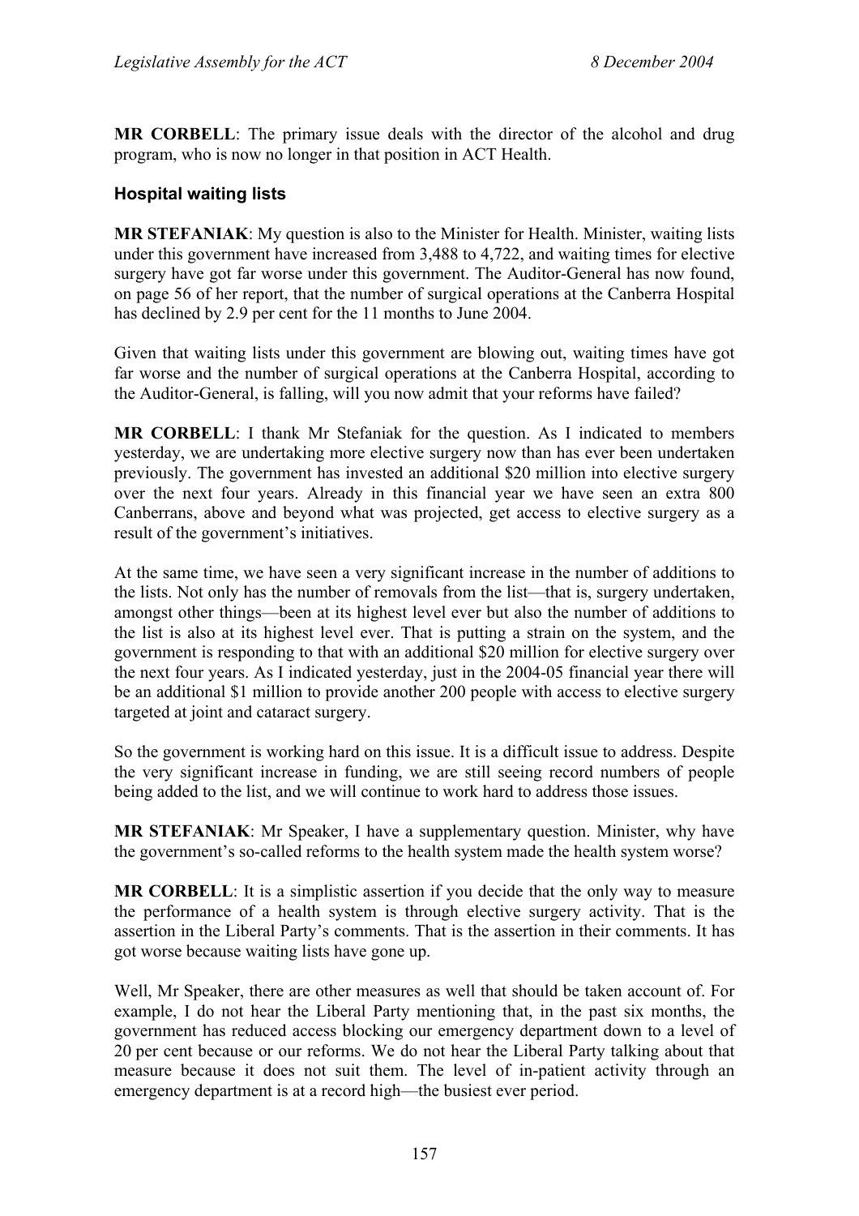**MR CORBELL**: The primary issue deals with the director of the alcohol and drug program, who is now no longer in that position in ACT Health.

### Hospital waiting lists

**MR STEFANIAK**: My question is also to the Minister for Health. Minister, waiting lists under this government have increased from 3,488 to 4,722, and waiting times for elective surgery have got far worse under this government. The Auditor-General has now found, on page 56 of her report, that the number of surgical operations at the Canberra Hospital has declined by 2.9 per cent for the 11 months to June 2004.

Given that waiting lists under this government are blowing out, waiting times have got far worse and the number of surgical operations at the Canberra Hospital, according to the Auditor-General, is falling, will you now admit that your reforms have failed?

**MR CORBELL**: I thank Mr Stefaniak for the question. As I indicated to members yesterday, we are undertaking more elective surgery now than has ever been undertaken previously. The government has invested an additional $20 million into elective surgery over the next four years. Already in this financial year we have seen an extra 800 Canberrans, above and beyond what was projected, get access to elective surgery as a result of the government's initiatives.

At the same time, we have seen a very significant increase in the number of additions to the lists. Not only has the number of removals from the list—that is, surgery undertaken, amongst other things—been at its highest level ever but also the number of additions to the list is also at its highest level ever. That is putting a strain on the system, and the government is responding to that with an additional $20 million for elective surgery over the next four years. As I indicated yesterday, just in the 2004-05 financial year there will be an additional $1 million to provide another 200 people with access to elective surgery targeted at joint and cataract surgery.

So the government is working hard on this issue. It is a difficult issue to address. Despite the very significant increase in funding, we are still seeing record numbers of people being added to the list, and we will continue to work hard to address those issues.

**MR STEFANIAK**: Mr Speaker, I have a supplementary question. Minister, why have the government's so-called reforms to the health system made the health system worse?

**MR CORBELL**: It is a simplistic assertion if you decide that the only way to measure the performance of a health system is through elective surgery activity. That is the assertion in the Liberal Party's comments. That is the assertion in their comments. It has got worse because waiting lists have gone up.

Well, Mr Speaker, there are other measures as well that should be taken account of. For example, I do not hear the Liberal Party mentioning that, in the past six months, the government has reduced access blocking our emergency department down to a level of 20 per cent because or our reforms. We do not hear the Liberal Party talking about that measure because it does not suit them. The level of in-patient activity through an emergency department is at a record high—the busiest ever period.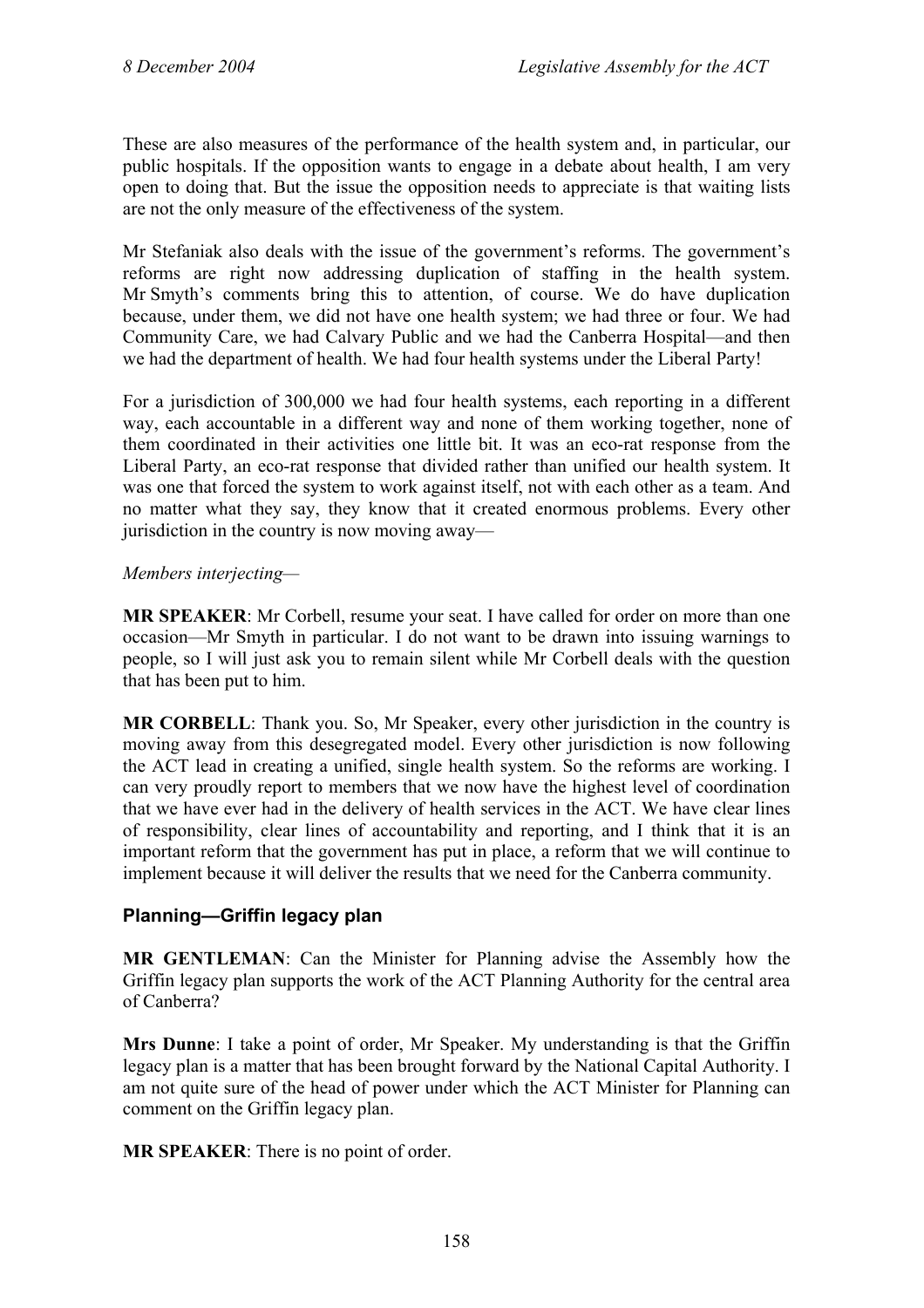These are also measures of the performance of the health system and, in particular, our public hospitals. If the opposition wants to engage in a debate about health, I am very open to doing that. But the issue the opposition needs to appreciate is that waiting lists are not the only measure of the effectiveness of the system.

Mr Stefaniak also deals with the issue of the government's reforms. The government's reforms are right now addressing duplication of staffing in the health system. Mr Smyth's comments bring this to attention, of course. We do have duplication because, under them, we did not have one health system; we had three or four. We had Community Care, we had Calvary Public and we had the Canberra Hospital—and then we had the department of health. We had four health systems under the Liberal Party!

For a jurisdiction of 300,000 we had four health systems, each reporting in a different way, each accountable in a different way and none of them working together, none of them coordinated in their activities one little bit. It was an eco-rat response from the Liberal Party, an eco-rat response that divided rather than unified our health system. It was one that forced the system to work against itself, not with each other as a team. And no matter what they say, they know that it created enormous problems. Every other jurisdiction in the country is now moving away—

*Members interjecting*—

**MR SPEAKER**: Mr Corbell, resume your seat. I have called for order on more than one occasion—Mr Smyth in particular. I do not want to be drawn into issuing warnings to people, so I will just ask you to remain silent while Mr Corbell deals with the question that has been put to him.

**MR CORBELL**: Thank you. So, Mr Speaker, every other jurisdiction in the country is moving away from this desegregated model. Every other jurisdiction is now following the ACT lead in creating a unified, single health system. So the reforms are working. I can very proudly report to members that we now have the highest level of coordination that we have ever had in the delivery of health services in the ACT. We have clear lines of responsibility, clear lines of accountability and reporting, and I think that it is an important reform that the government has put in place, a reform that we will continue to implement because it will deliver the results that we need for the Canberra community.

## Planning—Griffin legacy plan

**MR GENTLEMAN**: Can the Minister for Planning advise the Assembly how the Griffin legacy plan supports the work of the ACT Planning Authority for the central area of Canberra?

**Mrs Dunne**: I take a point of order, Mr Speaker. My understanding is that the Griffin legacy plan is a matter that has been brought forward by the National Capital Authority. I am not quite sure of the head of power under which the ACT Minister for Planning can comment on the Griffin legacy plan.

**MR SPEAKER**: There is no point of order.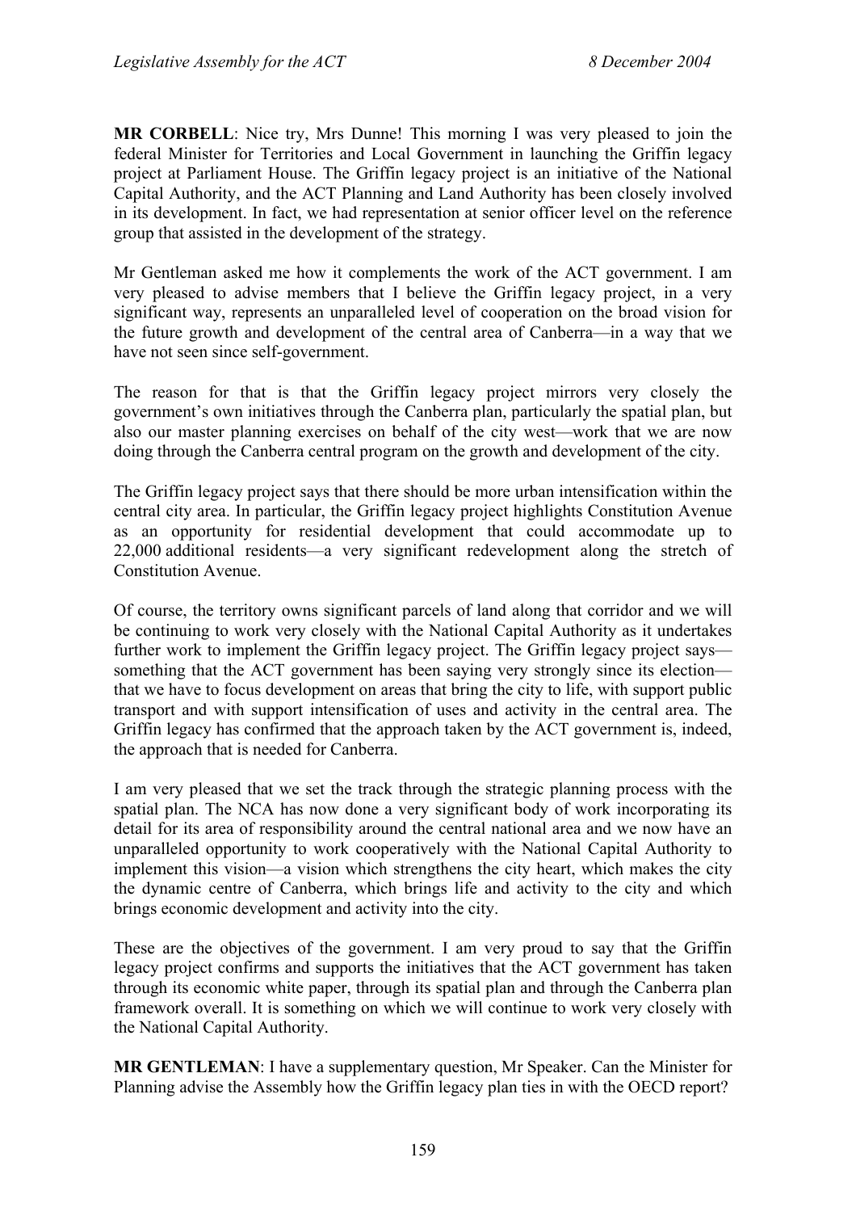**MR CORBELL**: Nice try, Mrs Dunne! This morning I was very pleased to join the federal Minister for Territories and Local Government in launching the Griffin legacy project at Parliament House. The Griffin legacy project is an initiative of the National Capital Authority, and the ACT Planning and Land Authority has been closely involved in its development. In fact, we had representation at senior officer level on the reference group that assisted in the development of the strategy.

Mr Gentleman asked me how it complements the work of the ACT government. I am very pleased to advise members that I believe the Griffin legacy project, in a very significant way, represents an unparalleled level of cooperation on the broad vision for the future growth and development of the central area of Canberra—in a way that we have not seen since self-government.

The reason for that is that the Griffin legacy project mirrors very closely the government's own initiatives through the Canberra plan, particularly the spatial plan, but also our master planning exercises on behalf of the city west—work that we are now doing through the Canberra central program on the growth and development of the city.

The Griffin legacy project says that there should be more urban intensification within the central city area. In particular, the Griffin legacy project highlights Constitution Avenue as an opportunity for residential development that could accommodate up to 22,000 additional residents—a very significant redevelopment along the stretch of Constitution Avenue.

Of course, the territory owns significant parcels of land along that corridor and we will be continuing to work very closely with the National Capital Authority as it undertakes further work to implement the Griffin legacy project. The Griffin legacy project says—something that the ACT government has been saying very strongly since its election—that we have to focus development on areas that bring the city to life, with support public transport and with support intensification of uses and activity in the central area. The Griffin legacy has confirmed that the approach taken by the ACT government is, indeed, the approach that is needed for Canberra.

I am very pleased that we set the track through the strategic planning process with the spatial plan. The NCA has now done a very significant body of work incorporating its detail for its area of responsibility around the central national area and we now have an unparalleled opportunity to work cooperatively with the National Capital Authority to implement this vision—a vision which strengthens the city heart, which makes the city the dynamic centre of Canberra, which brings life and activity to the city and which brings economic development and activity into the city.

These are the objectives of the government. I am very proud to say that the Griffin legacy project confirms and supports the initiatives that the ACT government has taken through its economic white paper, through its spatial plan and through the Canberra plan framework overall. It is something on which we will continue to work very closely with the National Capital Authority.

**MR GENTLEMAN**: I have a supplementary question, Mr Speaker. Can the Minister for Planning advise the Assembly how the Griffin legacy plan ties in with the OECD report?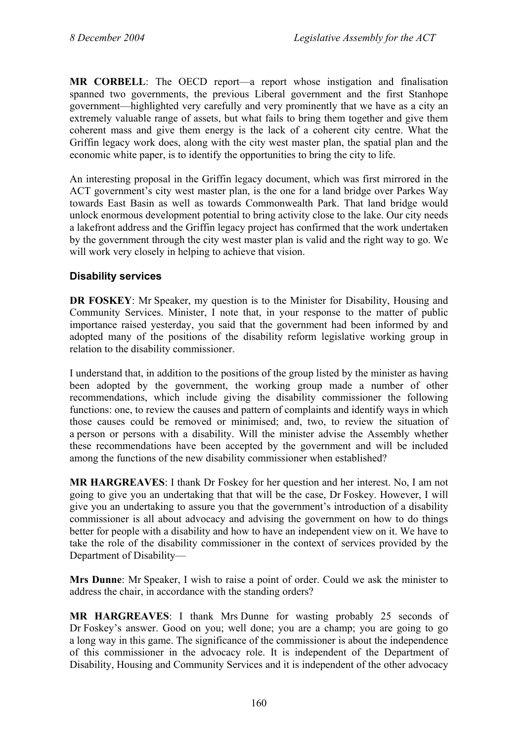**MR CORBELL**: The OECD report—a report whose instigation and finalisation spanned two governments, the previous Liberal government and the first Stanhope government—highlighted very carefully and very prominently that we have as a city an extremely valuable range of assets, but what fails to bring them together and give them coherent mass and give them energy is the lack of a coherent city centre. What the Griffin legacy work does, along with the city west master plan, the spatial plan and the economic white paper, is to identify the opportunities to bring the city to life.

An interesting proposal in the Griffin legacy document, which was first mirrored in the ACT government's city west master plan, is the one for a land bridge over Parkes Way towards East Basin as well as towards Commonwealth Park. That land bridge would unlock enormous development potential to bring activity close to the lake. Our city needs a lakefront address and the Griffin legacy project has confirmed that the work undertaken by the government through the city west master plan is valid and the right way to go. We will work very closely in helping to achieve that vision.

### Disability services

**DR FOSKEY**: Mr Speaker, my question is to the Minister for Disability, Housing and Community Services. Minister, I note that, in your response to the matter of public importance raised yesterday, you said that the government had been informed by and adopted many of the positions of the disability reform legislative working group in relation to the disability commissioner.

I understand that, in addition to the positions of the group listed by the minister as having been adopted by the government, the working group made a number of other recommendations, which include giving the disability commissioner the following functions: one, to review the causes and pattern of complaints and identify ways in which those causes could be removed or minimised; and, two, to review the situation of a person or persons with a disability. Will the minister advise the Assembly whether these recommendations have been accepted by the government and will be included among the functions of the new disability commissioner when established?

**MR HARGREAVES**: I thank Dr Foskey for her question and her interest. No, I am not going to give you an undertaking that that will be the case, Dr Foskey. However, I will give you an undertaking to assure you that the government's introduction of a disability commissioner is all about advocacy and advising the government on how to do things better for people with a disability and how to have an independent view on it. We have to take the role of the disability commissioner in the context of services provided by the Department of Disability—

**Mrs Dunne**: Mr Speaker, I wish to raise a point of order. Could we ask the minister to address the chair, in accordance with the standing orders?

**MR HARGREAVES**: I thank Mrs Dunne for wasting probably 25 seconds of Dr Foskey's answer. Good on you; well done; you are a champ; you are going to go a long way in this game. The significance of the commissioner is about the independence of this commissioner in the advocacy role. It is independent of the Department of Disability, Housing and Community Services and it is independent of the other advocacy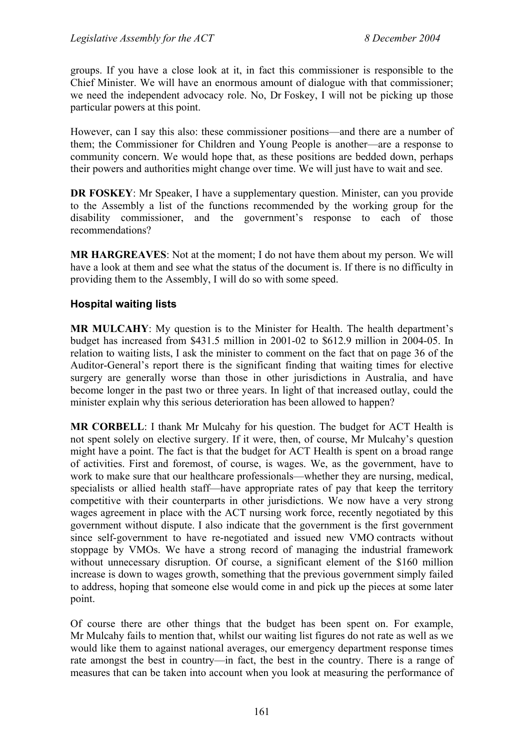groups. If you have a close look at it, in fact this commissioner is responsible to the Chief Minister. We will have an enormous amount of dialogue with that commissioner; we need the independent advocacy role. No, Dr Foskey, I will not be picking up those particular powers at this point.

However, can I say this also: these commissioner positions—and there are a number of them; the Commissioner for Children and Young People is another—are a response to community concern. We would hope that, as these positions are bedded down, perhaps their powers and authorities might change over time. We will just have to wait and see.

**DR FOSKEY**: Mr Speaker, I have a supplementary question. Minister, can you provide to the Assembly a list of the functions recommended by the working group for the disability commissioner, and the government's response to each of those recommendations?

**MR HARGREAVES**: Not at the moment; I do not have them about my person. We will have a look at them and see what the status of the document is. If there is no difficulty in providing them to the Assembly, I will do so with some speed.

### Hospital waiting lists

**MR MULCAHY**: My question is to the Minister for Health. The health department's budget has increased from $431.5 million in 2001-02 to $612.9 million in 2004-05. In relation to waiting lists, I ask the minister to comment on the fact that on page 36 of the Auditor-General's report there is the significant finding that waiting times for elective surgery are generally worse than those in other jurisdictions in Australia, and have become longer in the past two or three years. In light of that increased outlay, could the minister explain why this serious deterioration has been allowed to happen?

**MR CORBELL**: I thank Mr Mulcahy for his question. The budget for ACT Health is not spent solely on elective surgery. If it were, then, of course, Mr Mulcahy's question might have a point. The fact is that the budget for ACT Health is spent on a broad range of activities. First and foremost, of course, is wages. We, as the government, have to work to make sure that our healthcare professionals—whether they are nursing, medical, specialists or allied health staff—have appropriate rates of pay that keep the territory competitive with their counterparts in other jurisdictions. We now have a very strong wages agreement in place with the ACT nursing work force, recently negotiated by this government without dispute. I also indicate that the government is the first government since self-government to have re-negotiated and issued new VMO contracts without stoppage by VMOs. We have a strong record of managing the industrial framework without unnecessary disruption. Of course, a significant element of the $160 million increase is down to wages growth, something that the previous government simply failed to address, hoping that someone else would come in and pick up the pieces at some later point.

Of course there are other things that the budget has been spent on. For example, Mr Mulcahy fails to mention that, whilst our waiting list figures do not rate as well as we would like them to against national averages, our emergency department response times rate amongst the best in country—in fact, the best in the country. There is a range of measures that can be taken into account when you look at measuring the performance of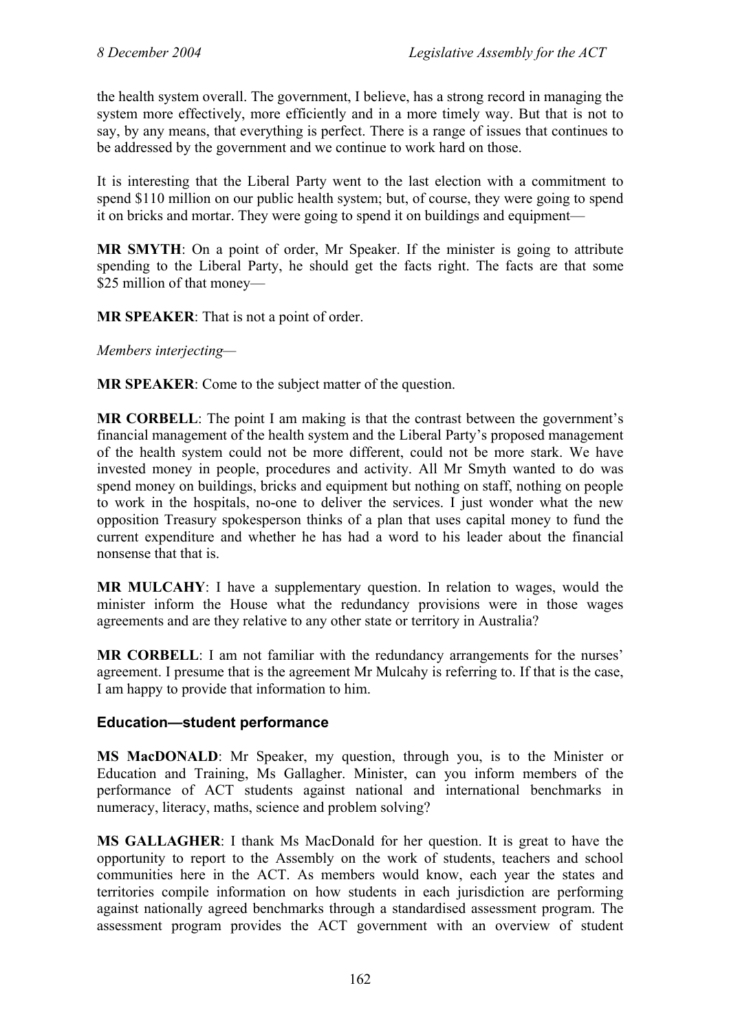the health system overall. The government, I believe, has a strong record in managing the system more effectively, more efficiently and in a more timely way. But that is not to say, by any means, that everything is perfect. There is a range of issues that continues to be addressed by the government and we continue to work hard on those.

It is interesting that the Liberal Party went to the last election with a commitment to spend $110 million on our public health system; but, of course, they were going to spend it on bricks and mortar. They were going to spend it on buildings and equipment—

**MR SMYTH**: On a point of order, Mr Speaker. If the minister is going to attribute spending to the Liberal Party, he should get the facts right. The facts are that some $25 million of that money—

**MR SPEAKER**: That is not a point of order.

*Members interjecting—*

**MR SPEAKER**: Come to the subject matter of the question.

**MR CORBELL**: The point I am making is that the contrast between the government's financial management of the health system and the Liberal Party's proposed management of the health system could not be more different, could not be more stark. We have invested money in people, procedures and activity. All Mr Smyth wanted to do was spend money on buildings, bricks and equipment but nothing on staff, nothing on people to work in the hospitals, no-one to deliver the services. I just wonder what the new opposition Treasury spokesperson thinks of a plan that uses capital money to fund the current expenditure and whether he has had a word to his leader about the financial nonsense that that is.

**MR MULCAHY**: I have a supplementary question. In relation to wages, would the minister inform the House what the redundancy provisions were in those wages agreements and are they relative to any other state or territory in Australia?

**MR CORBELL**: I am not familiar with the redundancy arrangements for the nurses' agreement. I presume that is the agreement Mr Mulcahy is referring to. If that is the case, I am happy to provide that information to him.

### Education—student performance

**MS MacDONALD**: Mr Speaker, my question, through you, is to the Minister or Education and Training, Ms Gallagher. Minister, can you inform members of the performance of ACT students against national and international benchmarks in numeracy, literacy, maths, science and problem solving?

**MS GALLAGHER**: I thank Ms MacDonald for her question. It is great to have the opportunity to report to the Assembly on the work of students, teachers and school communities here in the ACT. As members would know, each year the states and territories compile information on how students in each jurisdiction are performing against nationally agreed benchmarks through a standardised assessment program. The assessment program provides the ACT government with an overview of student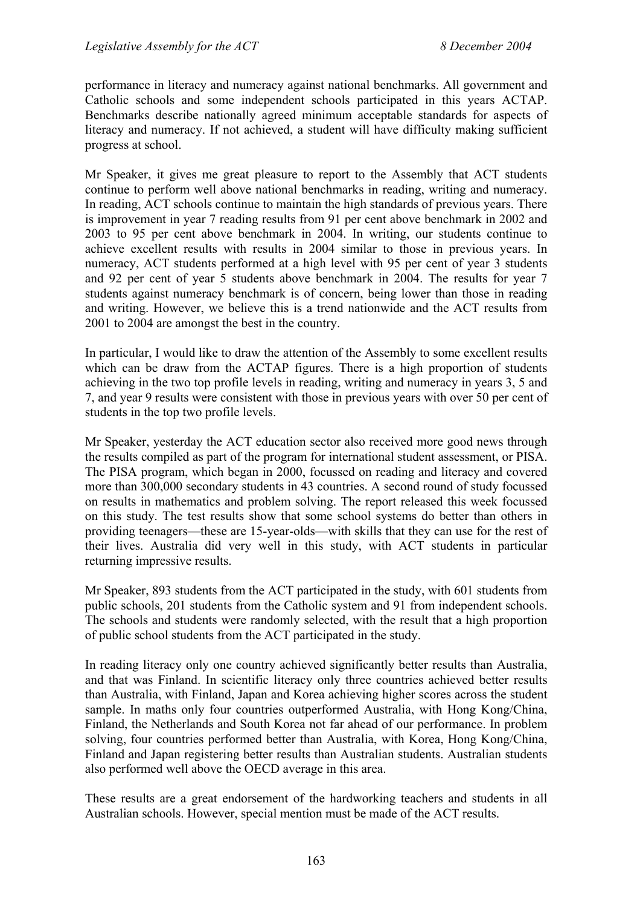performance in literacy and numeracy against national benchmarks. All government and Catholic schools and some independent schools participated in this years ACTAP. Benchmarks describe nationally agreed minimum acceptable standards for aspects of literacy and numeracy. If not achieved, a student will have difficulty making sufficient progress at school.

Mr Speaker, it gives me great pleasure to report to the Assembly that ACT students continue to perform well above national benchmarks in reading, writing and numeracy. In reading, ACT schools continue to maintain the high standards of previous years. There is improvement in year 7 reading results from 91 per cent above benchmark in 2002 and 2003 to 95 per cent above benchmark in 2004. In writing, our students continue to achieve excellent results with results in 2004 similar to those in previous years. In numeracy, ACT students performed at a high level with 95 per cent of year 3 students and 92 per cent of year 5 students above benchmark in 2004. The results for year 7 students against numeracy benchmark is of concern, being lower than those in reading and writing. However, we believe this is a trend nationwide and the ACT results from 2001 to 2004 are amongst the best in the country.

In particular, I would like to draw the attention of the Assembly to some excellent results which can be draw from the ACTAP figures. There is a high proportion of students achieving in the two top profile levels in reading, writing and numeracy in years 3, 5 and 7, and year 9 results were consistent with those in previous years with over 50 per cent of students in the top two profile levels.

Mr Speaker, yesterday the ACT education sector also received more good news through the results compiled as part of the program for international student assessment, or PISA. The PISA program, which began in 2000, focussed on reading and literacy and covered more than 300,000 secondary students in 43 countries. A second round of study focussed on results in mathematics and problem solving. The report released this week focussed on this study. The test results show that some school systems do better than others in providing teenagers—these are 15-year-olds—with skills that they can use for the rest of their lives. Australia did very well in this study, with ACT students in particular returning impressive results.

Mr Speaker, 893 students from the ACT participated in the study, with 601 students from public schools, 201 students from the Catholic system and 91 from independent schools. The schools and students were randomly selected, with the result that a high proportion of public school students from the ACT participated in the study.

In reading literacy only one country achieved significantly better results than Australia, and that was Finland. In scientific literacy only three countries achieved better results than Australia, with Finland, Japan and Korea achieving higher scores across the student sample. In maths only four countries outperformed Australia, with Hong Kong/China, Finland, the Netherlands and South Korea not far ahead of our performance. In problem solving, four countries performed better than Australia, with Korea, Hong Kong/China, Finland and Japan registering better results than Australian students. Australian students also performed well above the OECD average in this area.

These results are a great endorsement of the hardworking teachers and students in all Australian schools. However, special mention must be made of the ACT results.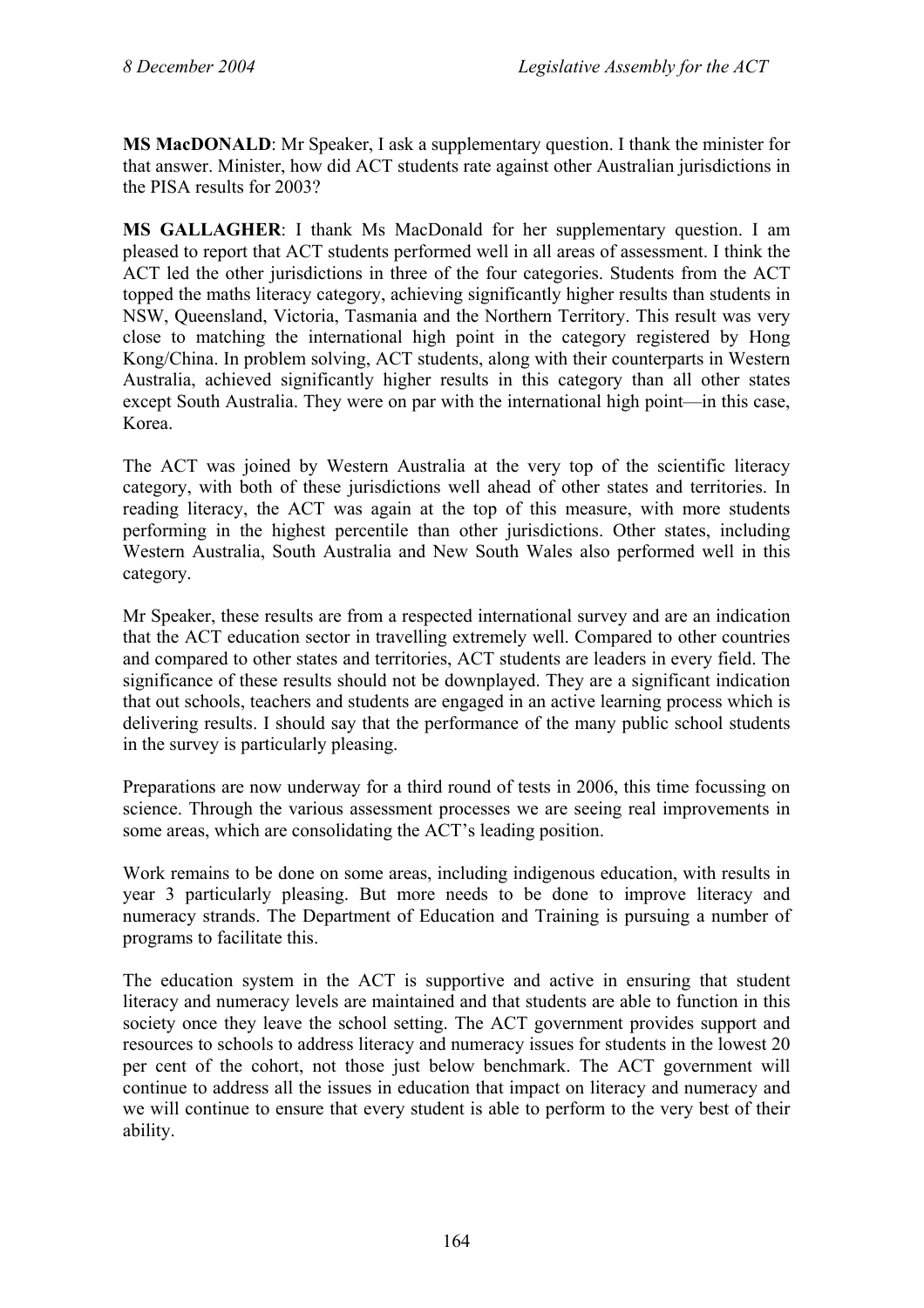**MS MacDONALD**: Mr Speaker, I ask a supplementary question. I thank the minister for that answer. Minister, how did ACT students rate against other Australian jurisdictions in the PISA results for 2003?

**MS GALLAGHER**: I thank Ms MacDonald for her supplementary question. I am pleased to report that ACT students performed well in all areas of assessment. I think the ACT led the other jurisdictions in three of the four categories. Students from the ACT topped the maths literacy category, achieving significantly higher results than students in NSW, Queensland, Victoria, Tasmania and the Northern Territory. This result was very close to matching the international high point in the category registered by Hong Kong/China. In problem solving, ACT students, along with their counterparts in Western Australia, achieved significantly higher results in this category than all other states except South Australia. They were on par with the international high point—in this case, Korea.

The ACT was joined by Western Australia at the very top of the scientific literacy category, with both of these jurisdictions well ahead of other states and territories. In reading literacy, the ACT was again at the top of this measure, with more students performing in the highest percentile than other jurisdictions. Other states, including Western Australia, South Australia and New South Wales also performed well in this category.

Mr Speaker, these results are from a respected international survey and are an indication that the ACT education sector in travelling extremely well. Compared to other countries and compared to other states and territories, ACT students are leaders in every field. The significance of these results should not be downplayed. They are a significant indication that out schools, teachers and students are engaged in an active learning process which is delivering results. I should say that the performance of the many public school students in the survey is particularly pleasing.

Preparations are now underway for a third round of tests in 2006, this time focussing on science. Through the various assessment processes we are seeing real improvements in some areas, which are consolidating the ACT's leading position.

Work remains to be done on some areas, including indigenous education, with results in year 3 particularly pleasing. But more needs to be done to improve literacy and numeracy strands. The Department of Education and Training is pursuing a number of programs to facilitate this.

The education system in the ACT is supportive and active in ensuring that student literacy and numeracy levels are maintained and that students are able to function in this society once they leave the school setting. The ACT government provides support and resources to schools to address literacy and numeracy issues for students in the lowest 20 per cent of the cohort, not those just below benchmark. The ACT government will continue to address all the issues in education that impact on literacy and numeracy and we will continue to ensure that every student is able to perform to the very best of their ability.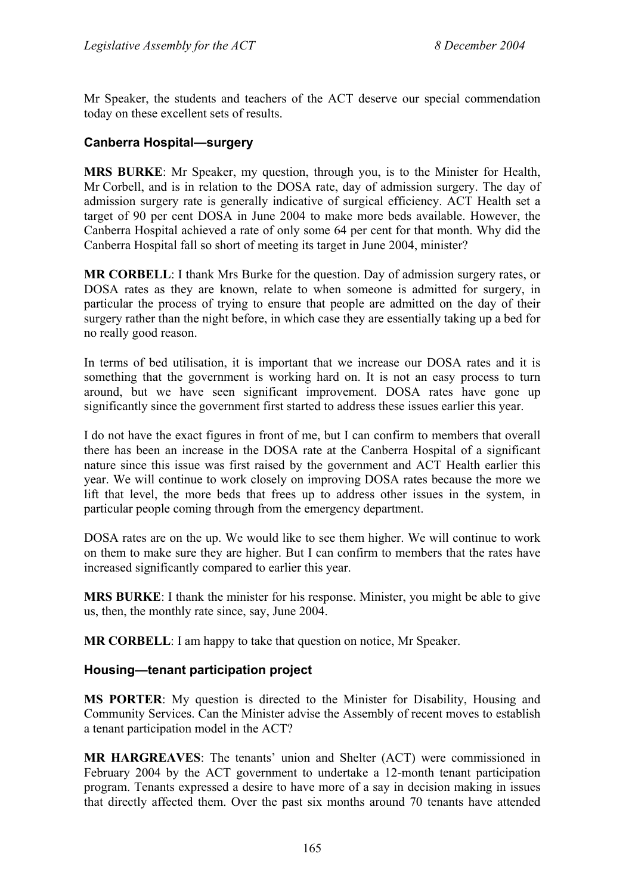Mr Speaker, the students and teachers of the ACT deserve our special commendation today on these excellent sets of results.

### Canberra Hospital—surgery

**MRS BURKE**: Mr Speaker, my question, through you, is to the Minister for Health, Mr Corbell, and is in relation to the DOSA rate, day of admission surgery. The day of admission surgery rate is generally indicative of surgical efficiency. ACT Health set a target of 90 per cent DOSA in June 2004 to make more beds available. However, the Canberra Hospital achieved a rate of only some 64 per cent for that month. Why did the Canberra Hospital fall so short of meeting its target in June 2004, minister?

**MR CORBELL**: I thank Mrs Burke for the question. Day of admission surgery rates, or DOSA rates as they are known, relate to when someone is admitted for surgery, in particular the process of trying to ensure that people are admitted on the day of their surgery rather than the night before, in which case they are essentially taking up a bed for no really good reason.

In terms of bed utilisation, it is important that we increase our DOSA rates and it is something that the government is working hard on. It is not an easy process to turn around, but we have seen significant improvement. DOSA rates have gone up significantly since the government first started to address these issues earlier this year.

I do not have the exact figures in front of me, but I can confirm to members that overall there has been an increase in the DOSA rate at the Canberra Hospital of a significant nature since this issue was first raised by the government and ACT Health earlier this year. We will continue to work closely on improving DOSA rates because the more we lift that level, the more beds that frees up to address other issues in the system, in particular people coming through from the emergency department.

DOSA rates are on the up. We would like to see them higher. We will continue to work on them to make sure they are higher. But I can confirm to members that the rates have increased significantly compared to earlier this year.

**MRS BURKE**: I thank the minister for his response. Minister, you might be able to give us, then, the monthly rate since, say, June 2004.

**MR CORBELL**: I am happy to take that question on notice, Mr Speaker.

### Housing—tenant participation project

**MS PORTER**: My question is directed to the Minister for Disability, Housing and Community Services. Can the Minister advise the Assembly of recent moves to establish a tenant participation model in the ACT?

**MR HARGREAVES**: The tenants' union and Shelter (ACT) were commissioned in February 2004 by the ACT government to undertake a 12-month tenant participation program. Tenants expressed a desire to have more of a say in decision making in issues that directly affected them. Over the past six months around 70 tenants have attended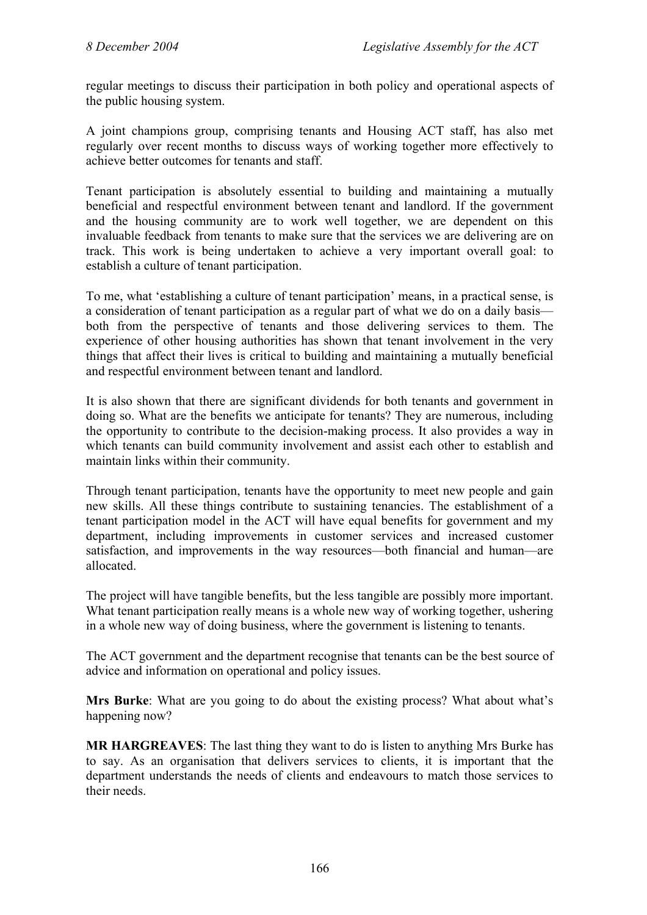regular meetings to discuss their participation in both policy and operational aspects of the public housing system.

A joint champions group, comprising tenants and Housing ACT staff, has also met regularly over recent months to discuss ways of working together more effectively to achieve better outcomes for tenants and staff.

Tenant participation is absolutely essential to building and maintaining a mutually beneficial and respectful environment between tenant and landlord. If the government and the housing community are to work well together, we are dependent on this invaluable feedback from tenants to make sure that the services we are delivering are on track. This work is being undertaken to achieve a very important overall goal: to establish a culture of tenant participation.

To me, what 'establishing a culture of tenant participation' means, in a practical sense, is a consideration of tenant participation as a regular part of what we do on a daily basis—both from the perspective of tenants and those delivering services to them. The experience of other housing authorities has shown that tenant involvement in the very things that affect their lives is critical to building and maintaining a mutually beneficial and respectful environment between tenant and landlord.

It is also shown that there are significant dividends for both tenants and government in doing so. What are the benefits we anticipate for tenants? They are numerous, including the opportunity to contribute to the decision-making process. It also provides a way in which tenants can build community involvement and assist each other to establish and maintain links within their community.

Through tenant participation, tenants have the opportunity to meet new people and gain new skills. All these things contribute to sustaining tenancies. The establishment of a tenant participation model in the ACT will have equal benefits for government and my department, including improvements in customer services and increased customer satisfaction, and improvements in the way resources—both financial and human—are allocated.

The project will have tangible benefits, but the less tangible are possibly more important. What tenant participation really means is a whole new way of working together, ushering in a whole new way of doing business, where the government is listening to tenants.

The ACT government and the department recognise that tenants can be the best source of advice and information on operational and policy issues.

**Mrs Burke**: What are you going to do about the existing process? What about what's happening now?

**MR HARGREAVES**: The last thing they want to do is listen to anything Mrs Burke has to say. As an organisation that delivers services to clients, it is important that the department understands the needs of clients and endeavours to match those services to their needs.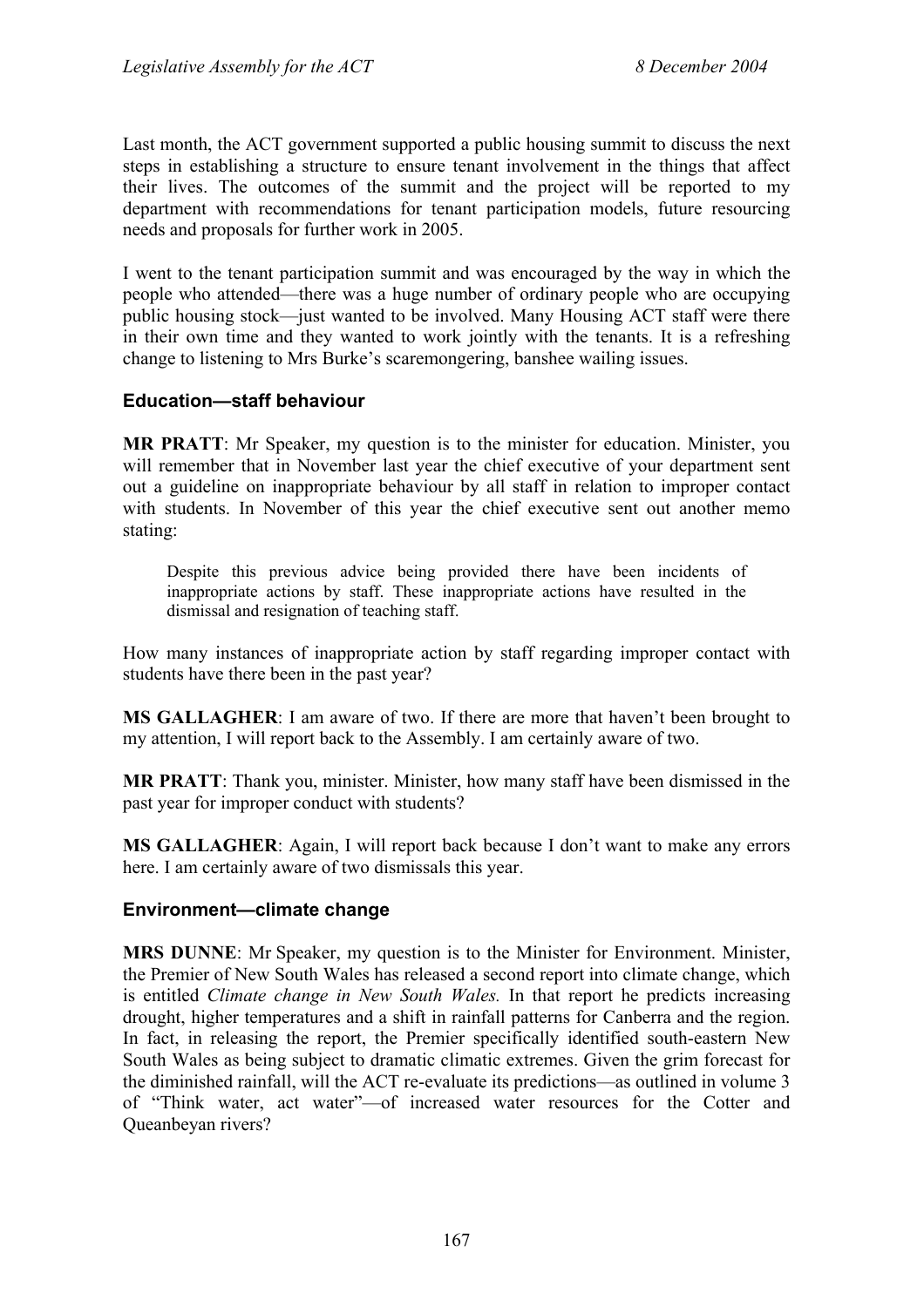Last month, the ACT government supported a public housing summit to discuss the next steps in establishing a structure to ensure tenant involvement in the things that affect their lives. The outcomes of the summit and the project will be reported to my department with recommendations for tenant participation models, future resourcing needs and proposals for further work in 2005.

I went to the tenant participation summit and was encouraged by the way in which the people who attended—there was a huge number of ordinary people who are occupying public housing stock—just wanted to be involved. Many Housing ACT staff were there in their own time and they wanted to work jointly with the tenants. It is a refreshing change to listening to Mrs Burke's scaremongering, banshee wailing issues.

### Education—staff behaviour

**MR PRATT**: Mr Speaker, my question is to the minister for education. Minister, you will remember that in November last year the chief executive of your department sent out a guideline on inappropriate behaviour by all staff in relation to improper contact with students. In November of this year the chief executive sent out another memo stating:

> Despite this previous advice being provided there have been incidents of inappropriate actions by staff. These inappropriate actions have resulted in the dismissal and resignation of teaching staff.

How many instances of inappropriate action by staff regarding improper contact with students have there been in the past year?

**MS GALLAGHER**: I am aware of two. If there are more that haven't been brought to my attention, I will report back to the Assembly. I am certainly aware of two.

**MR PRATT**: Thank you, minister. Minister, how many staff have been dismissed in the past year for improper conduct with students?

**MS GALLAGHER**: Again, I will report back because I don't want to make any errors here. I am certainly aware of two dismissals this year.

### Environment—climate change

**MRS DUNNE**: Mr Speaker, my question is to the Minister for Environment. Minister, the Premier of New South Wales has released a second report into climate change, which is entitled *Climate change in New South Wales.* In that report he predicts increasing drought, higher temperatures and a shift in rainfall patterns for Canberra and the region. In fact, in releasing the report, the Premier specifically identified south-eastern New South Wales as being subject to dramatic climatic extremes. Given the grim forecast for the diminished rainfall, will the ACT re-evaluate its predictions—as outlined in volume 3 of "Think water, act water"—of increased water resources for the Cotter and Queanbeyan rivers?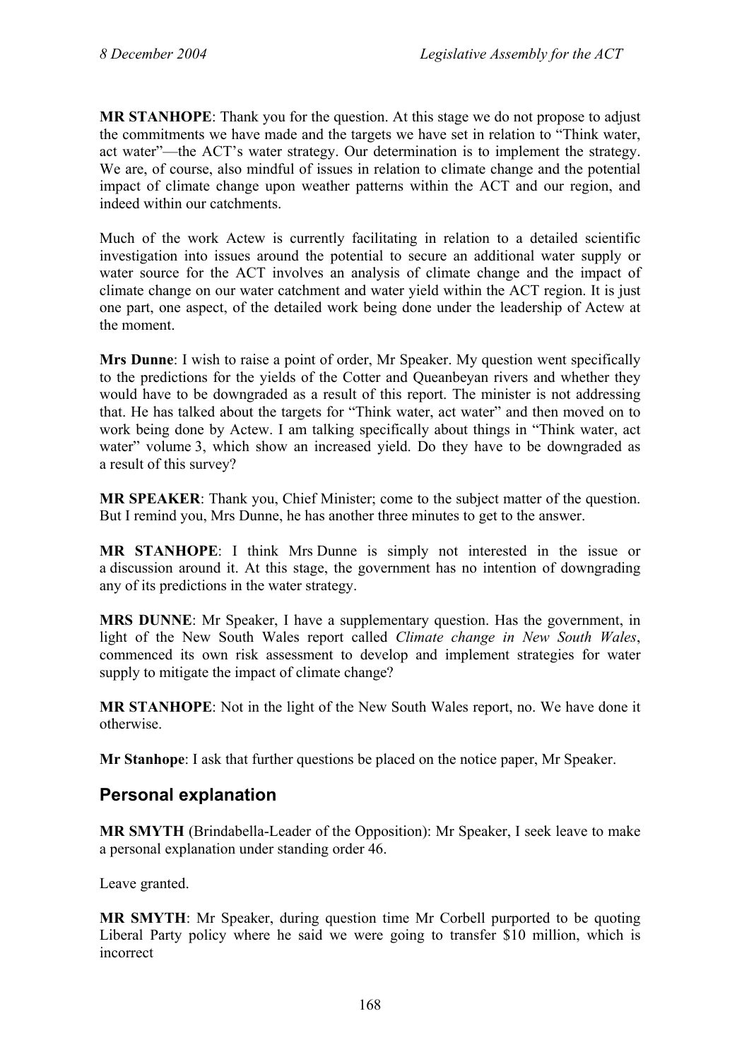**MR STANHOPE**: Thank you for the question. At this stage we do not propose to adjust the commitments we have made and the targets we have set in relation to "Think water, act water"—the ACT's water strategy. Our determination is to implement the strategy. We are, of course, also mindful of issues in relation to climate change and the potential impact of climate change upon weather patterns within the ACT and our region, and indeed within our catchments.

Much of the work Actew is currently facilitating in relation to a detailed scientific investigation into issues around the potential to secure an additional water supply or water source for the ACT involves an analysis of climate change and the impact of climate change on our water catchment and water yield within the ACT region. It is just one part, one aspect, of the detailed work being done under the leadership of Actew at the moment.

**Mrs Dunne**: I wish to raise a point of order, Mr Speaker. My question went specifically to the predictions for the yields of the Cotter and Queanbeyan rivers and whether they would have to be downgraded as a result of this report. The minister is not addressing that. He has talked about the targets for "Think water, act water" and then moved on to work being done by Actew. I am talking specifically about things in "Think water, act water" volume 3, which show an increased yield. Do they have to be downgraded as a result of this survey?

**MR SPEAKER**: Thank you, Chief Minister; come to the subject matter of the question. But I remind you, Mrs Dunne, he has another three minutes to get to the answer.

**MR STANHOPE**: I think Mrs Dunne is simply not interested in the issue or a discussion around it. At this stage, the government has no intention of downgrading any of its predictions in the water strategy.

**MRS DUNNE**: Mr Speaker, I have a supplementary question. Has the government, in light of the New South Wales report called *Climate change in New South Wales*, commenced its own risk assessment to develop and implement strategies for water supply to mitigate the impact of climate change?

**MR STANHOPE**: Not in the light of the New South Wales report, no. We have done it otherwise.

**Mr Stanhope**: I ask that further questions be placed on the notice paper, Mr Speaker.

## Personal explanation

**MR SMYTH** (Brindabella-Leader of the Opposition): Mr Speaker, I seek leave to make a personal explanation under standing order 46.

Leave granted.

**MR SMYTH**: Mr Speaker, during question time Mr Corbell purported to be quoting Liberal Party policy where he said we were going to transfer $10 million, which is incorrect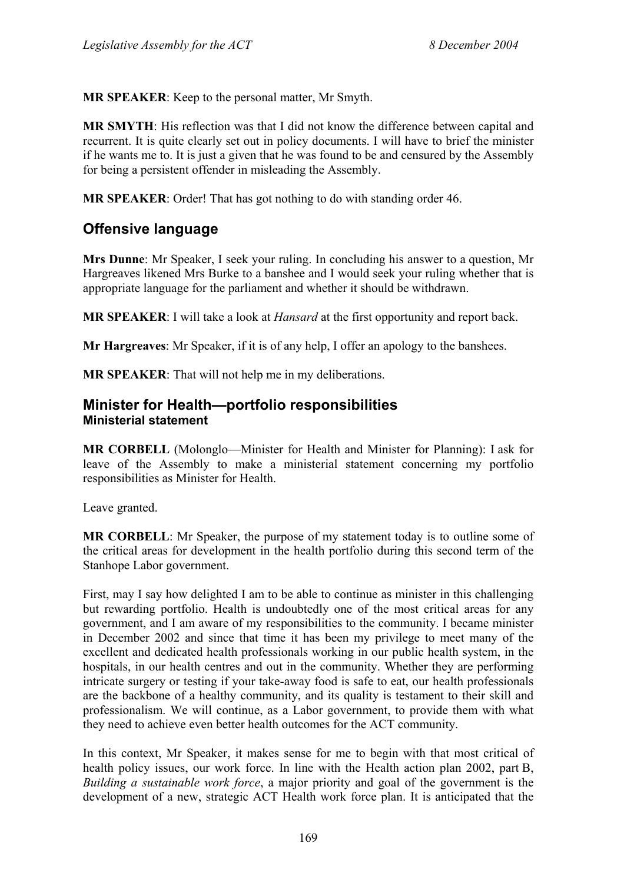**MR SPEAKER**: Keep to the personal matter, Mr Smyth.

**MR SMYTH**: His reflection was that I did not know the difference between capital and recurrent. It is quite clearly set out in policy documents. I will have to brief the minister if he wants me to. It is just a given that he was found to be and censured by the Assembly for being a persistent offender in misleading the Assembly.

**MR SPEAKER**: Order! That has got nothing to do with standing order 46.

## Offensive language

**Mrs Dunne**: Mr Speaker, I seek your ruling. In concluding his answer to a question, Mr Hargreaves likened Mrs Burke to a banshee and I would seek your ruling whether that is appropriate language for the parliament and whether it should be withdrawn.

**MR SPEAKER**: I will take a look at *Hansard* at the first opportunity and report back.

**Mr Hargreaves**: Mr Speaker, if it is of any help, I offer an apology to the banshees.

**MR SPEAKER**: That will not help me in my deliberations.

## Minister for Health—portfolio responsibilities
### Ministerial statement

**MR CORBELL** (Molonglo—Minister for Health and Minister for Planning): I ask for leave of the Assembly to make a ministerial statement concerning my portfolio responsibilities as Minister for Health.

Leave granted.

**MR CORBELL**: Mr Speaker, the purpose of my statement today is to outline some of the critical areas for development in the health portfolio during this second term of the Stanhope Labor government.

First, may I say how delighted I am to be able to continue as minister in this challenging but rewarding portfolio. Health is undoubtedly one of the most critical areas for any government, and I am aware of my responsibilities to the community. I became minister in December 2002 and since that time it has been my privilege to meet many of the excellent and dedicated health professionals working in our public health system, in the hospitals, in our health centres and out in the community. Whether they are performing intricate surgery or testing if your take-away food is safe to eat, our health professionals are the backbone of a healthy community, and its quality is testament to their skill and professionalism. We will continue, as a Labor government, to provide them with what they need to achieve even better health outcomes for the ACT community.

In this context, Mr Speaker, it makes sense for me to begin with that most critical of health policy issues, our work force. In line with the Health action plan 2002, part B, *Building a sustainable work force*, a major priority and goal of the government is the development of a new, strategic ACT Health work force plan. It is anticipated that the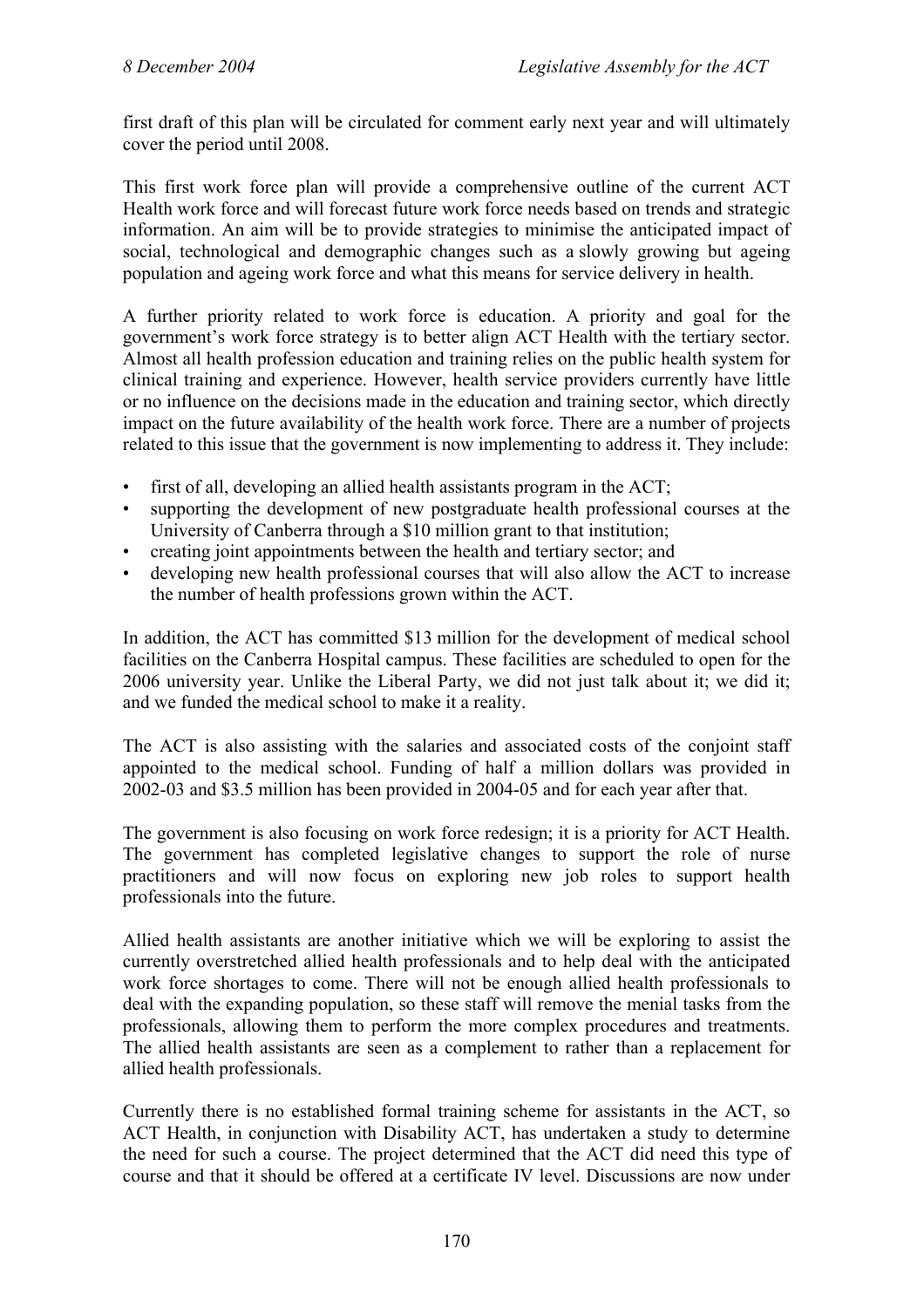first draft of this plan will be circulated for comment early next year and will ultimately cover the period until 2008.

This first work force plan will provide a comprehensive outline of the current ACT Health work force and will forecast future work force needs based on trends and strategic information. An aim will be to provide strategies to minimise the anticipated impact of social, technological and demographic changes such as a slowly growing but ageing population and ageing work force and what this means for service delivery in health.

A further priority related to work force is education. A priority and goal for the government's work force strategy is to better align ACT Health with the tertiary sector. Almost all health profession education and training relies on the public health system for clinical training and experience. However, health service providers currently have little or no influence on the decisions made in the education and training sector, which directly impact on the future availability of the health work force. There are a number of projects related to this issue that the government is now implementing to address it. They include:

- first of all, developing an allied health assistants program in the ACT;
- supporting the development of new postgraduate health professional courses at the University of Canberra through a $10 million grant to that institution;
- creating joint appointments between the health and tertiary sector; and
- developing new health professional courses that will also allow the ACT to increase the number of health professions grown within the ACT.

In addition, the ACT has committed $13 million for the development of medical school facilities on the Canberra Hospital campus. These facilities are scheduled to open for the 2006 university year. Unlike the Liberal Party, we did not just talk about it; we did it; and we funded the medical school to make it a reality.

The ACT is also assisting with the salaries and associated costs of the conjoint staff appointed to the medical school. Funding of half a million dollars was provided in 2002-03 and $3.5 million has been provided in 2004-05 and for each year after that.

The government is also focusing on work force redesign; it is a priority for ACT Health. The government has completed legislative changes to support the role of nurse practitioners and will now focus on exploring new job roles to support health professionals into the future.

Allied health assistants are another initiative which we will be exploring to assist the currently overstretched allied health professionals and to help deal with the anticipated work force shortages to come. There will not be enough allied health professionals to deal with the expanding population, so these staff will remove the menial tasks from the professionals, allowing them to perform the more complex procedures and treatments. The allied health assistants are seen as a complement to rather than a replacement for allied health professionals.

Currently there is no established formal training scheme for assistants in the ACT, so ACT Health, in conjunction with Disability ACT, has undertaken a study to determine the need for such a course. The project determined that the ACT did need this type of course and that it should be offered at a certificate IV level. Discussions are now under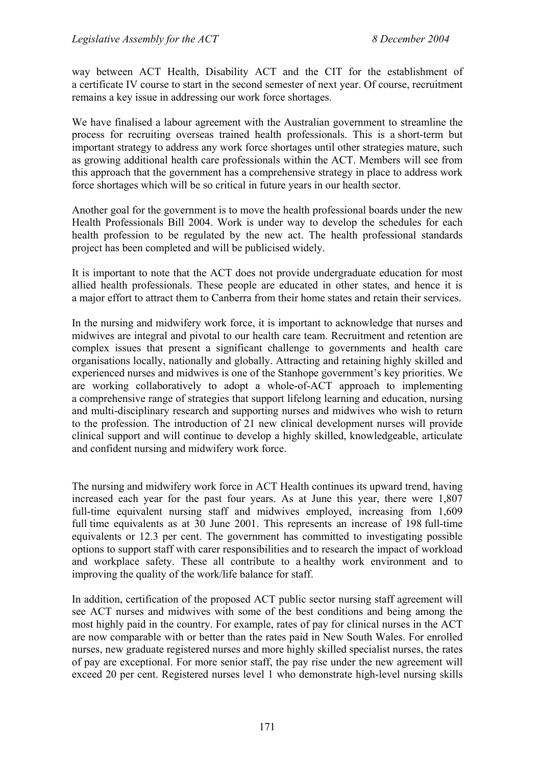way between ACT Health, Disability ACT and the CIT for the establishment of a certificate IV course to start in the second semester of next year. Of course, recruitment remains a key issue in addressing our work force shortages.

We have finalised a labour agreement with the Australian government to streamline the process for recruiting overseas trained health professionals. This is a short-term but important strategy to address any work force shortages until other strategies mature, such as growing additional health care professionals within the ACT. Members will see from this approach that the government has a comprehensive strategy in place to address work force shortages which will be so critical in future years in our health sector.

Another goal for the government is to move the health professional boards under the new Health Professionals Bill 2004. Work is under way to develop the schedules for each health profession to be regulated by the new act. The health professional standards project has been completed and will be publicised widely.

It is important to note that the ACT does not provide undergraduate education for most allied health professionals. These people are educated in other states, and hence it is a major effort to attract them to Canberra from their home states and retain their services.

In the nursing and midwifery work force, it is important to acknowledge that nurses and midwives are integral and pivotal to our health care team. Recruitment and retention are complex issues that present a significant challenge to governments and health care organisations locally, nationally and globally. Attracting and retaining highly skilled and experienced nurses and midwives is one of the Stanhope government's key priorities. We are working collaboratively to adopt a whole-of-ACT approach to implementing a comprehensive range of strategies that support lifelong learning and education, nursing and multi-disciplinary research and supporting nurses and midwives who wish to return to the profession. The introduction of 21 new clinical development nurses will provide clinical support and will continue to develop a highly skilled, knowledgeable, articulate and confident nursing and midwifery work force.

The nursing and midwifery work force in ACT Health continues its upward trend, having increased each year for the past four years. As at June this year, there were 1,807 full-time equivalent nursing staff and midwives employed, increasing from 1,609 full time equivalents as at 30 June 2001. This represents an increase of 198 full-time equivalents or 12.3 per cent. The government has committed to investigating possible options to support staff with carer responsibilities and to research the impact of workload and workplace safety. These all contribute to a healthy work environment and to improving the quality of the work/life balance for staff.

In addition, certification of the proposed ACT public sector nursing staff agreement will see ACT nurses and midwives with some of the best conditions and being among the most highly paid in the country. For example, rates of pay for clinical nurses in the ACT are now comparable with or better than the rates paid in New South Wales. For enrolled nurses, new graduate registered nurses and more highly skilled specialist nurses, the rates of pay are exceptional. For more senior staff, the pay rise under the new agreement will exceed 20 per cent. Registered nurses level 1 who demonstrate high-level nursing skills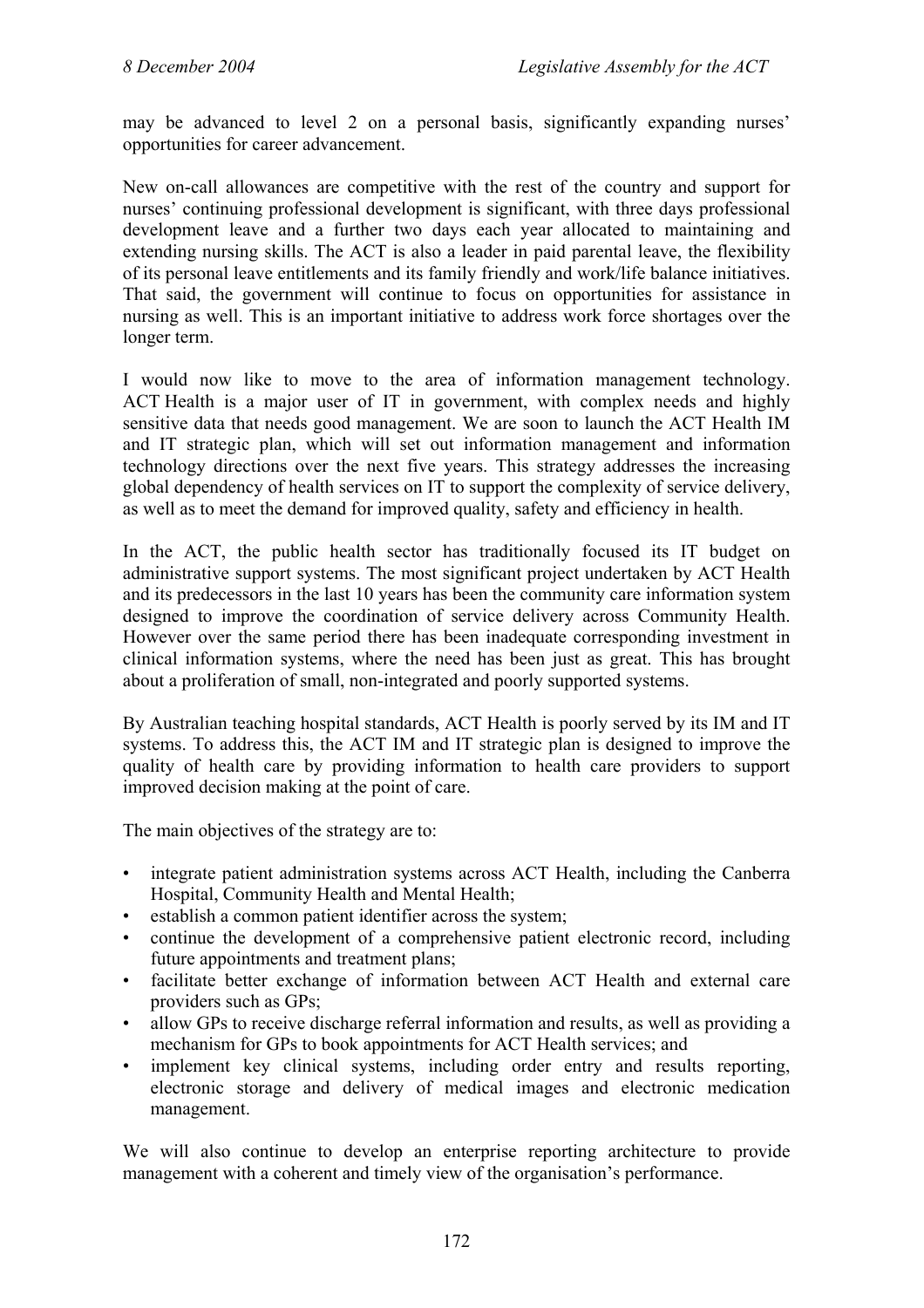may be advanced to level 2 on a personal basis, significantly expanding nurses' opportunities for career advancement.

New on-call allowances are competitive with the rest of the country and support for nurses' continuing professional development is significant, with three days professional development leave and a further two days each year allocated to maintaining and extending nursing skills. The ACT is also a leader in paid parental leave, the flexibility of its personal leave entitlements and its family friendly and work/life balance initiatives. That said, the government will continue to focus on opportunities for assistance in nursing as well. This is an important initiative to address work force shortages over the longer term.

I would now like to move to the area of information management technology. ACT Health is a major user of IT in government, with complex needs and highly sensitive data that needs good management. We are soon to launch the ACT Health IM and IT strategic plan, which will set out information management and information technology directions over the next five years. This strategy addresses the increasing global dependency of health services on IT to support the complexity of service delivery, as well as to meet the demand for improved quality, safety and efficiency in health.

In the ACT, the public health sector has traditionally focused its IT budget on administrative support systems. The most significant project undertaken by ACT Health and its predecessors in the last 10 years has been the community care information system designed to improve the coordination of service delivery across Community Health. However over the same period there has been inadequate corresponding investment in clinical information systems, where the need has been just as great. This has brought about a proliferation of small, non-integrated and poorly supported systems.

By Australian teaching hospital standards, ACT Health is poorly served by its IM and IT systems. To address this, the ACT IM and IT strategic plan is designed to improve the quality of health care by providing information to health care providers to support improved decision making at the point of care.

The main objectives of the strategy are to:

- integrate patient administration systems across ACT Health, including the Canberra Hospital, Community Health and Mental Health;
- establish a common patient identifier across the system;
- continue the development of a comprehensive patient electronic record, including future appointments and treatment plans;
- facilitate better exchange of information between ACT Health and external care providers such as GPs;
- allow GPs to receive discharge referral information and results, as well as providing a mechanism for GPs to book appointments for ACT Health services; and
- implement key clinical systems, including order entry and results reporting, electronic storage and delivery of medical images and electronic medication management.

We will also continue to develop an enterprise reporting architecture to provide management with a coherent and timely view of the organisation's performance.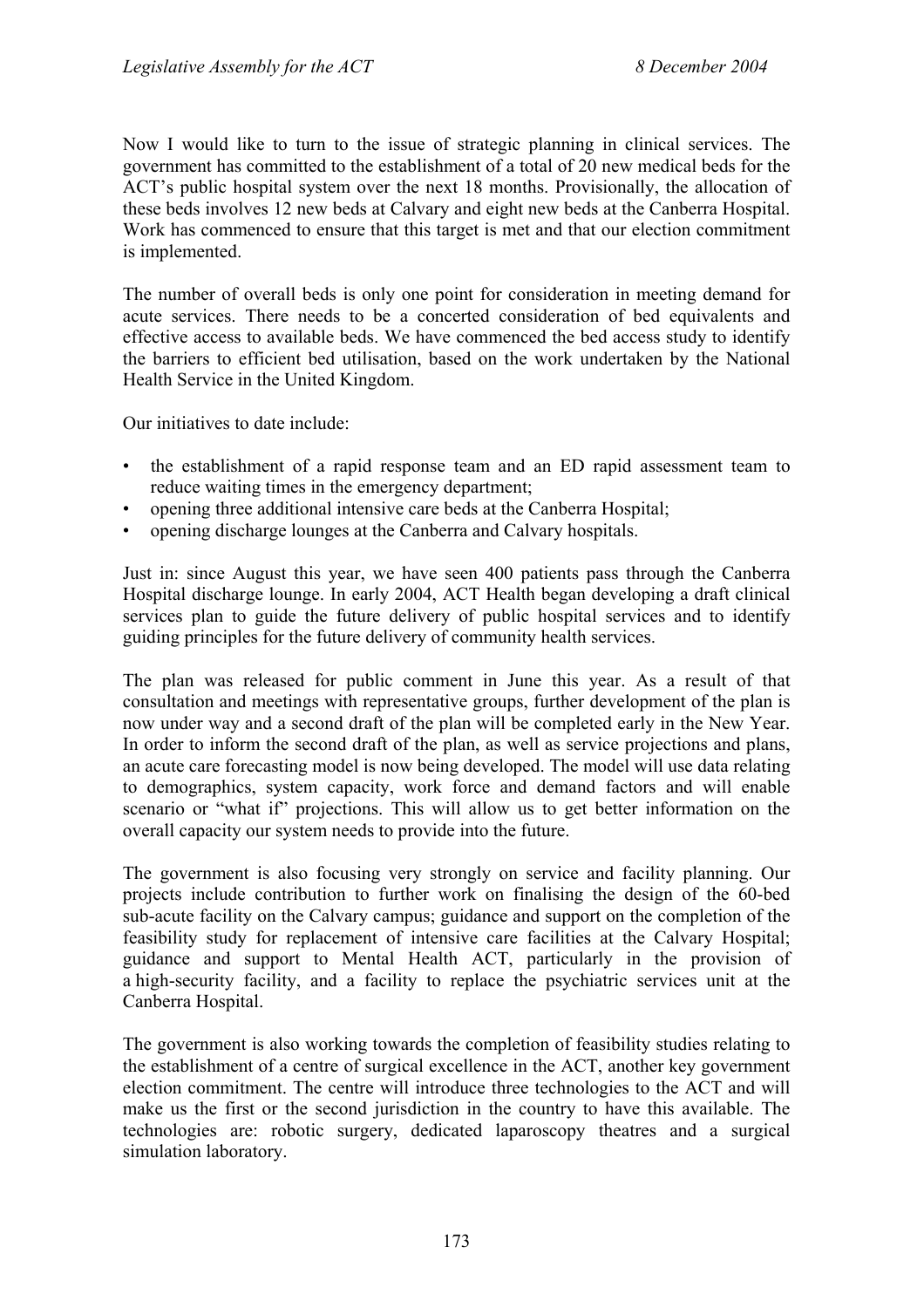Now I would like to turn to the issue of strategic planning in clinical services. The government has committed to the establishment of a total of 20 new medical beds for the ACT's public hospital system over the next 18 months. Provisionally, the allocation of these beds involves 12 new beds at Calvary and eight new beds at the Canberra Hospital. Work has commenced to ensure that this target is met and that our election commitment is implemented.

The number of overall beds is only one point for consideration in meeting demand for acute services. There needs to be a concerted consideration of bed equivalents and effective access to available beds. We have commenced the bed access study to identify the barriers to efficient bed utilisation, based on the work undertaken by the National Health Service in the United Kingdom.

Our initiatives to date include:

- the establishment of a rapid response team and an ED rapid assessment team to reduce waiting times in the emergency department;
- opening three additional intensive care beds at the Canberra Hospital;
- opening discharge lounges at the Canberra and Calvary hospitals.

Just in: since August this year, we have seen 400 patients pass through the Canberra Hospital discharge lounge. In early 2004, ACT Health began developing a draft clinical services plan to guide the future delivery of public hospital services and to identify guiding principles for the future delivery of community health services.

The plan was released for public comment in June this year. As a result of that consultation and meetings with representative groups, further development of the plan is now under way and a second draft of the plan will be completed early in the New Year. In order to inform the second draft of the plan, as well as service projections and plans, an acute care forecasting model is now being developed. The model will use data relating to demographics, system capacity, work force and demand factors and will enable scenario or "what if" projections. This will allow us to get better information on the overall capacity our system needs to provide into the future.

The government is also focusing very strongly on service and facility planning. Our projects include contribution to further work on finalising the design of the 60-bed sub-acute facility on the Calvary campus; guidance and support on the completion of the feasibility study for replacement of intensive care facilities at the Calvary Hospital; guidance and support to Mental Health ACT, particularly in the provision of a high-security facility, and a facility to replace the psychiatric services unit at the Canberra Hospital.

The government is also working towards the completion of feasibility studies relating to the establishment of a centre of surgical excellence in the ACT, another key government election commitment. The centre will introduce three technologies to the ACT and will make us the first or the second jurisdiction in the country to have this available. The technologies are: robotic surgery, dedicated laparoscopy theatres and a surgical simulation laboratory.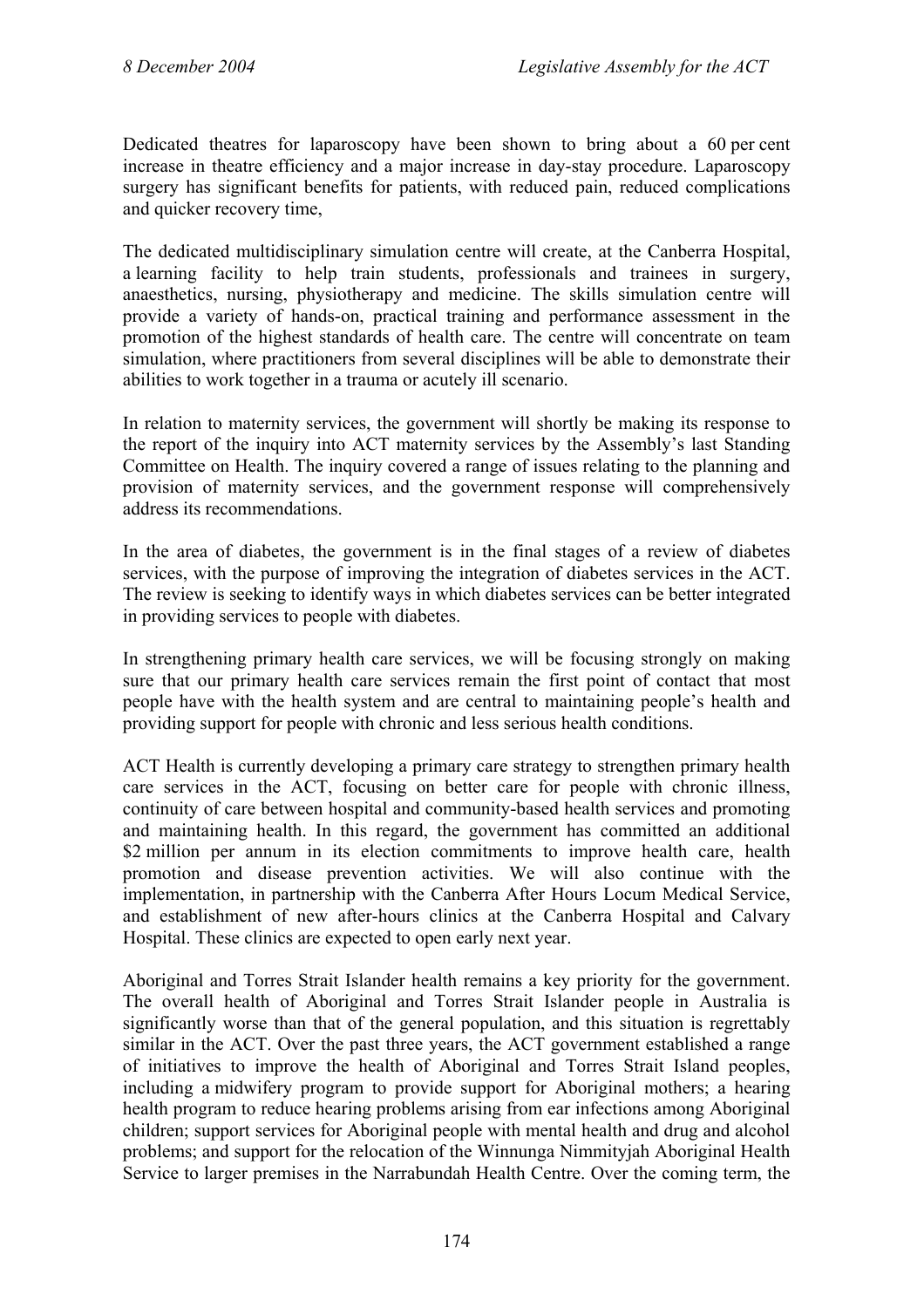Dedicated theatres for laparoscopy have been shown to bring about a 60 per cent increase in theatre efficiency and a major increase in day-stay procedure. Laparoscopy surgery has significant benefits for patients, with reduced pain, reduced complications and quicker recovery time,

The dedicated multidisciplinary simulation centre will create, at the Canberra Hospital, a learning facility to help train students, professionals and trainees in surgery, anaesthetics, nursing, physiotherapy and medicine. The skills simulation centre will provide a variety of hands-on, practical training and performance assessment in the promotion of the highest standards of health care. The centre will concentrate on team simulation, where practitioners from several disciplines will be able to demonstrate their abilities to work together in a trauma or acutely ill scenario.

In relation to maternity services, the government will shortly be making its response to the report of the inquiry into ACT maternity services by the Assembly's last Standing Committee on Health. The inquiry covered a range of issues relating to the planning and provision of maternity services, and the government response will comprehensively address its recommendations.

In the area of diabetes, the government is in the final stages of a review of diabetes services, with the purpose of improving the integration of diabetes services in the ACT. The review is seeking to identify ways in which diabetes services can be better integrated in providing services to people with diabetes.

In strengthening primary health care services, we will be focusing strongly on making sure that our primary health care services remain the first point of contact that most people have with the health system and are central to maintaining people's health and providing support for people with chronic and less serious health conditions.

ACT Health is currently developing a primary care strategy to strengthen primary health care services in the ACT, focusing on better care for people with chronic illness, continuity of care between hospital and community-based health services and promoting and maintaining health. In this regard, the government has committed an additional $2 million per annum in its election commitments to improve health care, health promotion and disease prevention activities. We will also continue with the implementation, in partnership with the Canberra After Hours Locum Medical Service, and establishment of new after-hours clinics at the Canberra Hospital and Calvary Hospital. These clinics are expected to open early next year.

Aboriginal and Torres Strait Islander health remains a key priority for the government. The overall health of Aboriginal and Torres Strait Islander people in Australia is significantly worse than that of the general population, and this situation is regrettably similar in the ACT. Over the past three years, the ACT government established a range of initiatives to improve the health of Aboriginal and Torres Strait Island peoples, including a midwifery program to provide support for Aboriginal mothers; a hearing health program to reduce hearing problems arising from ear infections among Aboriginal children; support services for Aboriginal people with mental health and drug and alcohol problems; and support for the relocation of the Winnunga Nimmityjah Aboriginal Health Service to larger premises in the Narrabundah Health Centre. Over the coming term, the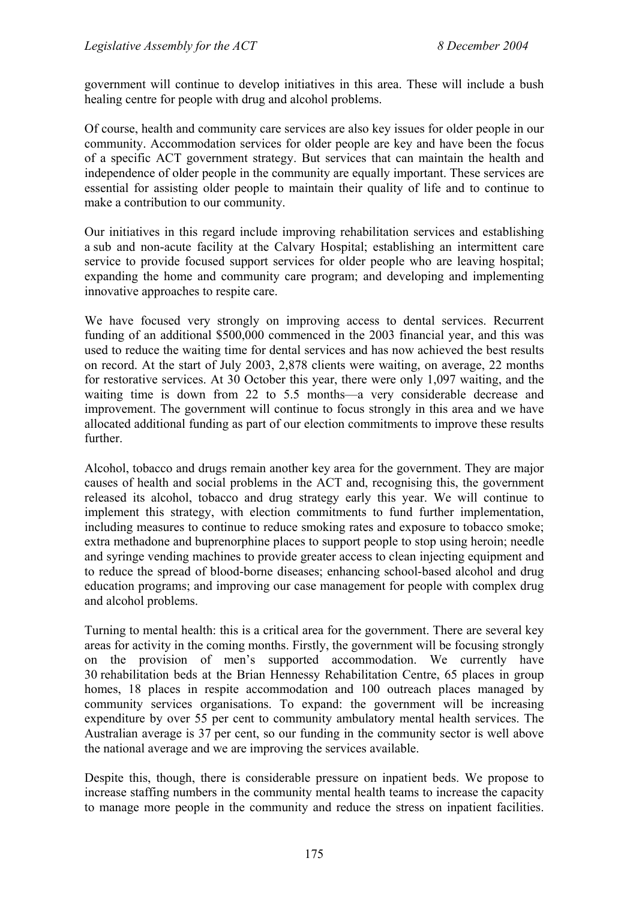government will continue to develop initiatives in this area. These will include a bush healing centre for people with drug and alcohol problems.

Of course, health and community care services are also key issues for older people in our community. Accommodation services for older people are key and have been the focus of a specific ACT government strategy. But services that can maintain the health and independence of older people in the community are equally important. These services are essential for assisting older people to maintain their quality of life and to continue to make a contribution to our community.

Our initiatives in this regard include improving rehabilitation services and establishing a sub and non-acute facility at the Calvary Hospital; establishing an intermittent care service to provide focused support services for older people who are leaving hospital; expanding the home and community care program; and developing and implementing innovative approaches to respite care.

We have focused very strongly on improving access to dental services. Recurrent funding of an additional $500,000 commenced in the 2003 financial year, and this was used to reduce the waiting time for dental services and has now achieved the best results on record. At the start of July 2003, 2,878 clients were waiting, on average, 22 months for restorative services. At 30 October this year, there were only 1,097 waiting, and the waiting time is down from 22 to 5.5 months—a very considerable decrease and improvement. The government will continue to focus strongly in this area and we have allocated additional funding as part of our election commitments to improve these results further.

Alcohol, tobacco and drugs remain another key area for the government. They are major causes of health and social problems in the ACT and, recognising this, the government released its alcohol, tobacco and drug strategy early this year. We will continue to implement this strategy, with election commitments to fund further implementation, including measures to continue to reduce smoking rates and exposure to tobacco smoke; extra methadone and buprenorphine places to support people to stop using heroin; needle and syringe vending machines to provide greater access to clean injecting equipment and to reduce the spread of blood-borne diseases; enhancing school-based alcohol and drug education programs; and improving our case management for people with complex drug and alcohol problems.

Turning to mental health: this is a critical area for the government. There are several key areas for activity in the coming months. Firstly, the government will be focusing strongly on the provision of men's supported accommodation. We currently have 30 rehabilitation beds at the Brian Hennessy Rehabilitation Centre, 65 places in group homes, 18 places in respite accommodation and 100 outreach places managed by community services organisations. To expand: the government will be increasing expenditure by over 55 per cent to community ambulatory mental health services. The Australian average is 37 per cent, so our funding in the community sector is well above the national average and we are improving the services available.

Despite this, though, there is considerable pressure on inpatient beds. We propose to increase staffing numbers in the community mental health teams to increase the capacity to manage more people in the community and reduce the stress on inpatient facilities.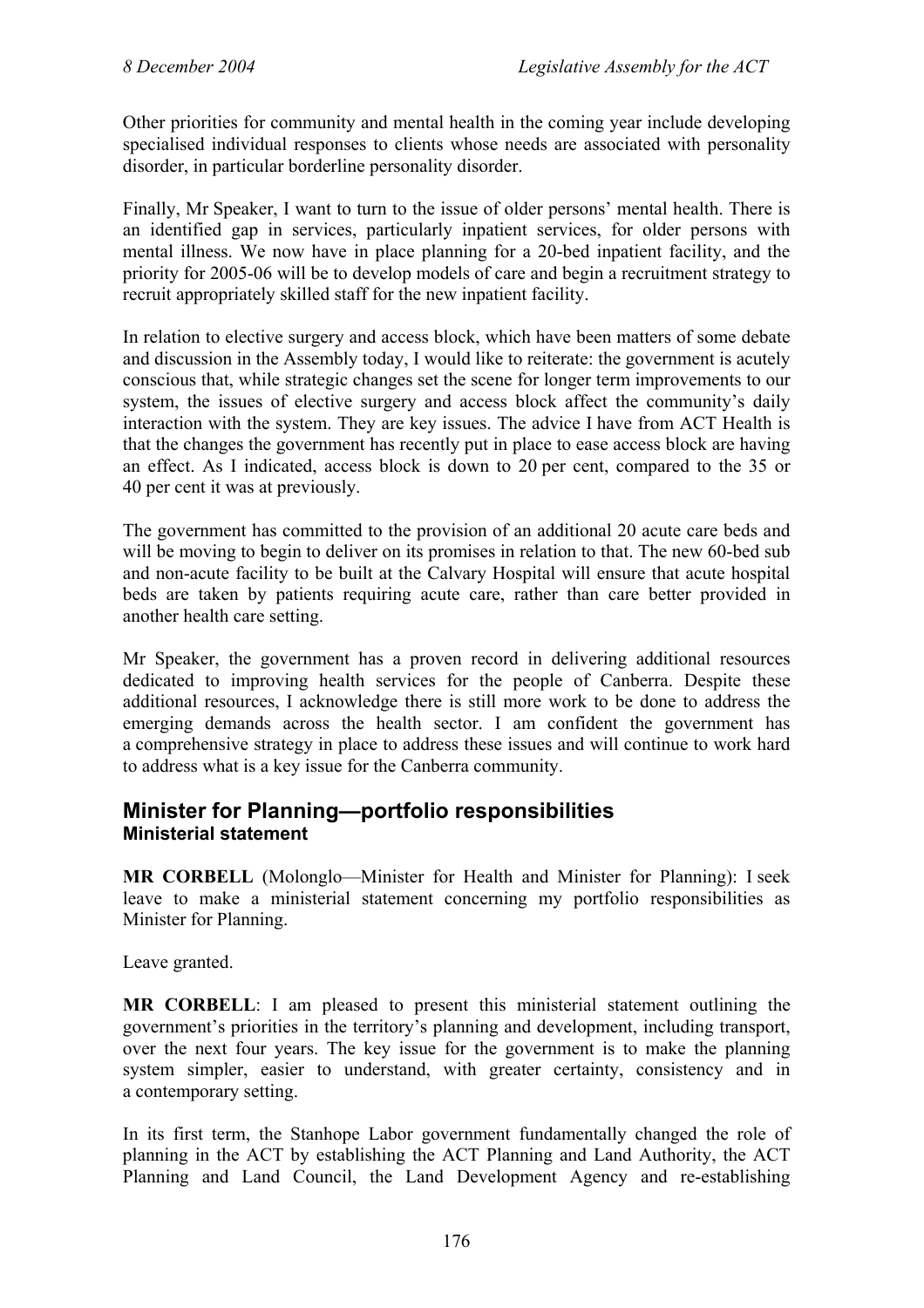Other priorities for community and mental health in the coming year include developing specialised individual responses to clients whose needs are associated with personality disorder, in particular borderline personality disorder.

Finally, Mr Speaker, I want to turn to the issue of older persons' mental health. There is an identified gap in services, particularly inpatient services, for older persons with mental illness. We now have in place planning for a 20-bed inpatient facility, and the priority for 2005-06 will be to develop models of care and begin a recruitment strategy to recruit appropriately skilled staff for the new inpatient facility.

In relation to elective surgery and access block, which have been matters of some debate and discussion in the Assembly today, I would like to reiterate: the government is acutely conscious that, while strategic changes set the scene for longer term improvements to our system, the issues of elective surgery and access block affect the community's daily interaction with the system. They are key issues. The advice I have from ACT Health is that the changes the government has recently put in place to ease access block are having an effect. As I indicated, access block is down to 20 per cent, compared to the 35 or 40 per cent it was at previously.

The government has committed to the provision of an additional 20 acute care beds and will be moving to begin to deliver on its promises in relation to that. The new 60-bed sub and non-acute facility to be built at the Calvary Hospital will ensure that acute hospital beds are taken by patients requiring acute care, rather than care better provided in another health care setting.

Mr Speaker, the government has a proven record in delivering additional resources dedicated to improving health services for the people of Canberra. Despite these additional resources, I acknowledge there is still more work to be done to address the emerging demands across the health sector. I am confident the government has a comprehensive strategy in place to address these issues and will continue to work hard to address what is a key issue for the Canberra community.

## Minister for Planning—portfolio responsibilities
### Ministerial statement

**MR CORBELL** (Molonglo—Minister for Health and Minister for Planning): I seek leave to make a ministerial statement concerning my portfolio responsibilities as Minister for Planning.

Leave granted.

**MR CORBELL**: I am pleased to present this ministerial statement outlining the government's priorities in the territory's planning and development, including transport, over the next four years. The key issue for the government is to make the planning system simpler, easier to understand, with greater certainty, consistency and in a contemporary setting.

In its first term, the Stanhope Labor government fundamentally changed the role of planning in the ACT by establishing the ACT Planning and Land Authority, the ACT Planning and Land Council, the Land Development Agency and re-establishing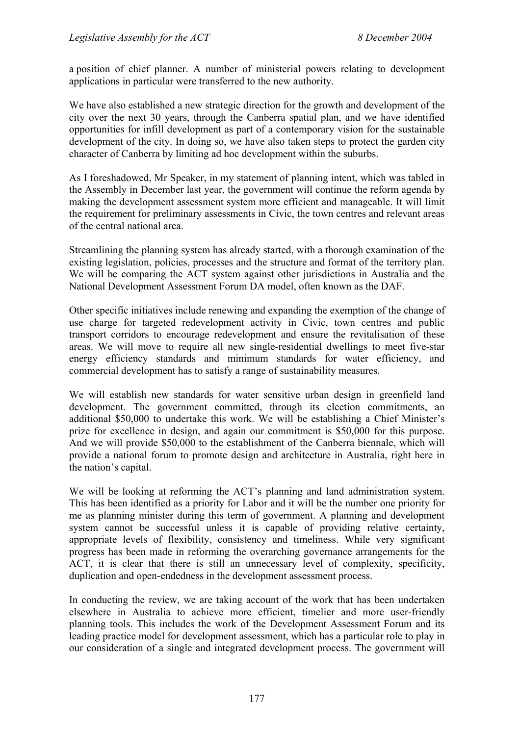a position of chief planner. A number of ministerial powers relating to development applications in particular were transferred to the new authority.

We have also established a new strategic direction for the growth and development of the city over the next 30 years, through the Canberra spatial plan, and we have identified opportunities for infill development as part of a contemporary vision for the sustainable development of the city. In doing so, we have also taken steps to protect the garden city character of Canberra by limiting ad hoc development within the suburbs.

As I foreshadowed, Mr Speaker, in my statement of planning intent, which was tabled in the Assembly in December last year, the government will continue the reform agenda by making the development assessment system more efficient and manageable. It will limit the requirement for preliminary assessments in Civic, the town centres and relevant areas of the central national area.

Streamlining the planning system has already started, with a thorough examination of the existing legislation, policies, processes and the structure and format of the territory plan. We will be comparing the ACT system against other jurisdictions in Australia and the National Development Assessment Forum DA model, often known as the DAF.

Other specific initiatives include renewing and expanding the exemption of the change of use charge for targeted redevelopment activity in Civic, town centres and public transport corridors to encourage redevelopment and ensure the revitalisation of these areas. We will move to require all new single-residential dwellings to meet five-star energy efficiency standards and minimum standards for water efficiency, and commercial development has to satisfy a range of sustainability measures.

We will establish new standards for water sensitive urban design in greenfield land development. The government committed, through its election commitments, an additional $50,000 to undertake this work. We will be establishing a Chief Minister's prize for excellence in design, and again our commitment is $50,000 for this purpose. And we will provide $50,000 to the establishment of the Canberra biennale, which will provide a national forum to promote design and architecture in Australia, right here in the nation's capital.

We will be looking at reforming the ACT's planning and land administration system. This has been identified as a priority for Labor and it will be the number one priority for me as planning minister during this term of government. A planning and development system cannot be successful unless it is capable of providing relative certainty, appropriate levels of flexibility, consistency and timeliness. While very significant progress has been made in reforming the overarching governance arrangements for the ACT, it is clear that there is still an unnecessary level of complexity, specificity, duplication and open-endedness in the development assessment process.

In conducting the review, we are taking account of the work that has been undertaken elsewhere in Australia to achieve more efficient, timelier and more user-friendly planning tools. This includes the work of the Development Assessment Forum and its leading practice model for development assessment, which has a particular role to play in our consideration of a single and integrated development process. The government will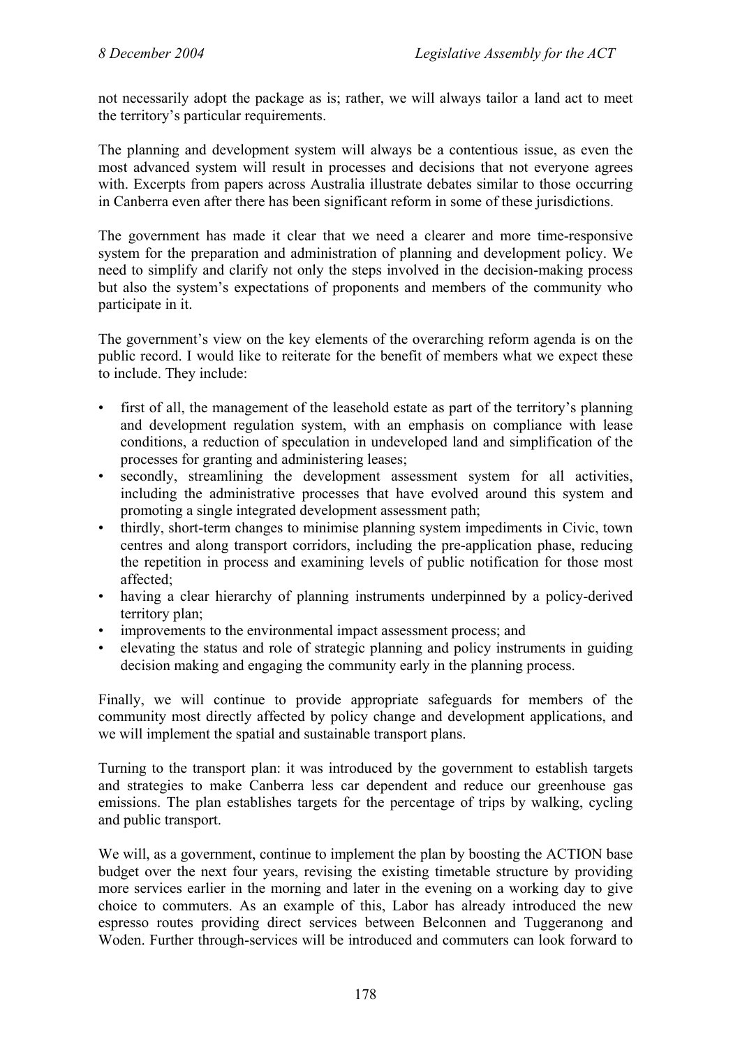not necessarily adopt the package as is; rather, we will always tailor a land act to meet the territory's particular requirements.

The planning and development system will always be a contentious issue, as even the most advanced system will result in processes and decisions that not everyone agrees with. Excerpts from papers across Australia illustrate debates similar to those occurring in Canberra even after there has been significant reform in some of these jurisdictions.

The government has made it clear that we need a clearer and more time-responsive system for the preparation and administration of planning and development policy. We need to simplify and clarify not only the steps involved in the decision-making process but also the system's expectations of proponents and members of the community who participate in it.

The government's view on the key elements of the overarching reform agenda is on the public record. I would like to reiterate for the benefit of members what we expect these to include. They include:

- first of all, the management of the leasehold estate as part of the territory's planning and development regulation system, with an emphasis on compliance with lease conditions, a reduction of speculation in undeveloped land and simplification of the processes for granting and administering leases;
- secondly, streamlining the development assessment system for all activities, including the administrative processes that have evolved around this system and promoting a single integrated development assessment path;
- thirdly, short-term changes to minimise planning system impediments in Civic, town centres and along transport corridors, including the pre-application phase, reducing the repetition in process and examining levels of public notification for those most affected;
- having a clear hierarchy of planning instruments underpinned by a policy-derived territory plan;
- improvements to the environmental impact assessment process; and
- elevating the status and role of strategic planning and policy instruments in guiding decision making and engaging the community early in the planning process.

Finally, we will continue to provide appropriate safeguards for members of the community most directly affected by policy change and development applications, and we will implement the spatial and sustainable transport plans.

Turning to the transport plan: it was introduced by the government to establish targets and strategies to make Canberra less car dependent and reduce our greenhouse gas emissions. The plan establishes targets for the percentage of trips by walking, cycling and public transport.

We will, as a government, continue to implement the plan by boosting the ACTION base budget over the next four years, revising the existing timetable structure by providing more services earlier in the morning and later in the evening on a working day to give choice to commuters. As an example of this, Labor has already introduced the new espresso routes providing direct services between Belconnen and Tuggeranong and Woden. Further through-services will be introduced and commuters can look forward to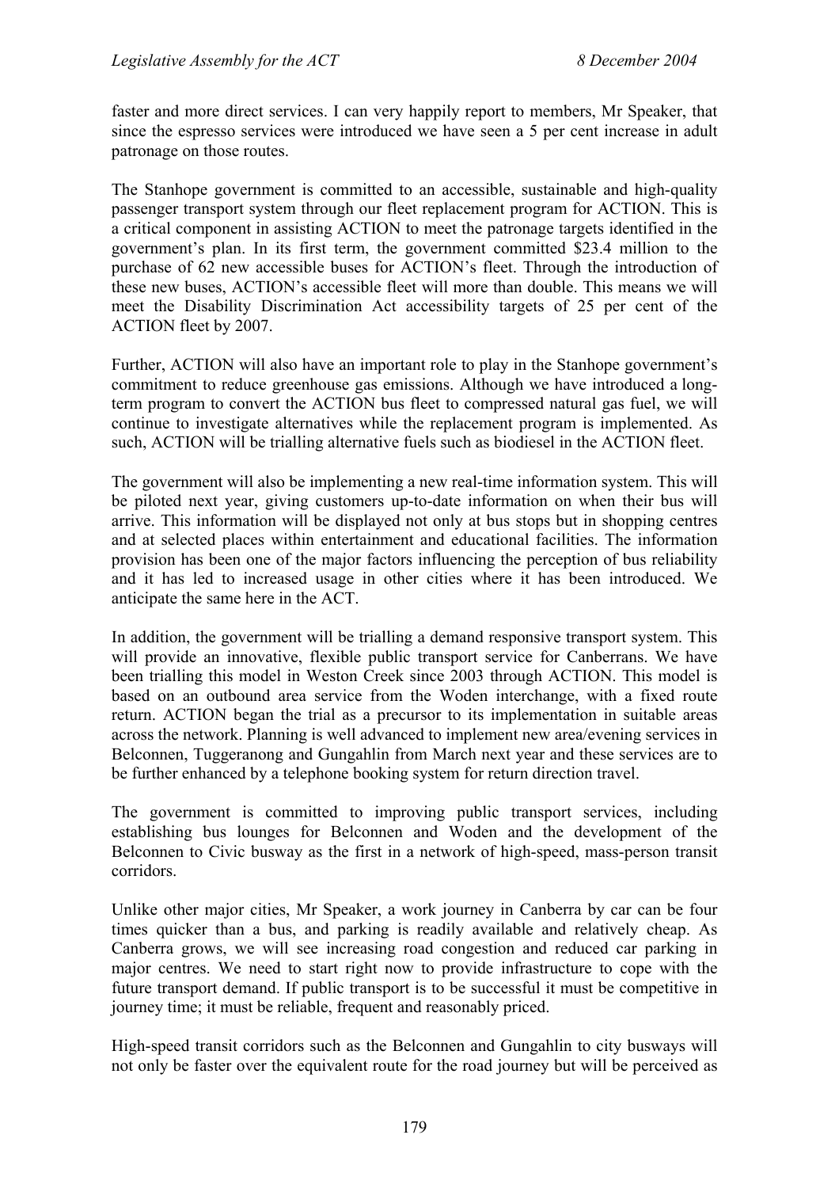faster and more direct services. I can very happily report to members, Mr Speaker, that since the espresso services were introduced we have seen a 5 per cent increase in adult patronage on those routes.

The Stanhope government is committed to an accessible, sustainable and high-quality passenger transport system through our fleet replacement program for ACTION. This is a critical component in assisting ACTION to meet the patronage targets identified in the government's plan. In its first term, the government committed $23.4 million to the purchase of 62 new accessible buses for ACTION's fleet. Through the introduction of these new buses, ACTION's accessible fleet will more than double. This means we will meet the Disability Discrimination Act accessibility targets of 25 per cent of the ACTION fleet by 2007.

Further, ACTION will also have an important role to play in the Stanhope government's commitment to reduce greenhouse gas emissions. Although we have introduced a long-term program to convert the ACTION bus fleet to compressed natural gas fuel, we will continue to investigate alternatives while the replacement program is implemented. As such, ACTION will be trialling alternative fuels such as biodiesel in the ACTION fleet.

The government will also be implementing a new real-time information system. This will be piloted next year, giving customers up-to-date information on when their bus will arrive. This information will be displayed not only at bus stops but in shopping centres and at selected places within entertainment and educational facilities. The information provision has been one of the major factors influencing the perception of bus reliability and it has led to increased usage in other cities where it has been introduced. We anticipate the same here in the ACT.

In addition, the government will be trialling a demand responsive transport system. This will provide an innovative, flexible public transport service for Canberrans. We have been trialling this model in Weston Creek since 2003 through ACTION. This model is based on an outbound area service from the Woden interchange, with a fixed route return. ACTION began the trial as a precursor to its implementation in suitable areas across the network. Planning is well advanced to implement new area/evening services in Belconnen, Tuggeranong and Gungahlin from March next year and these services are to be further enhanced by a telephone booking system for return direction travel.

The government is committed to improving public transport services, including establishing bus lounges for Belconnen and Woden and the development of the Belconnen to Civic busway as the first in a network of high-speed, mass-person transit corridors.

Unlike other major cities, Mr Speaker, a work journey in Canberra by car can be four times quicker than a bus, and parking is readily available and relatively cheap. As Canberra grows, we will see increasing road congestion and reduced car parking in major centres. We need to start right now to provide infrastructure to cope with the future transport demand. If public transport is to be successful it must be competitive in journey time; it must be reliable, frequent and reasonably priced.

High-speed transit corridors such as the Belconnen and Gungahlin to city busways will not only be faster over the equivalent route for the road journey but will be perceived as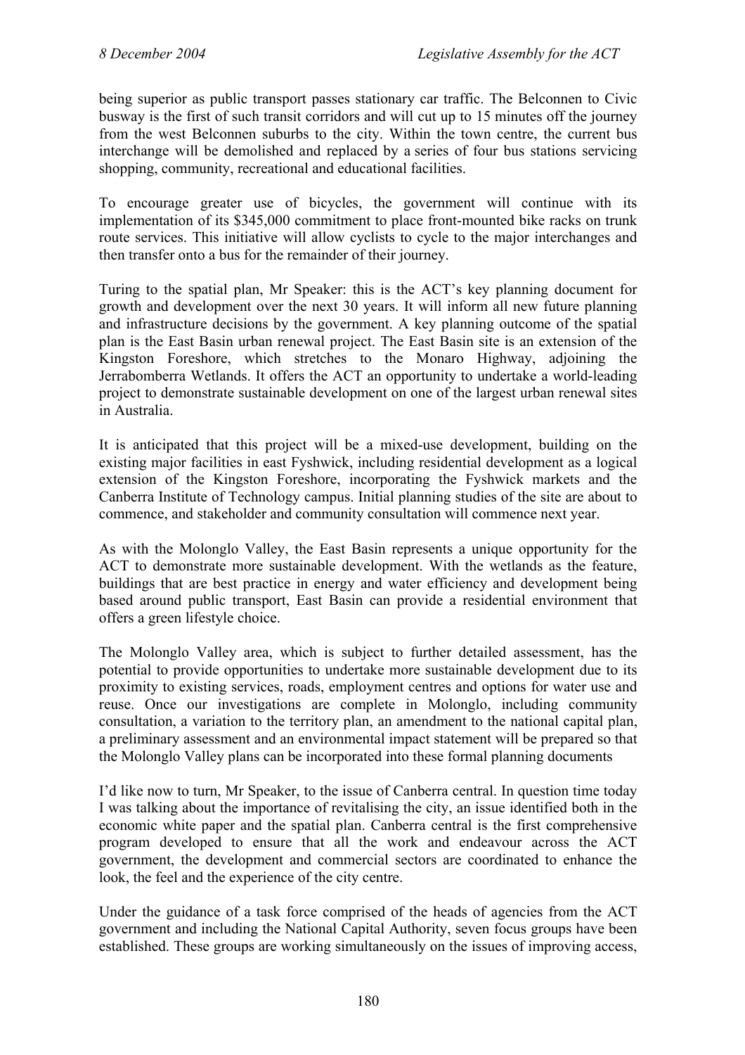being superior as public transport passes stationary car traffic. The Belconnen to Civic busway is the first of such transit corridors and will cut up to 15 minutes off the journey from the west Belconnen suburbs to the city. Within the town centre, the current bus interchange will be demolished and replaced by a series of four bus stations servicing shopping, community, recreational and educational facilities.

To encourage greater use of bicycles, the government will continue with its implementation of its $345,000 commitment to place front-mounted bike racks on trunk route services. This initiative will allow cyclists to cycle to the major interchanges and then transfer onto a bus for the remainder of their journey.

Turing to the spatial plan, Mr Speaker: this is the ACT's key planning document for growth and development over the next 30 years. It will inform all new future planning and infrastructure decisions by the government. A key planning outcome of the spatial plan is the East Basin urban renewal project. The East Basin site is an extension of the Kingston Foreshore, which stretches to the Monaro Highway, adjoining the Jerrabomberra Wetlands. It offers the ACT an opportunity to undertake a world-leading project to demonstrate sustainable development on one of the largest urban renewal sites in Australia.

It is anticipated that this project will be a mixed-use development, building on the existing major facilities in east Fyshwick, including residential development as a logical extension of the Kingston Foreshore, incorporating the Fyshwick markets and the Canberra Institute of Technology campus. Initial planning studies of the site are about to commence, and stakeholder and community consultation will commence next year.

As with the Molonglo Valley, the East Basin represents a unique opportunity for the ACT to demonstrate more sustainable development. With the wetlands as the feature, buildings that are best practice in energy and water efficiency and development being based around public transport, East Basin can provide a residential environment that offers a green lifestyle choice.

The Molonglo Valley area, which is subject to further detailed assessment, has the potential to provide opportunities to undertake more sustainable development due to its proximity to existing services, roads, employment centres and options for water use and reuse. Once our investigations are complete in Molonglo, including community consultation, a variation to the territory plan, an amendment to the national capital plan, a preliminary assessment and an environmental impact statement will be prepared so that the Molonglo Valley plans can be incorporated into these formal planning documents

I'd like now to turn, Mr Speaker, to the issue of Canberra central. In question time today I was talking about the importance of revitalising the city, an issue identified both in the economic white paper and the spatial plan. Canberra central is the first comprehensive program developed to ensure that all the work and endeavour across the ACT government, the development and commercial sectors are coordinated to enhance the look, the feel and the experience of the city centre.

Under the guidance of a task force comprised of the heads of agencies from the ACT government and including the National Capital Authority, seven focus groups have been established. These groups are working simultaneously on the issues of improving access,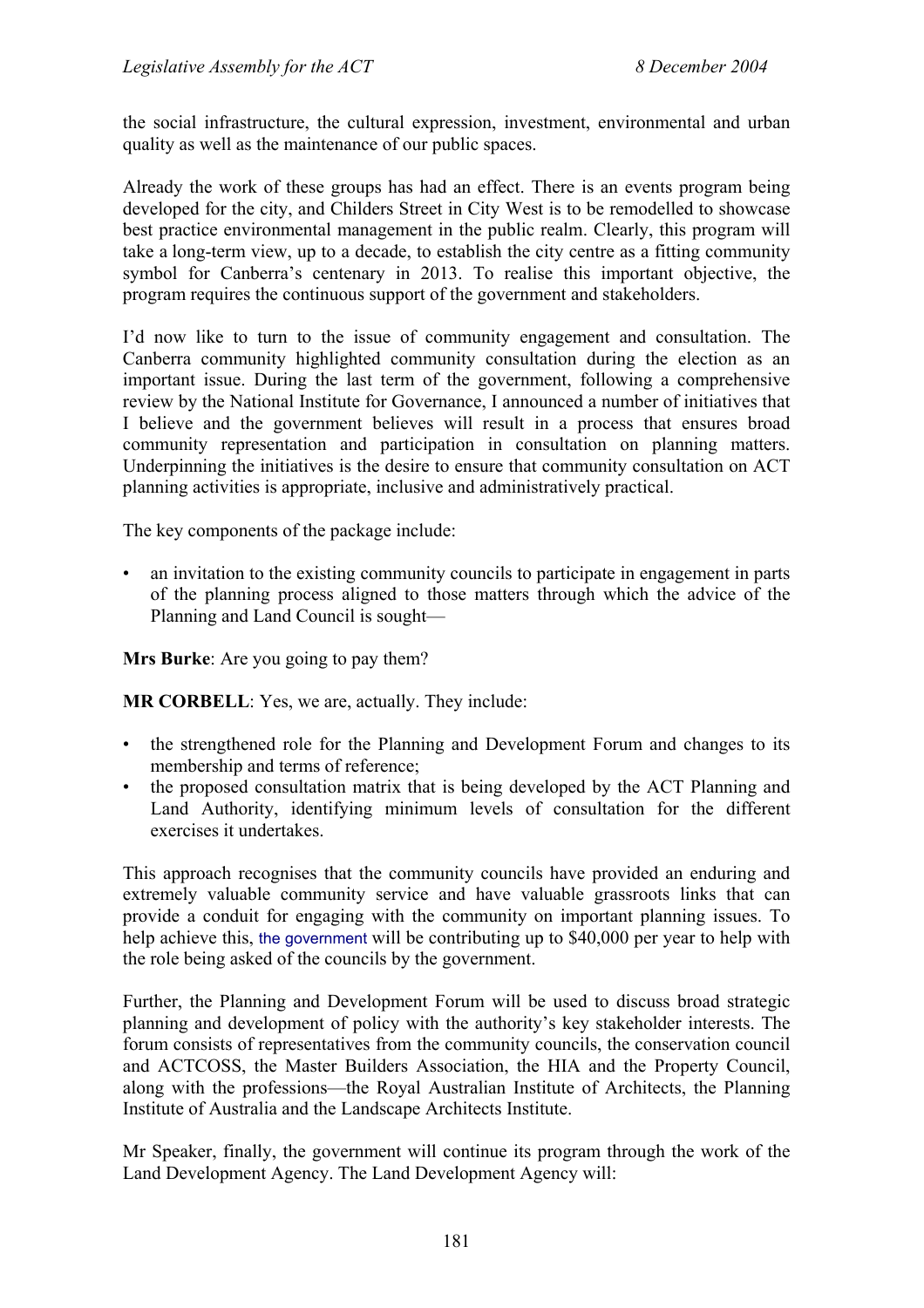the social infrastructure, the cultural expression, investment, environmental and urban quality as well as the maintenance of our public spaces.

Already the work of these groups has had an effect. There is an events program being developed for the city, and Childers Street in City West is to be remodelled to showcase best practice environmental management in the public realm. Clearly, this program will take a long-term view, up to a decade, to establish the city centre as a fitting community symbol for Canberra's centenary in 2013. To realise this important objective, the program requires the continuous support of the government and stakeholders.

I'd now like to turn to the issue of community engagement and consultation. The Canberra community highlighted community consultation during the election as an important issue. During the last term of the government, following a comprehensive review by the National Institute for Governance, I announced a number of initiatives that I believe and the government believes will result in a process that ensures broad community representation and participation in consultation on planning matters. Underpinning the initiatives is the desire to ensure that community consultation on ACT planning activities is appropriate, inclusive and administratively practical.

The key components of the package include:

- an invitation to the existing community councils to participate in engagement in parts of the planning process aligned to those matters through which the advice of the Planning and Land Council is sought—

**Mrs Burke**: Are you going to pay them?

**MR CORBELL**: Yes, we are, actually. They include:

- the strengthened role for the Planning and Development Forum and changes to its membership and terms of reference;
- the proposed consultation matrix that is being developed by the ACT Planning and Land Authority, identifying minimum levels of consultation for the different exercises it undertakes.

This approach recognises that the community councils have provided an enduring and extremely valuable community service and have valuable grassroots links that can provide a conduit for engaging with the community on important planning issues. To help achieve this, the government will be contributing up to $40,000 per year to help with the role being asked of the councils by the government.

Further, the Planning and Development Forum will be used to discuss broad strategic planning and development of policy with the authority's key stakeholder interests. The forum consists of representatives from the community councils, the conservation council and ACTCOSS, the Master Builders Association, the HIA and the Property Council, along with the professions—the Royal Australian Institute of Architects, the Planning Institute of Australia and the Landscape Architects Institute.

Mr Speaker, finally, the government will continue its program through the work of the Land Development Agency. The Land Development Agency will: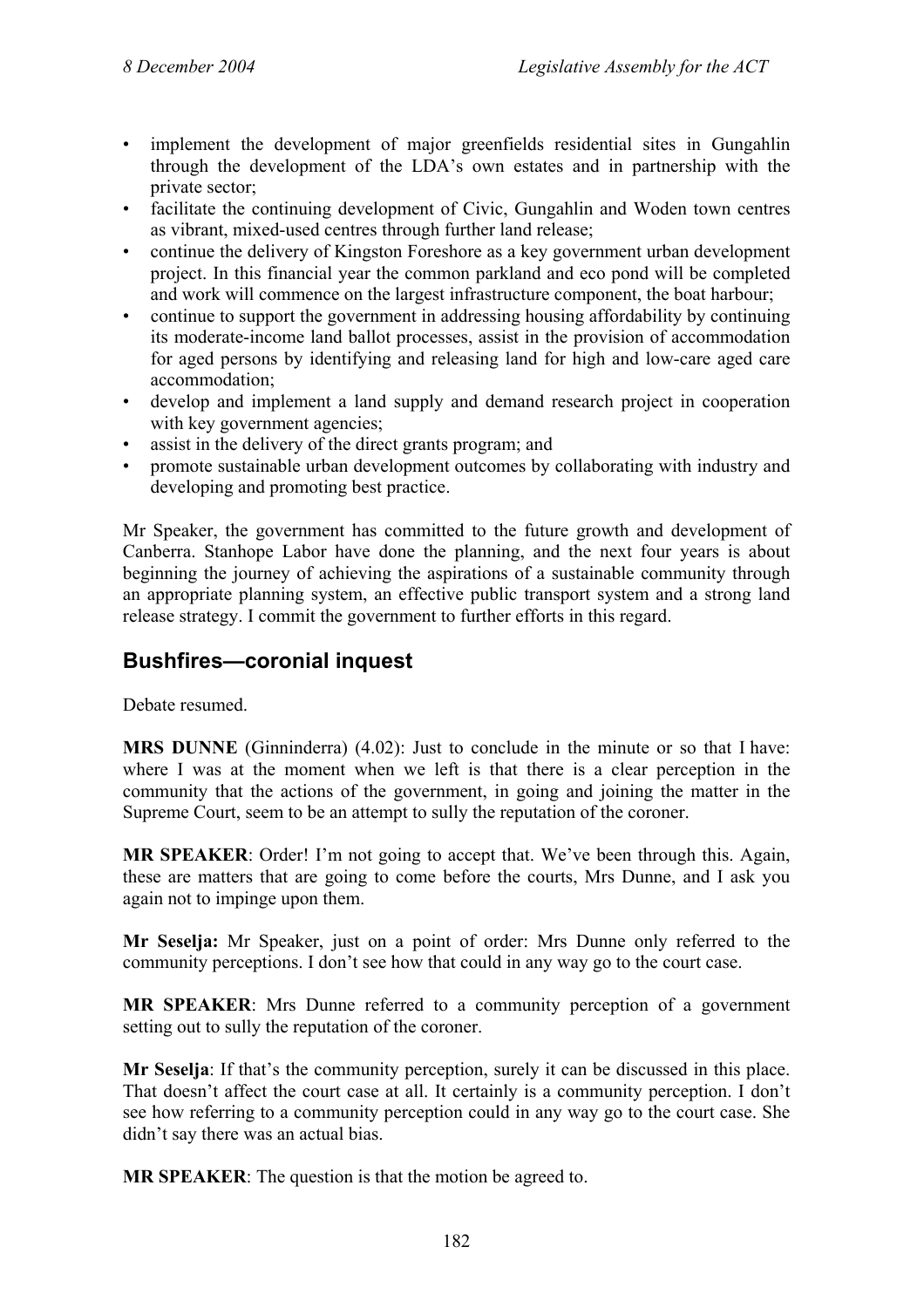- implement the development of major greenfields residential sites in Gungahlin through the development of the LDA's own estates and in partnership with the private sector;
- facilitate the continuing development of Civic, Gungahlin and Woden town centres as vibrant, mixed-used centres through further land release;
- continue the delivery of Kingston Foreshore as a key government urban development project. In this financial year the common parkland and eco pond will be completed and work will commence on the largest infrastructure component, the boat harbour;
- continue to support the government in addressing housing affordability by continuing its moderate-income land ballot processes, assist in the provision of accommodation for aged persons by identifying and releasing land for high and low-care aged care accommodation;
- develop and implement a land supply and demand research project in cooperation with key government agencies;
- assist in the delivery of the direct grants program; and
- promote sustainable urban development outcomes by collaborating with industry and developing and promoting best practice.

Mr Speaker, the government has committed to the future growth and development of Canberra. Stanhope Labor have done the planning, and the next four years is about beginning the journey of achieving the aspirations of a sustainable community through an appropriate planning system, an effective public transport system and a strong land release strategy. I commit the government to further efforts in this regard.

## Bushfires—coronial inquest

Debate resumed.

**MRS DUNNE** (Ginninderra) (4.02): Just to conclude in the minute or so that I have: where I was at the moment when we left is that there is a clear perception in the community that the actions of the government, in going and joining the matter in the Supreme Court, seem to be an attempt to sully the reputation of the coroner.

**MR SPEAKER**: Order! I'm not going to accept that. We've been through this. Again, these are matters that are going to come before the courts, Mrs Dunne, and I ask you again not to impinge upon them.

**Mr Seselja:** Mr Speaker, just on a point of order: Mrs Dunne only referred to the community perceptions. I don't see how that could in any way go to the court case.

**MR SPEAKER**: Mrs Dunne referred to a community perception of a government setting out to sully the reputation of the coroner.

**Mr Seselja**: If that's the community perception, surely it can be discussed in this place. That doesn't affect the court case at all. It certainly is a community perception. I don't see how referring to a community perception could in any way go to the court case. She didn't say there was an actual bias.

**MR SPEAKER**: The question is that the motion be agreed to.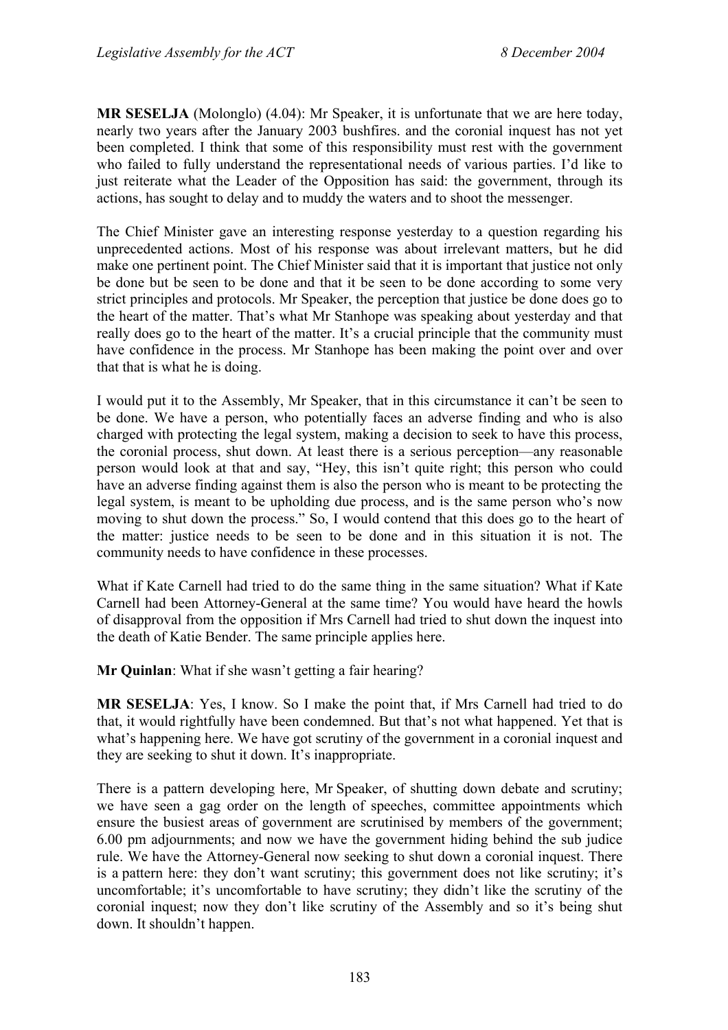**MR SESELJA** (Molonglo) (4.04): Mr Speaker, it is unfortunate that we are here today, nearly two years after the January 2003 bushfires. and the coronial inquest has not yet been completed. I think that some of this responsibility must rest with the government who failed to fully understand the representational needs of various parties. I'd like to just reiterate what the Leader of the Opposition has said: the government, through its actions, has sought to delay and to muddy the waters and to shoot the messenger.

The Chief Minister gave an interesting response yesterday to a question regarding his unprecedented actions. Most of his response was about irrelevant matters, but he did make one pertinent point. The Chief Minister said that it is important that justice not only be done but be seen to be done and that it be seen to be done according to some very strict principles and protocols. Mr Speaker, the perception that justice be done does go to the heart of the matter. That's what Mr Stanhope was speaking about yesterday and that really does go to the heart of the matter. It's a crucial principle that the community must have confidence in the process. Mr Stanhope has been making the point over and over that that is what he is doing.

I would put it to the Assembly, Mr Speaker, that in this circumstance it can't be seen to be done. We have a person, who potentially faces an adverse finding and who is also charged with protecting the legal system, making a decision to seek to have this process, the coronial process, shut down. At least there is a serious perception—any reasonable person would look at that and say, "Hey, this isn't quite right; this person who could have an adverse finding against them is also the person who is meant to be protecting the legal system, is meant to be upholding due process, and is the same person who's now moving to shut down the process." So, I would contend that this does go to the heart of the matter: justice needs to be seen to be done and in this situation it is not. The community needs to have confidence in these processes.

What if Kate Carnell had tried to do the same thing in the same situation? What if Kate Carnell had been Attorney-General at the same time? You would have heard the howls of disapproval from the opposition if Mrs Carnell had tried to shut down the inquest into the death of Katie Bender. The same principle applies here.

**Mr Quinlan**: What if she wasn't getting a fair hearing?

**MR SESELJA**: Yes, I know. So I make the point that, if Mrs Carnell had tried to do that, it would rightfully have been condemned. But that's not what happened. Yet that is what's happening here. We have got scrutiny of the government in a coronial inquest and they are seeking to shut it down. It's inappropriate.

There is a pattern developing here, Mr Speaker, of shutting down debate and scrutiny; we have seen a gag order on the length of speeches, committee appointments which ensure the busiest areas of government are scrutinised by members of the government; 6.00 pm adjournments; and now we have the government hiding behind the sub judice rule. We have the Attorney-General now seeking to shut down a coronial inquest. There is a pattern here: they don't want scrutiny; this government does not like scrutiny; it's uncomfortable; it's uncomfortable to have scrutiny; they didn't like the scrutiny of the coronial inquest; now they don't like scrutiny of the Assembly and so it's being shut down. It shouldn't happen.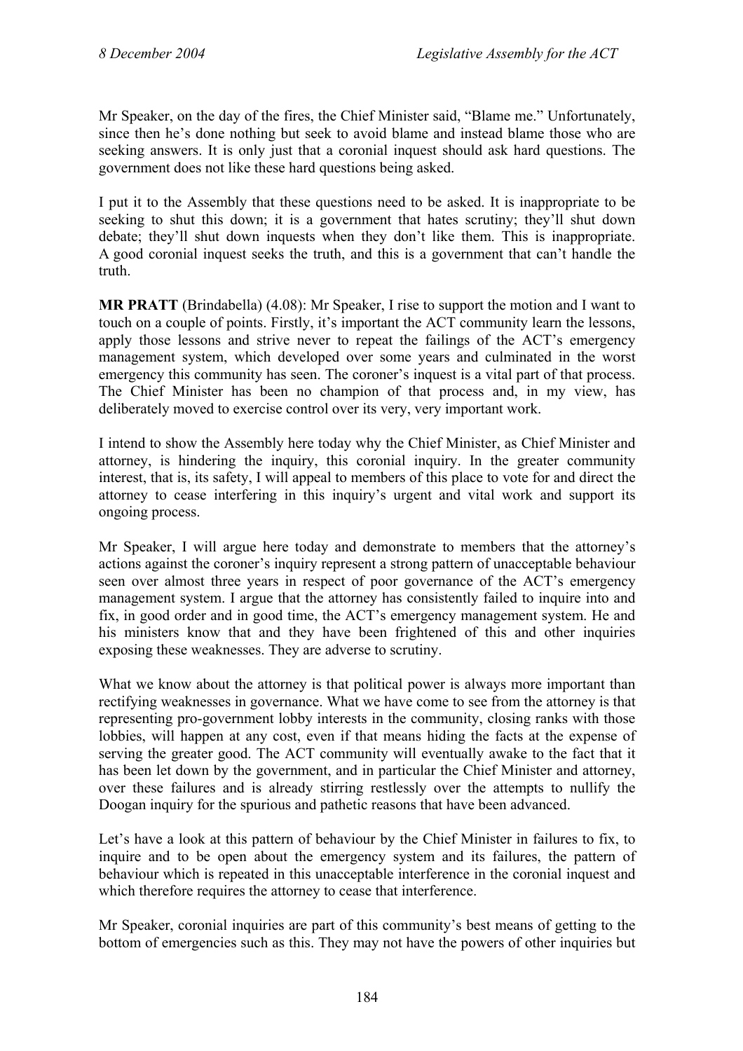Mr Speaker, on the day of the fires, the Chief Minister said, "Blame me." Unfortunately, since then he's done nothing but seek to avoid blame and instead blame those who are seeking answers. It is only just that a coronial inquest should ask hard questions. The government does not like these hard questions being asked.

I put it to the Assembly that these questions need to be asked. It is inappropriate to be seeking to shut this down; it is a government that hates scrutiny; they'll shut down debate; they'll shut down inquests when they don't like them. This is inappropriate. A good coronial inquest seeks the truth, and this is a government that can't handle the truth.

**MR PRATT** (Brindabella) (4.08): Mr Speaker, I rise to support the motion and I want to touch on a couple of points. Firstly, it's important the ACT community learn the lessons, apply those lessons and strive never to repeat the failings of the ACT's emergency management system, which developed over some years and culminated in the worst emergency this community has seen. The coroner's inquest is a vital part of that process. The Chief Minister has been no champion of that process and, in my view, has deliberately moved to exercise control over its very, very important work.

I intend to show the Assembly here today why the Chief Minister, as Chief Minister and attorney, is hindering the inquiry, this coronial inquiry. In the greater community interest, that is, its safety, I will appeal to members of this place to vote for and direct the attorney to cease interfering in this inquiry's urgent and vital work and support its ongoing process.

Mr Speaker, I will argue here today and demonstrate to members that the attorney's actions against the coroner's inquiry represent a strong pattern of unacceptable behaviour seen over almost three years in respect of poor governance of the ACT's emergency management system. I argue that the attorney has consistently failed to inquire into and fix, in good order and in good time, the ACT's emergency management system. He and his ministers know that and they have been frightened of this and other inquiries exposing these weaknesses. They are adverse to scrutiny.

What we know about the attorney is that political power is always more important than rectifying weaknesses in governance. What we have come to see from the attorney is that representing pro-government lobby interests in the community, closing ranks with those lobbies, will happen at any cost, even if that means hiding the facts at the expense of serving the greater good. The ACT community will eventually awake to the fact that it has been let down by the government, and in particular the Chief Minister and attorney, over these failures and is already stirring restlessly over the attempts to nullify the Doogan inquiry for the spurious and pathetic reasons that have been advanced.

Let's have a look at this pattern of behaviour by the Chief Minister in failures to fix, to inquire and to be open about the emergency system and its failures, the pattern of behaviour which is repeated in this unacceptable interference in the coronial inquest and which therefore requires the attorney to cease that interference.

Mr Speaker, coronial inquiries are part of this community's best means of getting to the bottom of emergencies such as this. They may not have the powers of other inquiries but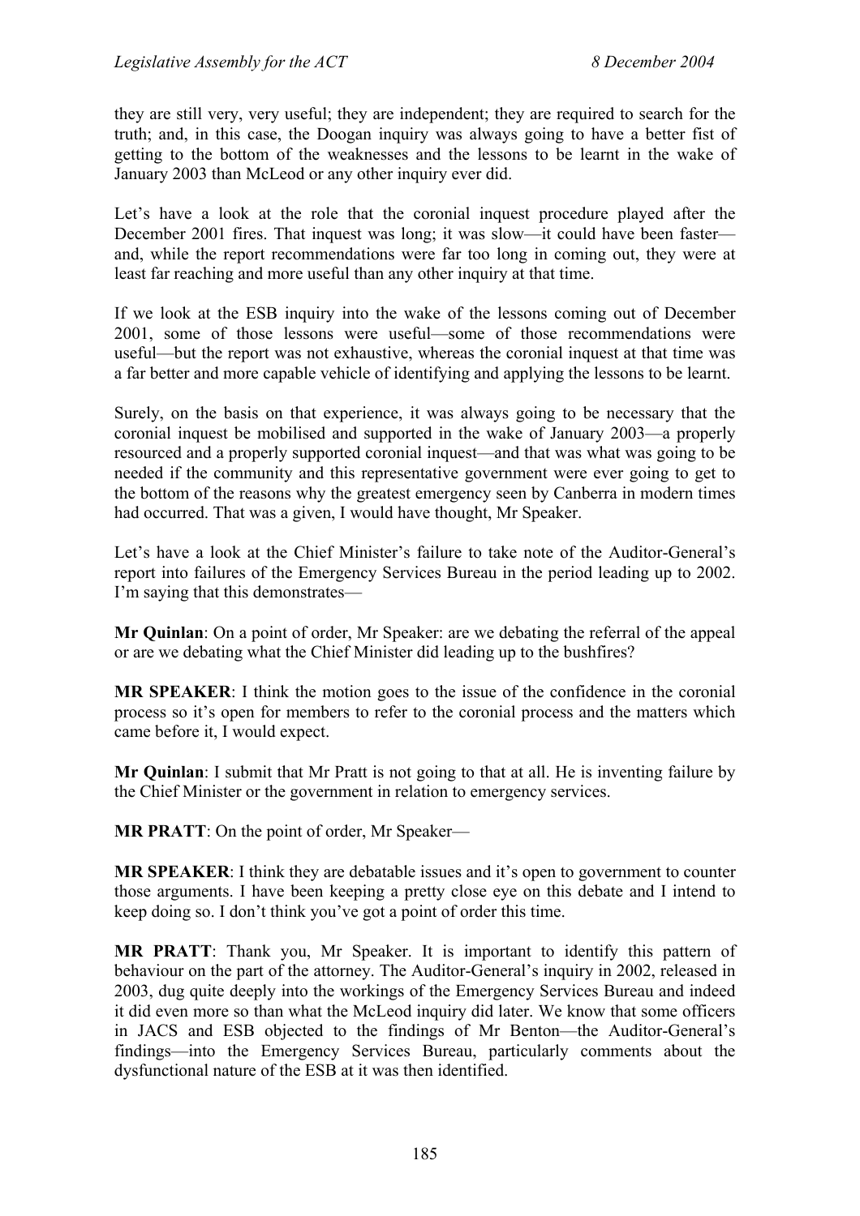they are still very, very useful; they are independent; they are required to search for the truth; and, in this case, the Doogan inquiry was always going to have a better fist of getting to the bottom of the weaknesses and the lessons to be learnt in the wake of January 2003 than McLeod or any other inquiry ever did.

Let's have a look at the role that the coronial inquest procedure played after the December 2001 fires. That inquest was long; it was slow—it could have been faster—and, while the report recommendations were far too long in coming out, they were at least far reaching and more useful than any other inquiry at that time.

If we look at the ESB inquiry into the wake of the lessons coming out of December 2001, some of those lessons were useful—some of those recommendations were useful—but the report was not exhaustive, whereas the coronial inquest at that time was a far better and more capable vehicle of identifying and applying the lessons to be learnt.

Surely, on the basis on that experience, it was always going to be necessary that the coronial inquest be mobilised and supported in the wake of January 2003—a properly resourced and a properly supported coronial inquest—and that was what was going to be needed if the community and this representative government were ever going to get to the bottom of the reasons why the greatest emergency seen by Canberra in modern times had occurred. That was a given, I would have thought, Mr Speaker.

Let's have a look at the Chief Minister's failure to take note of the Auditor-General's report into failures of the Emergency Services Bureau in the period leading up to 2002. I'm saying that this demonstrates—

**Mr Quinlan**: On a point of order, Mr Speaker: are we debating the referral of the appeal or are we debating what the Chief Minister did leading up to the bushfires?

**MR SPEAKER**: I think the motion goes to the issue of the confidence in the coronial process so it's open for members to refer to the coronial process and the matters which came before it, I would expect.

**Mr Quinlan**: I submit that Mr Pratt is not going to that at all. He is inventing failure by the Chief Minister or the government in relation to emergency services.

**MR PRATT**: On the point of order, Mr Speaker—

**MR SPEAKER**: I think they are debatable issues and it's open to government to counter those arguments. I have been keeping a pretty close eye on this debate and I intend to keep doing so. I don't think you've got a point of order this time.

**MR PRATT**: Thank you, Mr Speaker. It is important to identify this pattern of behaviour on the part of the attorney. The Auditor-General's inquiry in 2002, released in 2003, dug quite deeply into the workings of the Emergency Services Bureau and indeed it did even more so than what the McLeod inquiry did later. We know that some officers in JACS and ESB objected to the findings of Mr Benton—the Auditor-General's findings—into the Emergency Services Bureau, particularly comments about the dysfunctional nature of the ESB at it was then identified.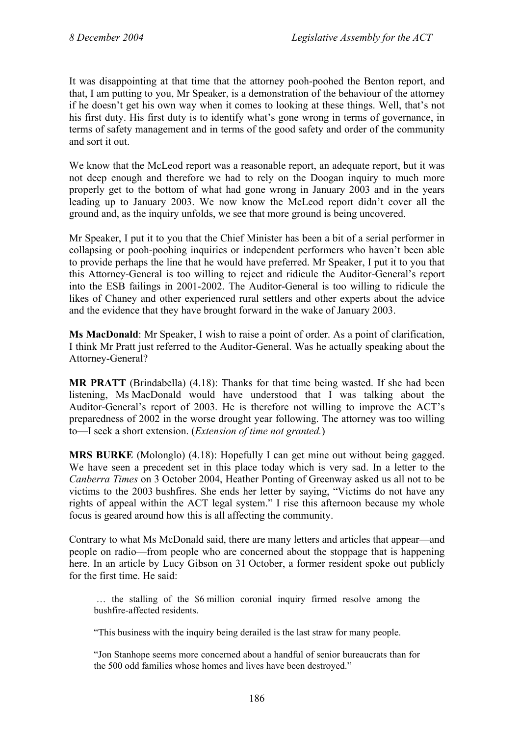It was disappointing at that time that the attorney pooh-poohed the Benton report, and that, I am putting to you, Mr Speaker, is a demonstration of the behaviour of the attorney if he doesn't get his own way when it comes to looking at these things. Well, that's not his first duty. His first duty is to identify what's gone wrong in terms of governance, in terms of safety management and in terms of the good safety and order of the community and sort it out.

We know that the McLeod report was a reasonable report, an adequate report, but it was not deep enough and therefore we had to rely on the Doogan inquiry to much more properly get to the bottom of what had gone wrong in January 2003 and in the years leading up to January 2003. We now know the McLeod report didn't cover all the ground and, as the inquiry unfolds, we see that more ground is being uncovered.

Mr Speaker, I put it to you that the Chief Minister has been a bit of a serial performer in collapsing or pooh-poohing inquiries or independent performers who haven't been able to provide perhaps the line that he would have preferred. Mr Speaker, I put it to you that this Attorney-General is too willing to reject and ridicule the Auditor-General's report into the ESB failings in 2001-2002. The Auditor-General is too willing to ridicule the likes of Chaney and other experienced rural settlers and other experts about the advice and the evidence that they have brought forward in the wake of January 2003.

**Ms MacDonald**: Mr Speaker, I wish to raise a point of order. As a point of clarification, I think Mr Pratt just referred to the Auditor-General. Was he actually speaking about the Attorney-General?

**MR PRATT** (Brindabella) (4.18): Thanks for that time being wasted. If she had been listening, Ms MacDonald would have understood that I was talking about the Auditor-General's report of 2003. He is therefore not willing to improve the ACT's preparedness of 2002 in the worse drought year following. The attorney was too willing to—I seek a short extension. (*Extension of time not granted.*)

**MRS BURKE** (Molonglo) (4.18): Hopefully I can get mine out without being gagged. We have seen a precedent set in this place today which is very sad. In a letter to the *Canberra Times* on 3 October 2004, Heather Ponting of Greenway asked us all not to be victims to the 2003 bushfires. She ends her letter by saying, "Victims do not have any rights of appeal within the ACT legal system." I rise this afternoon because my whole focus is geared around how this is all affecting the community.

Contrary to what Ms McDonald said, there are many letters and articles that appear—and people on radio—from people who are concerned about the stoppage that is happening here. In an article by Lucy Gibson on 31 October, a former resident spoke out publicly for the first time. He said:

> … the stalling of the $6 million coronial inquiry firmed resolve among the bushfire-affected residents.
>
> "This business with the inquiry being derailed is the last straw for many people.
>
> "Jon Stanhope seems more concerned about a handful of senior bureaucrats than for the 500 odd families whose homes and lives have been destroyed."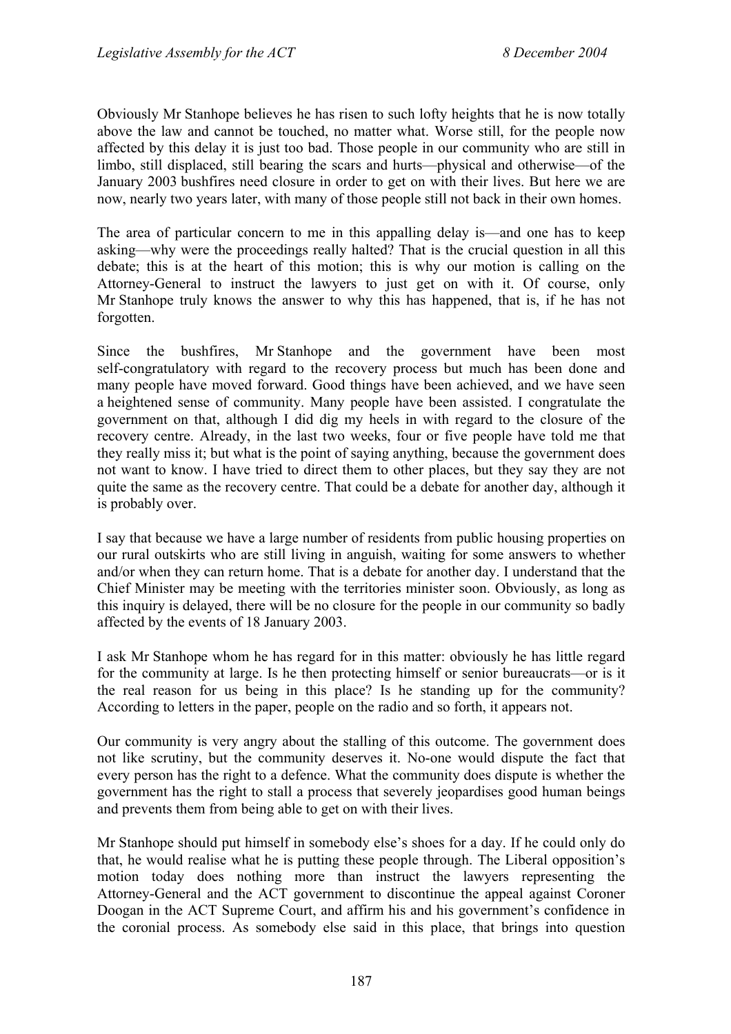Obviously Mr Stanhope believes he has risen to such lofty heights that he is now totally above the law and cannot be touched, no matter what. Worse still, for the people now affected by this delay it is just too bad. Those people in our community who are still in limbo, still displaced, still bearing the scars and hurts—physical and otherwise—of the January 2003 bushfires need closure in order to get on with their lives. But here we are now, nearly two years later, with many of those people still not back in their own homes.

The area of particular concern to me in this appalling delay is—and one has to keep asking—why were the proceedings really halted? That is the crucial question in all this debate; this is at the heart of this motion; this is why our motion is calling on the Attorney-General to instruct the lawyers to just get on with it. Of course, only Mr Stanhope truly knows the answer to why this has happened, that is, if he has not forgotten.

Since the bushfires, Mr Stanhope and the government have been most self-congratulatory with regard to the recovery process but much has been done and many people have moved forward. Good things have been achieved, and we have seen a heightened sense of community. Many people have been assisted. I congratulate the government on that, although I did dig my heels in with regard to the closure of the recovery centre. Already, in the last two weeks, four or five people have told me that they really miss it; but what is the point of saying anything, because the government does not want to know. I have tried to direct them to other places, but they say they are not quite the same as the recovery centre. That could be a debate for another day, although it is probably over.

I say that because we have a large number of residents from public housing properties on our rural outskirts who are still living in anguish, waiting for some answers to whether and/or when they can return home. That is a debate for another day. I understand that the Chief Minister may be meeting with the territories minister soon. Obviously, as long as this inquiry is delayed, there will be no closure for the people in our community so badly affected by the events of 18 January 2003.

I ask Mr Stanhope whom he has regard for in this matter: obviously he has little regard for the community at large. Is he then protecting himself or senior bureaucrats—or is it the real reason for us being in this place? Is he standing up for the community? According to letters in the paper, people on the radio and so forth, it appears not.

Our community is very angry about the stalling of this outcome. The government does not like scrutiny, but the community deserves it. No-one would dispute the fact that every person has the right to a defence. What the community does dispute is whether the government has the right to stall a process that severely jeopardises good human beings and prevents them from being able to get on with their lives.

Mr Stanhope should put himself in somebody else's shoes for a day. If he could only do that, he would realise what he is putting these people through. The Liberal opposition's motion today does nothing more than instruct the lawyers representing the Attorney-General and the ACT government to discontinue the appeal against Coroner Doogan in the ACT Supreme Court, and affirm his and his government's confidence in the coronial process. As somebody else said in this place, that brings into question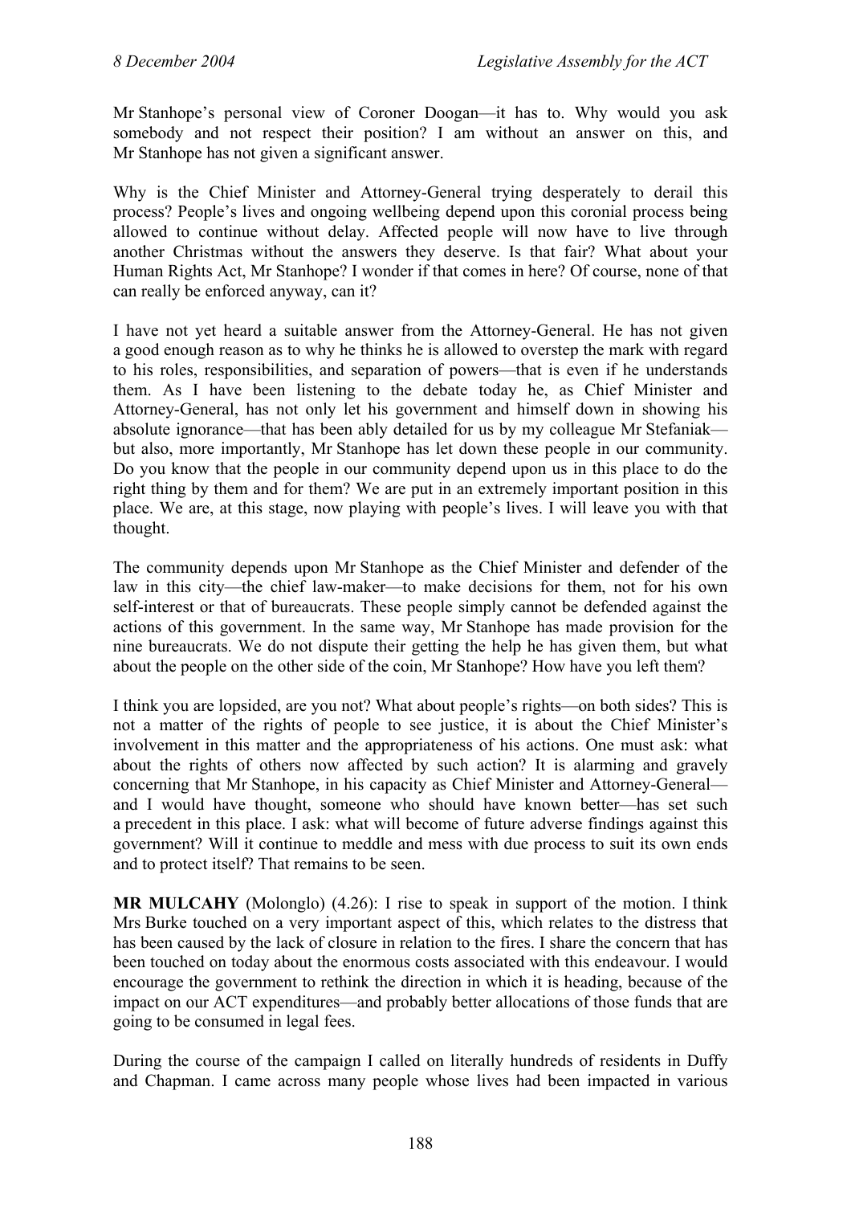Mr Stanhope's personal view of Coroner Doogan—it has to. Why would you ask somebody and not respect their position? I am without an answer on this, and Mr Stanhope has not given a significant answer.

Why is the Chief Minister and Attorney-General trying desperately to derail this process? People's lives and ongoing wellbeing depend upon this coronial process being allowed to continue without delay. Affected people will now have to live through another Christmas without the answers they deserve. Is that fair? What about your Human Rights Act, Mr Stanhope? I wonder if that comes in here? Of course, none of that can really be enforced anyway, can it?

I have not yet heard a suitable answer from the Attorney-General. He has not given a good enough reason as to why he thinks he is allowed to overstep the mark with regard to his roles, responsibilities, and separation of powers—that is even if he understands them. As I have been listening to the debate today he, as Chief Minister and Attorney-General, has not only let his government and himself down in showing his absolute ignorance—that has been ably detailed for us by my colleague Mr Stefaniak—but also, more importantly, Mr Stanhope has let down these people in our community. Do you know that the people in our community depend upon us in this place to do the right thing by them and for them? We are put in an extremely important position in this place. We are, at this stage, now playing with people's lives. I will leave you with that thought.

The community depends upon Mr Stanhope as the Chief Minister and defender of the law in this city—the chief law-maker—to make decisions for them, not for his own self-interest or that of bureaucrats. These people simply cannot be defended against the actions of this government. In the same way, Mr Stanhope has made provision for the nine bureaucrats. We do not dispute their getting the help he has given them, but what about the people on the other side of the coin, Mr Stanhope? How have you left them?

I think you are lopsided, are you not? What about people's rights—on both sides? This is not a matter of the rights of people to see justice, it is about the Chief Minister's involvement in this matter and the appropriateness of his actions. One must ask: what about the rights of others now affected by such action? It is alarming and gravely concerning that Mr Stanhope, in his capacity as Chief Minister and Attorney-General—and I would have thought, someone who should have known better—has set such a precedent in this place. I ask: what will become of future adverse findings against this government? Will it continue to meddle and mess with due process to suit its own ends and to protect itself? That remains to be seen.

**MR MULCAHY** (Molonglo) (4.26): I rise to speak in support of the motion. I think Mrs Burke touched on a very important aspect of this, which relates to the distress that has been caused by the lack of closure in relation to the fires. I share the concern that has been touched on today about the enormous costs associated with this endeavour. I would encourage the government to rethink the direction in which it is heading, because of the impact on our ACT expenditures—and probably better allocations of those funds that are going to be consumed in legal fees.

During the course of the campaign I called on literally hundreds of residents in Duffy and Chapman. I came across many people whose lives had been impacted in various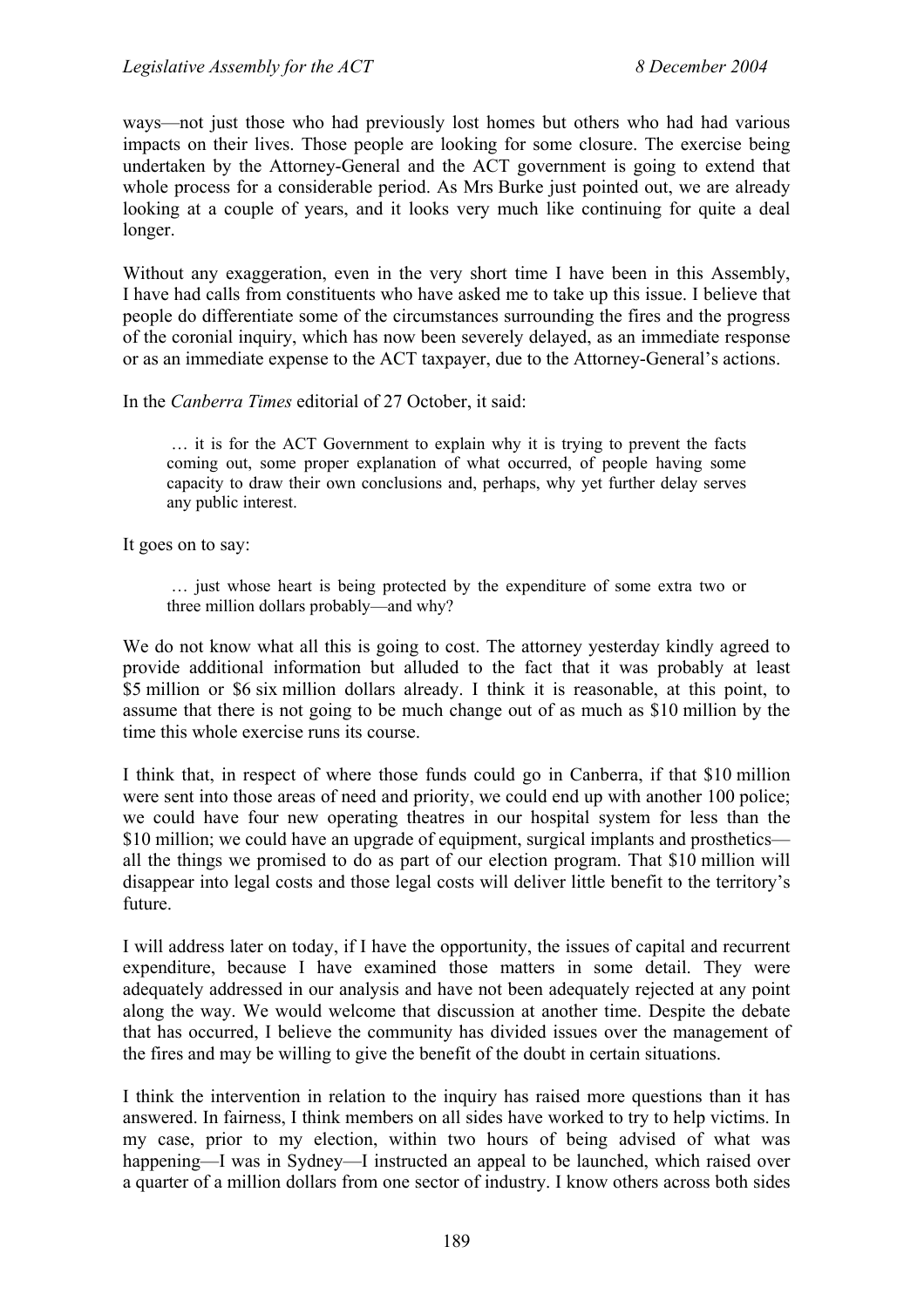ways—not just those who had previously lost homes but others who had had various impacts on their lives. Those people are looking for some closure. The exercise being undertaken by the Attorney-General and the ACT government is going to extend that whole process for a considerable period. As Mrs Burke just pointed out, we are already looking at a couple of years, and it looks very much like continuing for quite a deal longer.

Without any exaggeration, even in the very short time I have been in this Assembly, I have had calls from constituents who have asked me to take up this issue. I believe that people do differentiate some of the circumstances surrounding the fires and the progress of the coronial inquiry, which has now been severely delayed, as an immediate response or as an immediate expense to the ACT taxpayer, due to the Attorney-General's actions.

In the *Canberra Times* editorial of 27 October, it said:

> … it is for the ACT Government to explain why it is trying to prevent the facts coming out, some proper explanation of what occurred, of people having some capacity to draw their own conclusions and, perhaps, why yet further delay serves any public interest.

It goes on to say:

> … just whose heart is being protected by the expenditure of some extra two or three million dollars probably—and why?

We do not know what all this is going to cost. The attorney yesterday kindly agreed to provide additional information but alluded to the fact that it was probably at least $5 million or $6 six million dollars already. I think it is reasonable, at this point, to assume that there is not going to be much change out of as much as $10 million by the time this whole exercise runs its course.

I think that, in respect of where those funds could go in Canberra, if that $10 million were sent into those areas of need and priority, we could end up with another 100 police; we could have four new operating theatres in our hospital system for less than the $10 million; we could have an upgrade of equipment, surgical implants and prosthetics—all the things we promised to do as part of our election program. That $10 million will disappear into legal costs and those legal costs will deliver little benefit to the territory's future.

I will address later on today, if I have the opportunity, the issues of capital and recurrent expenditure, because I have examined those matters in some detail. They were adequately addressed in our analysis and have not been adequately rejected at any point along the way. We would welcome that discussion at another time. Despite the debate that has occurred, I believe the community has divided issues over the management of the fires and may be willing to give the benefit of the doubt in certain situations.

I think the intervention in relation to the inquiry has raised more questions than it has answered. In fairness, I think members on all sides have worked to try to help victims. In my case, prior to my election, within two hours of being advised of what was happening—I was in Sydney—I instructed an appeal to be launched, which raised over a quarter of a million dollars from one sector of industry. I know others across both sides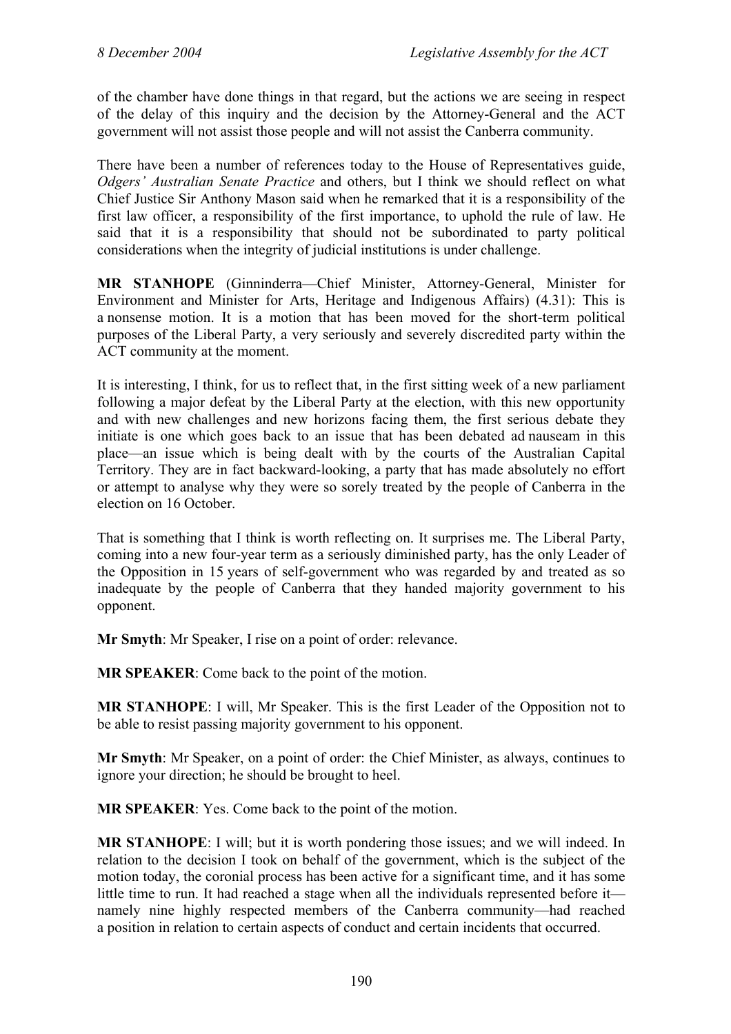of the chamber have done things in that regard, but the actions we are seeing in respect of the delay of this inquiry and the decision by the Attorney-General and the ACT government will not assist those people and will not assist the Canberra community.

There have been a number of references today to the House of Representatives guide, *Odgers' Australian Senate Practice* and others, but I think we should reflect on what Chief Justice Sir Anthony Mason said when he remarked that it is a responsibility of the first law officer, a responsibility of the first importance, to uphold the rule of law. He said that it is a responsibility that should not be subordinated to party political considerations when the integrity of judicial institutions is under challenge.

**MR STANHOPE** (Ginninderra—Chief Minister, Attorney-General, Minister for Environment and Minister for Arts, Heritage and Indigenous Affairs) (4.31): This is a nonsense motion. It is a motion that has been moved for the short-term political purposes of the Liberal Party, a very seriously and severely discredited party within the ACT community at the moment.

It is interesting, I think, for us to reflect that, in the first sitting week of a new parliament following a major defeat by the Liberal Party at the election, with this new opportunity and with new challenges and new horizons facing them, the first serious debate they initiate is one which goes back to an issue that has been debated ad nauseam in this place—an issue which is being dealt with by the courts of the Australian Capital Territory. They are in fact backward-looking, a party that has made absolutely no effort or attempt to analyse why they were so sorely treated by the people of Canberra in the election on 16 October.

That is something that I think is worth reflecting on. It surprises me. The Liberal Party, coming into a new four-year term as a seriously diminished party, has the only Leader of the Opposition in 15 years of self-government who was regarded by and treated as so inadequate by the people of Canberra that they handed majority government to his opponent.

**Mr Smyth**: Mr Speaker, I rise on a point of order: relevance.

**MR SPEAKER**: Come back to the point of the motion.

**MR STANHOPE**: I will, Mr Speaker. This is the first Leader of the Opposition not to be able to resist passing majority government to his opponent.

**Mr Smyth**: Mr Speaker, on a point of order: the Chief Minister, as always, continues to ignore your direction; he should be brought to heel.

**MR SPEAKER**: Yes. Come back to the point of the motion.

**MR STANHOPE**: I will; but it is worth pondering those issues; and we will indeed. In relation to the decision I took on behalf of the government, which is the subject of the motion today, the coronial process has been active for a significant time, and it has some little time to run. It had reached a stage when all the individuals represented before it—namely nine highly respected members of the Canberra community—had reached a position in relation to certain aspects of conduct and certain incidents that occurred.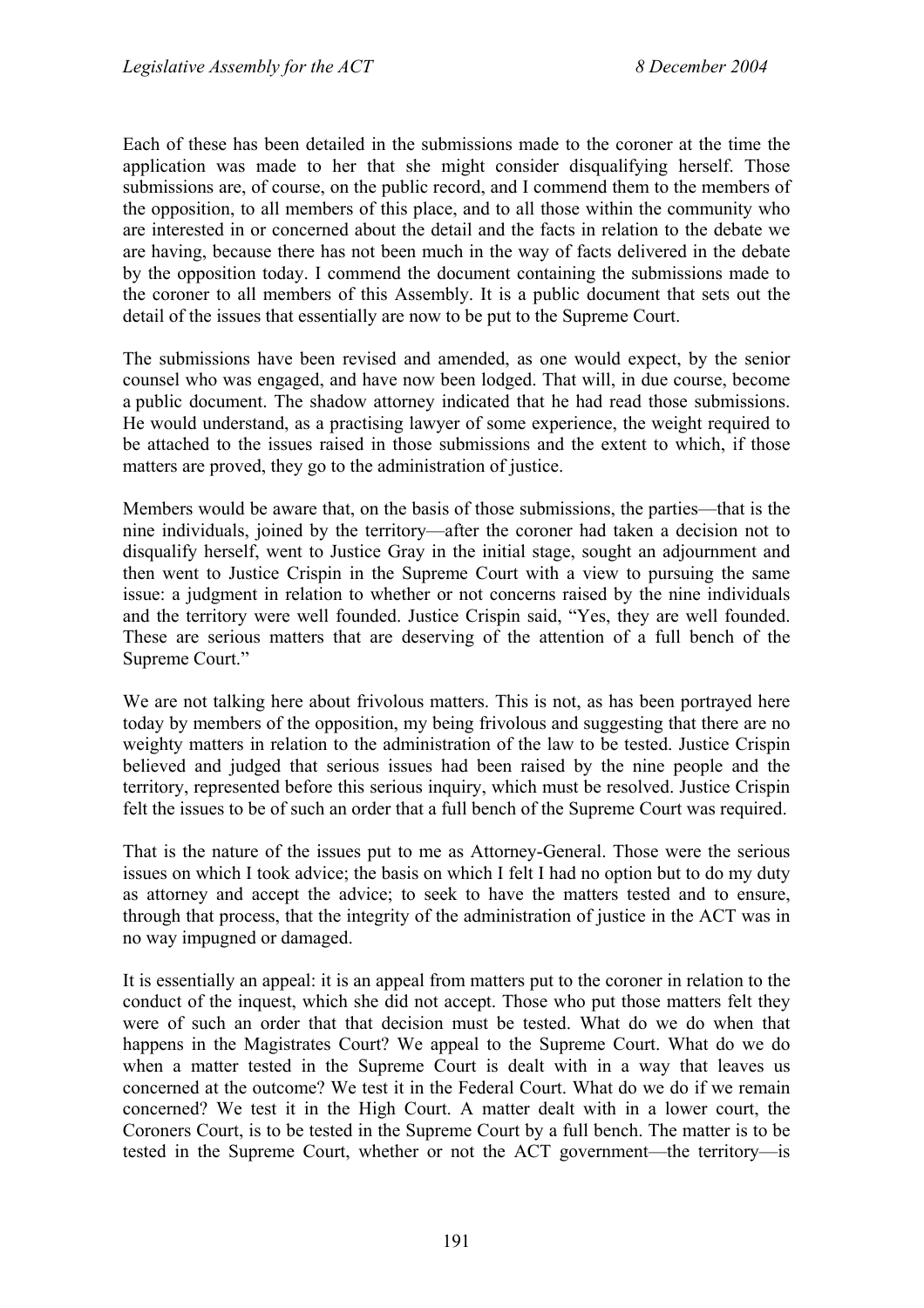Each of these has been detailed in the submissions made to the coroner at the time the application was made to her that she might consider disqualifying herself. Those submissions are, of course, on the public record, and I commend them to the members of the opposition, to all members of this place, and to all those within the community who are interested in or concerned about the detail and the facts in relation to the debate we are having, because there has not been much in the way of facts delivered in the debate by the opposition today. I commend the document containing the submissions made to the coroner to all members of this Assembly. It is a public document that sets out the detail of the issues that essentially are now to be put to the Supreme Court.

The submissions have been revised and amended, as one would expect, by the senior counsel who was engaged, and have now been lodged. That will, in due course, become a public document. The shadow attorney indicated that he had read those submissions. He would understand, as a practising lawyer of some experience, the weight required to be attached to the issues raised in those submissions and the extent to which, if those matters are proved, they go to the administration of justice.

Members would be aware that, on the basis of those submissions, the parties—that is the nine individuals, joined by the territory—after the coroner had taken a decision not to disqualify herself, went to Justice Gray in the initial stage, sought an adjournment and then went to Justice Crispin in the Supreme Court with a view to pursuing the same issue: a judgment in relation to whether or not concerns raised by the nine individuals and the territory were well founded. Justice Crispin said, "Yes, they are well founded. These are serious matters that are deserving of the attention of a full bench of the Supreme Court."

We are not talking here about frivolous matters. This is not, as has been portrayed here today by members of the opposition, my being frivolous and suggesting that there are no weighty matters in relation to the administration of the law to be tested. Justice Crispin believed and judged that serious issues had been raised by the nine people and the territory, represented before this serious inquiry, which must be resolved. Justice Crispin felt the issues to be of such an order that a full bench of the Supreme Court was required.

That is the nature of the issues put to me as Attorney-General. Those were the serious issues on which I took advice; the basis on which I felt I had no option but to do my duty as attorney and accept the advice; to seek to have the matters tested and to ensure, through that process, that the integrity of the administration of justice in the ACT was in no way impugned or damaged.

It is essentially an appeal: it is an appeal from matters put to the coroner in relation to the conduct of the inquest, which she did not accept. Those who put those matters felt they were of such an order that that decision must be tested. What do we do when that happens in the Magistrates Court? We appeal to the Supreme Court. What do we do when a matter tested in the Supreme Court is dealt with in a way that leaves us concerned at the outcome? We test it in the Federal Court. What do we do if we remain concerned? We test it in the High Court. A matter dealt with in a lower court, the Coroners Court, is to be tested in the Supreme Court by a full bench. The matter is to be tested in the Supreme Court, whether or not the ACT government—the territory—is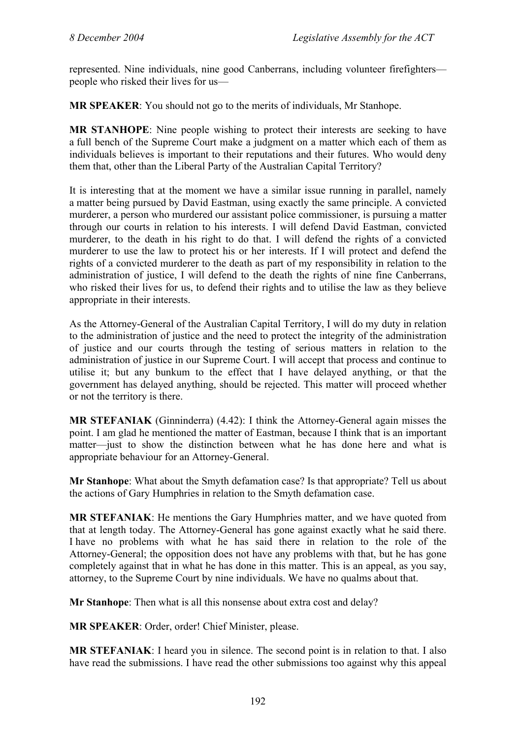represented. Nine individuals, nine good Canberrans, including volunteer firefighters—people who risked their lives for us—

**MR SPEAKER**: You should not go to the merits of individuals, Mr Stanhope.

**MR STANHOPE**: Nine people wishing to protect their interests are seeking to have a full bench of the Supreme Court make a judgment on a matter which each of them as individuals believes is important to their reputations and their futures. Who would deny them that, other than the Liberal Party of the Australian Capital Territory?

It is interesting that at the moment we have a similar issue running in parallel, namely a matter being pursued by David Eastman, using exactly the same principle. A convicted murderer, a person who murdered our assistant police commissioner, is pursuing a matter through our courts in relation to his interests. I will defend David Eastman, convicted murderer, to the death in his right to do that. I will defend the rights of a convicted murderer to use the law to protect his or her interests. If I will protect and defend the rights of a convicted murderer to the death as part of my responsibility in relation to the administration of justice, I will defend to the death the rights of nine fine Canberrans, who risked their lives for us, to defend their rights and to utilise the law as they believe appropriate in their interests.

As the Attorney-General of the Australian Capital Territory, I will do my duty in relation to the administration of justice and the need to protect the integrity of the administration of justice and our courts through the testing of serious matters in relation to the administration of justice in our Supreme Court. I will accept that process and continue to utilise it; but any bunkum to the effect that I have delayed anything, or that the government has delayed anything, should be rejected. This matter will proceed whether or not the territory is there.

**MR STEFANIAK** (Ginninderra) (4.42): I think the Attorney-General again misses the point. I am glad he mentioned the matter of Eastman, because I think that is an important matter—just to show the distinction between what he has done here and what is appropriate behaviour for an Attorney-General.

**Mr Stanhope**: What about the Smyth defamation case? Is that appropriate? Tell us about the actions of Gary Humphries in relation to the Smyth defamation case.

**MR STEFANIAK**: He mentions the Gary Humphries matter, and we have quoted from that at length today. The Attorney-General has gone against exactly what he said there. I have no problems with what he has said there in relation to the role of the Attorney-General; the opposition does not have any problems with that, but he has gone completely against that in what he has done in this matter. This is an appeal, as you say, attorney, to the Supreme Court by nine individuals. We have no qualms about that.

**Mr Stanhope**: Then what is all this nonsense about extra cost and delay?

**MR SPEAKER**: Order, order! Chief Minister, please.

**MR STEFANIAK**: I heard you in silence. The second point is in relation to that. I also have read the submissions. I have read the other submissions too against why this appeal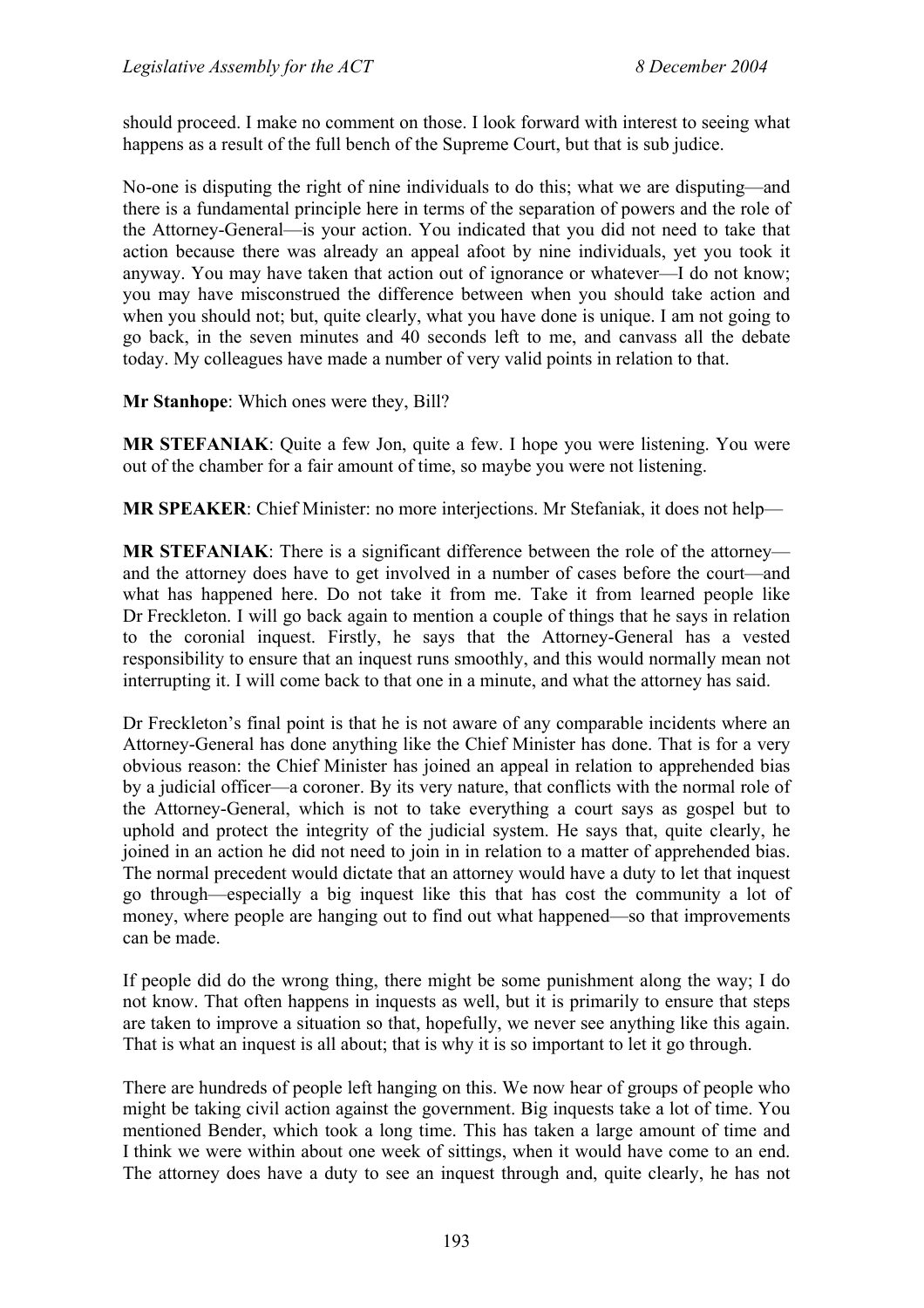should proceed. I make no comment on those. I look forward with interest to seeing what happens as a result of the full bench of the Supreme Court, but that is sub judice.

No-one is disputing the right of nine individuals to do this; what we are disputing—and there is a fundamental principle here in terms of the separation of powers and the role of the Attorney-General—is your action. You indicated that you did not need to take that action because there was already an appeal afoot by nine individuals, yet you took it anyway. You may have taken that action out of ignorance or whatever—I do not know; you may have misconstrued the difference between when you should take action and when you should not; but, quite clearly, what you have done is unique. I am not going to go back, in the seven minutes and 40 seconds left to me, and canvass all the debate today. My colleagues have made a number of very valid points in relation to that.

**Mr Stanhope**: Which ones were they, Bill?

**MR STEFANIAK**: Quite a few Jon, quite a few. I hope you were listening. You were out of the chamber for a fair amount of time, so maybe you were not listening.

**MR SPEAKER**: Chief Minister: no more interjections. Mr Stefaniak, it does not help—

**MR STEFANIAK**: There is a significant difference between the role of the attorney—and the attorney does have to get involved in a number of cases before the court—and what has happened here. Do not take it from me. Take it from learned people like Dr Freckleton. I will go back again to mention a couple of things that he says in relation to the coronial inquest. Firstly, he says that the Attorney-General has a vested responsibility to ensure that an inquest runs smoothly, and this would normally mean not interrupting it. I will come back to that one in a minute, and what the attorney has said.

Dr Freckleton's final point is that he is not aware of any comparable incidents where an Attorney-General has done anything like the Chief Minister has done. That is for a very obvious reason: the Chief Minister has joined an appeal in relation to apprehended bias by a judicial officer—a coroner. By its very nature, that conflicts with the normal role of the Attorney-General, which is not to take everything a court says as gospel but to uphold and protect the integrity of the judicial system. He says that, quite clearly, he joined in an action he did not need to join in in relation to a matter of apprehended bias. The normal precedent would dictate that an attorney would have a duty to let that inquest go through—especially a big inquest like this that has cost the community a lot of money, where people are hanging out to find out what happened—so that improvements can be made.

If people did do the wrong thing, there might be some punishment along the way; I do not know. That often happens in inquests as well, but it is primarily to ensure that steps are taken to improve a situation so that, hopefully, we never see anything like this again. That is what an inquest is all about; that is why it is so important to let it go through.

There are hundreds of people left hanging on this. We now hear of groups of people who might be taking civil action against the government. Big inquests take a lot of time. You mentioned Bender, which took a long time. This has taken a large amount of time and I think we were within about one week of sittings, when it would have come to an end. The attorney does have a duty to see an inquest through and, quite clearly, he has not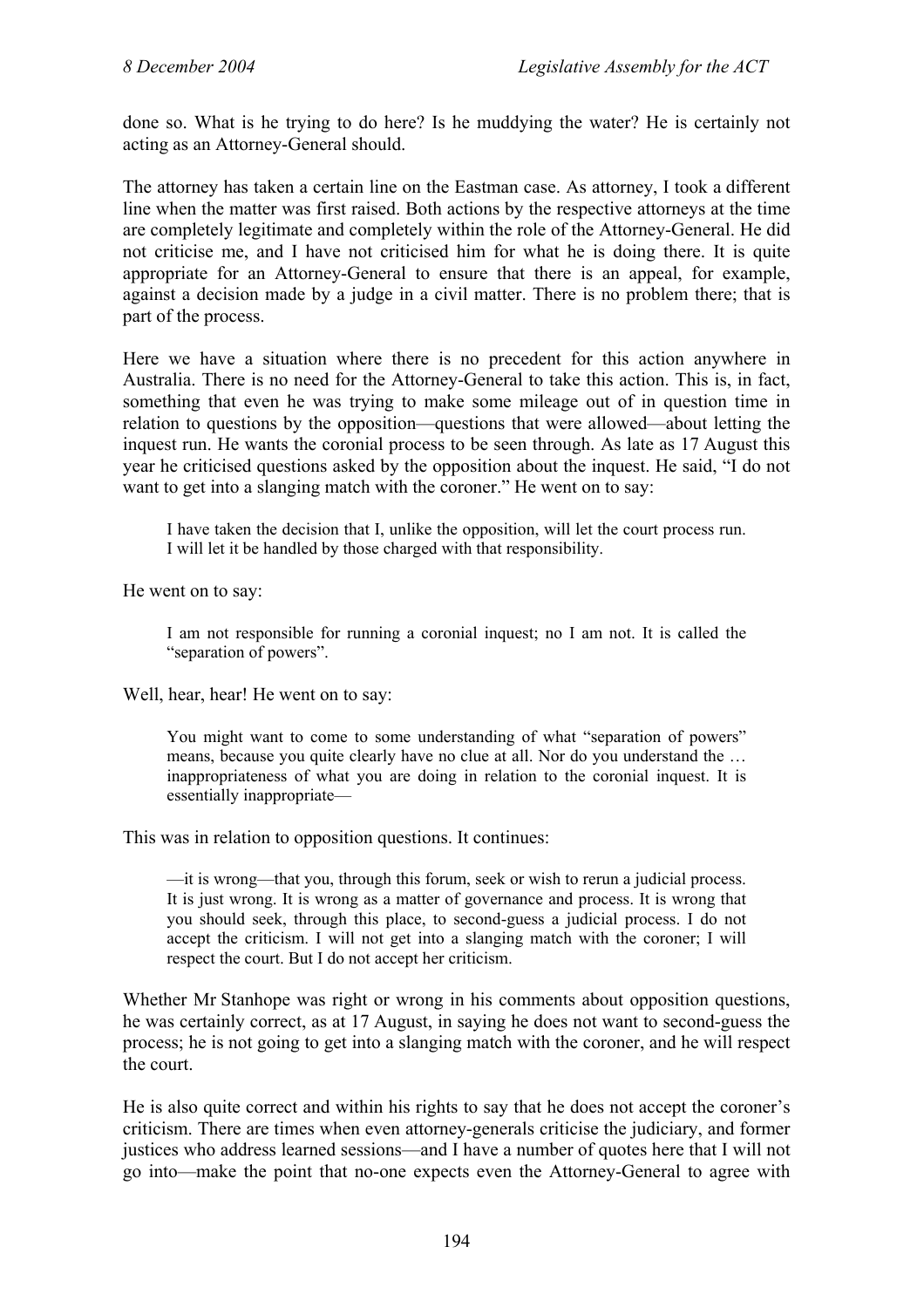done so. What is he trying to do here? Is he muddying the water? He is certainly not acting as an Attorney-General should.

The attorney has taken a certain line on the Eastman case. As attorney, I took a different line when the matter was first raised. Both actions by the respective attorneys at the time are completely legitimate and completely within the role of the Attorney-General. He did not criticise me, and I have not criticised him for what he is doing there. It is quite appropriate for an Attorney-General to ensure that there is an appeal, for example, against a decision made by a judge in a civil matter. There is no problem there; that is part of the process.

Here we have a situation where there is no precedent for this action anywhere in Australia. There is no need for the Attorney-General to take this action. This is, in fact, something that even he was trying to make some mileage out of in question time in relation to questions by the opposition—questions that were allowed—about letting the inquest run. He wants the coronial process to be seen through. As late as 17 August this year he criticised questions asked by the opposition about the inquest. He said, "I do not want to get into a slanging match with the coroner." He went on to say:

> I have taken the decision that I, unlike the opposition, will let the court process run. I will let it be handled by those charged with that responsibility.

He went on to say:

> I am not responsible for running a coronial inquest; no I am not. It is called the "separation of powers".

Well, hear, hear! He went on to say:

> You might want to come to some understanding of what "separation of powers" means, because you quite clearly have no clue at all. Nor do you understand the … inappropriateness of what you are doing in relation to the coronial inquest. It is essentially inappropriate—

This was in relation to opposition questions. It continues:

> —it is wrong—that you, through this forum, seek or wish to rerun a judicial process. It is just wrong. It is wrong as a matter of governance and process. It is wrong that you should seek, through this place, to second-guess a judicial process. I do not accept the criticism. I will not get into a slanging match with the coroner; I will respect the court. But I do not accept her criticism.

Whether Mr Stanhope was right or wrong in his comments about opposition questions, he was certainly correct, as at 17 August, in saying he does not want to second-guess the process; he is not going to get into a slanging match with the coroner, and he will respect the court.

He is also quite correct and within his rights to say that he does not accept the coroner's criticism. There are times when even attorney-generals criticise the judiciary, and former justices who address learned sessions—and I have a number of quotes here that I will not go into—make the point that no-one expects even the Attorney-General to agree with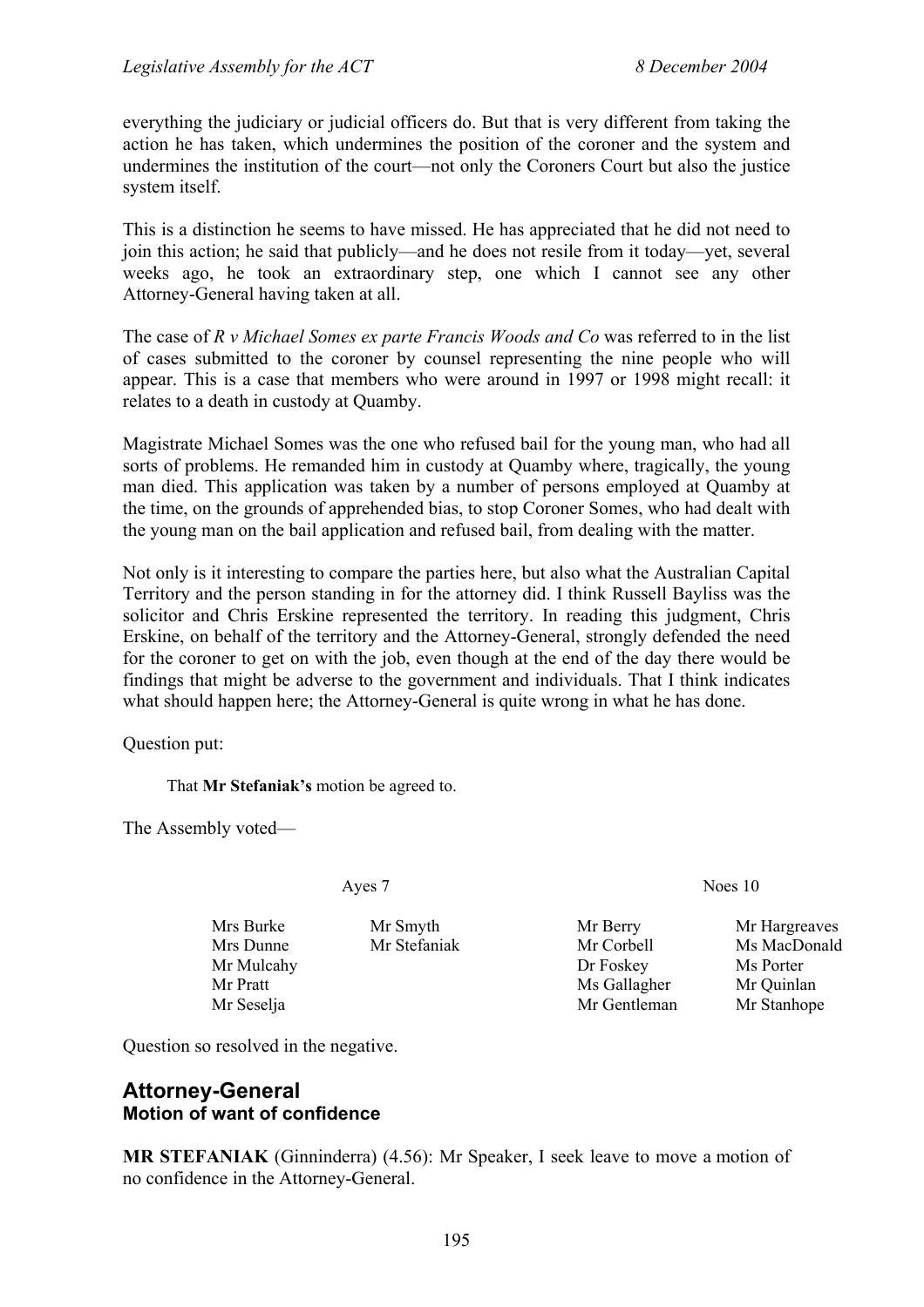everything the judiciary or judicial officers do. But that is very different from taking the action he has taken, which undermines the position of the coroner and the system and undermines the institution of the court—not only the Coroners Court but also the justice system itself.

This is a distinction he seems to have missed. He has appreciated that he did not need to join this action; he said that publicly—and he does not resile from it today—yet, several weeks ago, he took an extraordinary step, one which I cannot see any other Attorney-General having taken at all.

The case of *R v Michael Somes ex parte Francis Woods and Co* was referred to in the list of cases submitted to the coroner by counsel representing the nine people who will appear. This is a case that members who were around in 1997 or 1998 might recall: it relates to a death in custody at Quamby.

Magistrate Michael Somes was the one who refused bail for the young man, who had all sorts of problems. He remanded him in custody at Quamby where, tragically, the young man died. This application was taken by a number of persons employed at Quamby at the time, on the grounds of apprehended bias, to stop Coroner Somes, who had dealt with the young man on the bail application and refused bail, from dealing with the matter.

Not only is it interesting to compare the parties here, but also what the Australian Capital Territory and the person standing in for the attorney did. I think Russell Bayliss was the solicitor and Chris Erskine represented the territory. In reading this judgment, Chris Erskine, on behalf of the territory and the Attorney-General, strongly defended the need for the coroner to get on with the job, even though at the end of the day there would be findings that might be adverse to the government and individuals. That I think indicates what should happen here; the Attorney-General is quite wrong in what he has done.

Question put:

> That **Mr Stefaniak's** motion be agreed to.

The Assembly voted—

| Ayes 7 | | Noes 10 | |
|---|---|---|---|
| Mrs Burke | Mr Smyth | Mr Berry | Mr Hargreaves |
| Mrs Dunne | Mr Stefaniak | Mr Corbell | Ms MacDonald |
| Mr Mulcahy | | Dr Foskey | Ms Porter |
| Mr Pratt | | Ms Gallagher | Mr Quinlan |
| Mr Seselja | | Mr Gentleman | Mr Stanhope |

Question so resolved in the negative.

## Attorney-General
### Motion of want of confidence

**MR STEFANIAK** (Ginninderra) (4.56): Mr Speaker, I seek leave to move a motion of no confidence in the Attorney-General.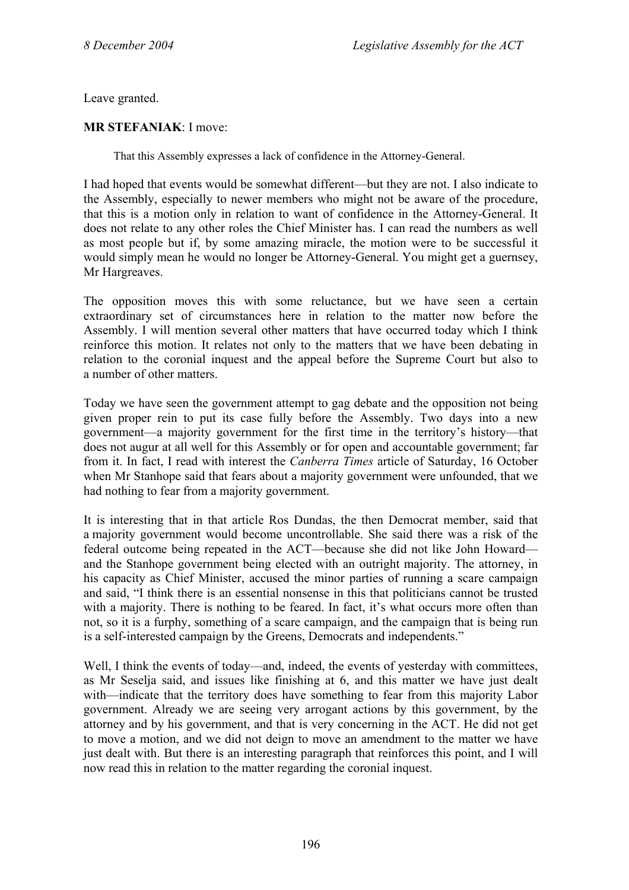Leave granted.

**MR STEFANIAK**: I move:

> That this Assembly expresses a lack of confidence in the Attorney-General.

I had hoped that events would be somewhat different—but they are not. I also indicate to the Assembly, especially to newer members who might not be aware of the procedure, that this is a motion only in relation to want of confidence in the Attorney-General. It does not relate to any other roles the Chief Minister has. I can read the numbers as well as most people but if, by some amazing miracle, the motion were to be successful it would simply mean he would no longer be Attorney-General. You might get a guernsey, Mr Hargreaves.

The opposition moves this with some reluctance, but we have seen a certain extraordinary set of circumstances here in relation to the matter now before the Assembly. I will mention several other matters that have occurred today which I think reinforce this motion. It relates not only to the matters that we have been debating in relation to the coronial inquest and the appeal before the Supreme Court but also to a number of other matters.

Today we have seen the government attempt to gag debate and the opposition not being given proper rein to put its case fully before the Assembly. Two days into a new government—a majority government for the first time in the territory's history—that does not augur at all well for this Assembly or for open and accountable government; far from it. In fact, I read with interest the *Canberra Times* article of Saturday, 16 October when Mr Stanhope said that fears about a majority government were unfounded, that we had nothing to fear from a majority government.

It is interesting that in that article Ros Dundas, the then Democrat member, said that a majority government would become uncontrollable. She said there was a risk of the federal outcome being repeated in the ACT—because she did not like John Howard—and the Stanhope government being elected with an outright majority. The attorney, in his capacity as Chief Minister, accused the minor parties of running a scare campaign and said, "I think there is an essential nonsense in this that politicians cannot be trusted with a majority. There is nothing to be feared. In fact, it's what occurs more often than not, so it is a furphy, something of a scare campaign, and the campaign that is being run is a self-interested campaign by the Greens, Democrats and independents."

Well, I think the events of today—and, indeed, the events of yesterday with committees, as Mr Seselja said, and issues like finishing at 6, and this matter we have just dealt with—indicate that the territory does have something to fear from this majority Labor government. Already we are seeing very arrogant actions by this government, by the attorney and by his government, and that is very concerning in the ACT. He did not get to move a motion, and we did not deign to move an amendment to the matter we have just dealt with. But there is an interesting paragraph that reinforces this point, and I will now read this in relation to the matter regarding the coronial inquest.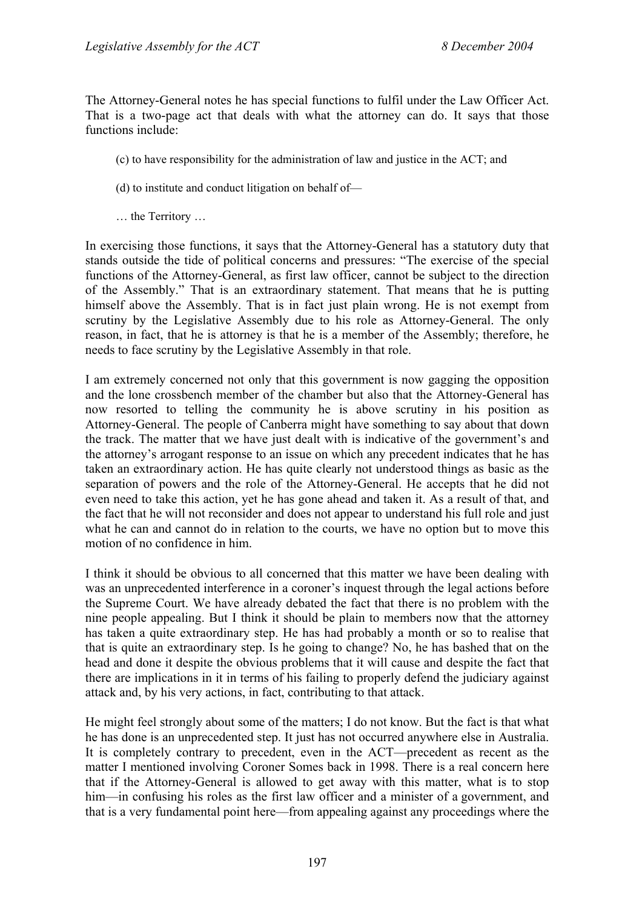The Attorney-General notes he has special functions to fulfil under the Law Officer Act. That is a two-page act that deals with what the attorney can do. It says that those functions include:

> (c) to have responsibility for the administration of law and justice in the ACT; and
>
> (d) to institute and conduct litigation on behalf of—
>
> … the Territory …

In exercising those functions, it says that the Attorney-General has a statutory duty that stands outside the tide of political concerns and pressures: "The exercise of the special functions of the Attorney-General, as first law officer, cannot be subject to the direction of the Assembly." That is an extraordinary statement. That means that he is putting himself above the Assembly. That is in fact just plain wrong. He is not exempt from scrutiny by the Legislative Assembly due to his role as Attorney-General. The only reason, in fact, that he is attorney is that he is a member of the Assembly; therefore, he needs to face scrutiny by the Legislative Assembly in that role.

I am extremely concerned not only that this government is now gagging the opposition and the lone crossbench member of the chamber but also that the Attorney-General has now resorted to telling the community he is above scrutiny in his position as Attorney-General. The people of Canberra might have something to say about that down the track. The matter that we have just dealt with is indicative of the government's and the attorney's arrogant response to an issue on which any precedent indicates that he has taken an extraordinary action. He has quite clearly not understood things as basic as the separation of powers and the role of the Attorney-General. He accepts that he did not even need to take this action, yet he has gone ahead and taken it. As a result of that, and the fact that he will not reconsider and does not appear to understand his full role and just what he can and cannot do in relation to the courts, we have no option but to move this motion of no confidence in him.

I think it should be obvious to all concerned that this matter we have been dealing with was an unprecedented interference in a coroner's inquest through the legal actions before the Supreme Court. We have already debated the fact that there is no problem with the nine people appealing. But I think it should be plain to members now that the attorney has taken a quite extraordinary step. He has had probably a month or so to realise that that is quite an extraordinary step. Is he going to change? No, he has bashed that on the head and done it despite the obvious problems that it will cause and despite the fact that there are implications in it in terms of his failing to properly defend the judiciary against attack and, by his very actions, in fact, contributing to that attack.

He might feel strongly about some of the matters; I do not know. But the fact is that what he has done is an unprecedented step. It just has not occurred anywhere else in Australia. It is completely contrary to precedent, even in the ACT—precedent as recent as the matter I mentioned involving Coroner Somes back in 1998. There is a real concern here that if the Attorney-General is allowed to get away with this matter, what is to stop him—in confusing his roles as the first law officer and a minister of a government, and that is a very fundamental point here—from appealing against any proceedings where the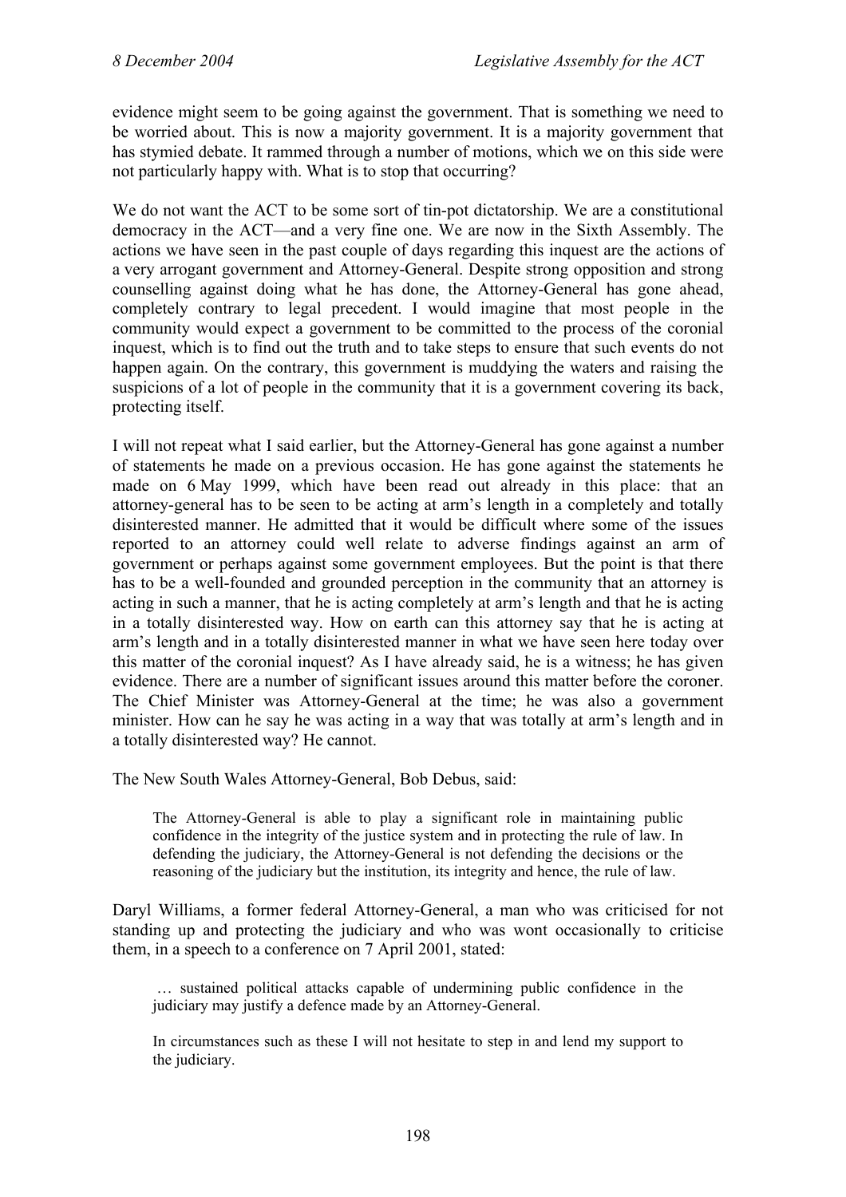evidence might seem to be going against the government. That is something we need to be worried about. This is now a majority government. It is a majority government that has stymied debate. It rammed through a number of motions, which we on this side were not particularly happy with. What is to stop that occurring?

We do not want the ACT to be some sort of tin-pot dictatorship. We are a constitutional democracy in the ACT—and a very fine one. We are now in the Sixth Assembly. The actions we have seen in the past couple of days regarding this inquest are the actions of a very arrogant government and Attorney-General. Despite strong opposition and strong counselling against doing what he has done, the Attorney-General has gone ahead, completely contrary to legal precedent. I would imagine that most people in the community would expect a government to be committed to the process of the coronial inquest, which is to find out the truth and to take steps to ensure that such events do not happen again. On the contrary, this government is muddying the waters and raising the suspicions of a lot of people in the community that it is a government covering its back, protecting itself.

I will not repeat what I said earlier, but the Attorney-General has gone against a number of statements he made on a previous occasion. He has gone against the statements he made on 6 May 1999, which have been read out already in this place: that an attorney-general has to be seen to be acting at arm's length in a completely and totally disinterested manner. He admitted that it would be difficult where some of the issues reported to an attorney could well relate to adverse findings against an arm of government or perhaps against some government employees. But the point is that there has to be a well-founded and grounded perception in the community that an attorney is acting in such a manner, that he is acting completely at arm's length and that he is acting in a totally disinterested way. How on earth can this attorney say that he is acting at arm's length and in a totally disinterested manner in what we have seen here today over this matter of the coronial inquest? As I have already said, he is a witness; he has given evidence. There are a number of significant issues around this matter before the coroner. The Chief Minister was Attorney-General at the time; he was also a government minister. How can he say he was acting in a way that was totally at arm's length and in a totally disinterested way? He cannot.

The New South Wales Attorney-General, Bob Debus, said:

> The Attorney-General is able to play a significant role in maintaining public confidence in the integrity of the justice system and in protecting the rule of law. In defending the judiciary, the Attorney-General is not defending the decisions or the reasoning of the judiciary but the institution, its integrity and hence, the rule of law.

Daryl Williams, a former federal Attorney-General, a man who was criticised for not standing up and protecting the judiciary and who was wont occasionally to criticise them, in a speech to a conference on 7 April 2001, stated:

> … sustained political attacks capable of undermining public confidence in the judiciary may justify a defence made by an Attorney-General.
>
> In circumstances such as these I will not hesitate to step in and lend my support to the judiciary.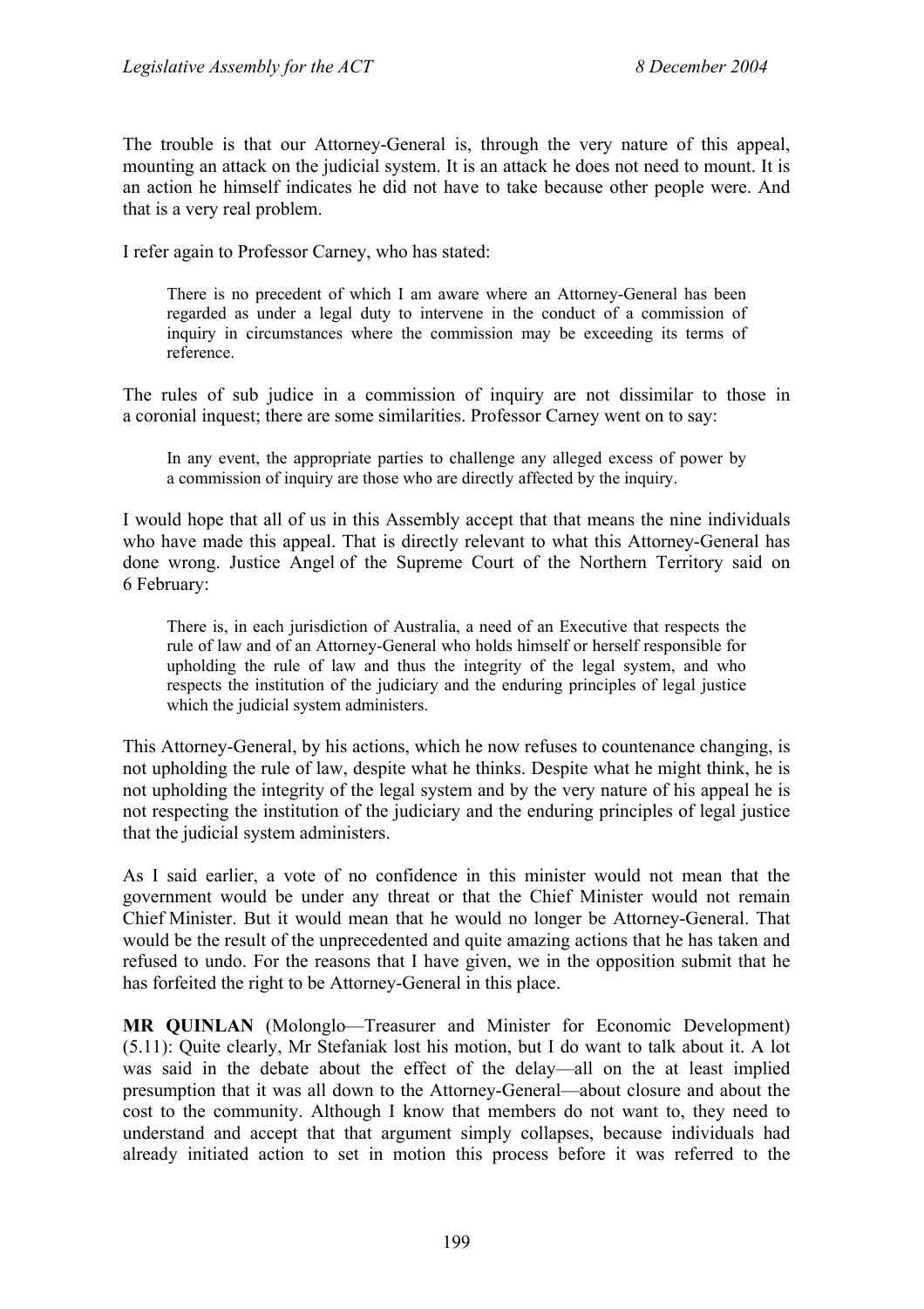The trouble is that our Attorney-General is, through the very nature of this appeal, mounting an attack on the judicial system. It is an attack he does not need to mount. It is an action he himself indicates he did not have to take because other people were. And that is a very real problem.

I refer again to Professor Carney, who has stated:

> There is no precedent of which I am aware where an Attorney-General has been regarded as under a legal duty to intervene in the conduct of a commission of inquiry in circumstances where the commission may be exceeding its terms of reference.

The rules of sub judice in a commission of inquiry are not dissimilar to those in a coronial inquest; there are some similarities. Professor Carney went on to say:

> In any event, the appropriate parties to challenge any alleged excess of power by a commission of inquiry are those who are directly affected by the inquiry.

I would hope that all of us in this Assembly accept that that means the nine individuals who have made this appeal. That is directly relevant to what this Attorney-General has done wrong. Justice Angel of the Supreme Court of the Northern Territory said on 6 February:

> There is, in each jurisdiction of Australia, a need of an Executive that respects the rule of law and of an Attorney-General who holds himself or herself responsible for upholding the rule of law and thus the integrity of the legal system, and who respects the institution of the judiciary and the enduring principles of legal justice which the judicial system administers.

This Attorney-General, by his actions, which he now refuses to countenance changing, is not upholding the rule of law, despite what he thinks. Despite what he might think, he is not upholding the integrity of the legal system and by the very nature of his appeal he is not respecting the institution of the judiciary and the enduring principles of legal justice that the judicial system administers.

As I said earlier, a vote of no confidence in this minister would not mean that the government would be under any threat or that the Chief Minister would not remain Chief Minister. But it would mean that he would no longer be Attorney-General. That would be the result of the unprecedented and quite amazing actions that he has taken and refused to undo. For the reasons that I have given, we in the opposition submit that he has forfeited the right to be Attorney-General in this place.

**MR QUINLAN** (Molonglo—Treasurer and Minister for Economic Development) (5.11): Quite clearly, Mr Stefaniak lost his motion, but I do want to talk about it. A lot was said in the debate about the effect of the delay—all on the at least implied presumption that it was all down to the Attorney-General—about closure and about the cost to the community. Although I know that members do not want to, they need to understand and accept that that argument simply collapses, because individuals had already initiated action to set in motion this process before it was referred to the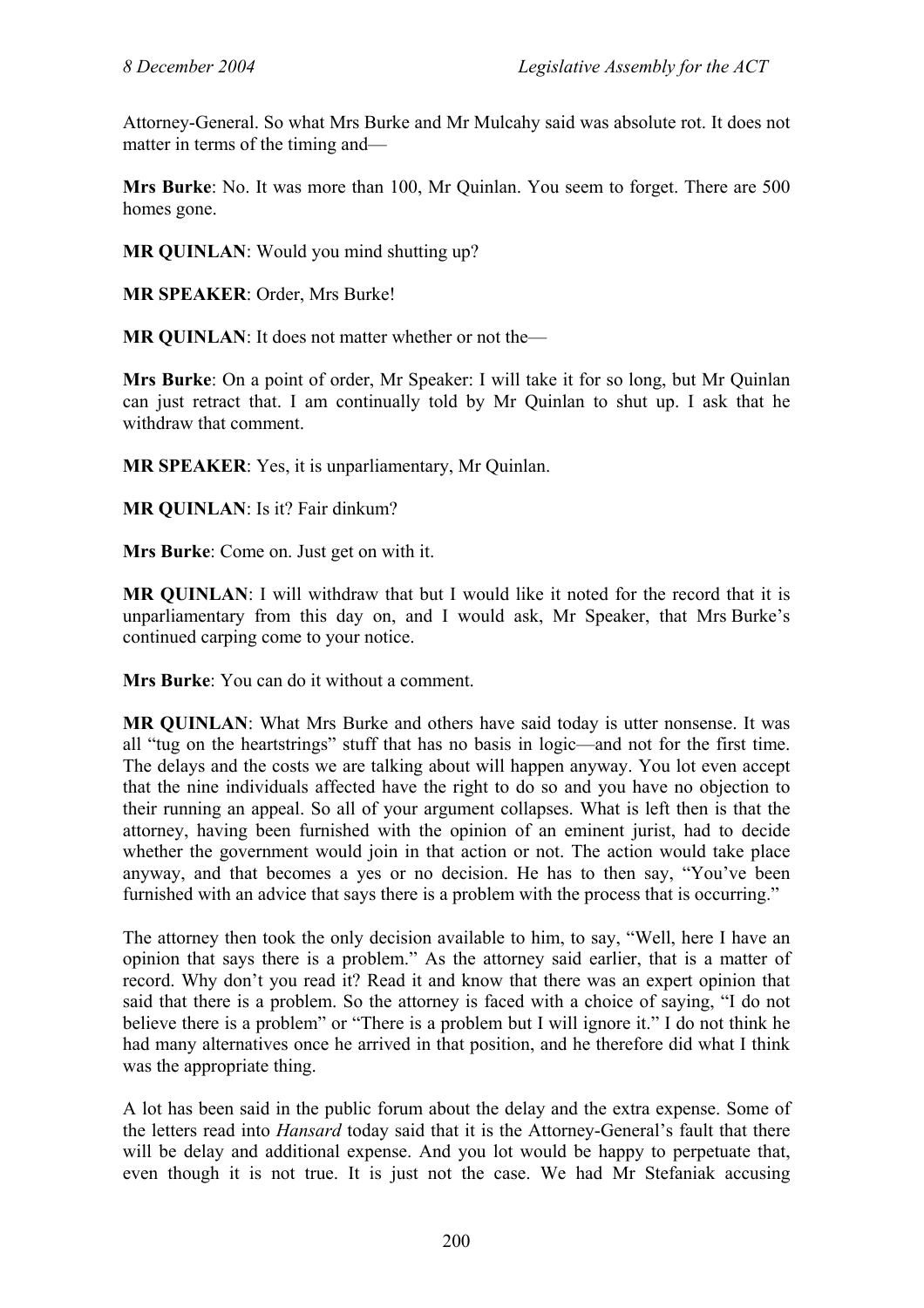Attorney-General. So what Mrs Burke and Mr Mulcahy said was absolute rot. It does not matter in terms of the timing and—

**Mrs Burke**: No. It was more than 100, Mr Quinlan. You seem to forget. There are 500 homes gone.

**MR QUINLAN**: Would you mind shutting up?

**MR SPEAKER**: Order, Mrs Burke!

**MR QUINLAN**: It does not matter whether or not the—

**Mrs Burke**: On a point of order, Mr Speaker: I will take it for so long, but Mr Quinlan can just retract that. I am continually told by Mr Quinlan to shut up. I ask that he withdraw that comment.

**MR SPEAKER**: Yes, it is unparliamentary, Mr Quinlan.

**MR QUINLAN**: Is it? Fair dinkum?

**Mrs Burke**: Come on. Just get on with it.

**MR QUINLAN**: I will withdraw that but I would like it noted for the record that it is unparliamentary from this day on, and I would ask, Mr Speaker, that Mrs Burke's continued carping come to your notice.

**Mrs Burke**: You can do it without a comment.

**MR QUINLAN**: What Mrs Burke and others have said today is utter nonsense. It was all "tug on the heartstrings" stuff that has no basis in logic—and not for the first time. The delays and the costs we are talking about will happen anyway. You lot even accept that the nine individuals affected have the right to do so and you have no objection to their running an appeal. So all of your argument collapses. What is left then is that the attorney, having been furnished with the opinion of an eminent jurist, had to decide whether the government would join in that action or not. The action would take place anyway, and that becomes a yes or no decision. He has to then say, "You've been furnished with an advice that says there is a problem with the process that is occurring."

The attorney then took the only decision available to him, to say, "Well, here I have an opinion that says there is a problem." As the attorney said earlier, that is a matter of record. Why don't you read it? Read it and know that there was an expert opinion that said that there is a problem. So the attorney is faced with a choice of saying, "I do not believe there is a problem" or "There is a problem but I will ignore it." I do not think he had many alternatives once he arrived in that position, and he therefore did what I think was the appropriate thing.

A lot has been said in the public forum about the delay and the extra expense. Some of the letters read into *Hansard* today said that it is the Attorney-General's fault that there will be delay and additional expense. And you lot would be happy to perpetuate that, even though it is not true. It is just not the case. We had Mr Stefaniak accusing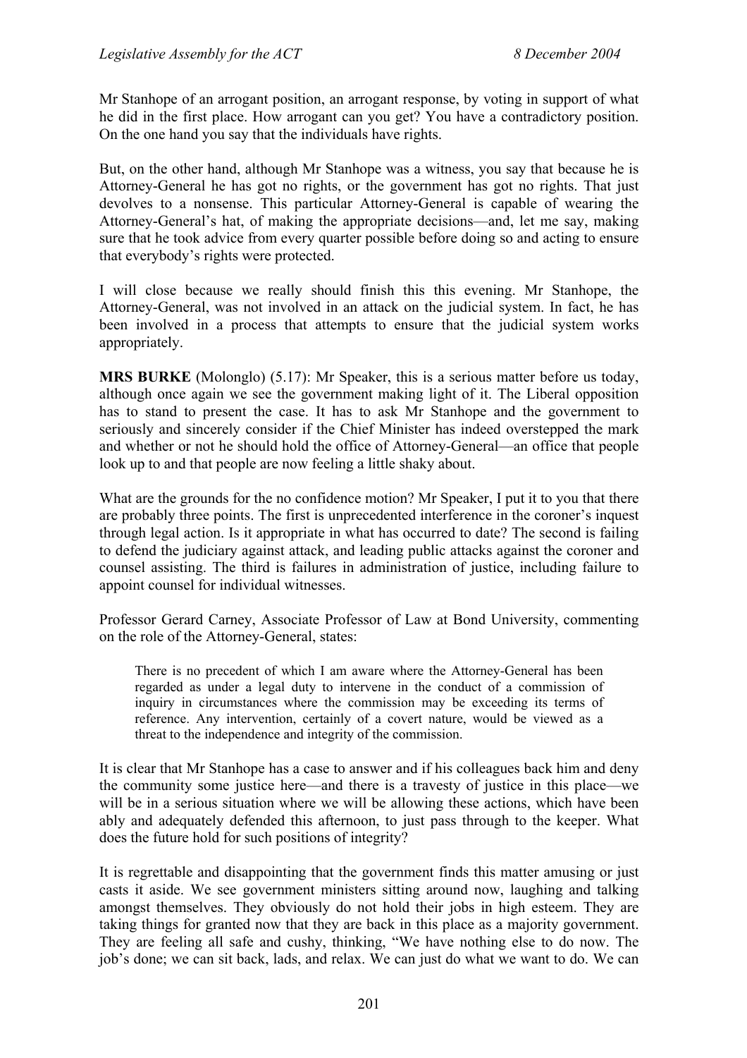Mr Stanhope of an arrogant position, an arrogant response, by voting in support of what he did in the first place. How arrogant can you get? You have a contradictory position. On the one hand you say that the individuals have rights.

But, on the other hand, although Mr Stanhope was a witness, you say that because he is Attorney-General he has got no rights, or the government has got no rights. That just devolves to a nonsense. This particular Attorney-General is capable of wearing the Attorney-General's hat, of making the appropriate decisions—and, let me say, making sure that he took advice from every quarter possible before doing so and acting to ensure that everybody's rights were protected.

I will close because we really should finish this this evening. Mr Stanhope, the Attorney-General, was not involved in an attack on the judicial system. In fact, he has been involved in a process that attempts to ensure that the judicial system works appropriately.

**MRS BURKE** (Molonglo) (5.17): Mr Speaker, this is a serious matter before us today, although once again we see the government making light of it. The Liberal opposition has to stand to present the case. It has to ask Mr Stanhope and the government to seriously and sincerely consider if the Chief Minister has indeed overstepped the mark and whether or not he should hold the office of Attorney-General—an office that people look up to and that people are now feeling a little shaky about.

What are the grounds for the no confidence motion? Mr Speaker, I put it to you that there are probably three points. The first is unprecedented interference in the coroner's inquest through legal action. Is it appropriate in what has occurred to date? The second is failing to defend the judiciary against attack, and leading public attacks against the coroner and counsel assisting. The third is failures in administration of justice, including failure to appoint counsel for individual witnesses.

Professor Gerard Carney, Associate Professor of Law at Bond University, commenting on the role of the Attorney-General, states:

> There is no precedent of which I am aware where the Attorney-General has been regarded as under a legal duty to intervene in the conduct of a commission of inquiry in circumstances where the commission may be exceeding its terms of reference. Any intervention, certainly of a covert nature, would be viewed as a threat to the independence and integrity of the commission.

It is clear that Mr Stanhope has a case to answer and if his colleagues back him and deny the community some justice here—and there is a travesty of justice in this place—we will be in a serious situation where we will be allowing these actions, which have been ably and adequately defended this afternoon, to just pass through to the keeper. What does the future hold for such positions of integrity?

It is regrettable and disappointing that the government finds this matter amusing or just casts it aside. We see government ministers sitting around now, laughing and talking amongst themselves. They obviously do not hold their jobs in high esteem. They are taking things for granted now that they are back in this place as a majority government. They are feeling all safe and cushy, thinking, "We have nothing else to do now. The job's done; we can sit back, lads, and relax. We can just do what we want to do. We can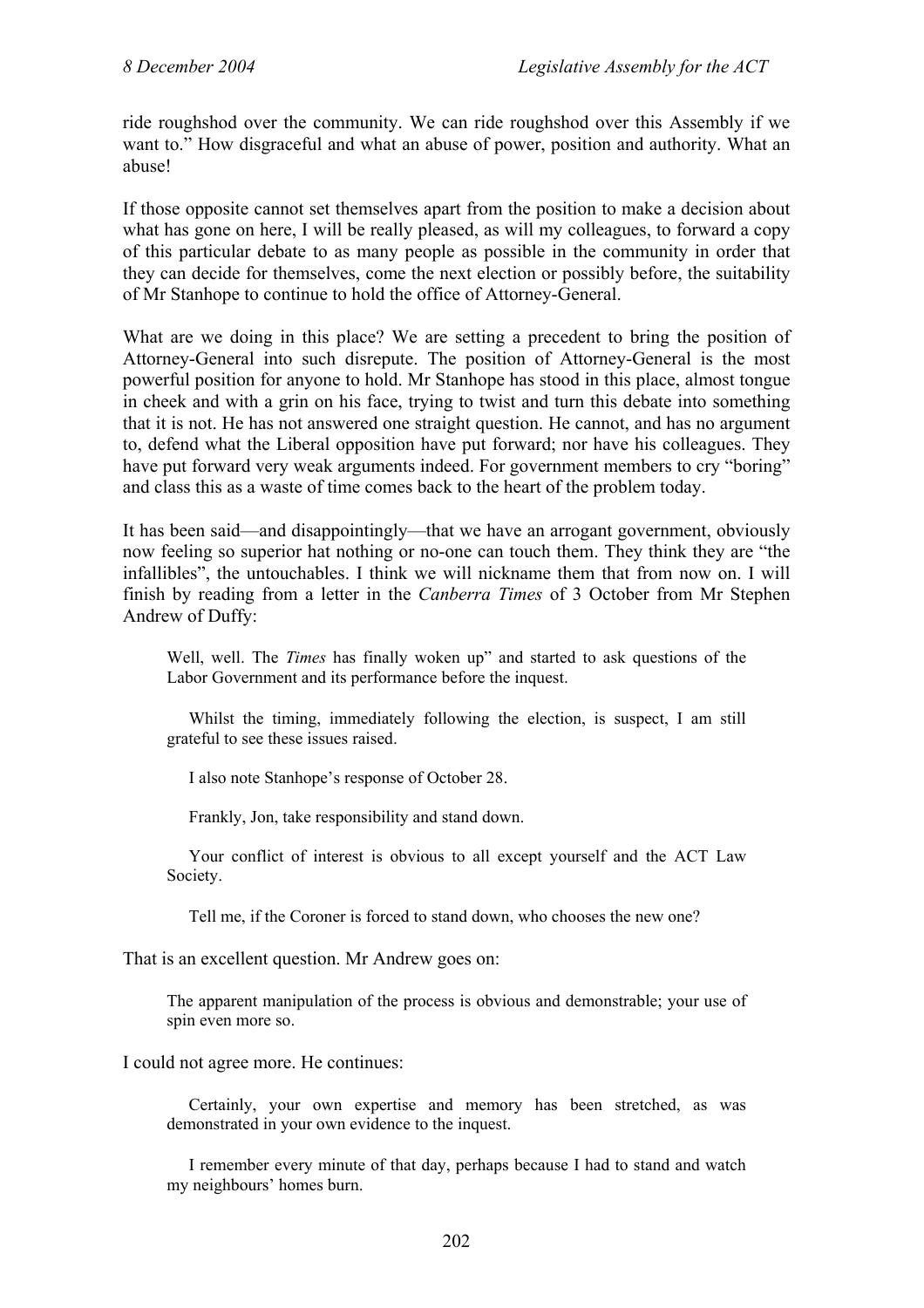ride roughshod over the community. We can ride roughshod over this Assembly if we want to." How disgraceful and what an abuse of power, position and authority. What an abuse!

If those opposite cannot set themselves apart from the position to make a decision about what has gone on here, I will be really pleased, as will my colleagues, to forward a copy of this particular debate to as many people as possible in the community in order that they can decide for themselves, come the next election or possibly before, the suitability of Mr Stanhope to continue to hold the office of Attorney-General.

What are we doing in this place? We are setting a precedent to bring the position of Attorney-General into such disrepute. The position of Attorney-General is the most powerful position for anyone to hold. Mr Stanhope has stood in this place, almost tongue in cheek and with a grin on his face, trying to twist and turn this debate into something that it is not. He has not answered one straight question. He cannot, and has no argument to, defend what the Liberal opposition have put forward; nor have his colleagues. They have put forward very weak arguments indeed. For government members to cry "boring" and class this as a waste of time comes back to the heart of the problem today.

It has been said—and disappointingly—that we have an arrogant government, obviously now feeling so superior hat nothing or no-one can touch them. They think they are "the infallibles", the untouchables. I think we will nickname them that from now on. I will finish by reading from a letter in the *Canberra Times* of 3 October from Mr Stephen Andrew of Duffy:

> Well, well. The *Times* has finally woken up" and started to ask questions of the Labor Government and its performance before the inquest.
>
> Whilst the timing, immediately following the election, is suspect, I am still grateful to see these issues raised.
>
> I also note Stanhope's response of October 28.
>
> Frankly, Jon, take responsibility and stand down.
>
> Your conflict of interest is obvious to all except yourself and the ACT Law Society.
>
> Tell me, if the Coroner is forced to stand down, who chooses the new one?

That is an excellent question. Mr Andrew goes on:

> The apparent manipulation of the process is obvious and demonstrable; your use of spin even more so.

I could not agree more. He continues:

> Certainly, your own expertise and memory has been stretched, as was demonstrated in your own evidence to the inquest.
>
> I remember every minute of that day, perhaps because I had to stand and watch my neighbours' homes burn.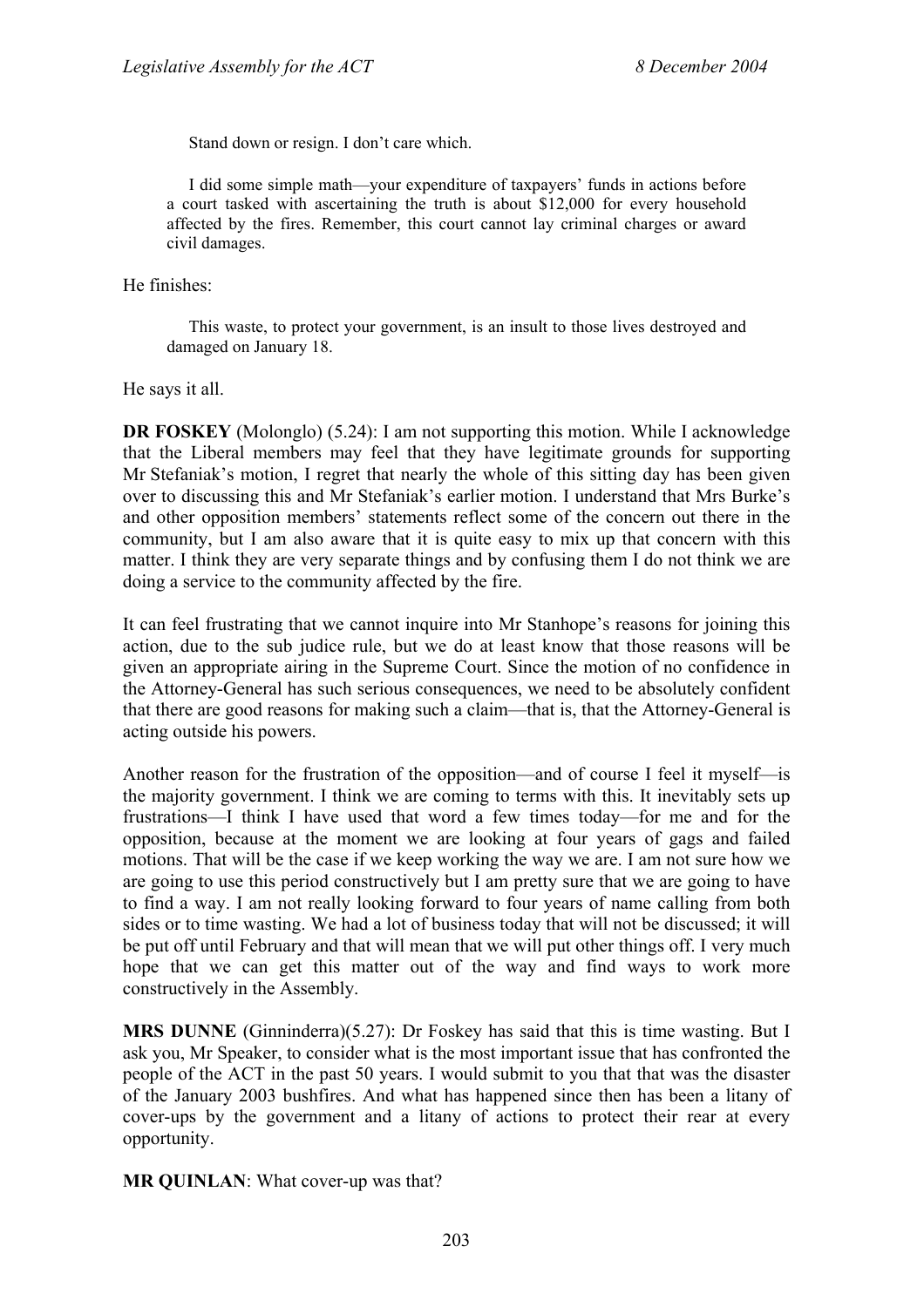> Stand down or resign. I don't care which.
>
> I did some simple math—your expenditure of taxpayers' funds in actions before a court tasked with ascertaining the truth is about $12,000 for every household affected by the fires. Remember, this court cannot lay criminal charges or award civil damages.

He finishes:

> This waste, to protect your government, is an insult to those lives destroyed and damaged on January 18.

He says it all.

**DR FOSKEY** (Molonglo) (5.24): I am not supporting this motion. While I acknowledge that the Liberal members may feel that they have legitimate grounds for supporting Mr Stefaniak's motion, I regret that nearly the whole of this sitting day has been given over to discussing this and Mr Stefaniak's earlier motion. I understand that Mrs Burke's and other opposition members' statements reflect some of the concern out there in the community, but I am also aware that it is quite easy to mix up that concern with this matter. I think they are very separate things and by confusing them I do not think we are doing a service to the community affected by the fire.

It can feel frustrating that we cannot inquire into Mr Stanhope's reasons for joining this action, due to the sub judice rule, but we do at least know that those reasons will be given an appropriate airing in the Supreme Court. Since the motion of no confidence in the Attorney-General has such serious consequences, we need to be absolutely confident that there are good reasons for making such a claim—that is, that the Attorney-General is acting outside his powers.

Another reason for the frustration of the opposition—and of course I feel it myself—is the majority government. I think we are coming to terms with this. It inevitably sets up frustrations—I think I have used that word a few times today—for me and for the opposition, because at the moment we are looking at four years of gags and failed motions. That will be the case if we keep working the way we are. I am not sure how we are going to use this period constructively but I am pretty sure that we are going to have to find a way. I am not really looking forward to four years of name calling from both sides or to time wasting. We had a lot of business today that will not be discussed; it will be put off until February and that will mean that we will put other things off. I very much hope that we can get this matter out of the way and find ways to work more constructively in the Assembly.

**MRS DUNNE** (Ginninderra)(5.27): Dr Foskey has said that this is time wasting. But I ask you, Mr Speaker, to consider what is the most important issue that has confronted the people of the ACT in the past 50 years. I would submit to you that that was the disaster of the January 2003 bushfires. And what has happened since then has been a litany of cover-ups by the government and a litany of actions to protect their rear at every opportunity.

**MR QUINLAN**: What cover-up was that?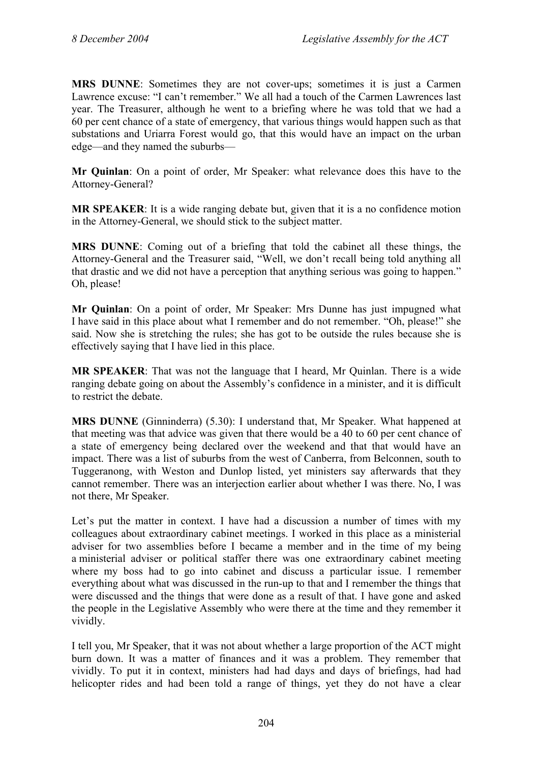**MRS DUNNE**: Sometimes they are not cover-ups; sometimes it is just a Carmen Lawrence excuse: "I can't remember." We all had a touch of the Carmen Lawrences last year. The Treasurer, although he went to a briefing where he was told that we had a 60 per cent chance of a state of emergency, that various things would happen such as that substations and Uriarra Forest would go, that this would have an impact on the urban edge—and they named the suburbs—

**Mr Quinlan**: On a point of order, Mr Speaker: what relevance does this have to the Attorney-General?

**MR SPEAKER**: It is a wide ranging debate but, given that it is a no confidence motion in the Attorney-General, we should stick to the subject matter.

**MRS DUNNE**: Coming out of a briefing that told the cabinet all these things, the Attorney-General and the Treasurer said, "Well, we don't recall being told anything all that drastic and we did not have a perception that anything serious was going to happen." Oh, please!

**Mr Quinlan**: On a point of order, Mr Speaker: Mrs Dunne has just impugned what I have said in this place about what I remember and do not remember. "Oh, please!" she said. Now she is stretching the rules; she has got to be outside the rules because she is effectively saying that I have lied in this place.

**MR SPEAKER**: That was not the language that I heard, Mr Quinlan. There is a wide ranging debate going on about the Assembly's confidence in a minister, and it is difficult to restrict the debate.

**MRS DUNNE** (Ginninderra) (5.30): I understand that, Mr Speaker. What happened at that meeting was that advice was given that there would be a 40 to 60 per cent chance of a state of emergency being declared over the weekend and that that would have an impact. There was a list of suburbs from the west of Canberra, from Belconnen, south to Tuggeranong, with Weston and Dunlop listed, yet ministers say afterwards that they cannot remember. There was an interjection earlier about whether I was there. No, I was not there, Mr Speaker.

Let's put the matter in context. I have had a discussion a number of times with my colleagues about extraordinary cabinet meetings. I worked in this place as a ministerial adviser for two assemblies before I became a member and in the time of my being a ministerial adviser or political staffer there was one extraordinary cabinet meeting where my boss had to go into cabinet and discuss a particular issue. I remember everything about what was discussed in the run-up to that and I remember the things that were discussed and the things that were done as a result of that. I have gone and asked the people in the Legislative Assembly who were there at the time and they remember it vividly.

I tell you, Mr Speaker, that it was not about whether a large proportion of the ACT might burn down. It was a matter of finances and it was a problem. They remember that vividly. To put it in context, ministers had had days and days of briefings, had had helicopter rides and had been told a range of things, yet they do not have a clear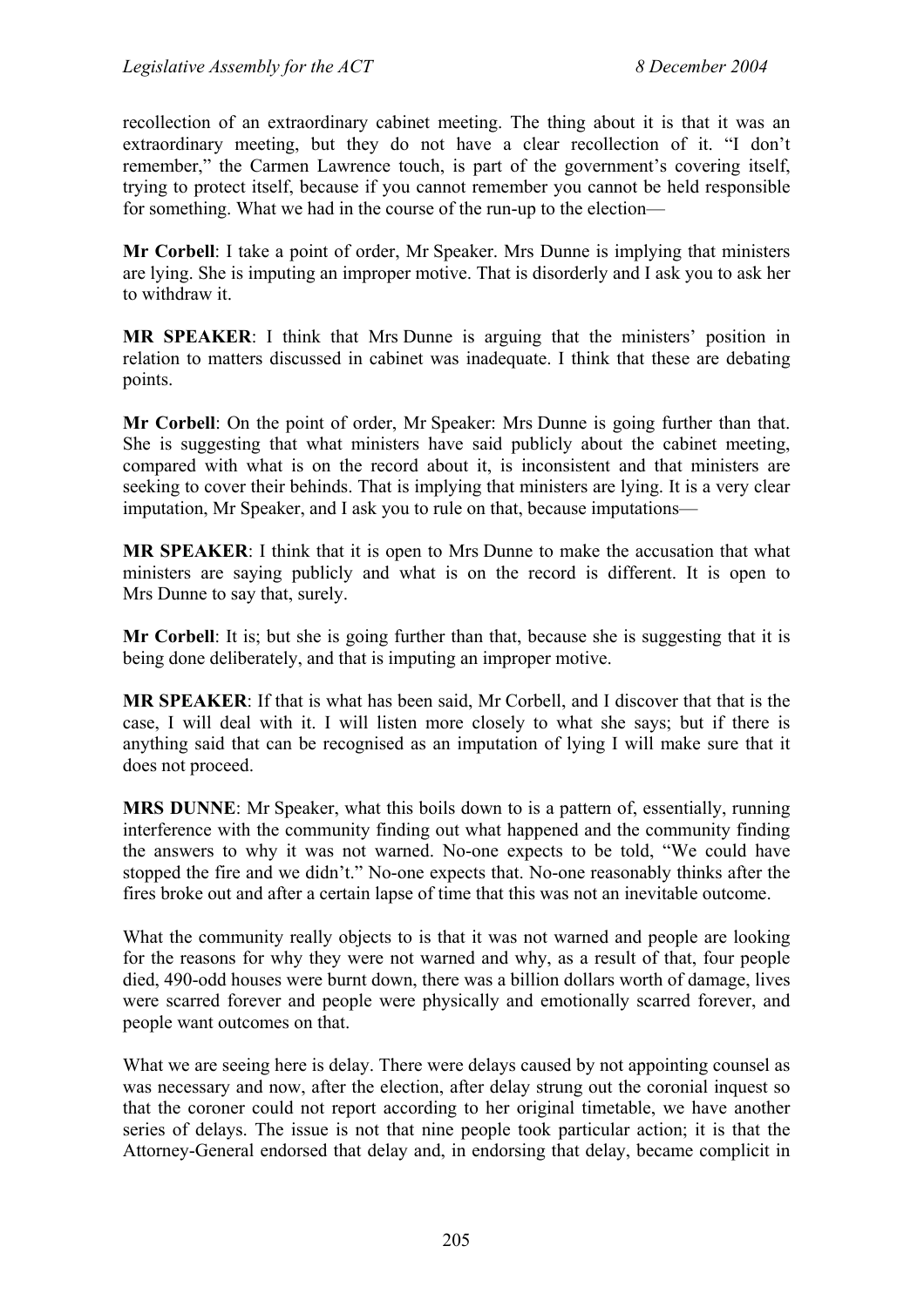recollection of an extraordinary cabinet meeting. The thing about it is that it was an extraordinary meeting, but they do not have a clear recollection of it. "I don't remember," the Carmen Lawrence touch, is part of the government's covering itself, trying to protect itself, because if you cannot remember you cannot be held responsible for something. What we had in the course of the run-up to the election—

**Mr Corbell**: I take a point of order, Mr Speaker. Mrs Dunne is implying that ministers are lying. She is imputing an improper motive. That is disorderly and I ask you to ask her to withdraw it.

**MR SPEAKER**: I think that Mrs Dunne is arguing that the ministers' position in relation to matters discussed in cabinet was inadequate. I think that these are debating points.

**Mr Corbell**: On the point of order, Mr Speaker: Mrs Dunne is going further than that. She is suggesting that what ministers have said publicly about the cabinet meeting, compared with what is on the record about it, is inconsistent and that ministers are seeking to cover their behinds. That is implying that ministers are lying. It is a very clear imputation, Mr Speaker, and I ask you to rule on that, because imputations—

**MR SPEAKER**: I think that it is open to Mrs Dunne to make the accusation that what ministers are saying publicly and what is on the record is different. It is open to Mrs Dunne to say that, surely.

**Mr Corbell**: It is; but she is going further than that, because she is suggesting that it is being done deliberately, and that is imputing an improper motive.

**MR SPEAKER**: If that is what has been said, Mr Corbell, and I discover that that is the case, I will deal with it. I will listen more closely to what she says; but if there is anything said that can be recognised as an imputation of lying I will make sure that it does not proceed.

**MRS DUNNE**: Mr Speaker, what this boils down to is a pattern of, essentially, running interference with the community finding out what happened and the community finding the answers to why it was not warned. No-one expects to be told, "We could have stopped the fire and we didn't." No-one expects that. No-one reasonably thinks after the fires broke out and after a certain lapse of time that this was not an inevitable outcome.

What the community really objects to is that it was not warned and people are looking for the reasons for why they were not warned and why, as a result of that, four people died, 490-odd houses were burnt down, there was a billion dollars worth of damage, lives were scarred forever and people were physically and emotionally scarred forever, and people want outcomes on that.

What we are seeing here is delay. There were delays caused by not appointing counsel as was necessary and now, after the election, after delay strung out the coronial inquest so that the coroner could not report according to her original timetable, we have another series of delays. The issue is not that nine people took particular action; it is that the Attorney-General endorsed that delay and, in endorsing that delay, became complicit in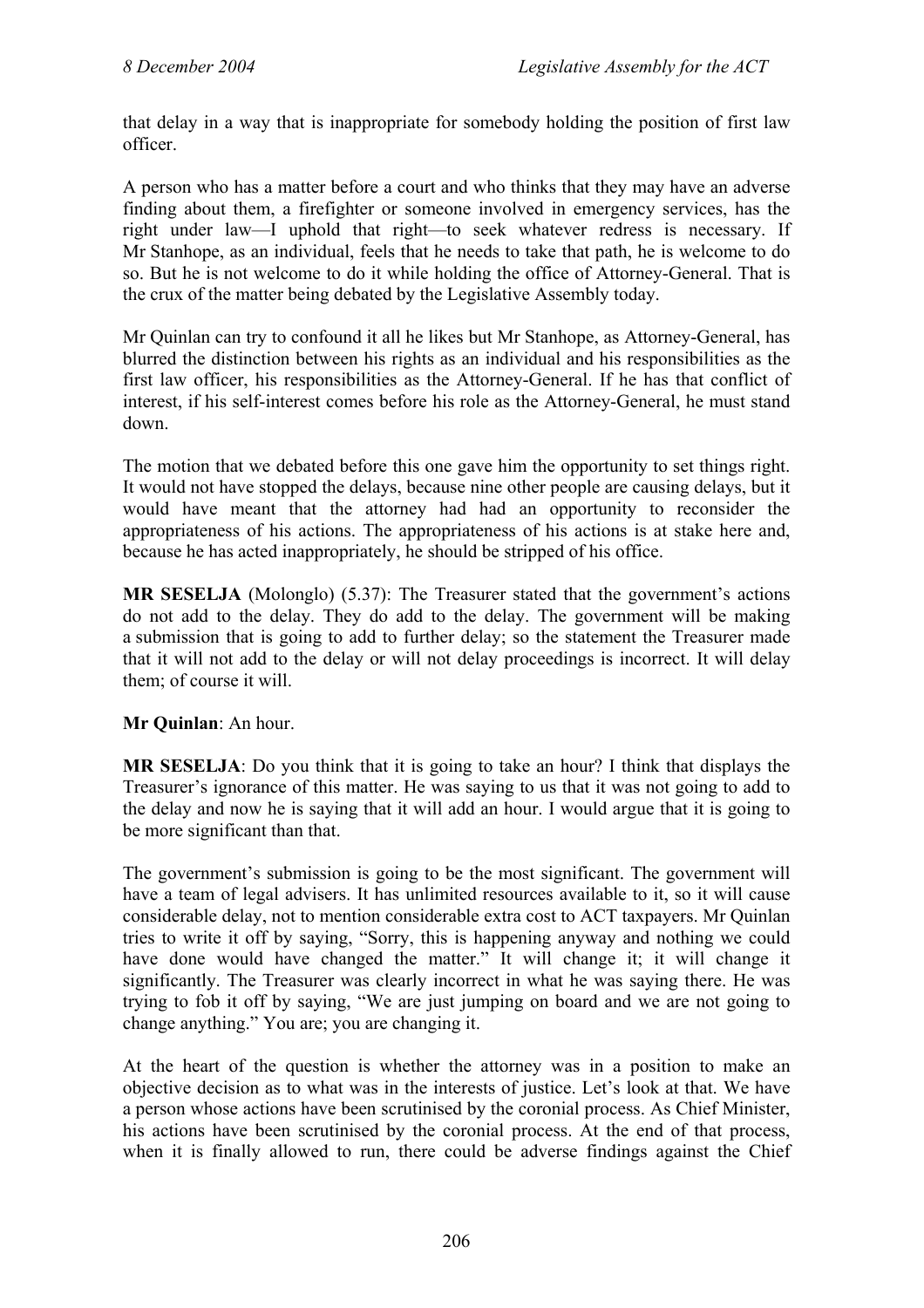that delay in a way that is inappropriate for somebody holding the position of first law officer.

A person who has a matter before a court and who thinks that they may have an adverse finding about them, a firefighter or someone involved in emergency services, has the right under law—I uphold that right—to seek whatever redress is necessary. If Mr Stanhope, as an individual, feels that he needs to take that path, he is welcome to do so. But he is not welcome to do it while holding the office of Attorney-General. That is the crux of the matter being debated by the Legislative Assembly today.

Mr Quinlan can try to confound it all he likes but Mr Stanhope, as Attorney-General, has blurred the distinction between his rights as an individual and his responsibilities as the first law officer, his responsibilities as the Attorney-General. If he has that conflict of interest, if his self-interest comes before his role as the Attorney-General, he must stand down.

The motion that we debated before this one gave him the opportunity to set things right. It would not have stopped the delays, because nine other people are causing delays, but it would have meant that the attorney had had an opportunity to reconsider the appropriateness of his actions. The appropriateness of his actions is at stake here and, because he has acted inappropriately, he should be stripped of his office.

**MR SESELJA** (Molonglo) (5.37): The Treasurer stated that the government's actions do not add to the delay. They do add to the delay. The government will be making a submission that is going to add to further delay; so the statement the Treasurer made that it will not add to the delay or will not delay proceedings is incorrect. It will delay them; of course it will.

**Mr Quinlan**: An hour.

**MR SESELJA**: Do you think that it is going to take an hour? I think that displays the Treasurer's ignorance of this matter. He was saying to us that it was not going to add to the delay and now he is saying that it will add an hour. I would argue that it is going to be more significant than that.

The government's submission is going to be the most significant. The government will have a team of legal advisers. It has unlimited resources available to it, so it will cause considerable delay, not to mention considerable extra cost to ACT taxpayers. Mr Quinlan tries to write it off by saying, "Sorry, this is happening anyway and nothing we could have done would have changed the matter." It will change it; it will change it significantly. The Treasurer was clearly incorrect in what he was saying there. He was trying to fob it off by saying, "We are just jumping on board and we are not going to change anything." You are; you are changing it.

At the heart of the question is whether the attorney was in a position to make an objective decision as to what was in the interests of justice. Let's look at that. We have a person whose actions have been scrutinised by the coronial process. As Chief Minister, his actions have been scrutinised by the coronial process. At the end of that process, when it is finally allowed to run, there could be adverse findings against the Chief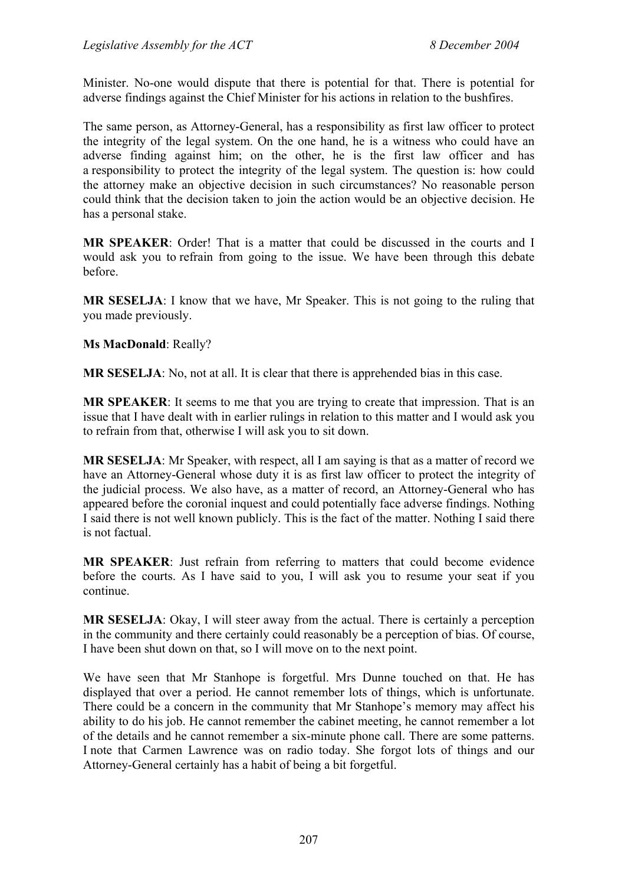Minister. No-one would dispute that there is potential for that. There is potential for adverse findings against the Chief Minister for his actions in relation to the bushfires.

The same person, as Attorney-General, has a responsibility as first law officer to protect the integrity of the legal system. On the one hand, he is a witness who could have an adverse finding against him; on the other, he is the first law officer and has a responsibility to protect the integrity of the legal system. The question is: how could the attorney make an objective decision in such circumstances? No reasonable person could think that the decision taken to join the action would be an objective decision. He has a personal stake.

**MR SPEAKER**: Order! That is a matter that could be discussed in the courts and I would ask you to refrain from going to the issue. We have been through this debate before.

**MR SESELJA**: I know that we have, Mr Speaker. This is not going to the ruling that you made previously.

**Ms MacDonald**: Really?

**MR SESELJA**: No, not at all. It is clear that there is apprehended bias in this case.

**MR SPEAKER**: It seems to me that you are trying to create that impression. That is an issue that I have dealt with in earlier rulings in relation to this matter and I would ask you to refrain from that, otherwise I will ask you to sit down.

**MR SESELJA**: Mr Speaker, with respect, all I am saying is that as a matter of record we have an Attorney-General whose duty it is as first law officer to protect the integrity of the judicial process. We also have, as a matter of record, an Attorney-General who has appeared before the coronial inquest and could potentially face adverse findings. Nothing I said there is not well known publicly. This is the fact of the matter. Nothing I said there is not factual.

**MR SPEAKER**: Just refrain from referring to matters that could become evidence before the courts. As I have said to you, I will ask you to resume your seat if you continue.

**MR SESELJA**: Okay, I will steer away from the actual. There is certainly a perception in the community and there certainly could reasonably be a perception of bias. Of course, I have been shut down on that, so I will move on to the next point.

We have seen that Mr Stanhope is forgetful. Mrs Dunne touched on that. He has displayed that over a period. He cannot remember lots of things, which is unfortunate. There could be a concern in the community that Mr Stanhope's memory may affect his ability to do his job. He cannot remember the cabinet meeting, he cannot remember a lot of the details and he cannot remember a six-minute phone call. There are some patterns. I note that Carmen Lawrence was on radio today. She forgot lots of things and our Attorney-General certainly has a habit of being a bit forgetful.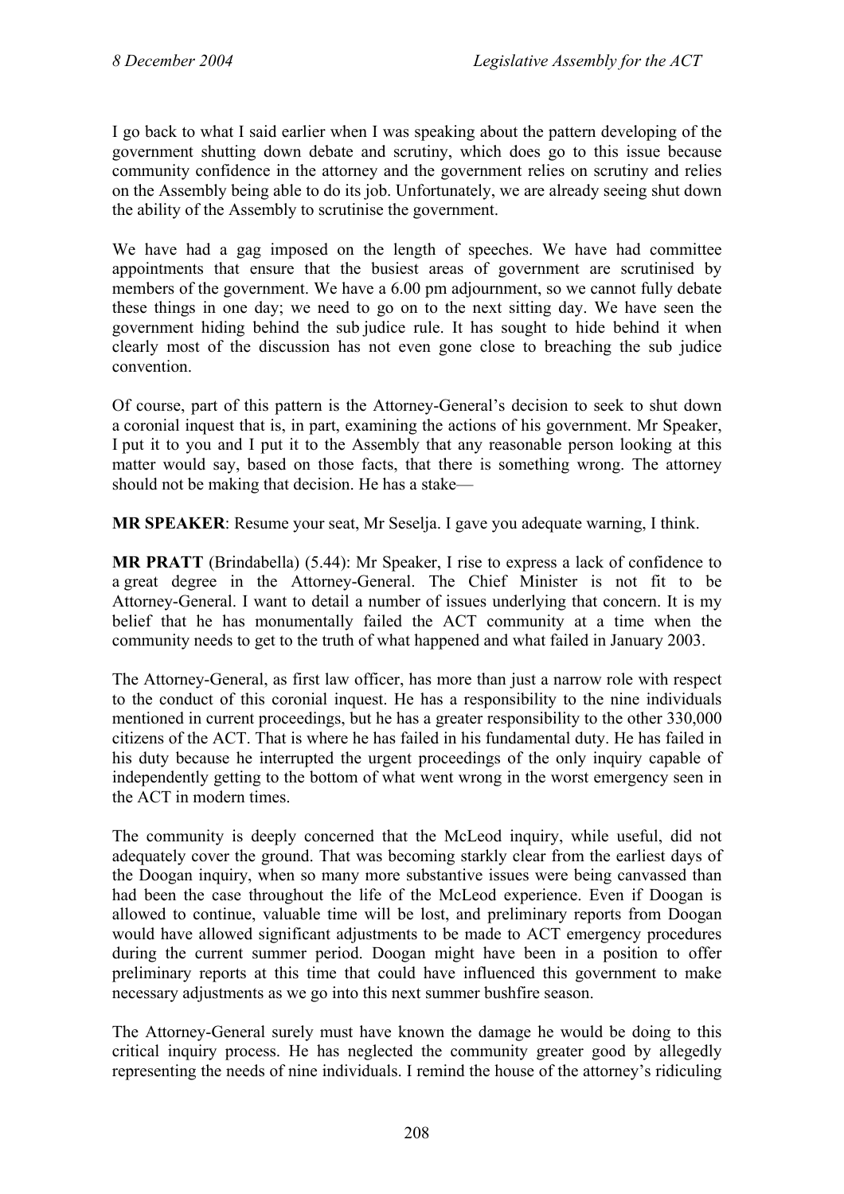I go back to what I said earlier when I was speaking about the pattern developing of the government shutting down debate and scrutiny, which does go to this issue because community confidence in the attorney and the government relies on scrutiny and relies on the Assembly being able to do its job. Unfortunately, we are already seeing shut down the ability of the Assembly to scrutinise the government.

We have had a gag imposed on the length of speeches. We have had committee appointments that ensure that the busiest areas of government are scrutinised by members of the government. We have a 6.00 pm adjournment, so we cannot fully debate these things in one day; we need to go on to the next sitting day. We have seen the government hiding behind the sub judice rule. It has sought to hide behind it when clearly most of the discussion has not even gone close to breaching the sub judice convention.

Of course, part of this pattern is the Attorney-General's decision to seek to shut down a coronial inquest that is, in part, examining the actions of his government. Mr Speaker, I put it to you and I put it to the Assembly that any reasonable person looking at this matter would say, based on those facts, that there is something wrong. The attorney should not be making that decision. He has a stake—

**MR SPEAKER**: Resume your seat, Mr Seselja. I gave you adequate warning, I think.

**MR PRATT** (Brindabella) (5.44): Mr Speaker, I rise to express a lack of confidence to a great degree in the Attorney-General. The Chief Minister is not fit to be Attorney-General. I want to detail a number of issues underlying that concern. It is my belief that he has monumentally failed the ACT community at a time when the community needs to get to the truth of what happened and what failed in January 2003.

The Attorney-General, as first law officer, has more than just a narrow role with respect to the conduct of this coronial inquest. He has a responsibility to the nine individuals mentioned in current proceedings, but he has a greater responsibility to the other 330,000 citizens of the ACT. That is where he has failed in his fundamental duty. He has failed in his duty because he interrupted the urgent proceedings of the only inquiry capable of independently getting to the bottom of what went wrong in the worst emergency seen in the ACT in modern times.

The community is deeply concerned that the McLeod inquiry, while useful, did not adequately cover the ground. That was becoming starkly clear from the earliest days of the Doogan inquiry, when so many more substantive issues were being canvassed than had been the case throughout the life of the McLeod experience. Even if Doogan is allowed to continue, valuable time will be lost, and preliminary reports from Doogan would have allowed significant adjustments to be made to ACT emergency procedures during the current summer period. Doogan might have been in a position to offer preliminary reports at this time that could have influenced this government to make necessary adjustments as we go into this next summer bushfire season.

The Attorney-General surely must have known the damage he would be doing to this critical inquiry process. He has neglected the community greater good by allegedly representing the needs of nine individuals. I remind the house of the attorney's ridiculing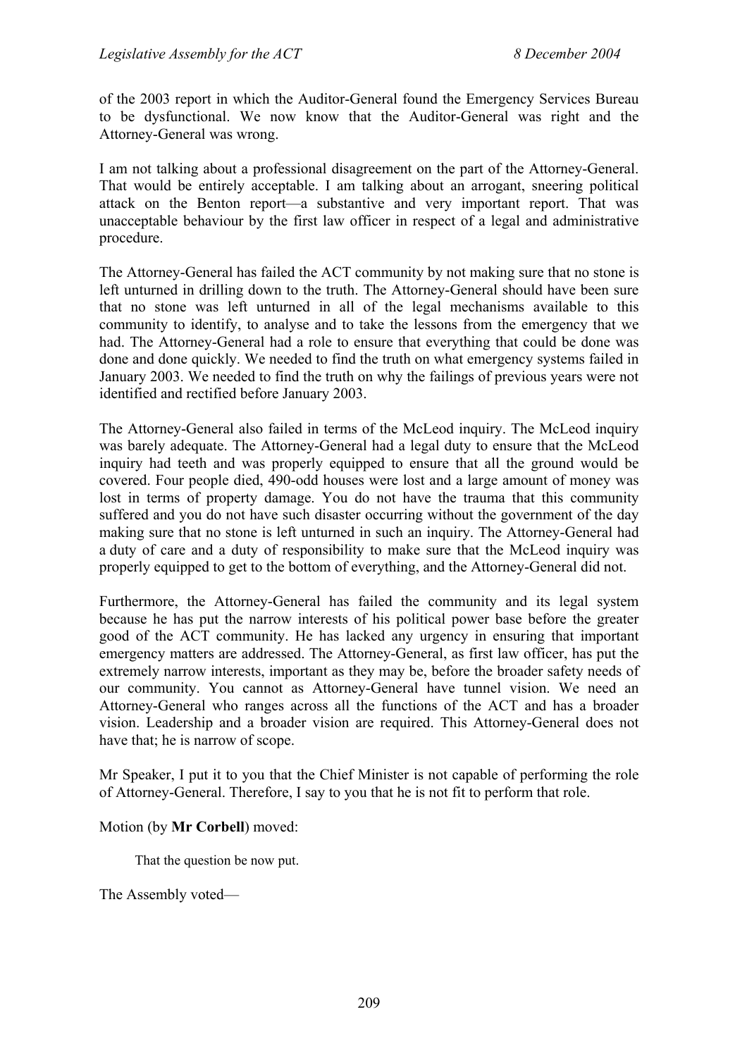of the 2003 report in which the Auditor-General found the Emergency Services Bureau to be dysfunctional. We now know that the Auditor-General was right and the Attorney-General was wrong.

I am not talking about a professional disagreement on the part of the Attorney-General. That would be entirely acceptable. I am talking about an arrogant, sneering political attack on the Benton report—a substantive and very important report. That was unacceptable behaviour by the first law officer in respect of a legal and administrative procedure.

The Attorney-General has failed the ACT community by not making sure that no stone is left unturned in drilling down to the truth. The Attorney-General should have been sure that no stone was left unturned in all of the legal mechanisms available to this community to identify, to analyse and to take the lessons from the emergency that we had. The Attorney-General had a role to ensure that everything that could be done was done and done quickly. We needed to find the truth on what emergency systems failed in January 2003. We needed to find the truth on why the failings of previous years were not identified and rectified before January 2003.

The Attorney-General also failed in terms of the McLeod inquiry. The McLeod inquiry was barely adequate. The Attorney-General had a legal duty to ensure that the McLeod inquiry had teeth and was properly equipped to ensure that all the ground would be covered. Four people died, 490-odd houses were lost and a large amount of money was lost in terms of property damage. You do not have the trauma that this community suffered and you do not have such disaster occurring without the government of the day making sure that no stone is left unturned in such an inquiry. The Attorney-General had a duty of care and a duty of responsibility to make sure that the McLeod inquiry was properly equipped to get to the bottom of everything, and the Attorney-General did not.

Furthermore, the Attorney-General has failed the community and its legal system because he has put the narrow interests of his political power base before the greater good of the ACT community. He has lacked any urgency in ensuring that important emergency matters are addressed. The Attorney-General, as first law officer, has put the extremely narrow interests, important as they may be, before the broader safety needs of our community. You cannot as Attorney-General have tunnel vision. We need an Attorney-General who ranges across all the functions of the ACT and has a broader vision. Leadership and a broader vision are required. This Attorney-General does not have that; he is narrow of scope.

Mr Speaker, I put it to you that the Chief Minister is not capable of performing the role of Attorney-General. Therefore, I say to you that he is not fit to perform that role.

Motion (by **Mr Corbell**) moved:

> That the question be now put.

The Assembly voted—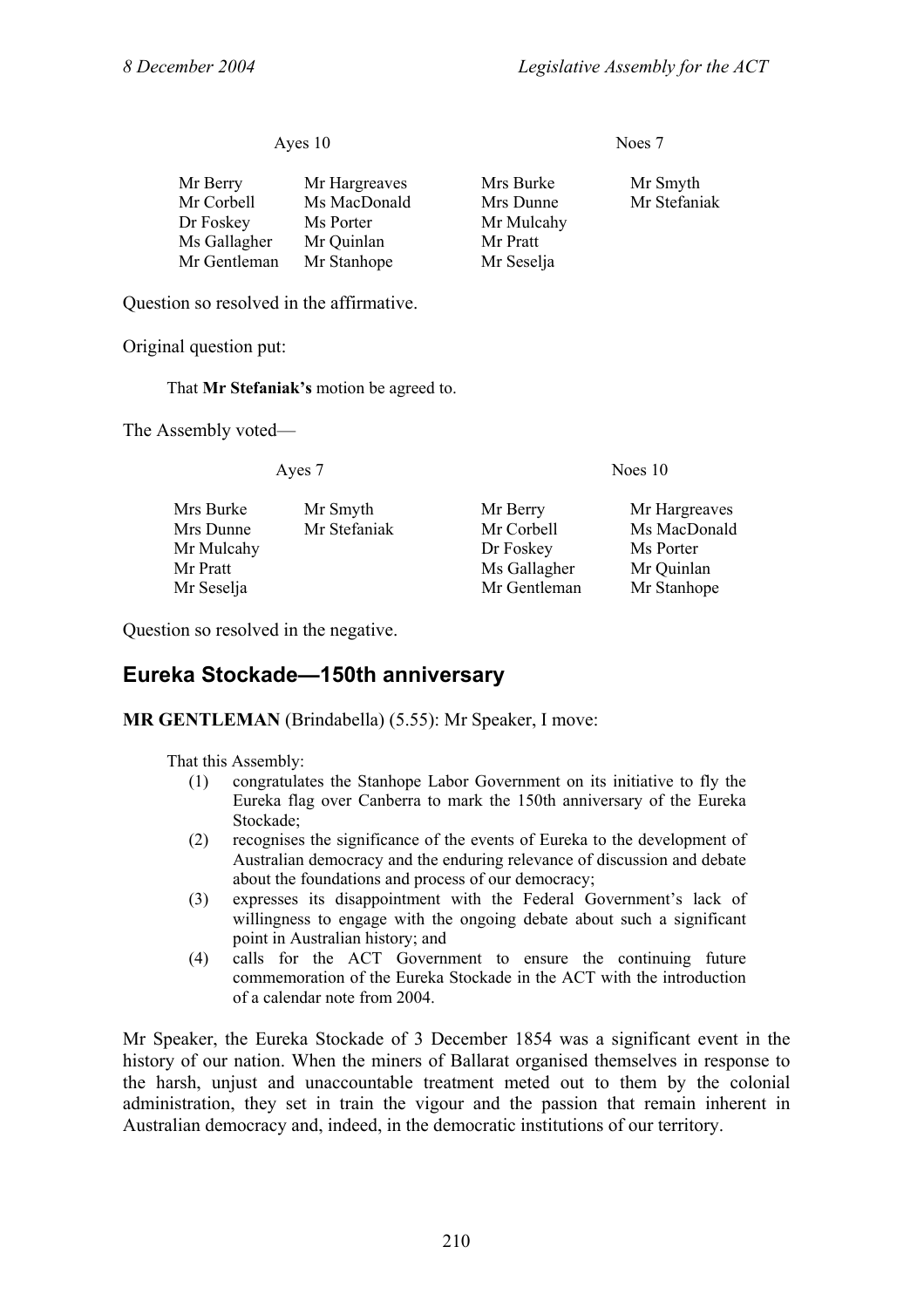| Ayes 10 | | Noes 7 | |
|---|---|---|---|
| Mr Berry | Mr Hargreaves | Mrs Burke | Mr Smyth |
| Mr Corbell | Ms MacDonald | Mrs Dunne | Mr Stefaniak |
| Dr Foskey | Ms Porter | Mr Mulcahy | |
| Ms Gallagher | Mr Quinlan | Mr Pratt | |
| Mr Gentleman | Mr Stanhope | Mr Seselja | |

Question so resolved in the affirmative.

Original question put:

That **Mr Stefaniak's** motion be agreed to.

The Assembly voted—

| Ayes 7 | | Noes 10 | |
|---|---|---|---|
| Mrs Burke | Mr Smyth | Mr Berry | Mr Hargreaves |
| Mrs Dunne | Mr Stefaniak | Mr Corbell | Ms MacDonald |
| Mr Mulcahy | | Dr Foskey | Ms Porter |
| Mr Pratt | | Ms Gallagher | Mr Quinlan |
| Mr Seselja | | Mr Gentleman | Mr Stanhope |

Question so resolved in the negative.

## Eureka Stockade—150th anniversary

**MR GENTLEMAN** (Brindabella) (5.55): Mr Speaker, I move:

That this Assembly:

(1) congratulates the Stanhope Labor Government on its initiative to fly the Eureka flag over Canberra to mark the 150th anniversary of the Eureka Stockade;

(2) recognises the significance of the events of Eureka to the development of Australian democracy and the enduring relevance of discussion and debate about the foundations and process of our democracy;

(3) expresses its disappointment with the Federal Government's lack of willingness to engage with the ongoing debate about such a significant point in Australian history; and

(4) calls for the ACT Government to ensure the continuing future commemoration of the Eureka Stockade in the ACT with the introduction of a calendar note from 2004.

Mr Speaker, the Eureka Stockade of 3 December 1854 was a significant event in the history of our nation. When the miners of Ballarat organised themselves in response to the harsh, unjust and unaccountable treatment meted out to them by the colonial administration, they set in train the vigour and the passion that remain inherent in Australian democracy and, indeed, in the democratic institutions of our territory.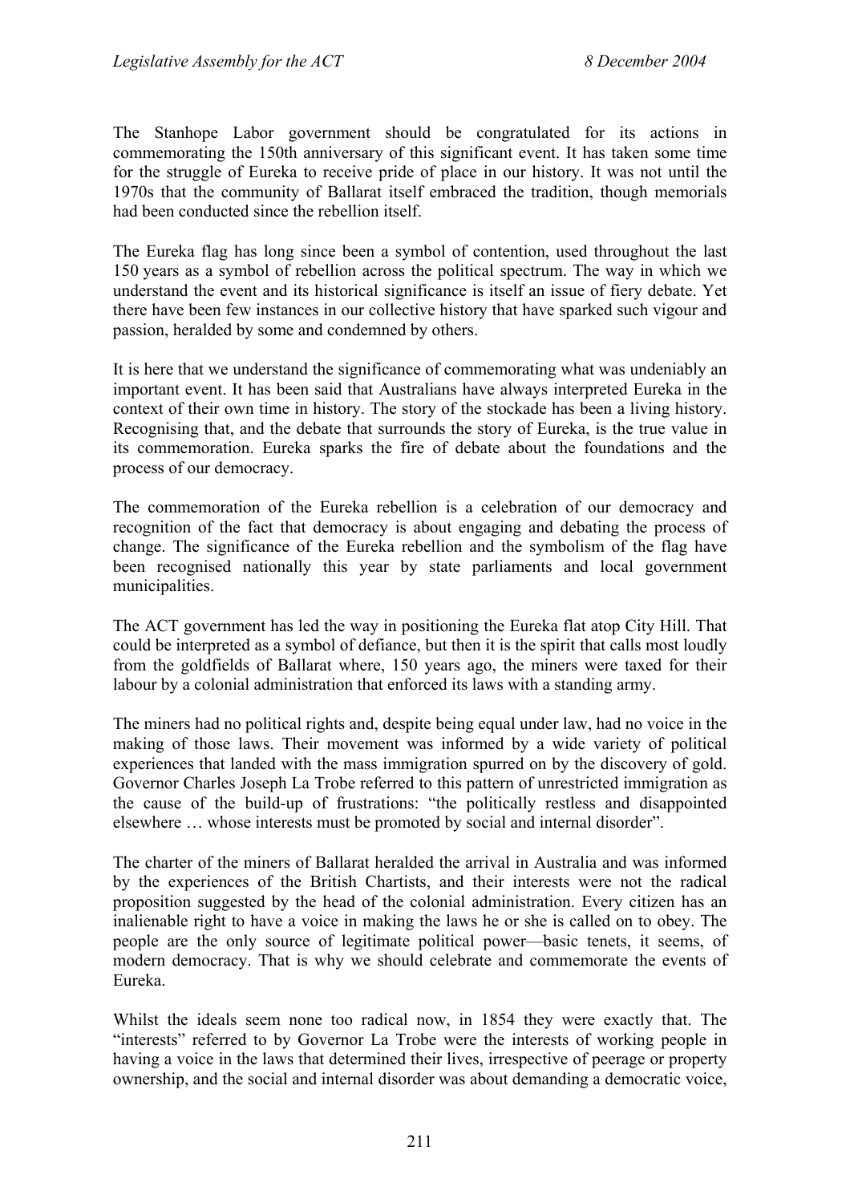The Stanhope Labor government should be congratulated for its actions in commemorating the 150th anniversary of this significant event. It has taken some time for the struggle of Eureka to receive pride of place in our history. It was not until the 1970s that the community of Ballarat itself embraced the tradition, though memorials had been conducted since the rebellion itself.

The Eureka flag has long since been a symbol of contention, used throughout the last 150 years as a symbol of rebellion across the political spectrum. The way in which we understand the event and its historical significance is itself an issue of fiery debate. Yet there have been few instances in our collective history that have sparked such vigour and passion, heralded by some and condemned by others.

It is here that we understand the significance of commemorating what was undeniably an important event. It has been said that Australians have always interpreted Eureka in the context of their own time in history. The story of the stockade has been a living history. Recognising that, and the debate that surrounds the story of Eureka, is the true value in its commemoration. Eureka sparks the fire of debate about the foundations and the process of our democracy.

The commemoration of the Eureka rebellion is a celebration of our democracy and recognition of the fact that democracy is about engaging and debating the process of change. The significance of the Eureka rebellion and the symbolism of the flag have been recognised nationally this year by state parliaments and local government municipalities.

The ACT government has led the way in positioning the Eureka flat atop City Hill. That could be interpreted as a symbol of defiance, but then it is the spirit that calls most loudly from the goldfields of Ballarat where, 150 years ago, the miners were taxed for their labour by a colonial administration that enforced its laws with a standing army.

The miners had no political rights and, despite being equal under law, had no voice in the making of those laws. Their movement was informed by a wide variety of political experiences that landed with the mass immigration spurred on by the discovery of gold. Governor Charles Joseph La Trobe referred to this pattern of unrestricted immigration as the cause of the build-up of frustrations: "the politically restless and disappointed elsewhere … whose interests must be promoted by social and internal disorder".

The charter of the miners of Ballarat heralded the arrival in Australia and was informed by the experiences of the British Chartists, and their interests were not the radical proposition suggested by the head of the colonial administration. Every citizen has an inalienable right to have a voice in making the laws he or she is called on to obey. The people are the only source of legitimate political power—basic tenets, it seems, of modern democracy. That is why we should celebrate and commemorate the events of Eureka.

Whilst the ideals seem none too radical now, in 1854 they were exactly that. The "interests" referred to by Governor La Trobe were the interests of working people in having a voice in the laws that determined their lives, irrespective of peerage or property ownership, and the social and internal disorder was about demanding a democratic voice,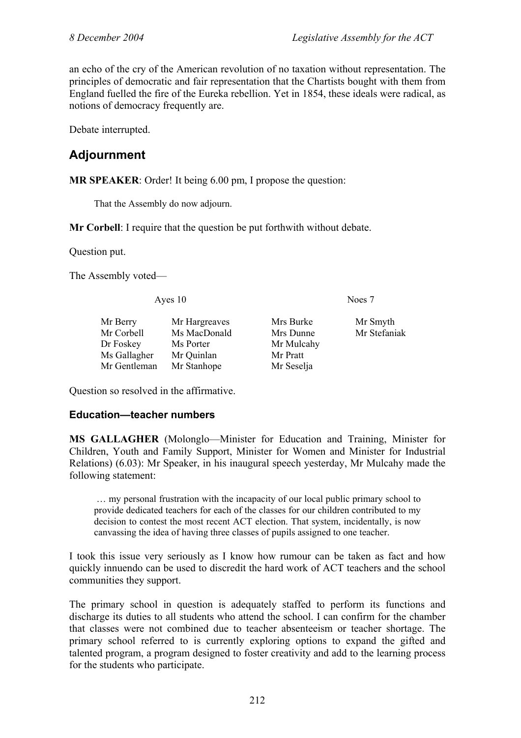an echo of the cry of the American revolution of no taxation without representation. The principles of democratic and fair representation that the Chartists bought with them from England fuelled the fire of the Eureka rebellion. Yet in 1854, these ideals were radical, as notions of democracy frequently are.

Debate interrupted.

## Adjournment

**MR SPEAKER**: Order! It being 6.00 pm, I propose the question:

> That the Assembly do now adjourn.

**Mr Corbell**: I require that the question be put forthwith without debate.

Question put.

The Assembly voted—

| Ayes 10 | | Noes 7 | |
|---|---|---|---|
| Mr Berry | Mr Hargreaves | Mrs Burke | Mr Smyth |
| Mr Corbell | Ms MacDonald | Mrs Dunne | Mr Stefaniak |
| Dr Foskey | Ms Porter | Mr Mulcahy | |
| Ms Gallagher | Mr Quinlan | Mr Pratt | |
| Mr Gentleman | Mr Stanhope | Mr Seselja | |

Question so resolved in the affirmative.

### Education—teacher numbers

**MS GALLAGHER** (Molonglo—Minister for Education and Training, Minister for Children, Youth and Family Support, Minister for Women and Minister for Industrial Relations) (6.03): Mr Speaker, in his inaugural speech yesterday, Mr Mulcahy made the following statement:

> … my personal frustration with the incapacity of our local public primary school to provide dedicated teachers for each of the classes for our children contributed to my decision to contest the most recent ACT election. That system, incidentally, is now canvassing the idea of having three classes of pupils assigned to one teacher.

I took this issue very seriously as I know how rumour can be taken as fact and how quickly innuendo can be used to discredit the hard work of ACT teachers and the school communities they support.

The primary school in question is adequately staffed to perform its functions and discharge its duties to all students who attend the school. I can confirm for the chamber that classes were not combined due to teacher absenteeism or teacher shortage. The primary school referred to is currently exploring options to expand the gifted and talented program, a program designed to foster creativity and add to the learning process for the students who participate.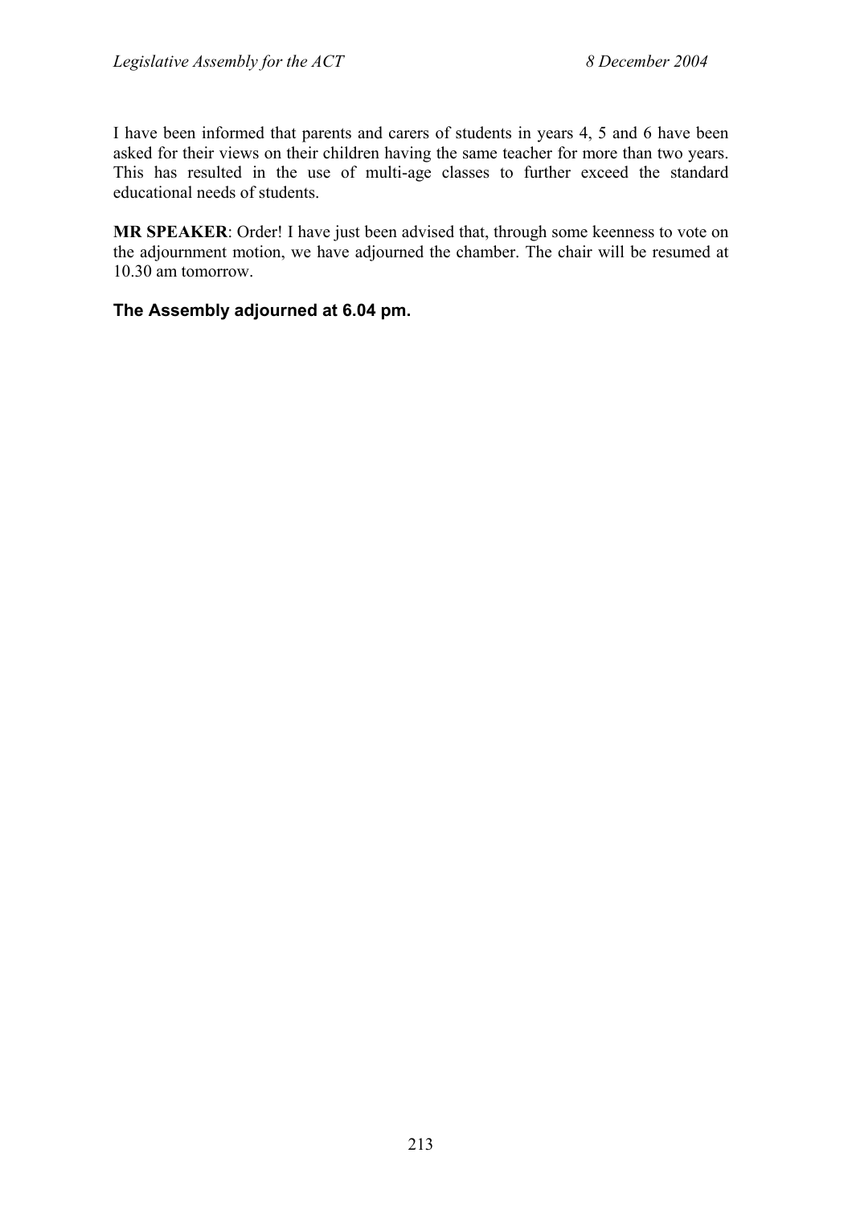I have been informed that parents and carers of students in years 4, 5 and 6 have been asked for their views on their children having the same teacher for more than two years. This has resulted in the use of multi-age classes to further exceed the standard educational needs of students.

**MR SPEAKER**: Order! I have just been advised that, through some keenness to vote on the adjournment motion, we have adjourned the chamber. The chair will be resumed at 10.30 am tomorrow.

**The Assembly adjourned at 6.04 pm.**